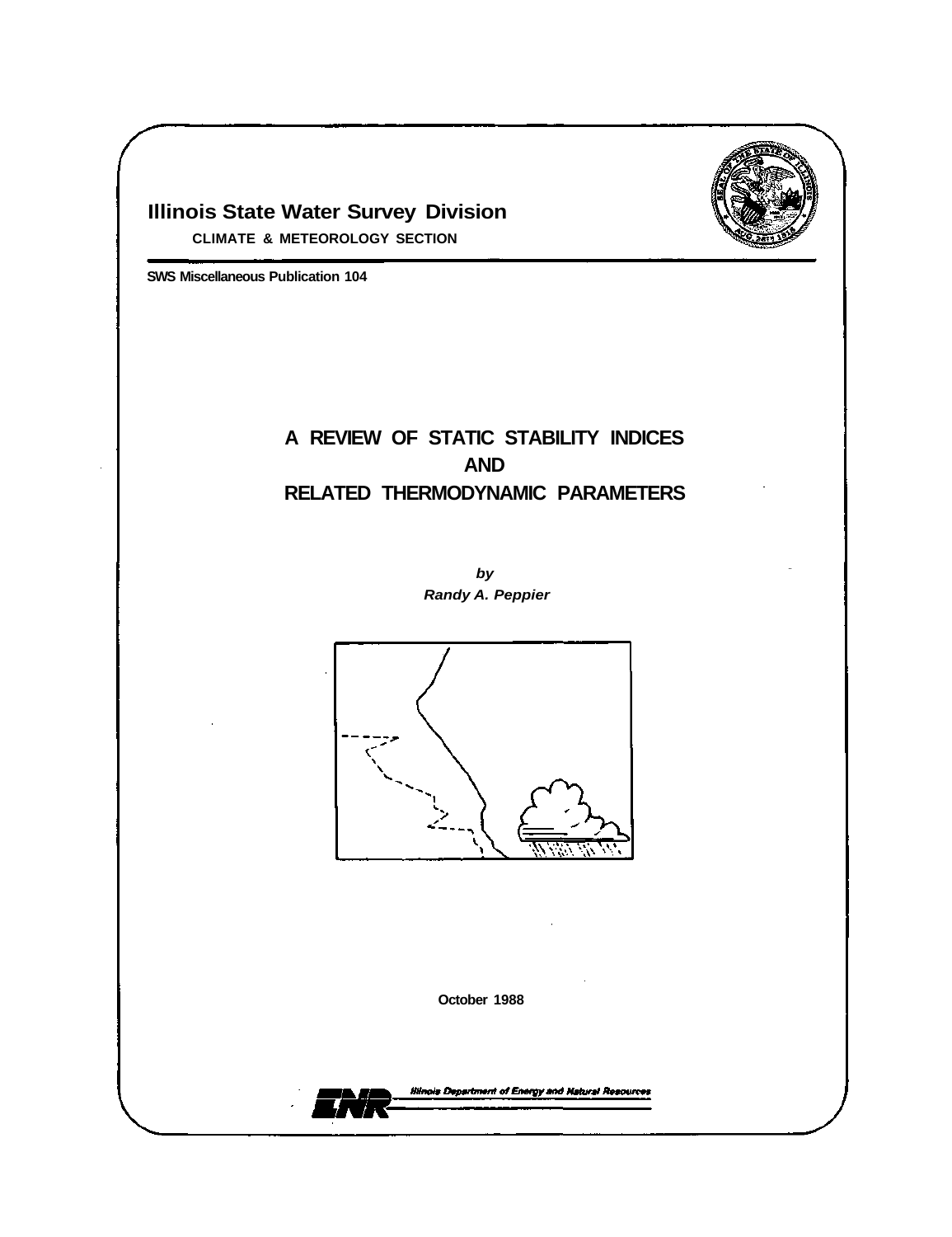**Illinois State Water Survey Division**

**CLIMATE & METEOROLOGY SECTION**

**SWS Miscellaneous Publication 104**

# A REVIEW OF STATIC STABILITY INDICES AND RELATED THERMODYNAMIC PARAMETERS

***by***

***Randy A. Peppier***

**October 1988**

*Illinois Department of Energy and Natural Resources*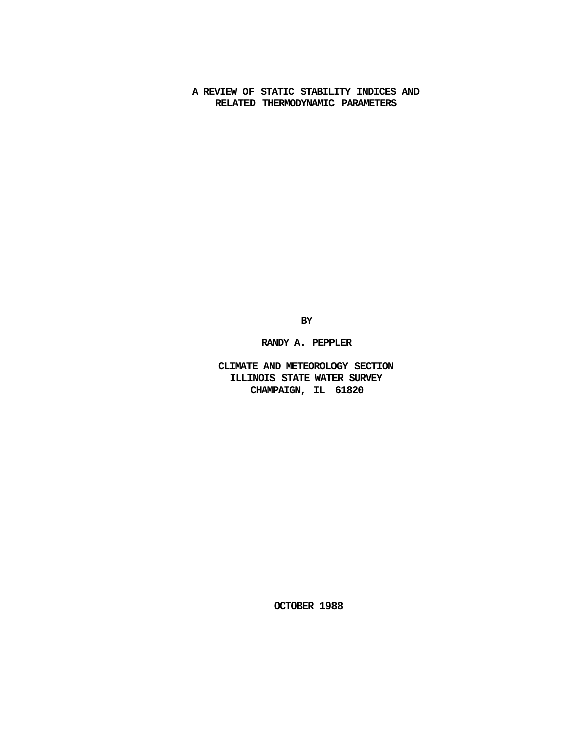# A REVIEW OF STATIC STABILITY INDICES AND RELATED THERMODYNAMIC PARAMETERS

BY

RANDY A. PEPPLER

CLIMATE AND METEOROLOGY SECTION
ILLINOIS STATE WATER SURVEY
CHAMPAIGN, IL 61820

OCTOBER 1988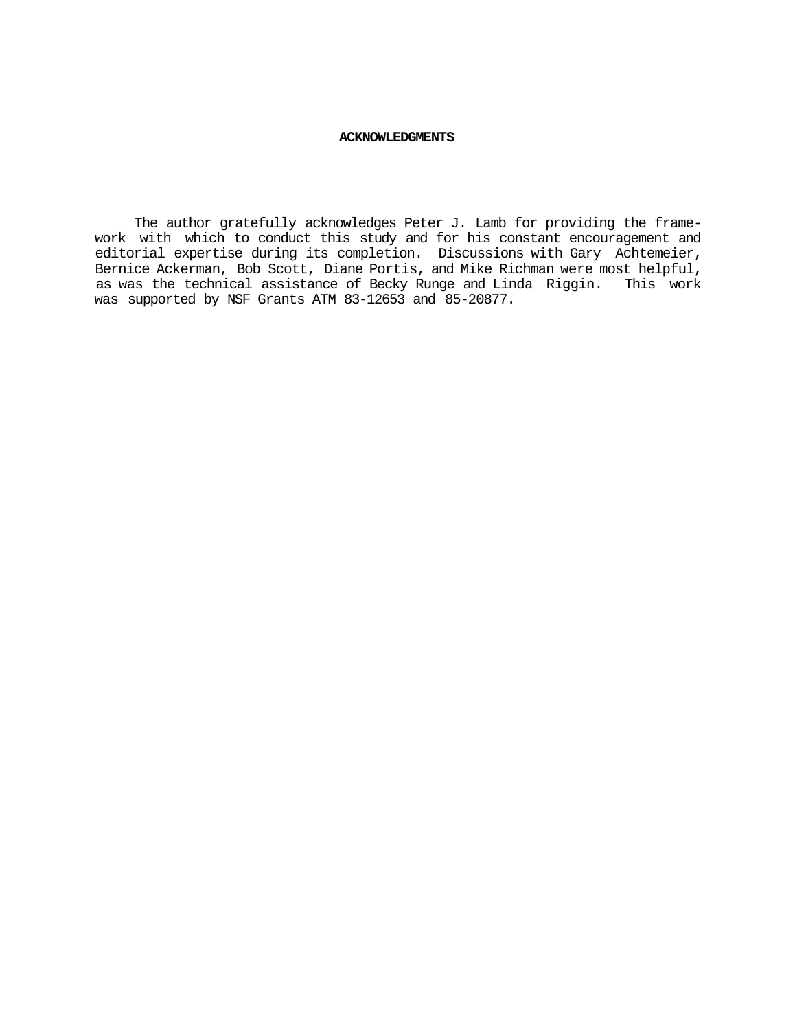# ACKNOWLEDGMENTS

The author gratefully acknowledges Peter J. Lamb for providing the framework with which to conduct this study and for his constant encouragement and editorial expertise during its completion. Discussions with Gary Achtemeier, Bernice Ackerman, Bob Scott, Diane Portis, and Mike Richman were most helpful, as was the technical assistance of Becky Runge and Linda Riggin. This work was supported by NSF Grants ATM 83-12653 and 85-20877.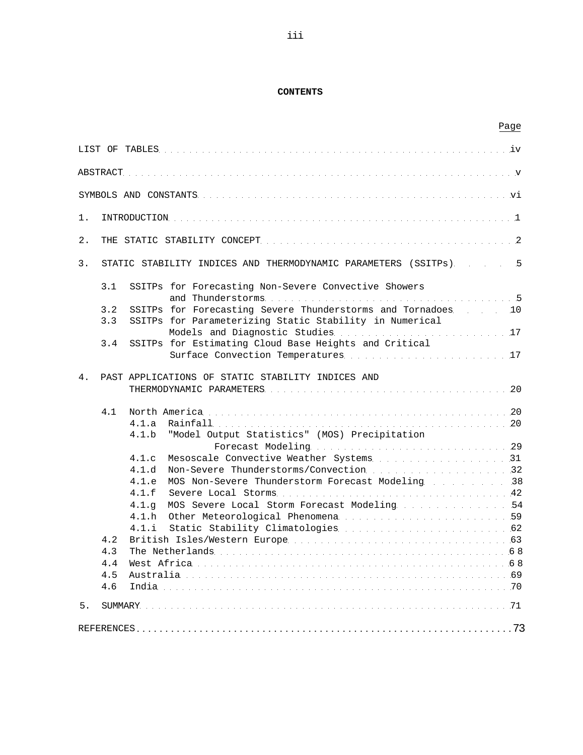# CONTENTS

| | Page |
|---|---|
| LIST OF TABLES | iv |
| ABSTRACT | v |
| SYMBOLS AND CONSTANTS | vi |
| 1. INTRODUCTION | 1 |
| 2. THE STATIC STABILITY CONCEPT | 2 |
| 3. STATIC STABILITY INDICES AND THERMODYNAMIC PARAMETERS (SSITPs) | 5 |
| 3.1 SSITPs for Forecasting Non-Severe Convective Showers and Thunderstorms | 5 |
| 3.2 SSITPs for Forecasting Severe Thunderstorms and Tornadoes | 10 |
| 3.3 SSITPs for Parameterizing Static Stability in Numerical Models and Diagnostic Studies | 17 |
| 3.4 SSITPs for Estimating Cloud Base Heights and Critical Surface Convection Temperatures | 17 |
| 4. PAST APPLICATIONS OF STATIC STABILITY INDICES AND THERMODYNAMIC PARAMETERS | 20 |
| 4.1 North America | 20 |
| 4.1.a Rainfall | 20 |
| 4.1.b "Model Output Statistics" (MOS) Precipitation Forecast Modeling | 29 |
| 4.1.c Mesoscale Convective Weather Systems | 31 |
| 4.1.d Non-Severe Thunderstorms/Convection | 32 |
| 4.1.e MOS Non-Severe Thunderstorm Forecast Modeling | 38 |
| 4.1.f Severe Local Storms | 42 |
| 4.1.g MOS Severe Local Storm Forecast Modeling | 54 |
| 4.1.h Other Meteorological Phenomena | 59 |
| 4.1.i Static Stability Climatologies | 62 |
| 4.2 British Isles/Western Europe | 63 |
| 4.3 The Netherlands | 68 |
| 4.4 West Africa | 68 |
| 4.5 Australia | 69 |
| 4.6 India | 70 |
| 5. SUMMARY | 71 |
| REFERENCES | 73 |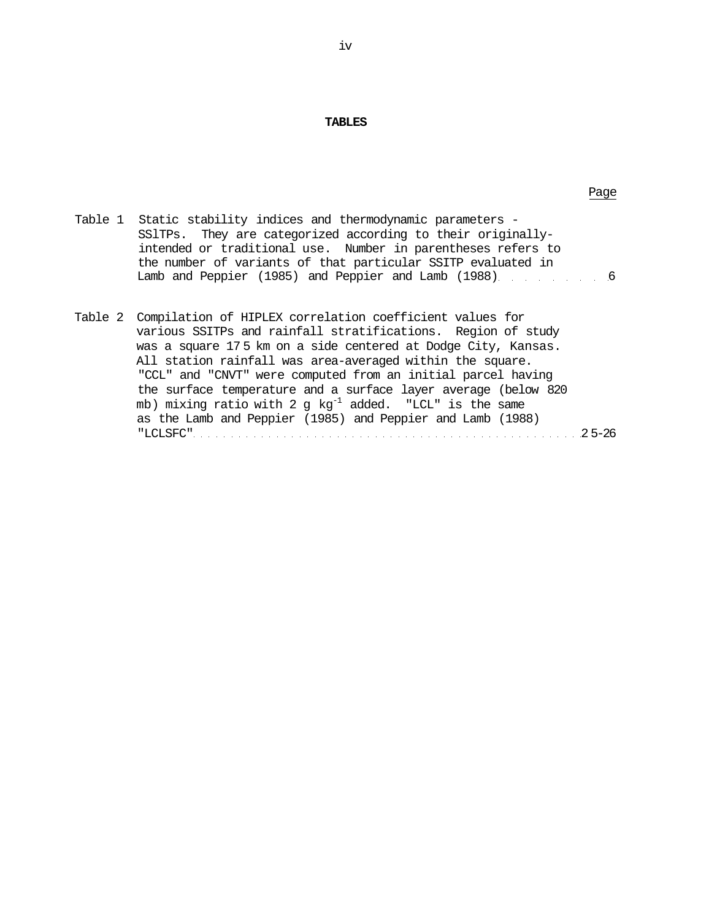## TABLES

| | | Page |
|---|---|---|
| Table 1 | Static stability indices and thermodynamic parameters - SSlTPs. They are categorized according to their originally-intended or traditional use. Number in parentheses refers to the number of variants of that particular SSITP evaluated in Lamb and Peppier (1985) and Peppier and Lamb (1988) | 6 |
| Table 2 | Compilation of HIPLEX correlation coefficient values for various SSITPs and rainfall stratifications. Region of study was a square 175 km on a side centered at Dodge City, Kansas. All station rainfall was area-averaged within the square. "CCL" and "CNVT" were computed from an initial parcel having the surface temperature and a surface layer average (below 820 mb) mixing ratio with 2 g $kg^{-1}$ added. "LCL" is the same as the Lamb and Peppier (1985) and Peppier and Lamb (1988) "LCLSFC" | 25-26 |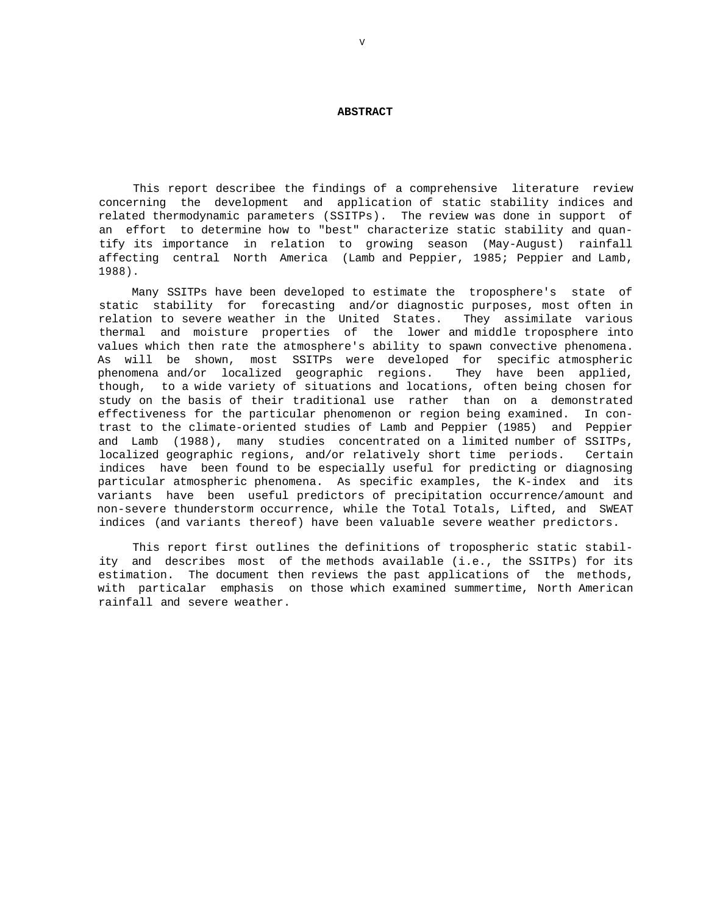# ABSTRACT

This report describee the findings of a comprehensive literature review concerning the development and application of static stability indices and related thermodynamic parameters (SSITPs). The review was done in support of an effort to determine how to "best" characterize static stability and quantify its importance in relation to growing season (May-August) rainfall affecting central North America (Lamb and Peppier, 1985; Peppier and Lamb, 1988).

Many SSITPs have been developed to estimate the troposphere's state of static stability for forecasting and/or diagnostic purposes, most often in relation to severe weather in the United States. They assimilate various thermal and moisture properties of the lower and middle troposphere into values which then rate the atmosphere's ability to spawn convective phenomena. As will be shown, most SSITPs were developed for specific atmospheric phenomena and/or localized geographic regions. They have been applied, though, to a wide variety of situations and locations, often being chosen for study on the basis of their traditional use rather than on a demonstrated effectiveness for the particular phenomenon or region being examined. In contrast to the climate-oriented studies of Lamb and Peppier (1985) and Peppier and Lamb (1988), many studies concentrated on a limited number of SSITPs, localized geographic regions, and/or relatively short time periods. Certain indices have been found to be especially useful for predicting or diagnosing particular atmospheric phenomena. As specific examples, the K-index and its variants have been useful predictors of precipitation occurrence/amount and non-severe thunderstorm occurrence, while the Total Totals, Lifted, and SWEAT indices (and variants thereof) have been valuable severe weather predictors.

This report first outlines the definitions of tropospheric static stability and describes most of the methods available (i.e., the SSITPs) for its estimation. The document then reviews the past applications of the methods, with particalar emphasis on those which examined summertime, North American rainfall and severe weather.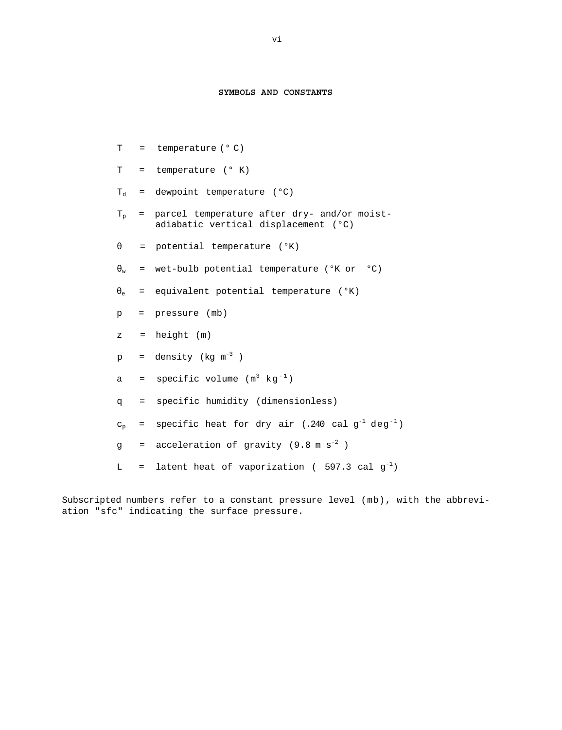## SYMBOLS AND CONSTANTS

$T$ = temperature (° C)

$T$ = temperature (° K)

$T_d$ = dewpoint temperature (°C)

$T_p$ = parcel temperature after dry- and/or moist-adiabatic vertical displacement (°C)

$\theta$ = potential temperature (°K)

$\theta_w$ = wet-bulb potential temperature (°K or °C)

$\theta_e$ = equivalent potential temperature (°K)

$p$ = pressure (mb)

$z$ = height (m)

$p$ = density (kg $m^{-3}$ )

$a$ = specific volume ($m^3$ $kg^{-1}$)

$q$ = specific humidity (dimensionless)

$c_p$ = specific heat for dry air (.240 cal $g^{-1}$ $deg^{-1}$)

$g$ = acceleration of gravity (9.8 m $s^{-2}$ )

$L$ = latent heat of vaporization ( 597.3 cal $g^{-1}$)

Subscripted numbers refer to a constant pressure level (mb), with the abbreviation "sfc" indicating the surface pressure.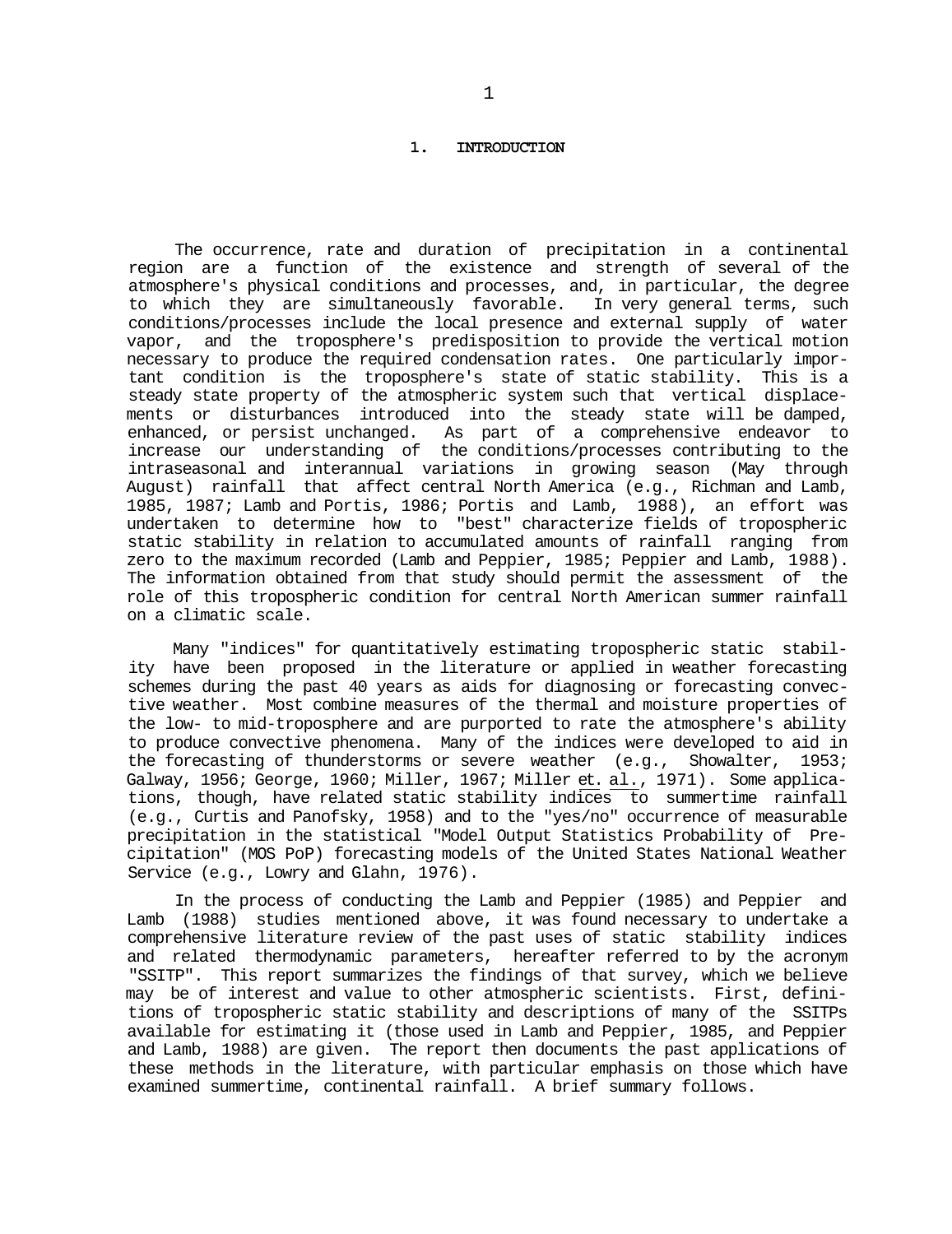# 1. INTRODUCTION

The occurrence, rate and duration of precipitation in a continental region are a function of the existence and strength of several of the atmosphere's physical conditions and processes, and, in particular, the degree to which they are simultaneously favorable. In very general terms, such conditions/processes include the local presence and external supply of water vapor, and the troposphere's predisposition to provide the vertical motion necessary to produce the required condensation rates. One particularly important condition is the troposphere's state of static stability. This is a steady state property of the atmospheric system such that vertical displacements or disturbances introduced into the steady state will be damped, enhanced, or persist unchanged. As part of a comprehensive endeavor to increase our understanding of the conditions/processes contributing to the intraseasonal and interannual variations in growing season (May through August) rainfall that affect central North America (e.g., Richman and Lamb, 1985, 1987; Lamb and Portis, 1986; Portis and Lamb, 1988), an effort was undertaken to determine how to "best" characterize fields of tropospheric static stability in relation to accumulated amounts of rainfall ranging from zero to the maximum recorded (Lamb and Peppier, 1985; Peppier and Lamb, 1988). The information obtained from that study should permit the assessment of the role of this tropospheric condition for central North American summer rainfall on a climatic scale.

Many "indices" for quantitatively estimating tropospheric static stability have been proposed in the literature or applied in weather forecasting schemes during the past 40 years as aids for diagnosing or forecasting convective weather. Most combine measures of the thermal and moisture properties of the low- to mid-troposphere and are purported to rate the atmosphere's ability to produce convective phenomena. Many of the indices were developed to aid in the forecasting of thunderstorms or severe weather (e.g., Showalter, 1953; Galway, 1956; George, 1960; Miller, 1967; Miller et. al., 1971). Some applications, though, have related static stability indices to summertime rainfall (e.g., Curtis and Panofsky, 1958) and to the "yes/no" occurrence of measurable precipitation in the statistical "Model Output Statistics Probability of Precipitation" (MOS PoP) forecasting models of the United States National Weather Service (e.g., Lowry and Glahn, 1976).

In the process of conducting the Lamb and Peppier (1985) and Peppier and Lamb (1988) studies mentioned above, it was found necessary to undertake a comprehensive literature review of the past uses of static stability indices and related thermodynamic parameters, hereafter referred to by the acronym "SSITP". This report summarizes the findings of that survey, which we believe may be of interest and value to other atmospheric scientists. First, definitions of tropospheric static stability and descriptions of many of the SSITPs available for estimating it (those used in Lamb and Peppier, 1985, and Peppier and Lamb, 1988) are given. The report then documents the past applications of these methods in the literature, with particular emphasis on those which have examined summertime, continental rainfall. A brief summary follows.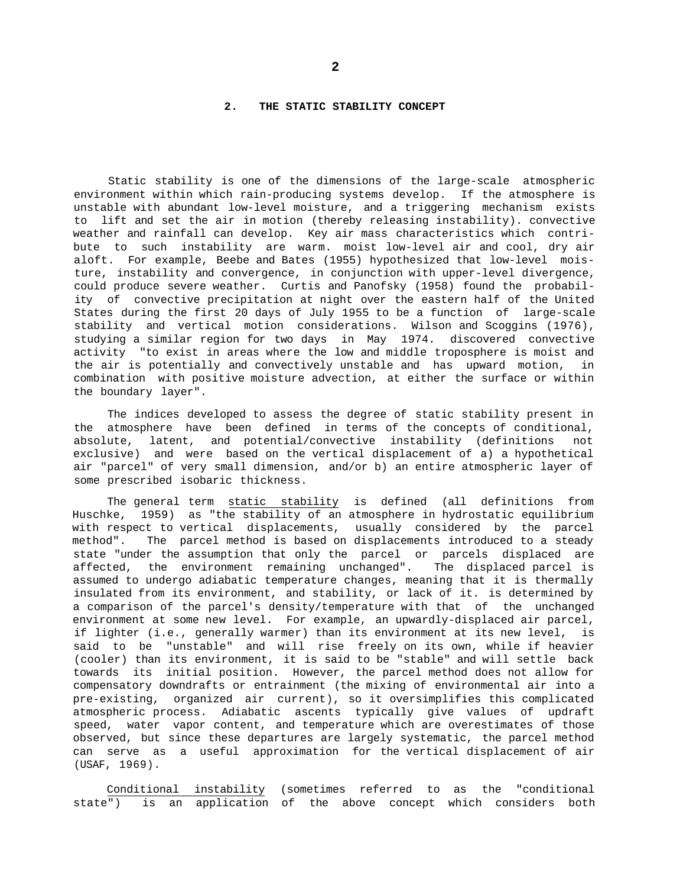## 2. THE STATIC STABILITY CONCEPT

Static stability is one of the dimensions of the large-scale atmospheric environment within which rain-producing systems develop. If the atmosphere is unstable with abundant low-level moisture, and a triggering mechanism exists to lift and set the air in motion (thereby releasing instability). convective weather and rainfall can develop. Key air mass characteristics which contribute to such instability are warm. moist low-level air and cool, dry air aloft. For example, Beebe and Bates (1955) hypothesized that low-level moisture, instability and convergence, in conjunction with upper-level divergence, could produce severe weather. Curtis and Panofsky (1958) found the probability of convective precipitation at night over the eastern half of the United States during the first 20 days of July 1955 to be a function of large-scale stability and vertical motion considerations. Wilson and Scoggins (1976), studying a similar region for two days in May 1974. discovered convective activity "to exist in areas where the low and middle troposphere is moist and the air is potentially and convectively unstable and has upward motion, in combination with positive moisture advection, at either the surface or within the boundary layer".

The indices developed to assess the degree of static stability present in the atmosphere have been defined in terms of the concepts of conditional, absolute, latent, and potential/convective instability (definitions not exclusive) and were based on the vertical displacement of a) a hypothetical air "parcel" of very small dimension, and/or b) an entire atmospheric layer of some prescribed isobaric thickness.

The general term <u>static stability</u> is defined (all definitions from Huschke, 1959) as "the stability of an atmosphere in hydrostatic equilibrium with respect to vertical displacements, usually considered by the parcel method". The parcel method is based on displacements introduced to a steady state "under the assumption that only the parcel or parcels displaced are affected, the environment remaining unchanged". The displaced parcel is assumed to undergo adiabatic temperature changes, meaning that it is thermally insulated from its environment, and stability, or lack of it. is determined by a comparison of the parcel's density/temperature with that of the unchanged environment at some new level. For example, an upwardly-displaced air parcel, if lighter (i.e., generally warmer) than its environment at its new level, is said to be "unstable" and will rise freely on its own, while if heavier (cooler) than its environment, it is said to be "stable" and will settle back towards its initial position. However, the parcel method does not allow for compensatory downdrafts or entrainment (the mixing of environmental air into a pre-existing, organized air current), so it oversimplifies this complicated atmospheric process. Adiabatic ascents typically give values of updraft speed, water vapor content, and temperature which are overestimates of those observed, but since these departures are largely systematic, the parcel method can serve as a useful approximation for the vertical displacement of air (USAF, 1969).

<u>Conditional instability</u> (sometimes referred to as the "conditional state") is an application of the above concept which considers both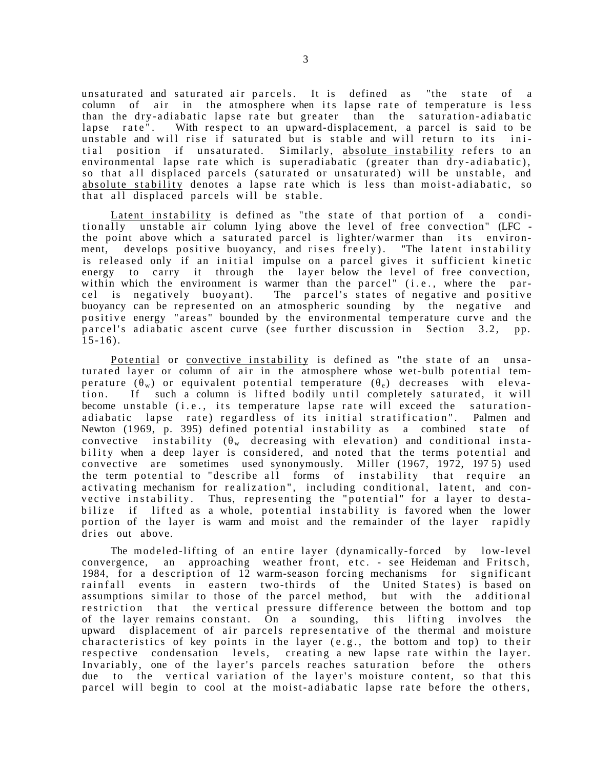unsaturated and saturated air parcels. It is defined as "the state of a column of air in the atmosphere when its lapse rate of temperature is less than the dry-adiabatic lapse rate but greater than the saturation-adiabatic lapse rate". With respect to an upward-displacement, a parcel is said to be unstable and will rise if saturated but is stable and will return to its initial position if unsaturated. Similarly, absolute instability refers to an environmental lapse rate which is superadiabatic (greater than dry-adiabatic), so that all displaced parcels (saturated or unsaturated) will be unstable, and absolute stability denotes a lapse rate which is less than moist-adiabatic, so that all displaced parcels will be stable.

Latent instability is defined as "the state of that portion of a conditionally unstable air column lying above the level of free convection" (LFC - the point above which a saturated parcel is lighter/warmer than its environment, develops positive buoyancy, and rises freely). "The latent instability is released only if an initial impulse on a parcel gives it sufficient kinetic energy to carry it through the layer below the level of free convection, within which the environment is warmer than the parcel" (i.e., where the parcel is negatively buoyant). The parcel's states of negative and positive buoyancy can be represented on an atmospheric sounding by the negative and positive energy "areas" bounded by the environmental temperature curve and the parcel's adiabatic ascent curve (see further discussion in Section 3.2, pp. 15-16).

Potential or convective instability is defined as "the state of an unsaturated layer or column of air in the atmosphere whose wet-bulb potential temperature ($\theta_w$) or equivalent potential temperature ($\theta_e$) decreases with elevation. If such a column is lifted bodily until completely saturated, it will become unstable (i.e., its temperature lapse rate will exceed the saturation-adiabatic lapse rate) regardless of its initial stratification". Palmen and Newton (1969, p. 395) defined potential instability as a combined state of convective instability ($\theta_w$ decreasing with elevation) and conditional instability when a deep layer is considered, and noted that the terms potential and convective are sometimes used synonymously. Miller (1967, 1972, 1975) used the term potential to "describe all forms of instability that require an activating mechanism for realization", including conditional, latent, and convective instability. Thus, representing the "potential" for a layer to destabilize if lifted as a whole, potential instability is favored when the lower portion of the layer is warm and moist and the remainder of the layer rapidly dries out above.

The modeled-lifting of an entire layer (dynamically-forced by low-level convergence, an approaching weather front, etc. - see Heideman and Fritsch, 1984, for a description of 12 warm-season forcing mechanisms for significant rainfall events in eastern two-thirds of the United States) is based on assumptions similar to those of the parcel method, but with the additional restriction that the vertical pressure difference between the bottom and top of the layer remains constant. On a sounding, this lifting involves the upward displacement of air parcels representative of the thermal and moisture characteristics of key points in the layer (e.g., the bottom and top) to their respective condensation levels, creating a new lapse rate within the layer. Invariably, one of the layer's parcels reaches saturation before the others due to the vertical variation of the layer's moisture content, so that this parcel will begin to cool at the moist-adiabatic lapse rate before the others,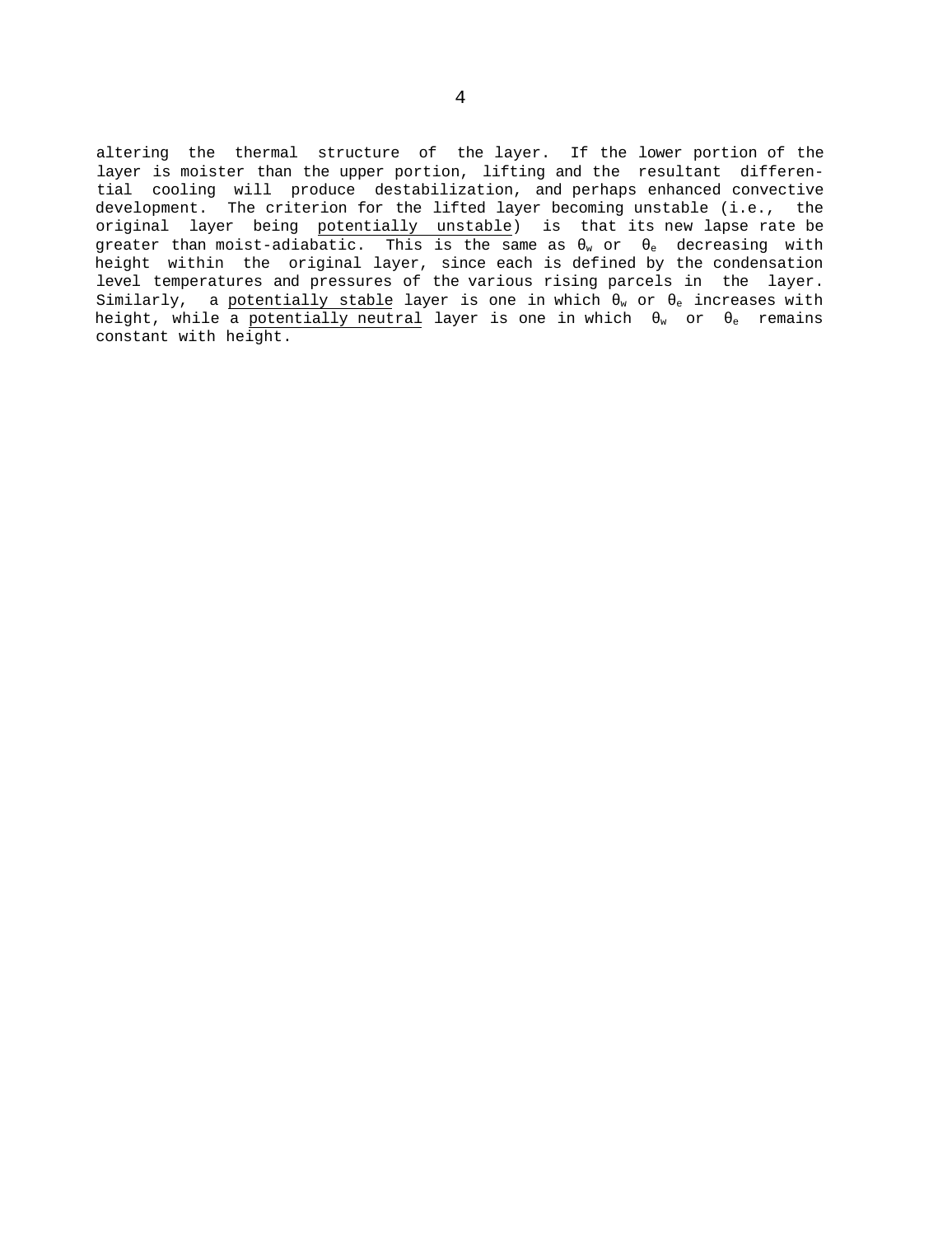altering the thermal structure of the layer. If the lower portion of the layer is moister than the upper portion, lifting and the resultant differential cooling will produce destabilization, and perhaps enhanced convective development. The criterion for the lifted layer becoming unstable (i.e., the original layer being potentially unstable) is that its new lapse rate be greater than moist-adiabatic. This is the same as $\theta_w$ or $\theta_e$ decreasing with height within the original layer, since each is defined by the condensation level temperatures and pressures of the various rising parcels in the layer. Similarly, a potentially stable layer is one in which $\theta_w$ or $\theta_e$ increases with height, while a potentially neutral layer is one in which $\theta_w$ or $\theta_e$ remains constant with height.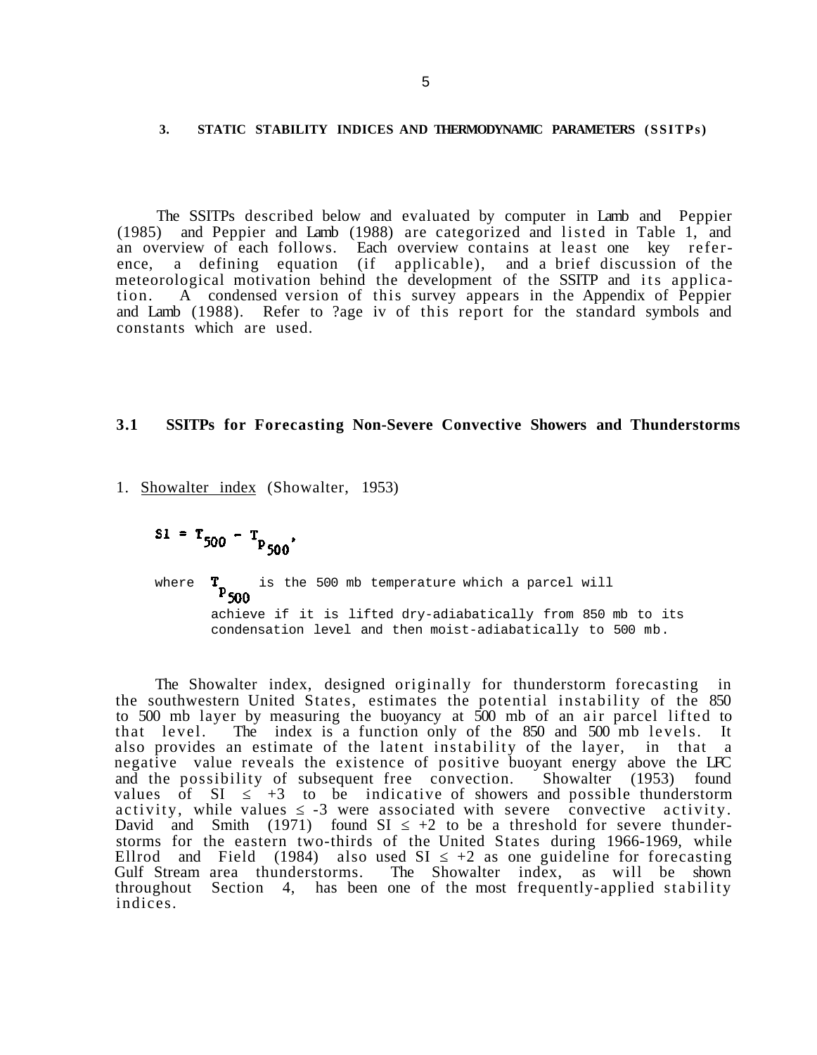## 3. STATIC STABILITY INDICES AND THERMODYNAMIC PARAMETERS (SSITPs)

The SSITPs described below and evaluated by computer in Lamb and Peppier (1985) and Peppier and Lamb (1988) are categorized and listed in Table 1, and an overview of each follows. Each overview contains at least one key reference, a defining equation (if applicable), and a brief discussion of the meteorological motivation behind the development of the SSITP and its application. A condensed version of this survey appears in the Appendix of Peppier and Lamb (1988). Refer to ?age iv of this report for the standard symbols and constants which are used.

### 3.1 SSITPs for Forecasting Non-Severe Convective Showers and Thunderstorms

1. Showalter index (Showalter, 1953)

$$SI = T_{500} - T_{p_{500}},$$

where $T_{p_{500}}$ is the 500 mb temperature which a parcel will achieve if it is lifted dry-adiabatically from 850 mb to its condensation level and then moist-adiabatically to 500 mb.

The Showalter index, designed originally for thunderstorm forecasting in the southwestern United States, estimates the potential instability of the 850 to 500 mb layer by measuring the buoyancy at 500 mb of an air parcel lifted to that level. The index is a function only of the 850 and 500 mb levels. It also provides an estimate of the latent instability of the layer, in that a negative value reveals the existence of positive buoyant energy above the LFC and the possibility of subsequent free convection. Showalter (1953) found values of $SI \leq +3$ to be indicative of showers and possible thunderstorm activity, while values $\leq -3$ were associated with severe convective activity. David and Smith (1971) found $SI \leq +2$ to be a threshold for severe thunderstorms for the eastern two-thirds of the United States during 1966-1969, while Ellrod and Field (1984) also used $SI \leq +2$ as one guideline for forecasting Gulf Stream area thunderstorms. The Showalter index, as will be shown throughout Section 4, has been one of the most frequently-applied stability indices.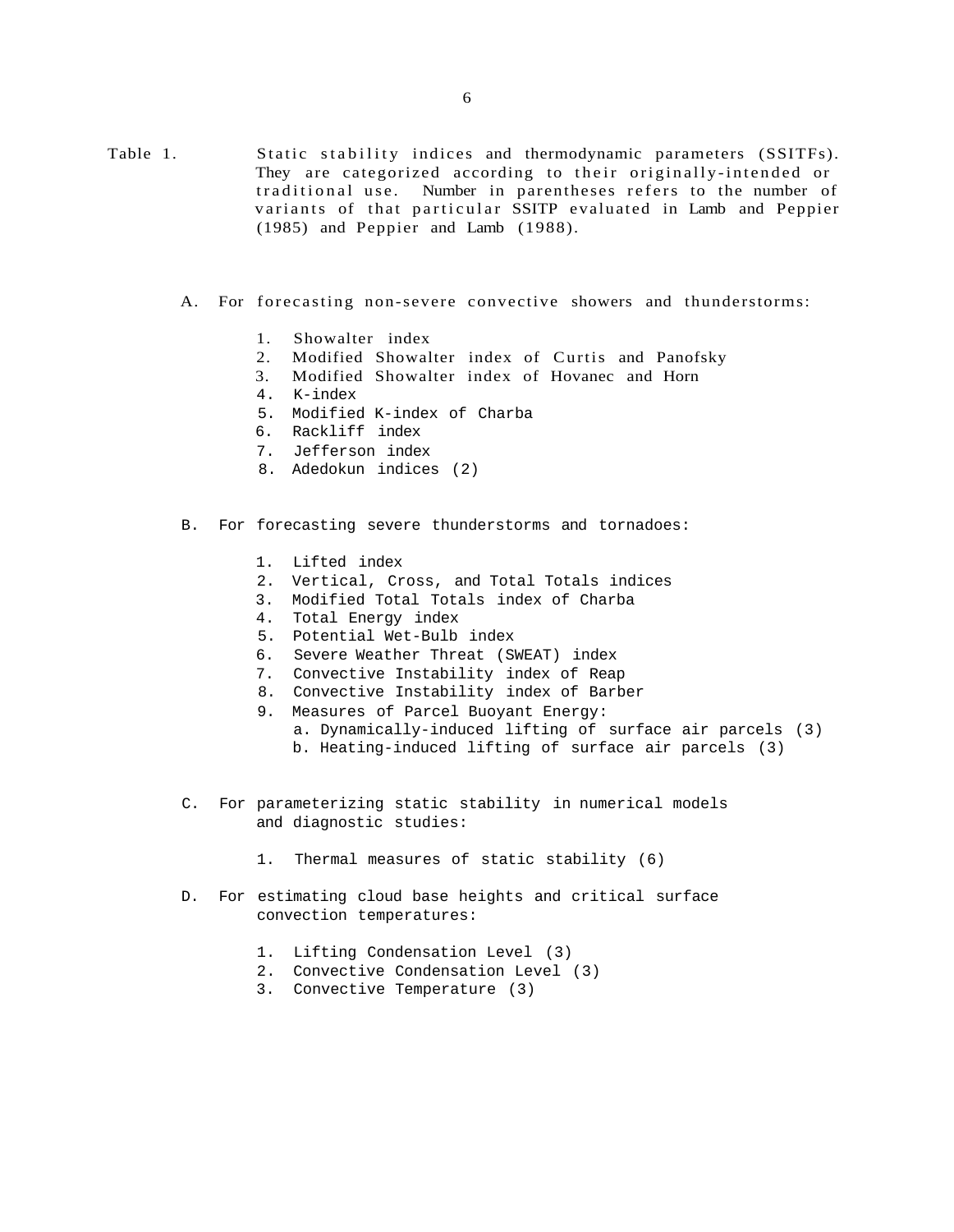Table 1. Static stability indices and thermodynamic parameters (SSITFs). They are categorized according to their originally-intended or traditional use. Number in parentheses refers to the number of variants of that particular SSITP evaluated in Lamb and Peppier (1985) and Peppier and Lamb (1988).

A. For forecasting non-severe convective showers and thunderstorms:

1. Showalter index
2. Modified Showalter index of Curtis and Panofsky
3. Modified Showalter index of Hovanec and Horn
4. K-index
5. Modified K-index of Charba
6. Rackliff index
7. Jefferson index
8. Adedokun indices (2)

B. For forecasting severe thunderstorms and tornadoes:

1. Lifted index
2. Vertical, Cross, and Total Totals indices
3. Modified Total Totals index of Charba
4. Total Energy index
5. Potential Wet-Bulb index
6. Severe Weather Threat (SWEAT) index
7. Convective Instability index of Reap
8. Convective Instability index of Barber
9. Measures of Parcel Buoyant Energy:
   a. Dynamically-induced lifting of surface air parcels (3)
   b. Heating-induced lifting of surface air parcels (3)

C. For parameterizing static stability in numerical models and diagnostic studies:

1. Thermal measures of static stability (6)

D. For estimating cloud base heights and critical surface convection temperatures:

1. Lifting Condensation Level (3)
2. Convective Condensation Level (3)
3. Convective Temperature (3)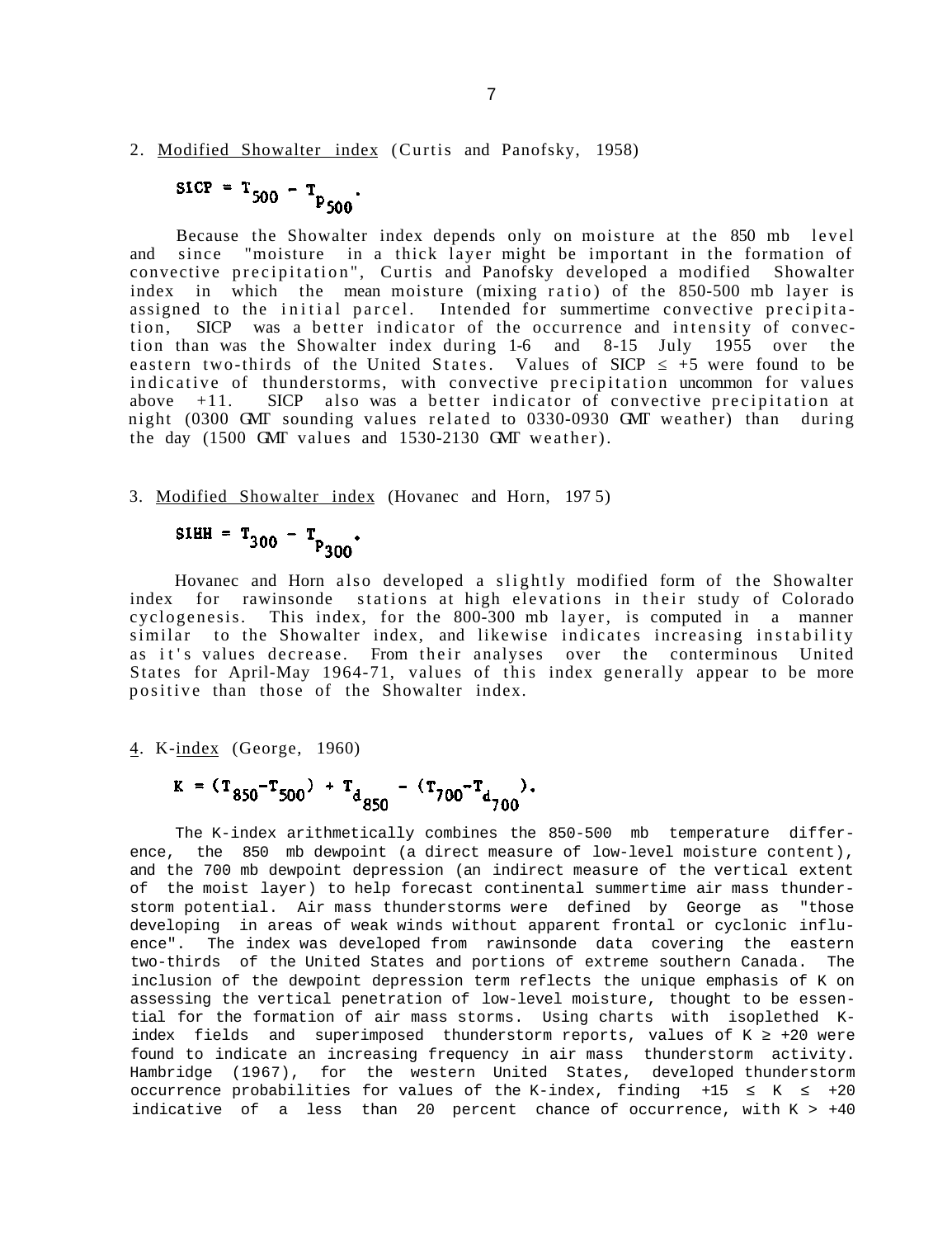2. Modified Showalter index (Curtis and Panofsky, 1958)

$$SICP = T_{500} - T_{P_{500}}.$$

Because the Showalter index depends only on moisture at the 850 mb level and since "moisture in a thick layer might be important in the formation of convective precipitation", Curtis and Panofsky developed a modified Showalter index in which the mean moisture (mixing ratio) of the 850-500 mb layer is assigned to the initial parcel. Intended for summertime convective precipitation, SICP was a better indicator of the occurrence and intensity of convection than was the Showalter index during 1-6 and 8-15 July 1955 over the eastern two-thirds of the United States. Values of SICP $\leq +5$ were found to be indicative of thunderstorms, with convective precipitation uncommon for values above +11. SICP also was a better indicator of convective precipitation at night (0300 GMT sounding values related to 0330-0930 GMT weather) than during the day (1500 GMT values and 1530-2130 GMT weather).

3. Modified Showalter index (Hovanec and Horn, 1975)

$$SIHH = T_{300} - T_{P_{300}}.$$

Hovanec and Horn also developed a slightly modified form of the Showalter index for rawinsonde stations at high elevations in their study of Colorado cyclogenesis. This index, for the 800-300 mb layer, is computed in a manner similar to the Showalter index, and likewise indicates increasing instability as it's values decrease. From their analyses over the conterminous United States for April-May 1964-71, values of this index generally appear to be more positive than those of the Showalter index.

4. K-index (George, 1960)

$$K = (T_{850}-T_{500}) + T_{d_{850}} - (T_{700}-T_{d_{700}}).$$

The K-index arithmetically combines the 850-500 mb temperature difference, the 850 mb dewpoint (a direct measure of low-level moisture content), and the 700 mb dewpoint depression (an indirect measure of the vertical extent of the moist layer) to help forecast continental summertime air mass thunderstorm potential. Air mass thunderstorms were defined by George as "those developing in areas of weak winds without apparent frontal or cyclonic influence". The index was developed from rawinsonde data covering the eastern two-thirds of the United States and portions of extreme southern Canada. The inclusion of the dewpoint depression term reflects the unique emphasis of K on assessing the vertical penetration of low-level moisture, thought to be essential for the formation of air mass storms. Using charts with isoplethed K-index fields and superimposed thunderstorm reports, values of $K \geq +20$ were found to indicate an increasing frequency in air mass thunderstorm activity. Hambridge (1967), for the western United States, developed thunderstorm occurrence probabilities for values of the K-index, finding $+15 \leq K \leq +20$ indicative of a less than 20 percent chance of occurrence, with $K > +40$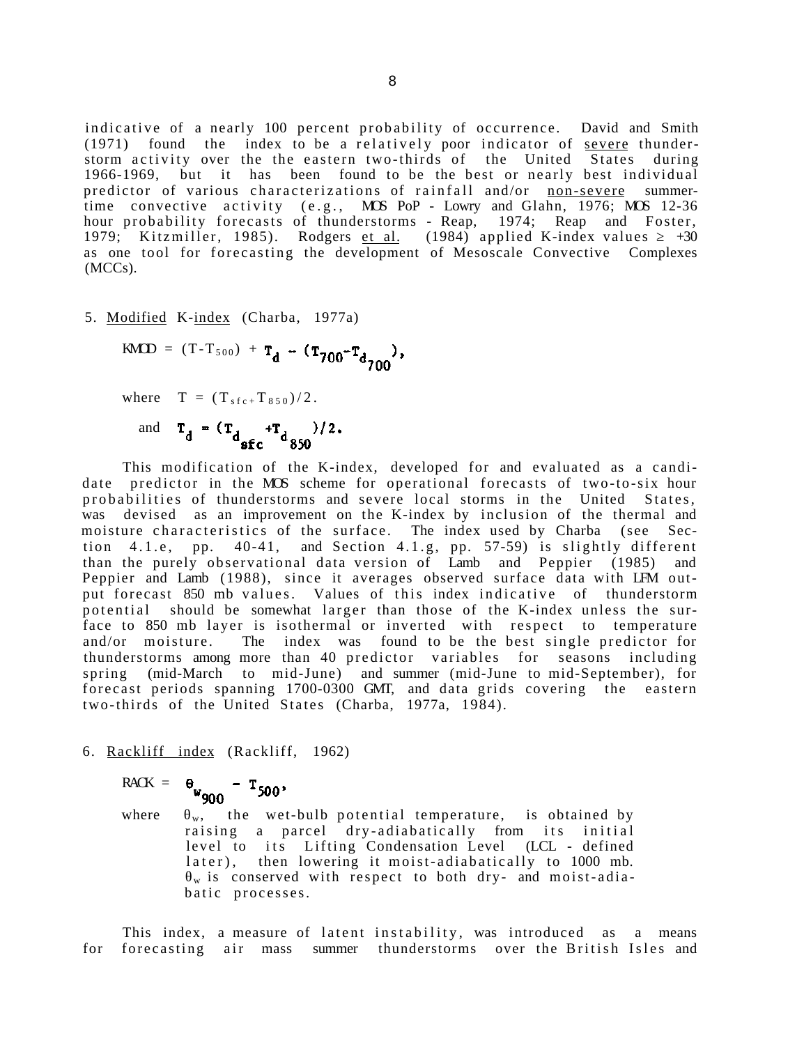indicative of a nearly 100 percent probability of occurrence. David and Smith (1971) found the index to be a relatively poor indicator of <u>severe</u> thunderstorm activity over the the eastern two-thirds of the United States during 1966-1969, but it has been found to be the best or nearly best individual predictor of various characterizations of rainfall and/or <u>non-severe</u> summertime convective activity (e.g., MOS PoP - Lowry and Glahn, 1976; MOS 12-36 hour probability forecasts of thunderstorms - Reap, 1974; Reap and Foster, 1979; Kitzmiller, 1985). Rodgers <u>et al.</u> (1984) applied K-index values $\geq$ +30 as one tool for forecasting the development of Mesoscale Convective Complexes (MCCs).

5. <u>Modified</u> K-<u>index</u> (Charba, 1977a)

$$KMOD = (T - T_{500}) + T_d - (T_{700} - T_{d_{700}}),$$

where $T = (T_{sfc} + T_{850})/2$.

and $T_d = (T_{d_{sfc}} + T_{d_{850}})/2$.

This modification of the K-index, developed for and evaluated as a candidate predictor in the MOS scheme for operational forecasts of two-to-six hour probabilities of thunderstorms and severe local storms in the United States, was devised as an improvement on the K-index by inclusion of the thermal and moisture characteristics of the surface. The index used by Charba (see Section 4.1.e, pp. 40-41, and Section 4.1.g, pp. 57-59) is slightly different than the purely observational data version of Lamb and Peppier (1985) and Peppier and Lamb (1988), since it averages observed surface data with LFM output forecast 850 mb values. Values of this index indicative of thunderstorm potential should be somewhat larger than those of the K-index unless the surface to 850 mb layer is isothermal or inverted with respect to temperature and/or moisture. The index was found to be the best single predictor for thunderstorms among more than 40 predictor variables for seasons including spring (mid-March to mid-June) and summer (mid-June to mid-September), for forecast periods spanning 1700-0300 GMT, and data grids covering the eastern two-thirds of the United States (Charba, 1977a, 1984).

6. <u>Rackliff index</u> (Rackliff, 1962)

$$RACK = \theta_{w_{900}} - T_{500},$$

where $\theta_w$, the wet-bulb potential temperature, is obtained by raising a parcel dry-adiabatically from its initial level to its Lifting Condensation Level (LCL - defined later), then lowering it moist-adiabatically to 1000 mb. $\theta_w$ is conserved with respect to both dry- and moist-adiabatic processes.

This index, a measure of latent instability, was introduced as a means for forecasting air mass summer thunderstorms over the British Isles and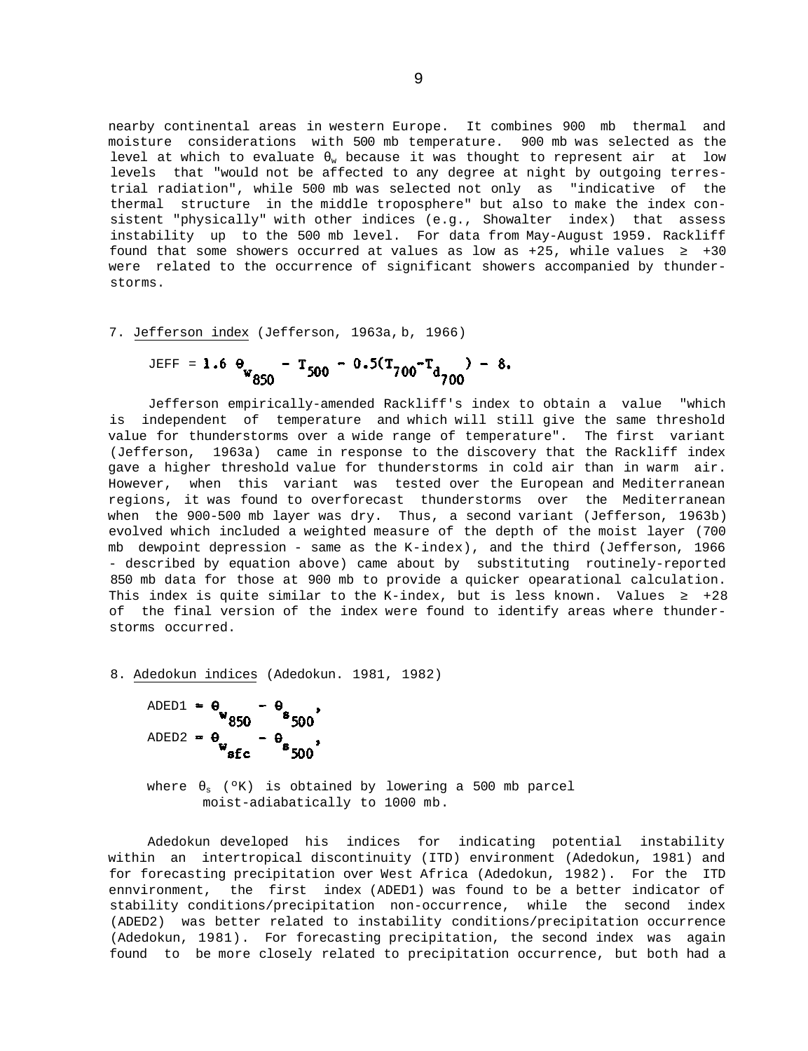nearby continental areas in western Europe. It combines 900 mb thermal and moisture considerations with 500 mb temperature. 900 mb was selected as the level at which to evaluate $\theta_w$ because it was thought to represent air at low levels that "would not be affected to any degree at night by outgoing terrestrial radiation", while 500 mb was selected not only as "indicative of the thermal structure in the middle troposphere" but also to make the index consistent "physically" with other indices (e.g., Showalter index) that assess instability up to the 500 mb level. For data from May-August 1959. Rackliff found that some showers occurred at values as low as +25, while values ≥ +30 were related to the occurrence of significant showers accompanied by thunderstorms.

7. <u>Jefferson index</u> (Jefferson, 1963a, b, 1966)

$$\text{JEFF} = 1.6\ \theta_{w_{850}} - T_{500} - 0.5(T_{700} - T_{d_{700}}) - 8.$$

Jefferson empirically-amended Rackliff's index to obtain a value "which is independent of temperature and which will still give the same threshold value for thunderstorms over a wide range of temperature". The first variant (Jefferson, 1963a) came in response to the discovery that the Rackliff index gave a higher threshold value for thunderstorms in cold air than in warm air. However, when this variant was tested over the European and Mediterranean regions, it was found to overforecast thunderstorms over the Mediterranean when the 900-500 mb layer was dry. Thus, a second variant (Jefferson, 1963b) evolved which included a weighted measure of the depth of the moist layer (700 mb dewpoint depression - same as the K-index), and the third (Jefferson, 1966 - described by equation above) came about by substituting routinely-reported 850 mb data for those at 900 mb to provide a quicker opearational calculation. This index is quite similar to the K-index, but is less known. Values ≥ +28 of the final version of the index were found to identify areas where thunderstorms occurred.

8. <u>Adedokun indices</u> (Adedokun. 1981, 1982)

$$\text{ADED1} = \theta_{w_{850}} - \theta_{s_{500}},$$

$$\text{ADED2} = \theta_{w_{sfc}} - \theta_{s_{500}},$$

where $\theta_s$ (°K) is obtained by lowering a 500 mb parcel moist-adiabatically to 1000 mb.

Adedokun developed his indices for indicating potential instability within an intertropical discontinuity (ITD) environment (Adedokun, 1981) and for forecasting precipitation over West Africa (Adedokun, 1982). For the ITD ennvironment, the first index (ADED1) was found to be a better indicator of stability conditions/precipitation non-occurrence, while the second index (ADED2) was better related to instability conditions/precipitation occurrence (Adedokun, 1981). For forecasting precipitation, the second index was again found to be more closely related to precipitation occurrence, but both had a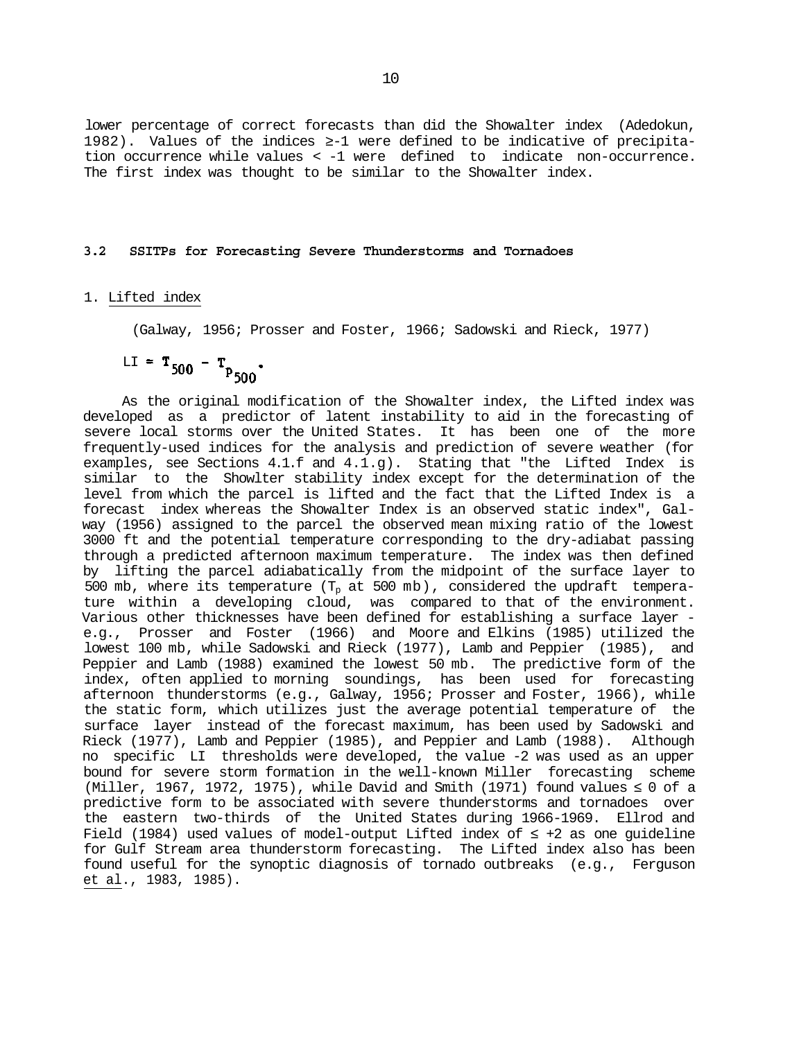lower percentage of correct forecasts than did the Showalter index (Adedokun, 1982). Values of the indices ≥-1 were defined to be indicative of precipitation occurrence while values < -1 were defined to indicate non-occurrence. The first index was thought to be similar to the Showalter index.

### 3.2 SSITPs for Forecasting Severe Thunderstorms and Tornadoes

1. Lifted index

(Galway, 1956; Prosser and Foster, 1966; Sadowski and Rieck, 1977)

$$LI = T_{500} - T_{p_{500}}.$$

As the original modification of the Showalter index, the Lifted index was developed as a predictor of latent instability to aid in the forecasting of severe local storms over the United States. It has been one of the more frequently-used indices for the analysis and prediction of severe weather (for examples, see Sections 4.1.f and 4.1.g). Stating that "the Lifted Index is similar to the Showlter stability index except for the determination of the level from which the parcel is lifted and the fact that the Lifted Index is a forecast index whereas the Showalter Index is an observed static index", Galway (1956) assigned to the parcel the observed mean mixing ratio of the lowest 3000 ft and the potential temperature corresponding to the dry-adiabat passing through a predicted afternoon maximum temperature. The index was then defined by lifting the parcel adiabatically from the midpoint of the surface layer to 500 mb, where its temperature ($T_p$ at 500 mb), considered the updraft temperature within a developing cloud, was compared to that of the environment. Various other thicknesses have been defined for establishing a surface layer - e.g., Prosser and Foster (1966) and Moore and Elkins (1985) utilized the lowest 100 mb, while Sadowski and Rieck (1977), Lamb and Peppier (1985), and Peppier and Lamb (1988) examined the lowest 50 mb. The predictive form of the index, often applied to morning soundings, has been used for forecasting afternoon thunderstorms (e.g., Galway, 1956; Prosser and Foster, 1966), while the static form, which utilizes just the average potential temperature of the surface layer instead of the forecast maximum, has been used by Sadowski and Rieck (1977), Lamb and Peppier (1985), and Peppier and Lamb (1988). Although no specific LI thresholds were developed, the value -2 was used as an upper bound for severe storm formation in the well-known Miller forecasting scheme (Miller, 1967, 1972, 1975), while David and Smith (1971) found values ≤ 0 of a predictive form to be associated with severe thunderstorms and tornadoes over the eastern two-thirds of the United States during 1966-1969. Ellrod and Field (1984) used values of model-output Lifted index of ≤ +2 as one guideline for Gulf Stream area thunderstorm forecasting. The Lifted index also has been found useful for the synoptic diagnosis of tornado outbreaks (e.g., Ferguson et al., 1983, 1985).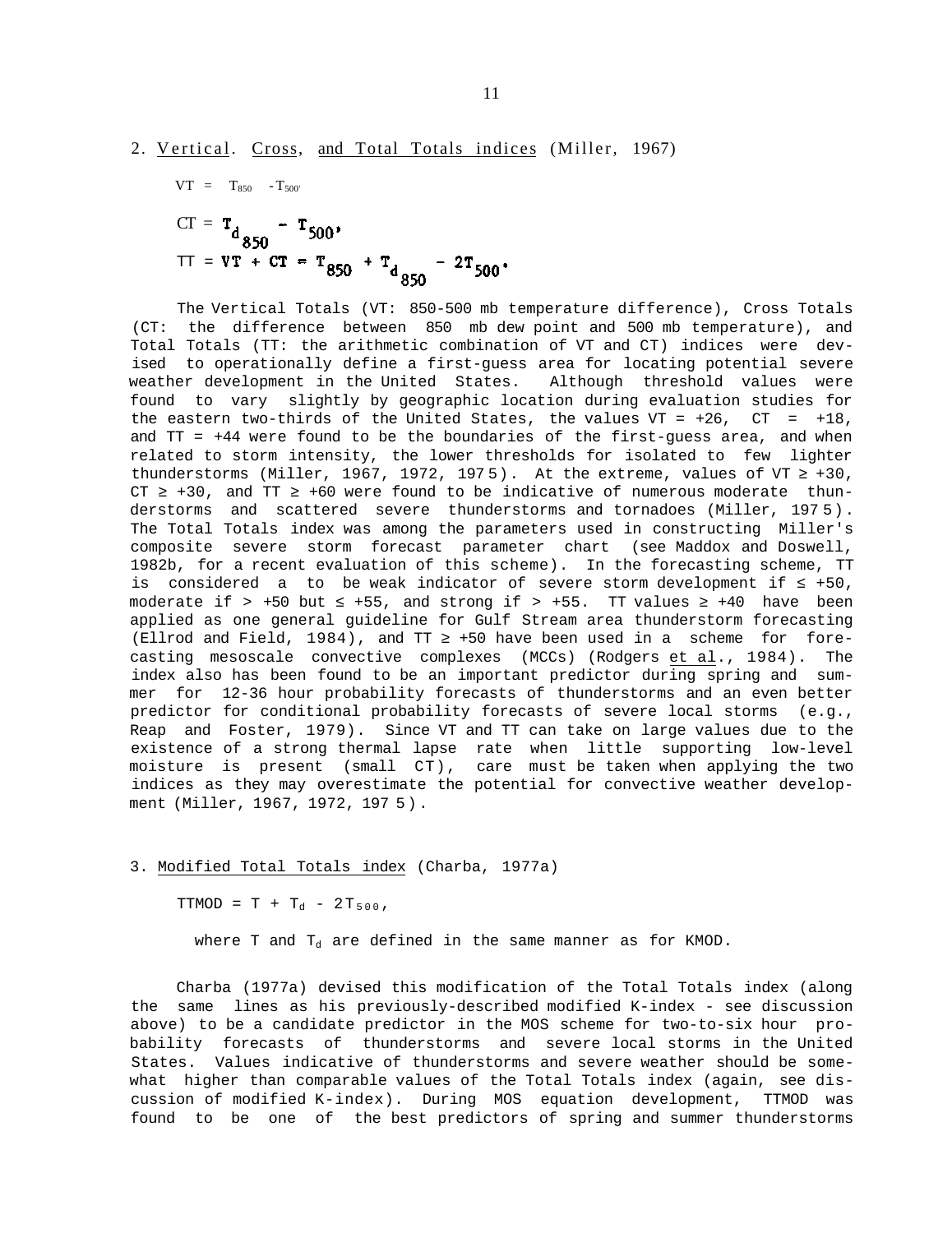2. Vertical. Cross, and Total Totals indices (Miller, 1967)

$$VT = T_{850} - T_{500},$$

$$CT = T_{d_{850}} - T_{500},$$

$$TT = VT + CT = T_{850} + T_{d_{850}} - 2T_{500}.$$

The Vertical Totals (VT: 850-500 mb temperature difference), Cross Totals (CT: the difference between 850 mb dew point and 500 mb temperature), and Total Totals (TT: the arithmetic combination of VT and CT) indices were devised to operationally define a first-guess area for locating potential severe weather development in the United States. Although threshold values were found to vary slightly by geographic location during evaluation studies for the eastern two-thirds of the United States, the values VT = +26, CT = +18, and TT = +44 were found to be the boundaries of the first-guess area, and when related to storm intensity, the lower thresholds for isolated to few lighter thunderstorms (Miller, 1967, 1972, 1975). At the extreme, values of VT ≥ +30, CT ≥ +30, and TT ≥ +60 were found to be indicative of numerous moderate thunderstorms and scattered severe thunderstorms and tornadoes (Miller, 1975). The Total Totals index was among the parameters used in constructing Miller's composite severe storm forecast parameter chart (see Maddox and Doswell, 1982b, for a recent evaluation of this scheme). In the forecasting scheme, TT is considered a to be weak indicator of severe storm development if ≤ +50, moderate if > +50 but ≤ +55, and strong if > +55. TT values ≥ +40 have been applied as one general guideline for Gulf Stream area thunderstorm forecasting (Ellrod and Field, 1984), and TT ≥ +50 have been used in a scheme for forecasting mesoscale convective complexes (MCCs) (Rodgers et al., 1984). The index also has been found to be an important predictor during spring and summer for 12-36 hour probability forecasts of thunderstorms and an even better predictor for conditional probability forecasts of severe local storms (e.g., Reap and Foster, 1979). Since VT and TT can take on large values due to the existence of a strong thermal lapse rate when little supporting low-level moisture is present (small CT), care must be taken when applying the two indices as they may overestimate the potential for convective weather development (Miller, 1967, 1972, 1975).

3. Modified Total Totals index (Charba, 1977a)

$$TTMOD = T + T_d - 2T_{500},$$

where $T$ and $T_d$ are defined in the same manner as for KMOD.

Charba (1977a) devised this modification of the Total Totals index (along the same lines as his previously-described modified K-index - see discussion above) to be a candidate predictor in the MOS scheme for two-to-six hour probability forecasts of thunderstorms and severe local storms in the United States. Values indicative of thunderstorms and severe weather should be somewhat higher than comparable values of the Total Totals index (again, see discussion of modified K-index). During MOS equation development, TTMOD was found to be one of the best predictors of spring and summer thunderstorms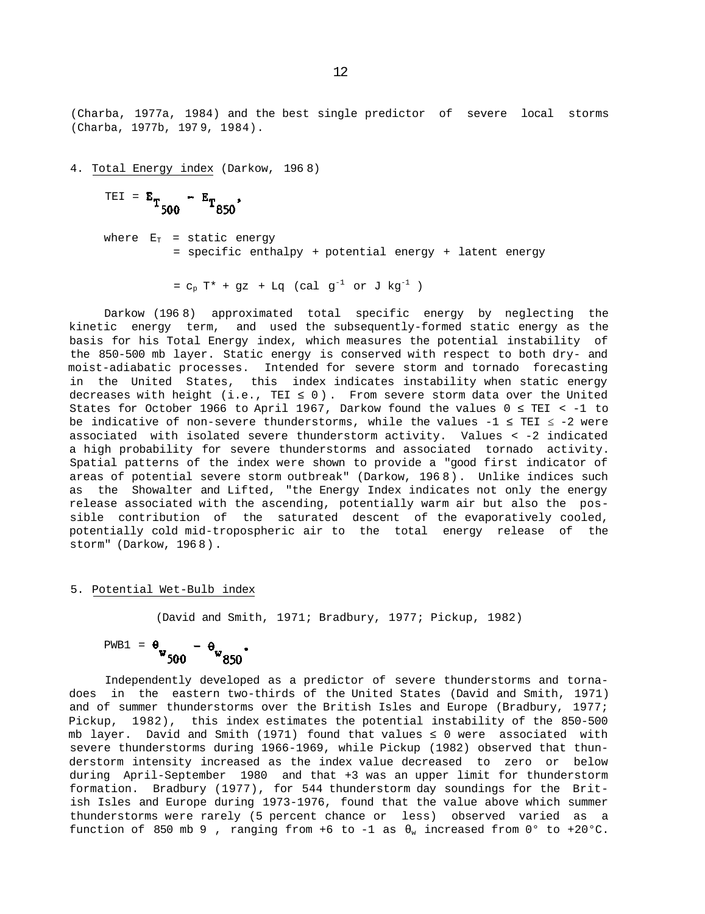(Charba, 1977a, 1984) and the best single predictor of severe local storms (Charba, 1977b, 1979, 1984).

4. Total Energy index (Darkow, 1968)

$$\text{TEI} = E_{T_{500}} - E_{T_{850}},$$

where $E_T$ = static energy
= specific enthalpy + potential energy + latent energy

= $c_p T^* + gz + Lq$ (cal $g^{-1}$ or J $kg^{-1}$)

Darkow (1968) approximated total specific energy by neglecting the kinetic energy term, and used the subsequently-formed static energy as the basis for his Total Energy index, which measures the potential instability of the 850-500 mb layer. Static energy is conserved with respect to both dry- and moist-adiabatic processes. Intended for severe storm and tornado forecasting in the United States, this index indicates instability when static energy decreases with height (i.e., TEI $\leq 0$). From severe storm data over the United States for October 1966 to April 1967, Darkow found the values $0 \leq \text{TEI} < -1$ to be indicative of non-severe thunderstorms, while the values $-1 \leq \text{TEI} \leq -2$ were associated with isolated severe thunderstorm activity. Values $< -2$ indicated a high probability for severe thunderstorms and associated tornado activity. Spatial patterns of the index were shown to provide a "good first indicator of areas of potential severe storm outbreak" (Darkow, 1968). Unlike indices such as the Showalter and Lifted, "the Energy Index indicates not only the energy release associated with the ascending, potentially warm air but also the possible contribution of the saturated descent of the evaporatively cooled, potentially cold mid-tropospheric air to the total energy release of the storm" (Darkow, 1968).

5. Potential Wet-Bulb index

(David and Smith, 1971; Bradbury, 1977; Pickup, 1982)

$$\text{PWB1} = \theta_{w_{500}} - \theta_{w_{850}}.$$

Independently developed as a predictor of severe thunderstorms and tornadoes in the eastern two-thirds of the United States (David and Smith, 1971) and of summer thunderstorms over the British Isles and Europe (Bradbury, 1977; Pickup, 1982), this index estimates the potential instability of the 850-500 mb layer. David and Smith (1971) found that values $\leq 0$ were associated with severe thunderstorms during 1966-1969, while Pickup (1982) observed that thunderstorm intensity increased as the index value decreased to zero or below during April-September 1980 and that +3 was an upper limit for thunderstorm formation. Bradbury (1977), for 544 thunderstorm day soundings for the British Isles and Europe during 1973-1976, found that the value above which summer thunderstorms were rarely (5 percent chance or less) observed varied as a function of 850 mb 9 , ranging from +6 to -1 as $\theta_w$ increased from 0° to +20°C.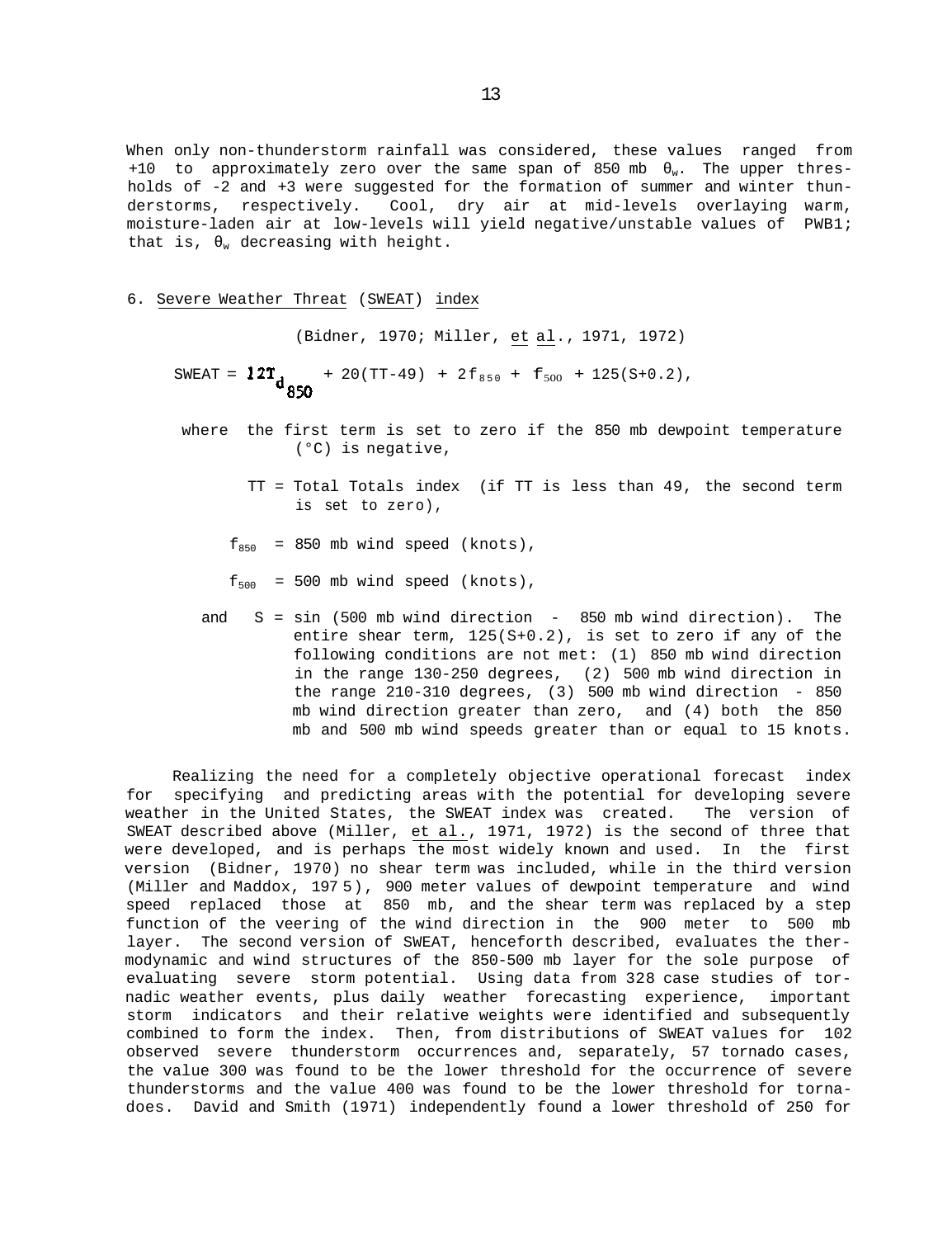When only non-thunderstorm rainfall was considered, these values ranged from +10 to approximately zero over the same span of 850 mb $\theta_w$. The upper thresholds of -2 and +3 were suggested for the formation of summer and winter thunderstorms, respectively. Cool, dry air at mid-levels overlaying warm, moisture-laden air at low-levels will yield negative/unstable values of PWB1; that is, $\theta_w$ decreasing with height.

6. <u>Severe Weather Threat</u> (<u>SWEAT</u>) <u>index</u>

(Bidner, 1970; Miller, <u>et al</u>., 1971, 1972)

$$\text{SWEAT} = 12T_{d_{850}} + 20(TT-49) + 2f_{850} + f_{500} + 125(S+0.2),$$

where the first term is set to zero if the 850 mb dewpoint temperature (°C) is negative,

$TT$ = Total Totals index (if TT is less than 49, the second term is set to zero),

$f_{850}$ = 850 mb wind speed (knots),

$f_{500}$ = 500 mb wind speed (knots),

and $S$ = sin (500 mb wind direction - 850 mb wind direction). The entire shear term, $125(S+0.2)$, is set to zero if any of the following conditions are not met: (1) 850 mb wind direction in the range 130-250 degrees, (2) 500 mb wind direction in the range 210-310 degrees, (3) 500 mb wind direction - 850 mb wind direction greater than zero, and (4) both the 850 mb and 500 mb wind speeds greater than or equal to 15 knots.

Realizing the need for a completely objective operational forecast index for specifying and predicting areas with the potential for developing severe weather in the United States, the SWEAT index was created. The version of SWEAT described above (Miller, <u>et al.</u>, 1971, 1972) is the second of three that were developed, and is perhaps the most widely known and used. In the first version (Bidner, 1970) no shear term was included, while in the third version (Miller and Maddox, 1975), 900 meter values of dewpoint temperature and wind speed replaced those at 850 mb, and the shear term was replaced by a step function of the veering of the wind direction in the 900 meter to 500 mb layer. The second version of SWEAT, henceforth described, evaluates the thermodynamic and wind structures of the 850-500 mb layer for the sole purpose of evaluating severe storm potential. Using data from 328 case studies of tornadic weather events, plus daily weather forecasting experience, important storm indicators and their relative weights were identified and subsequently combined to form the index. Then, from distributions of SWEAT values for 102 observed severe thunderstorm occurrences and, separately, 57 tornado cases, the value 300 was found to be the lower threshold for the occurrence of severe thunderstorms and the value 400 was found to be the lower threshold for tornadoes. David and Smith (1971) independently found a lower threshold of 250 for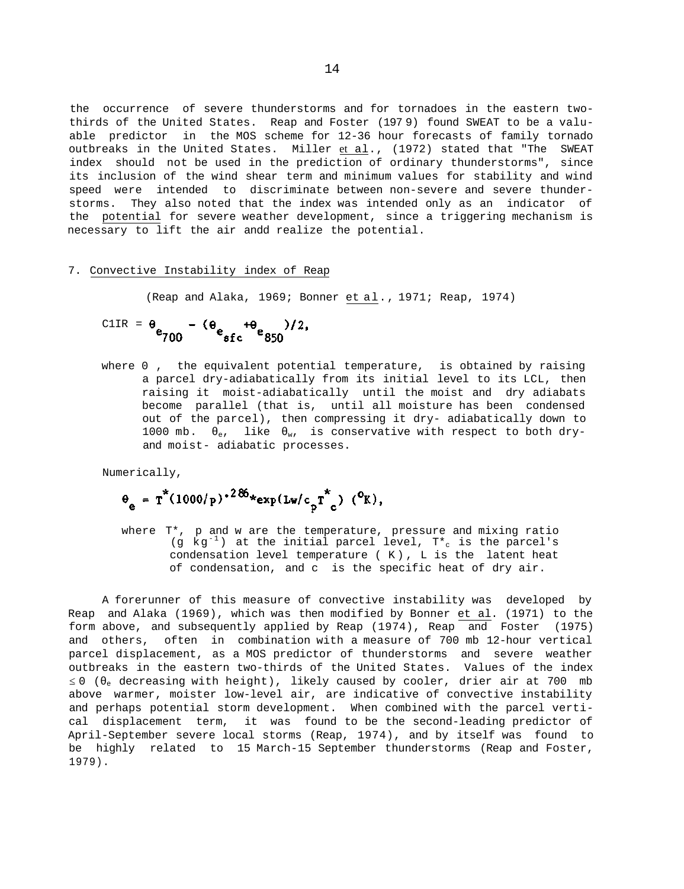the occurrence of severe thunderstorms and for tornadoes in the eastern two-thirds of the United States. Reap and Foster (197 9) found SWEAT to be a valuable predictor in the MOS scheme for 12-36 hour forecasts of family tornado outbreaks in the United States. Miller et al., (1972) stated that "The SWEAT index should not be used in the prediction of ordinary thunderstorms", since its inclusion of the wind shear term and minimum values for stability and wind speed were intended to discriminate between non-severe and severe thunderstorms. They also noted that the index was intended only as an indicator of the potential for severe weather development, since a triggering mechanism is necessary to lift the air andd realize the potential.

7. Convective Instability index of Reap

(Reap and Alaka, 1969; Bonner et al., 1971; Reap, 1974)

$$\text{C1IR} = \theta_{e_{700}} - (\theta_{e_{sfc}} + \theta_{e_{850}})/2,$$

where θ , the equivalent potential temperature, is obtained by raising a parcel dry-adiabatically from its initial level to its LCL, then raising it moist-adiabatically until the moist and dry adiabats become parallel (that is, until all moisture has been condensed out of the parcel), then compressing it dry- adiabatically down to 1000 mb. $\theta_e$, like $\theta_w$, is conservative with respect to both dry- and moist- adiabatic processes.

Numerically,

$$\theta_e = T^*(1000/p)^{.286} * \exp(Lw/c_p T^*_c) \ (^oK),$$

where $T^*$, p and w are the temperature, pressure and mixing ratio (g $kg^{-1}$) at the initial parcel level, $T^*_c$ is the parcel's condensation level temperature ( K), L is the latent heat of condensation, and c is the specific heat of dry air.

A forerunner of this measure of convective instability was developed by Reap and Alaka (1969), which was then modified by Bonner et al. (1971) to the form above, and subsequently applied by Reap (1974), Reap and Foster (1975) and others, often in combination with a measure of 700 mb 12-hour vertical parcel displacement, as a MOS predictor of thunderstorms and severe weather outbreaks in the eastern two-thirds of the United States. Values of the index $\leq 0$ ($\theta_e$ decreasing with height), likely caused by cooler, drier air at 700 mb above warmer, moister low-level air, are indicative of convective instability and perhaps potential storm development. When combined with the parcel vertical displacement term, it was found to be the second-leading predictor of April-September severe local storms (Reap, 1974), and by itself was found to be highly related to 15 March-15 September thunderstorms (Reap and Foster, 1979).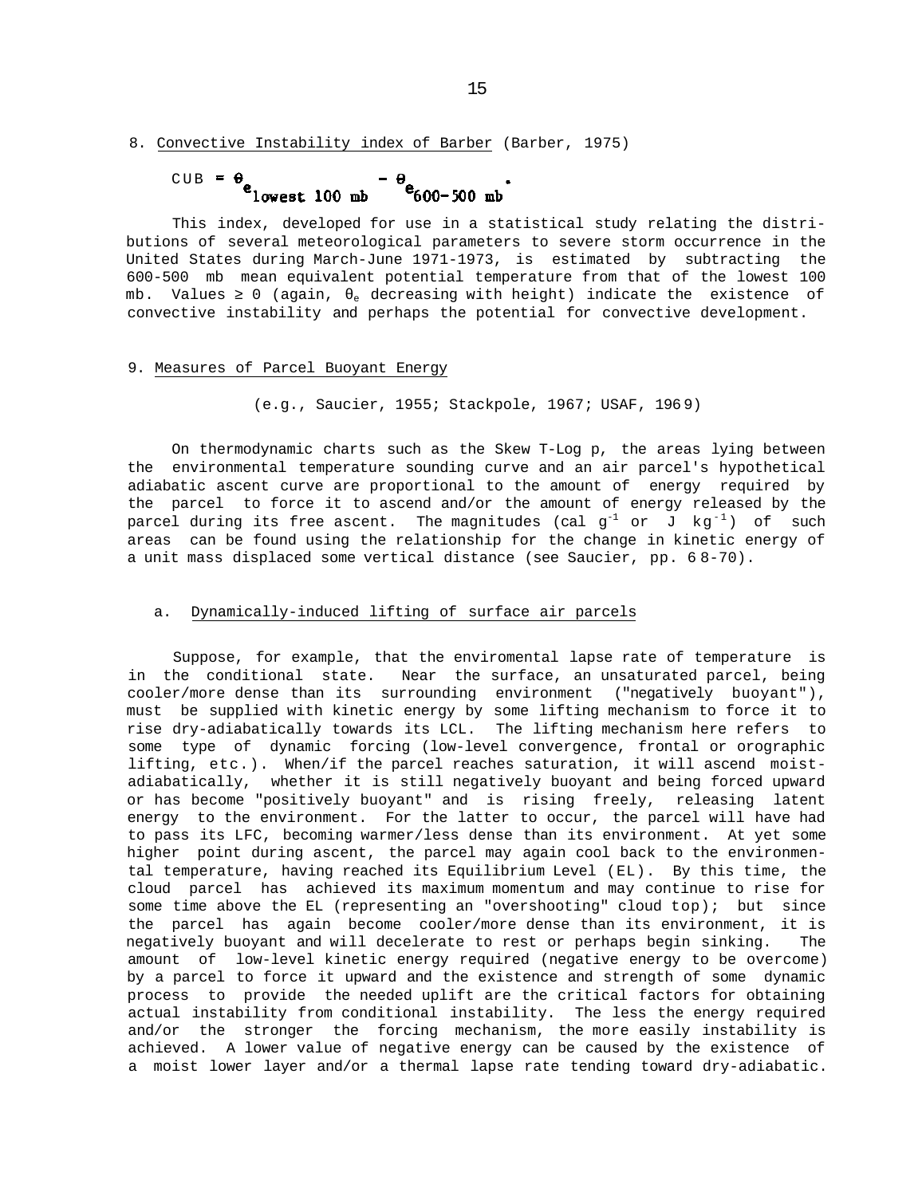8. Convective Instability index of Barber (Barber, 1975)

$$CUB = \theta_{e_{\text{lowest 100 mb}}} - \theta_{e_{600-500\text{ mb}}}.$$

This index, developed for use in a statistical study relating the distributions of several meteorological parameters to severe storm occurrence in the United States during March-June 1971-1973, is estimated by subtracting the 600-500 mb mean equivalent potential temperature from that of the lowest 100 mb. Values ≥ 0 (again, $\theta_e$ decreasing with height) indicate the existence of convective instability and perhaps the potential for convective development.

9. Measures of Parcel Buoyant Energy

(e.g., Saucier, 1955; Stackpole, 1967; USAF, 1969)

On thermodynamic charts such as the Skew T-Log p, the areas lying between the environmental temperature sounding curve and an air parcel's hypothetical adiabatic ascent curve are proportional to the amount of energy required by the parcel to force it to ascend and/or the amount of energy released by the parcel during its free ascent. The magnitudes (cal $g^{-1}$ or J $kg^{-1}$) of such areas can be found using the relationship for the change in kinetic energy of a unit mass displaced some vertical distance (see Saucier, pp. 68-70).

a. Dynamically-induced lifting of surface air parcels

Suppose, for example, that the enviromental lapse rate of temperature is in the conditional state. Near the surface, an unsaturated parcel, being cooler/more dense than its surrounding environment ("negatively buoyant"), must be supplied with kinetic energy by some lifting mechanism to force it to rise dry-adiabatically towards its LCL. The lifting mechanism here refers to some type of dynamic forcing (low-level convergence, frontal or orographic lifting, etc.). When/if the parcel reaches saturation, it will ascend moist-adiabatically, whether it is still negatively buoyant and being forced upward or has become "positively buoyant" and is rising freely, releasing latent energy to the environment. For the latter to occur, the parcel will have had to pass its LFC, becoming warmer/less dense than its environment. At yet some higher point during ascent, the parcel may again cool back to the environmental temperature, having reached its Equilibrium Level (EL). By this time, the cloud parcel has achieved its maximum momentum and may continue to rise for some time above the EL (representing an "overshooting" cloud top); but since the parcel has again become cooler/more dense than its environment, it is negatively buoyant and will decelerate to rest or perhaps begin sinking. The amount of low-level kinetic energy required (negative energy to be overcome) by a parcel to force it upward and the existence and strength of some dynamic process to provide the needed uplift are the critical factors for obtaining actual instability from conditional instability. The less the energy required and/or the stronger the forcing mechanism, the more easily instability is achieved. A lower value of negative energy can be caused by the existence of a moist lower layer and/or a thermal lapse rate tending toward dry-adiabatic.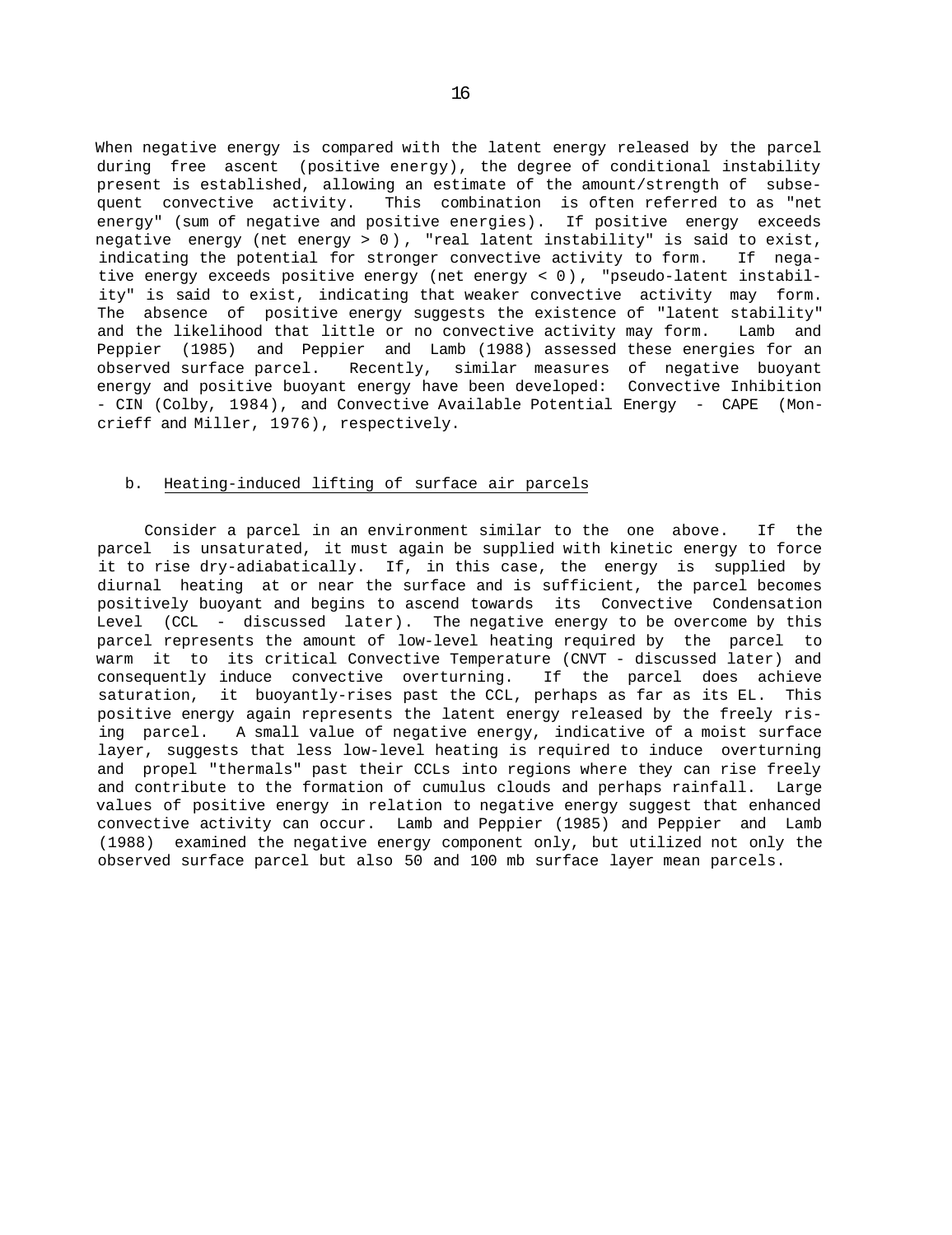When negative energy is compared with the latent energy released by the parcel during free ascent (positive energy), the degree of conditional instability present is established, allowing an estimate of the amount/strength of subsequent convective activity. This combination is often referred to as "net energy" (sum of negative and positive energies). If positive energy exceeds negative energy (net energy > 0), "real latent instability" is said to exist, indicating the potential for stronger convective activity to form. If negative energy exceeds positive energy (net energy < 0), "pseudo-latent instability" is said to exist, indicating that weaker convective activity may form. The absence of positive energy suggests the existence of "latent stability" and the likelihood that little or no convective activity may form. Lamb and Peppier (1985) and Peppier and Lamb (1988) assessed these energies for an observed surface parcel. Recently, similar measures of negative buoyant energy and positive buoyant energy have been developed: Convective Inhibition - CIN (Colby, 1984), and Convective Available Potential Energy - CAPE (Moncrieff and Miller, 1976), respectively.

### b. <u>Heating-induced lifting of surface air parcels</u>

Consider a parcel in an environment similar to the one above. If the parcel is unsaturated, it must again be supplied with kinetic energy to force it to rise dry-adiabatically. If, in this case, the energy is supplied by diurnal heating at or near the surface and is sufficient, the parcel becomes positively buoyant and begins to ascend towards its Convective Condensation Level (CCL - discussed later). The negative energy to be overcome by this parcel represents the amount of low-level heating required by the parcel to warm it to its critical Convective Temperature (CNVT - discussed later) and consequently induce convective overturning. If the parcel does achieve saturation, it buoyantly-rises past the CCL, perhaps as far as its EL. This positive energy again represents the latent energy released by the freely rising parcel. A small value of negative energy, indicative of a moist surface layer, suggests that less low-level heating is required to induce overturning and propel "thermals" past their CCLs into regions where they can rise freely and contribute to the formation of cumulus clouds and perhaps rainfall. Large values of positive energy in relation to negative energy suggest that enhanced convective activity can occur. Lamb and Peppier (1985) and Peppier and Lamb (1988) examined the negative energy component only, but utilized not only the observed surface parcel but also 50 and 100 mb surface layer mean parcels.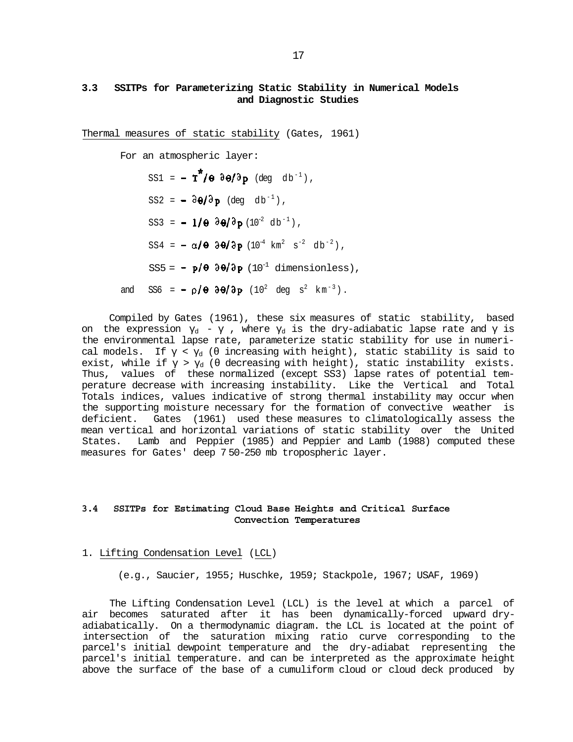### 3.3 SSITPs for Parameterizing Static Stability in Numerical Models and Diagnostic Studies

Thermal measures of static stability (Gates, 1961)

For an atmospheric layer:

$$SS1 = - T^{*}/\theta \ \partial\theta/\partial p \ (\text{deg db}^{-1}),$$

$$SS2 = - \partial\theta/\partial p \ (\text{deg db}^{-1}),$$

$$SS3 = - 1/\theta \ \partial\theta/\partial p \ (10^{-2} \text{ db}^{-1}),$$

$$SS4 = - \alpha/\theta \ \partial\theta/\partial p \ (10^{-4} \text{ km}^{2} \text{ s}^{-2} \text{ db}^{-2}),$$

$$SS5 = - p/\theta \ \partial\theta/\partial p \ (10^{-1} \text{ dimensionless}),$$

and

$$SS6 = - \rho/\theta \ \partial\theta/\partial p \ (10^{2} \text{ deg s}^{2} \text{ km}^{-3}).$$

Compiled by Gates (1961), these six measures of static stability, based on the expression $\gamma_d - \gamma$, where $\gamma_d$ is the dry-adiabatic lapse rate and $\gamma$ is the environmental lapse rate, parameterize static stability for use in numerical models. If $\gamma < \gamma_d$ ($\theta$ increasing with height), static stability is said to exist, while if $\gamma > \gamma_d$ ($\theta$ decreasing with height), static instability exists. Thus, values of these normalized (except SS3) lapse rates of potential temperature decrease with increasing instability. Like the Vertical and Total Totals indices, values indicative of strong thermal instability may occur when the supporting moisture necessary for the formation of convective weather is deficient. Gates (1961) used these measures to climatologically assess the mean vertical and horizontal variations of static stability over the United States. Lamb and Peppier (1985) and Peppier and Lamb (1988) computed these measures for Gates' deep 7 50-250 mb tropospheric layer.

### 3.4 SSITPs for Estimating Cloud Base Heights and Critical Surface Convection Temperatures

1. Lifting Condensation Level (LCL)

(e.g., Saucier, 1955; Huschke, 1959; Stackpole, 1967; USAF, 1969)

The Lifting Condensation Level (LCL) is the level at which a parcel of air becomes saturated after it has been dynamically-forced upward dry-adiabatically. On a thermodynamic diagram. the LCL is located at the point of intersection of the saturation mixing ratio curve corresponding to the parcel's initial dewpoint temperature and the dry-adiabat representing the parcel's initial temperature. and can be interpreted as the approximate height above the surface of the base of a cumuliform cloud or cloud deck produced by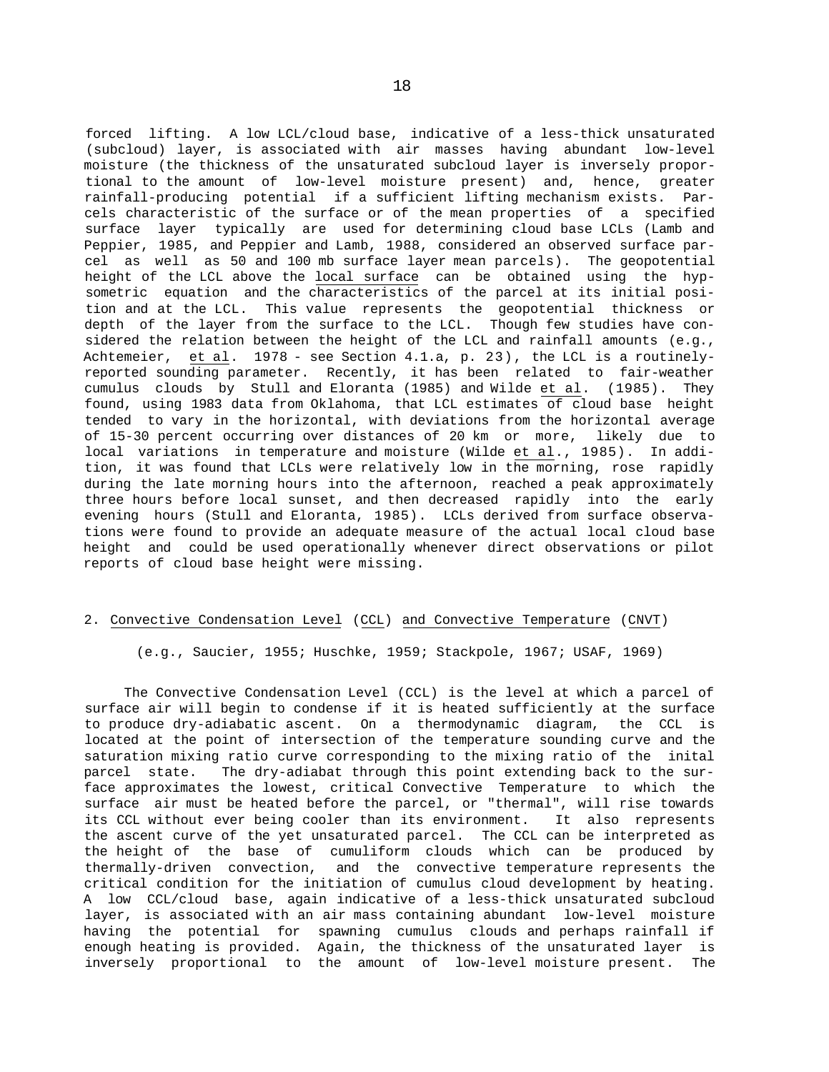forced lifting. A low LCL/cloud base, indicative of a less-thick unsaturated (subcloud) layer, is associated with air masses having abundant low-level moisture (the thickness of the unsaturated subcloud layer is inversely proportional to the amount of low-level moisture present) and, hence, greater rainfall-producing potential if a sufficient lifting mechanism exists. Parcels characteristic of the surface or of the mean properties of a specified surface layer typically are used for determining cloud base LCLs (Lamb and Peppier, 1985, and Peppier and Lamb, 1988, considered an observed surface parcel as well as 50 and 100 mb surface layer mean parcels). The geopotential height of the LCL above the <u>local surface</u> can be obtained using the hypsometric equation and the characteristics of the parcel at its initial position and at the LCL. This value represents the geopotential thickness or depth of the layer from the surface to the LCL. Though few studies have considered the relation between the height of the LCL and rainfall amounts (e.g., Achtemeier, <u>et al</u>. 1978 - see Section 4.1.a, p. 23), the LCL is a routinely-reported sounding parameter. Recently, it has been related to fair-weather cumulus clouds by Stull and Eloranta (1985) and Wilde <u>et al</u>. (1985). They found, using 1983 data from Oklahoma, that LCL estimates of cloud base height tended to vary in the horizontal, with deviations from the horizontal average of 15-30 percent occurring over distances of 20 km or more, likely due to local variations in temperature and moisture (Wilde <u>et al</u>., 1985). In addition, it was found that LCLs were relatively low in the morning, rose rapidly during the late morning hours into the afternoon, reached a peak approximately three hours before local sunset, and then decreased rapidly into the early evening hours (Stull and Eloranta, 1985). LCLs derived from surface observations were found to provide an adequate measure of the actual local cloud base height and could be used operationally whenever direct observations or pilot reports of cloud base height were missing.

## 2. <u>Convective Condensation Level</u> (<u>CCL</u>) <u>and Convective Temperature</u> (<u>CNVT</u>)

(e.g., Saucier, 1955; Huschke, 1959; Stackpole, 1967; USAF, 1969)

The Convective Condensation Level (CCL) is the level at which a parcel of surface air will begin to condense if it is heated sufficiently at the surface to produce dry-adiabatic ascent. On a thermodynamic diagram, the CCL is located at the point of intersection of the temperature sounding curve and the saturation mixing ratio curve corresponding to the mixing ratio of the inital parcel state. The dry-adiabat through this point extending back to the surface approximates the lowest, critical Convective Temperature to which the surface air must be heated before the parcel, or "thermal", will rise towards its CCL without ever being cooler than its environment. It also represents the ascent curve of the yet unsaturated parcel. The CCL can be interpreted as the height of the base of cumuliform clouds which can be produced by thermally-driven convection, and the convective temperature represents the critical condition for the initiation of cumulus cloud development by heating. A low CCL/cloud base, again indicative of a less-thick unsaturated subcloud layer, is associated with an air mass containing abundant low-level moisture having the potential for spawning cumulus clouds and perhaps rainfall if enough heating is provided. Again, the thickness of the unsaturated layer is inversely proportional to the amount of low-level moisture present. The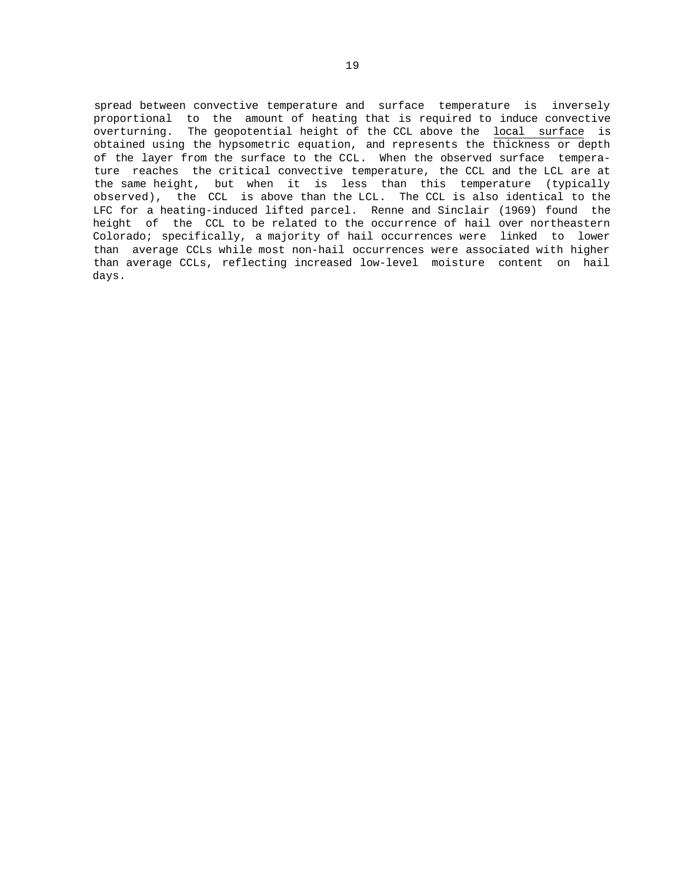spread between convective temperature and surface temperature is inversely proportional to the amount of heating that is required to induce convective overturning. The geopotential height of the CCL above the <u>local surface</u> is obtained using the hypsometric equation, and represents the thickness or depth of the layer from the surface to the CCL. When the observed surface temperature reaches the critical convective temperature, the CCL and the LCL are at the same height, but when it is less than this temperature (typically observed), the CCL is above than the LCL. The CCL is also identical to the LFC for a heating-induced lifted parcel. Renne and Sinclair (1969) found the height of the CCL to be related to the occurrence of hail over northeastern Colorado; specifically, a majority of hail occurrences were linked to lower than average CCLs while most non-hail occurrences were associated with higher than average CCLs, reflecting increased low-level moisture content on hail days.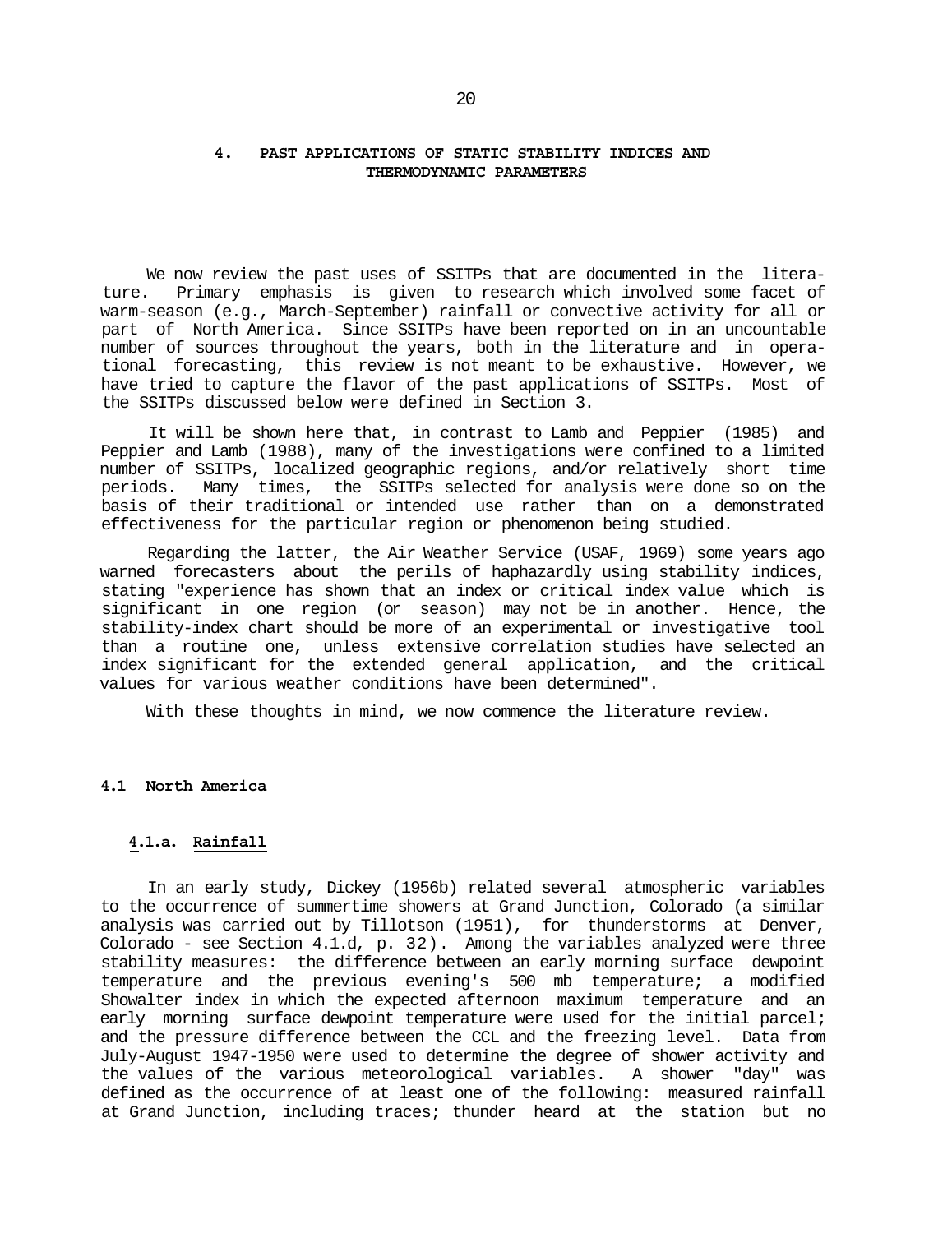# 4. PAST APPLICATIONS OF STATIC STABILITY INDICES AND THERMODYNAMIC PARAMETERS

We now review the past uses of SSITPs that are documented in the literature. Primary emphasis is given to research which involved some facet of warm-season (e.g., March-September) rainfall or convective activity for all or part of North America. Since SSITPs have been reported on in an uncountable number of sources throughout the years, both in the literature and in operational forecasting, this review is not meant to be exhaustive. However, we have tried to capture the flavor of the past applications of SSITPs. Most of the SSITPs discussed below were defined in Section 3.

It will be shown here that, in contrast to Lamb and Peppier (1985) and Peppier and Lamb (1988), many of the investigations were confined to a limited number of SSITPs, localized geographic regions, and/or relatively short time periods. Many times, the SSITPs selected for analysis were done so on the basis of their traditional or intended use rather than on a demonstrated effectiveness for the particular region or phenomenon being studied.

Regarding the latter, the Air Weather Service (USAF, 1969) some years ago warned forecasters about the perils of haphazardly using stability indices, stating "experience has shown that an index or critical index value which is significant in one region (or season) may not be in another. Hence, the stability-index chart should be more of an experimental or investigative tool than a routine one, unless extensive correlation studies have selected an index significant for the extended general application, and the critical values for various weather conditions have been determined".

With these thoughts in mind, we now commence the literature review.

## 4.1 North America

### 4.1.a. Rainfall

In an early study, Dickey (1956b) related several atmospheric variables to the occurrence of summertime showers at Grand Junction, Colorado (a similar analysis was carried out by Tillotson (1951), for thunderstorms at Denver, Colorado - see Section 4.1.d, p. 32). Among the variables analyzed were three stability measures: the difference between an early morning surface dewpoint temperature and the previous evening's 500 mb temperature; a modified Showalter index in which the expected afternoon maximum temperature and an early morning surface dewpoint temperature were used for the initial parcel; and the pressure difference between the CCL and the freezing level. Data from July-August 1947-1950 were used to determine the degree of shower activity and the values of the various meteorological variables. A shower "day" was defined as the occurrence of at least one of the following: measured rainfall at Grand Junction, including traces; thunder heard at the station but no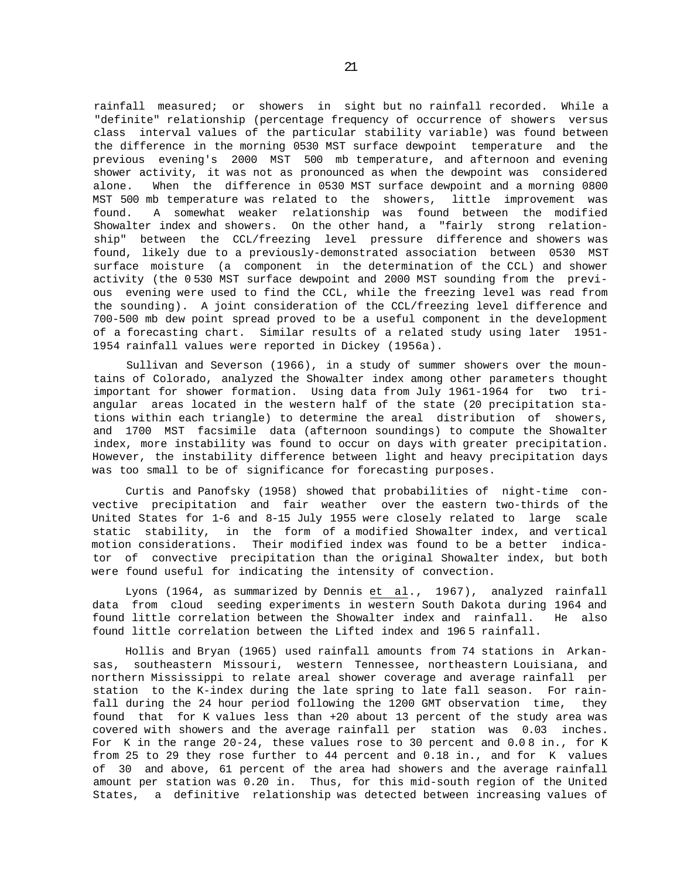rainfall measured; or showers in sight but no rainfall recorded. While a "definite" relationship (percentage frequency of occurrence of showers versus class interval values of the particular stability variable) was found between the difference in the morning 0530 MST surface dewpoint temperature and the previous evening's 2000 MST 500 mb temperature, and afternoon and evening shower activity, it was not as pronounced as when the dewpoint was considered alone. When the difference in 0530 MST surface dewpoint and a morning 0800 MST 500 mb temperature was related to the showers, little improvement was found. A somewhat weaker relationship was found between the modified Showalter index and showers. On the other hand, a "fairly strong relationship" between the CCL/freezing level pressure difference and showers was found, likely due to a previously-demonstrated association between 0530 MST surface moisture (a component in the determination of the CCL) and shower activity (the 0530 MST surface dewpoint and 2000 MST sounding from the previous evening were used to find the CCL, while the freezing level was read from the sounding). A joint consideration of the CCL/freezing level difference and 700-500 mb dew point spread proved to be a useful component in the development of a forecasting chart. Similar results of a related study using later 1951-1954 rainfall values were reported in Dickey (1956a).

Sullivan and Severson (1966), in a study of summer showers over the mountains of Colorado, analyzed the Showalter index among other parameters thought important for shower formation. Using data from July 1961-1964 for two triangular areas located in the western half of the state (20 precipitation stations within each triangle) to determine the areal distribution of showers, and 1700 MST facsimile data (afternoon soundings) to compute the Showalter index, more instability was found to occur on days with greater precipitation. However, the instability difference between light and heavy precipitation days was too small to be of significance for forecasting purposes.

Curtis and Panofsky (1958) showed that probabilities of night-time convective precipitation and fair weather over the eastern two-thirds of the United States for 1-6 and 8-15 July 1955 were closely related to large scale static stability, in the form of a modified Showalter index, and vertical motion considerations. Their modified index was found to be a better indicator of convective precipitation than the original Showalter index, but both were found useful for indicating the intensity of convection.

Lyons (1964, as summarized by Dennis et al., 1967), analyzed rainfall data from cloud seeding experiments in western South Dakota during 1964 and found little correlation between the Showalter index and rainfall. He also found little correlation between the Lifted index and 1965 rainfall.

Hollis and Bryan (1965) used rainfall amounts from 74 stations in Arkansas, southeastern Missouri, western Tennessee, northeastern Louisiana, and northern Mississippi to relate areal shower coverage and average rainfall per station to the K-index during the late spring to late fall season. For rainfall during the 24 hour period following the 1200 GMT observation time, they found that for K values less than +20 about 13 percent of the study area was covered with showers and the average rainfall per station was 0.03 inches. For K in the range 20-24, these values rose to 30 percent and 0.08 in., for K from 25 to 29 they rose further to 44 percent and 0.18 in., and for K values of 30 and above, 61 percent of the area had showers and the average rainfall amount per station was 0.20 in. Thus, for this mid-south region of the United States, a definitive relationship was detected between increasing values of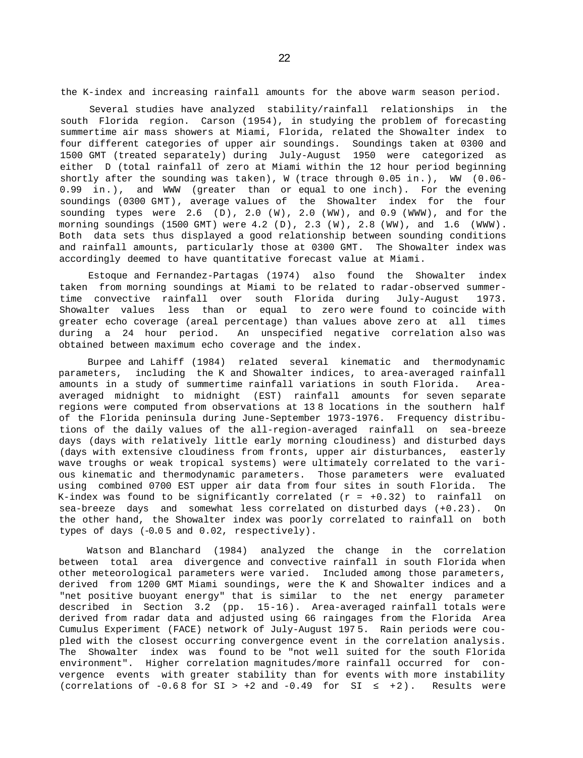the K-index and increasing rainfall amounts for the above warm season period.

Several studies have analyzed stability/rainfall relationships in the south Florida region. Carson (1954), in studying the problem of forecasting summertime air mass showers at Miami, Florida, related the Showalter index to four different categories of upper air soundings. Soundings taken at 0300 and 1500 GMT (treated separately) during July-August 1950 were categorized as either D (total rainfall of zero at Miami within the 12 hour period beginning shortly after the sounding was taken), W (trace through 0.05 in.), WW (0.06-0.99 in.), and WWW (greater than or equal to one inch). For the evening soundings (0300 GMT), average values of the Showalter index for the four sounding types were 2.6 (D), 2.0 (W), 2.0 (WW), and 0.9 (WWW), and for the morning soundings (1500 GMT) were 4.2 (D), 2.3 (W), 2.8 (WW), and 1.6 (WWW). Both data sets thus displayed a good relationship between sounding conditions and rainfall amounts, particularly those at 0300 GMT. The Showalter index was accordingly deemed to have quantitative forecast value at Miami.

Estoque and Fernandez-Partagas (1974) also found the Showalter index taken from morning soundings at Miami to be related to radar-observed summertime convective rainfall over south Florida during July-August 1973. Showalter values less than or equal to zero were found to coincide with greater echo coverage (areal percentage) than values above zero at all times during a 24 hour period. An unspecified negative correlation also was obtained between maximum echo coverage and the index.

Burpee and Lahiff (1984) related several kinematic and thermodynamic parameters, including the K and Showalter indices, to area-averaged rainfall amounts in a study of summertime rainfall variations in south Florida. Area-averaged midnight to midnight (EST) rainfall amounts for seven separate regions were computed from observations at 138 locations in the southern half of the Florida peninsula during June-September 1973-1976. Frequency distributions of the daily values of the all-region-averaged rainfall on sea-breeze days (days with relatively little early morning cloudiness) and disturbed days (days with extensive cloudiness from fronts, upper air disturbances, easterly wave troughs or weak tropical systems) were ultimately correlated to the various kinematic and thermodynamic parameters. Those parameters were evaluated using combined 0700 EST upper air data from four sites in south Florida. The K-index was found to be significantly correlated ($r = +0.32$) to rainfall on sea-breeze days and somewhat less correlated on disturbed days (+0.23). On the other hand, the Showalter index was poorly correlated to rainfall on both types of days (-0.05 and 0.02, respectively).

Watson and Blanchard (1984) analyzed the change in the correlation between total area divergence and convective rainfall in south Florida when other meteorological parameters were varied. Included among those parameters, derived from 1200 GMT Miami soundings, were the K and Showalter indices and a "net positive buoyant energy" that is similar to the net energy parameter described in Section 3.2 (pp. 15-16). Area-averaged rainfall totals were derived from radar data and adjusted using 66 raingages from the Florida Area Cumulus Experiment (FACE) network of July-August 1975. Rain periods were coupled with the closest occurring convergence event in the correlation analysis. The Showalter index was found to be "not well suited for the south Florida environment". Higher correlation magnitudes/more rainfall occurred for convergence events with greater stability than for events with more instability (correlations of -0.68 for $SI > +2$ and -0.49 for $SI \leq +2$). Results were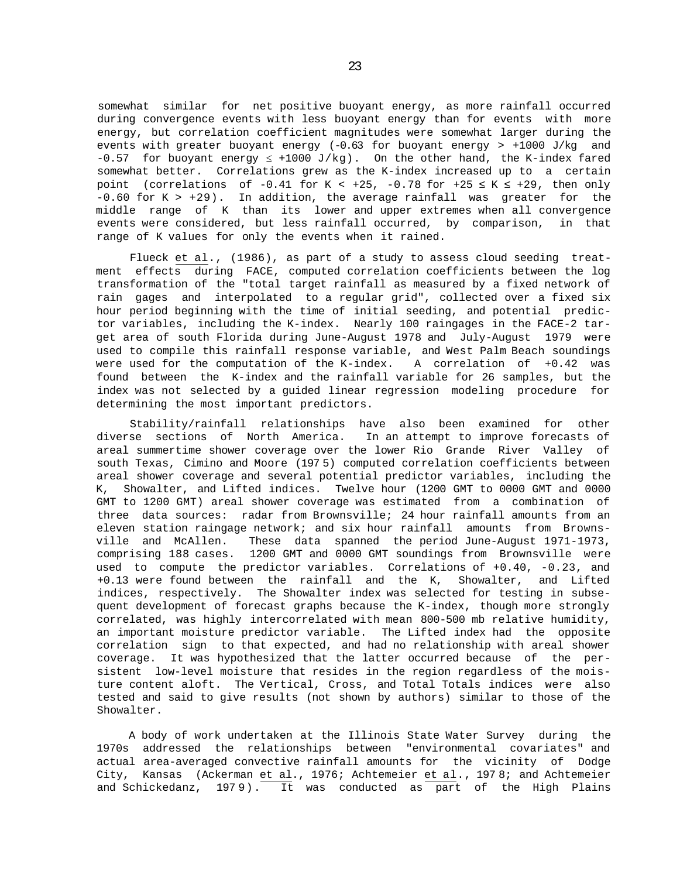somewhat similar for net positive buoyant energy, as more rainfall occurred during convergence events with less buoyant energy than for events with more energy, but correlation coefficient magnitudes were somewhat larger during the events with greater buoyant energy (-0.63 for buoyant energy > +1000 J/kg and -0.57 for buoyant energy ≤ +1000 J/kg). On the other hand, the K-index fared somewhat better. Correlations grew as the K-index increased up to a certain point (correlations of -0.41 for K < +25, -0.78 for +25 ≤ K ≤ +29, then only -0.60 for K > +29). In addition, the average rainfall was greater for the middle range of K than its lower and upper extremes when all convergence events were considered, but less rainfall occurred, by comparison, in that range of K values for only the events when it rained.

Flueck et al., (1986), as part of a study to assess cloud seeding treatment effects during FACE, computed correlation coefficients between the log transformation of the "total target rainfall as measured by a fixed network of rain gages and interpolated to a regular grid", collected over a fixed six hour period beginning with the time of initial seeding, and potential predictor variables, including the K-index. Nearly 100 raingages in the FACE-2 target area of south Florida during June-August 1978 and July-August 1979 were used to compile this rainfall response variable, and West Palm Beach soundings were used for the computation of the K-index. A correlation of +0.42 was found between the K-index and the rainfall variable for 26 samples, but the index was not selected by a guided linear regression modeling procedure for determining the most important predictors.

Stability/rainfall relationships have also been examined for other diverse sections of North America. In an attempt to improve forecasts of areal summertime shower coverage over the lower Rio Grande River Valley of south Texas, Cimino and Moore (1975) computed correlation coefficients between areal shower coverage and several potential predictor variables, including the K, Showalter, and Lifted indices. Twelve hour (1200 GMT to 0000 GMT and 0000 GMT to 1200 GMT) areal shower coverage was estimated from a combination of three data sources: radar from Brownsville; 24 hour rainfall amounts from an eleven station raingage network; and six hour rainfall amounts from Brownsville and McAllen. These data spanned the period June-August 1971-1973, comprising 188 cases. 1200 GMT and 0000 GMT soundings from Brownsville were used to compute the predictor variables. Correlations of +0.40, -0.23, and +0.13 were found between the rainfall and the K, Showalter, and Lifted indices, respectively. The Showalter index was selected for testing in subsequent development of forecast graphs because the K-index, though more strongly correlated, was highly intercorrelated with mean 800-500 mb relative humidity, an important moisture predictor variable. The Lifted index had the opposite correlation sign to that expected, and had no relationship with areal shower coverage. It was hypothesized that the latter occurred because of the persistent low-level moisture that resides in the region regardless of the moisture content aloft. The Vertical, Cross, and Total Totals indices were also tested and said to give results (not shown by authors) similar to those of the Showalter.

A body of work undertaken at the Illinois State Water Survey during the 1970s addressed the relationships between "environmental covariates" and actual area-averaged convective rainfall amounts for the vicinity of Dodge City, Kansas (Ackerman et al., 1976; Achtemeier et al., 1978; and Achtemeier and Schickedanz, 1979). It was conducted as part of the High Plains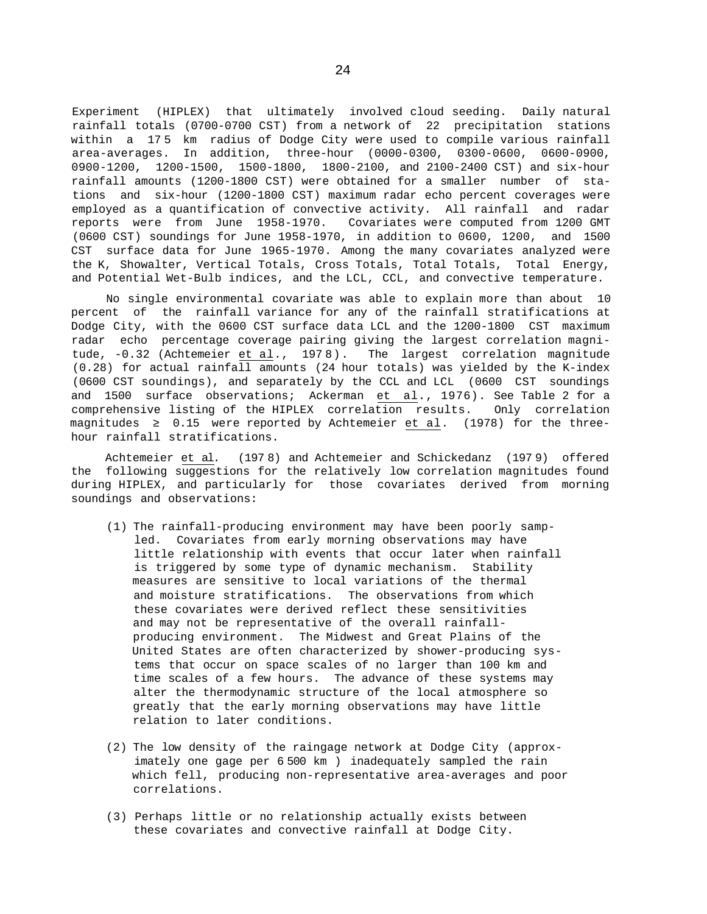Experiment (HIPLEX) that ultimately involved cloud seeding. Daily natural rainfall totals (0700-0700 CST) from a network of 22 precipitation stations within a 175 km radius of Dodge City were used to compile various rainfall area-averages. In addition, three-hour (0000-0300, 0300-0600, 0600-0900, 0900-1200, 1200-1500, 1500-1800, 1800-2100, and 2100-2400 CST) and six-hour rainfall amounts (1200-1800 CST) were obtained for a smaller number of stations and six-hour (1200-1800 CST) maximum radar echo percent coverages were employed as a quantification of convective activity. All rainfall and radar reports were from June 1958-1970. Covariates were computed from 1200 GMT (0600 CST) soundings for June 1958-1970, in addition to 0600, 1200, and 1500 CST surface data for June 1965-1970. Among the many covariates analyzed were the K, Showalter, Vertical Totals, Cross Totals, Total Totals, Total Energy, and Potential Wet-Bulb indices, and the LCL, CCL, and convective temperature.

No single environmental covariate was able to explain more than about 10 percent of the rainfall variance for any of the rainfall stratifications at Dodge City, with the 0600 CST surface data LCL and the 1200-1800 CST maximum radar echo percentage coverage pairing giving the largest correlation magnitude, -0.32 (Achtemeier _et al_., 1978). The largest correlation magnitude (0.28) for actual rainfall amounts (24 hour totals) was yielded by the K-index (0600 CST soundings), and separately by the CCL and LCL (0600 CST soundings and 1500 surface observations; Ackerman _et al_., 1976). See Table 2 for a comprehensive listing of the HIPLEX correlation results. Only correlation magnitudes $\geq$ 0.15 were reported by Achtemeier _et al_. (1978) for the three-hour rainfall stratifications.

Achtemeier _et al_. (1978) and Achtemeier and Schickedanz (1979) offered the following suggestions for the relatively low correlation magnitudes found during HIPLEX, and particularly for those covariates derived from morning soundings and observations:

(1) The rainfall-producing environment may have been poorly sampled. Covariates from early morning observations may have little relationship with events that occur later when rainfall is triggered by some type of dynamic mechanism. Stability measures are sensitive to local variations of the thermal and moisture stratifications. The observations from which these covariates were derived reflect these sensitivities and may not be representative of the overall rainfall-producing environment. The Midwest and Great Plains of the United States are often characterized by shower-producing systems that occur on space scales of no larger than 100 km and time scales of a few hours. The advance of these systems may alter the thermodynamic structure of the local atmosphere so greatly that the early morning observations may have little relation to later conditions.

(2) The low density of the raingage network at Dodge City (approximately one gage per 6500 $km^2$) inadequately sampled the rain which fell, producing non-representative area-averages and poor correlations.

(3) Perhaps little or no relationship actually exists between these covariates and convective rainfall at Dodge City.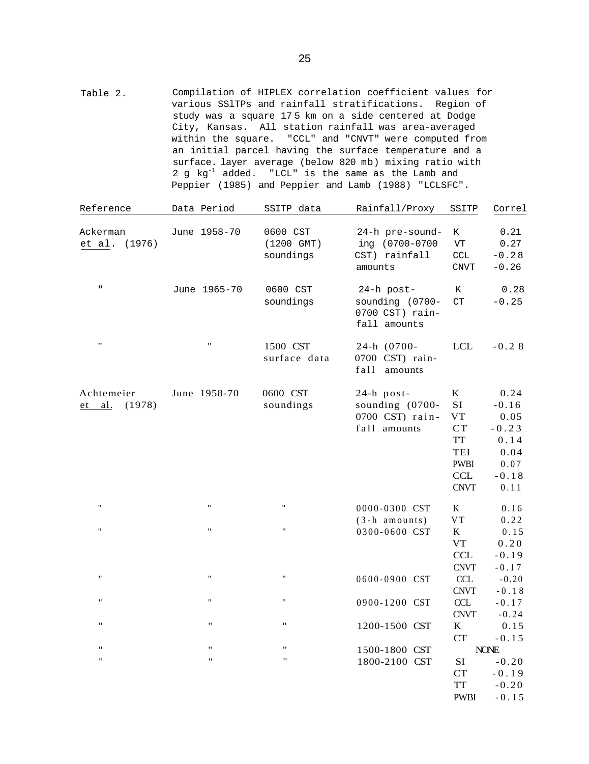Table 2. Compilation of HIPLEX correlation coefficient values for various SSlTPs and rainfall stratifications. Region of study was a square 175 km on a side centered at Dodge City, Kansas. All station rainfall was area-averaged within the square. "CCL" and "CNVT" were computed from an initial parcel having the surface temperature and a surface. layer average (below 820 mb) mixing ratio with 2 g kg$^{-1}$ added. "LCL" is the same as the Lamb and Peppier (1985) and Peppier and Lamb (1988) "LCLSFC".

| Reference | Data Period | SSITP data | Rainfall/Proxy | SSITP | Correl |
|---|---|---|---|---|---|
| Ackerman et al. (1976) | June 1958-70 | 0600 CST (1200 GMT) soundings | 24-h pre-sounding (0700-0700 CST) rainfall amounts | K | 0.21 |
| | | | | VT | 0.27 |
| | | | | CCL | -0.28 |
| | | | | CNVT | -0.26 |
| " | June 1965-70 | 0600 CST soundings | 24-h post-sounding (0700-0700 CST) rainfall amounts | K | 0.28 |
| | | | | CT | -0.25 |
| " | " | 1500 CST surface data | 24-h (0700-0700 CST) rainfall amounts | LCL | -0.28 |
| Achtemeier et al. (1978) | June 1958-70 | 0600 CST soundings | 24-h post-sounding (0700-0700 CST) rainfall amounts | K | 0.24 |
| | | | | SI | -0.16 |
| | | | | VT | 0.05 |
| | | | | CT | -0.23 |
| | | | | TT | 0.14 |
| | | | | TEI | 0.04 |
| | | | | PWBI | 0.07 |
| | | | | CCL | -0.18 |
| | | | | CNVT | 0.11 |
| " | " | " | 0000-0300 CST (3-h amounts) | K | 0.16 |
| | | | | VT | 0.22 |
| " | " | " | 0300-0600 CST | K | 0.15 |
| | | | | VT | 0.20 |
| | | | | CCL | -0.19 |
| | | | | CNVT | -0.17 |
| " | " | " | 0600-0900 CST | CCL | -0.20 |
| | | | | CNVT | -0.18 |
| " | " | " | 0900-1200 CST | CCL | -0.17 |
| | | | | CNVT | -0.24 |
| " | " | " | 1200-1500 CST | K | 0.15 |
| | | | | CT | -0.15 |
| " | " | " | 1500-1800 CST | NONE | |
| " | " | " | 1800-2100 CST | SI | -0.20 |
| | | | | CT | -0.19 |
| | | | | TT | -0.20 |
| | | | | PWBI | -0.15 |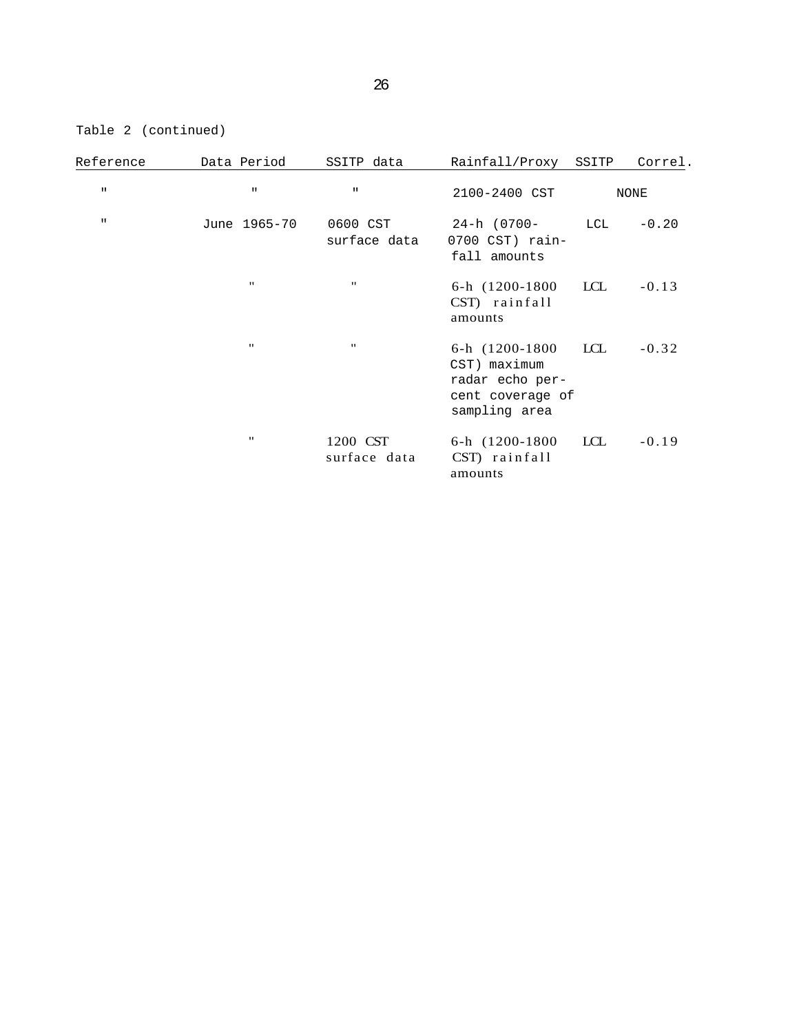Table 2 (continued)

| Reference | Data Period | SSITP data | Rainfall/Proxy | SSITP | Correl. |
|---|---|---|---|---|---|
| " | " | " | 2100-2400 CST | NONE | |
| " | June 1965-70 | 0600 CST surface data | 24-h (0700-0700 CST) rainfall amounts | LCL | -0.20 |
| | " | " | 6-h (1200-1800 CST) rainfall amounts | LCL | -0.13 |
| | " | " | 6-h (1200-1800 CST) maximum radar echo percent coverage of sampling area | LCL | -0.32 |
| | " | 1200 CST surface data | 6-h (1200-1800 CST) rainfall amounts | LCL | -0.19 |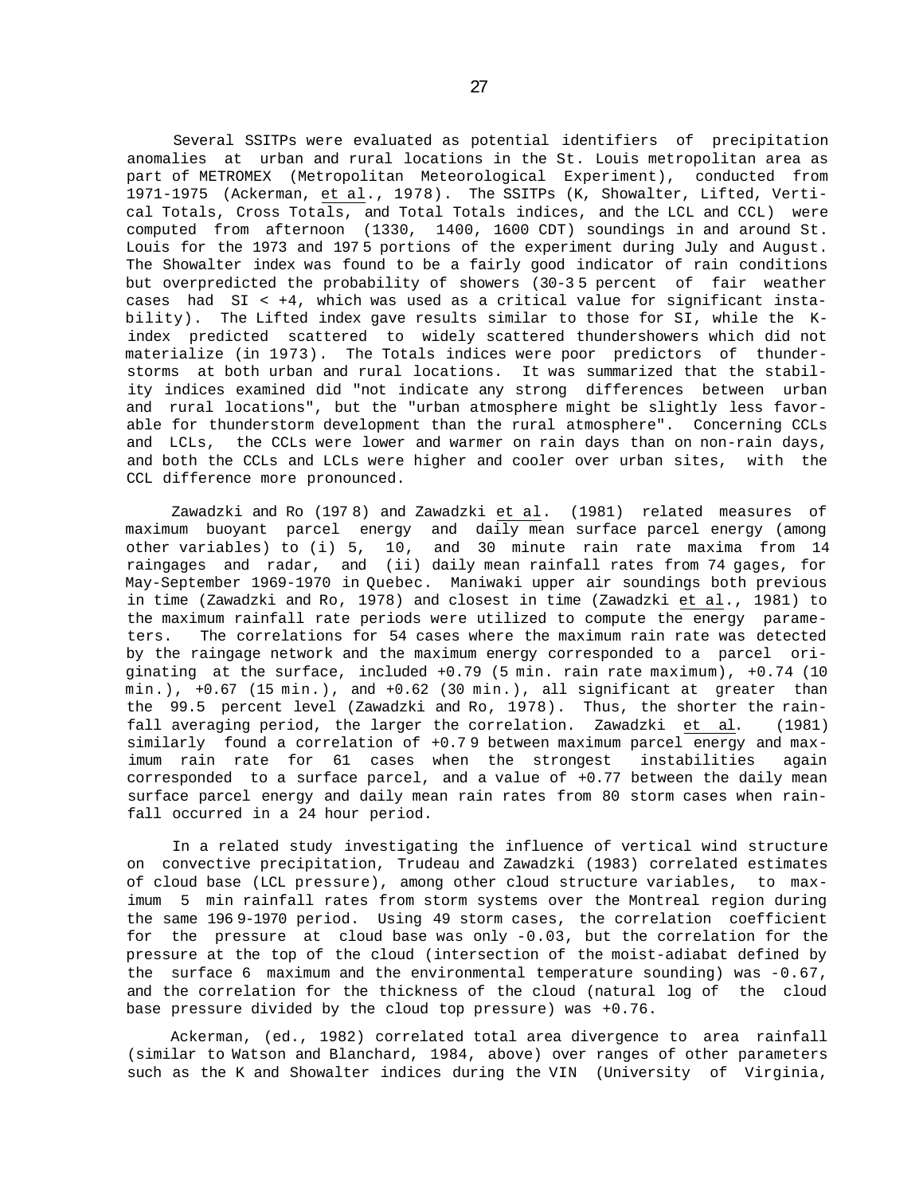Several SSITPs were evaluated as potential identifiers of precipitation anomalies at urban and rural locations in the St. Louis metropolitan area as part of METROMEX (Metropolitan Meteorological Experiment), conducted from 1971-1975 (Ackerman, et al., 1978). The SSITPs (K, Showalter, Lifted, Vertical Totals, Cross Totals, and Total Totals indices, and the LCL and CCL) were computed from afternoon (1330, 1400, 1600 CDT) soundings in and around St. Louis for the 1973 and 1975 portions of the experiment during July and August. The Showalter index was found to be a fairly good indicator of rain conditions but overpredicted the probability of showers (30-35 percent of fair weather cases had SI < +4, which was used as a critical value for significant instability). The Lifted index gave results similar to those for SI, while the K-index predicted scattered to widely scattered thundershowers which did not materialize (in 1973). The Totals indices were poor predictors of thunderstorms at both urban and rural locations. It was summarized that the stability indices examined did "not indicate any strong differences between urban and rural locations", but the "urban atmosphere might be slightly less favorable for thunderstorm development than the rural atmosphere". Concerning CCLs and LCLs, the CCLs were lower and warmer on rain days than on non-rain days, and both the CCLs and LCLs were higher and cooler over urban sites, with the CCL difference more pronounced.

Zawadzki and Ro (1978) and Zawadzki et al. (1981) related measures of maximum buoyant parcel energy and daily mean surface parcel energy (among other variables) to (i) 5, 10, and 30 minute rain rate maxima from 14 raingages and radar, and (ii) daily mean rainfall rates from 74 gages, for May-September 1969-1970 in Quebec. Maniwaki upper air soundings both previous in time (Zawadzki and Ro, 1978) and closest in time (Zawadzki et al., 1981) to the maximum rainfall rate periods were utilized to compute the energy parameters. The correlations for 54 cases where the maximum rain rate was detected by the raingage network and the maximum energy corresponded to a parcel originating at the surface, included +0.79 (5 min. rain rate maximum), +0.74 (10 min.), +0.67 (15 min.), and +0.62 (30 min.), all significant at greater than the 99.5 percent level (Zawadzki and Ro, 1978). Thus, the shorter the rainfall averaging period, the larger the correlation. Zawadzki et al. (1981) similarly found a correlation of +0.79 between maximum parcel energy and maximum rain rate for 61 cases when the strongest instabilities again corresponded to a surface parcel, and a value of +0.77 between the daily mean surface parcel energy and daily mean rain rates from 80 storm cases when rainfall occurred in a 24 hour period.

In a related study investigating the influence of vertical wind structure on convective precipitation, Trudeau and Zawadzki (1983) correlated estimates of cloud base (LCL pressure), among other cloud structure variables, to maximum 5 min rainfall rates from storm systems over the Montreal region during the same 1969-1970 period. Using 49 storm cases, the correlation coefficient for the pressure at cloud base was only -0.03, but the correlation for the pressure at the top of the cloud (intersection of the moist-adiabat defined by the surface 6 maximum and the environmental temperature sounding) was -0.67, and the correlation for the thickness of the cloud (natural log of the cloud base pressure divided by the cloud top pressure) was +0.76.

Ackerman, (ed., 1982) correlated total area divergence to area rainfall (similar to Watson and Blanchard, 1984, above) over ranges of other parameters such as the K and Showalter indices during the VIN (University of Virginia,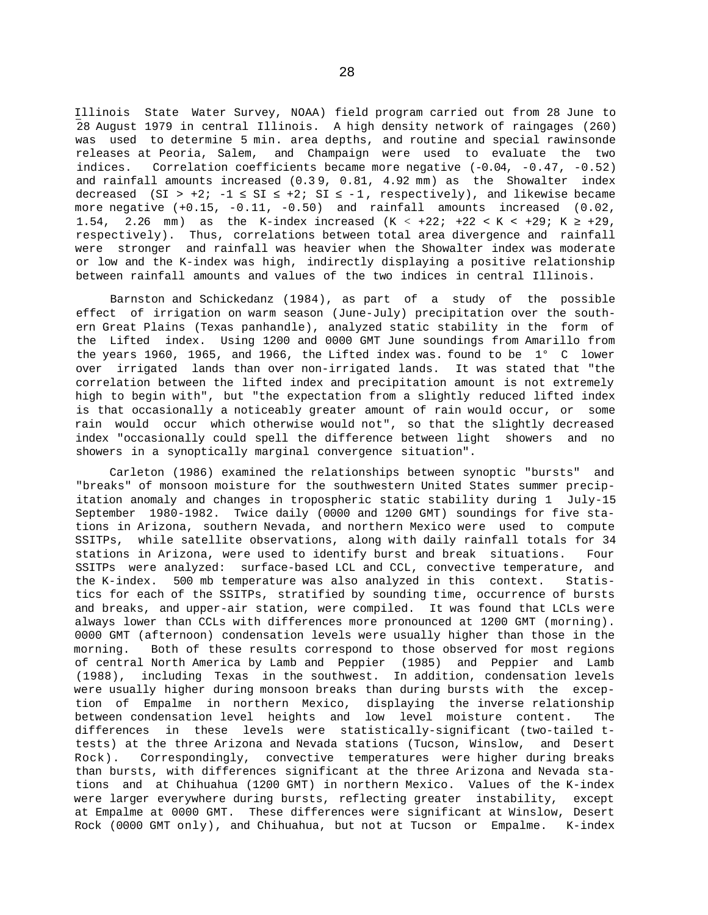Illinois State Water Survey, NOAA) field program carried out from 28 June to 28 August 1979 in central Illinois. A high density network of raingages (260) was used to determine 5 min. area depths, and routine and special rawinsonde releases at Peoria, Salem, and Champaign were used to evaluate the two indices. Correlation coefficients became more negative (-0.04, -0.47, -0.52) and rainfall amounts increased (0.39, 0.81, 4.92 mm) as the Showalter index decreased (SI > +2; -1 ≤ SI ≤ +2; SI ≤ -1, respectively), and likewise became more negative (+0.15, -0.11, -0.50) and rainfall amounts increased (0.02, 1.54, 2.26 mm) as the K-index increased (K < +22; +22 < K < +29; K ≥ +29, respectively). Thus, correlations between total area divergence and rainfall were stronger and rainfall was heavier when the Showalter index was moderate or low and the K-index was high, indirectly displaying a positive relationship between rainfall amounts and values of the two indices in central Illinois.

Barnston and Schickedanz (1984), as part of a study of the possible effect of irrigation on warm season (June-July) precipitation over the southern Great Plains (Texas panhandle), analyzed static stability in the form of the Lifted index. Using 1200 and 0000 GMT June soundings from Amarillo from the years 1960, 1965, and 1966, the Lifted index was found to be 1° C lower over irrigated lands than over non-irrigated lands. It was stated that "the correlation between the lifted index and precipitation amount is not extremely high to begin with", but "the expectation from a slightly reduced lifted index is that occasionally a noticeably greater amount of rain would occur, or some rain would occur which otherwise would not", so that the slightly decreased index "occasionally could spell the difference between light showers and no showers in a synoptically marginal convergence situation".

Carleton (1986) examined the relationships between synoptic "bursts" and "breaks" of monsoon moisture for the southwestern United States summer precipitation anomaly and changes in tropospheric static stability during 1 July-15 September 1980-1982. Twice daily (0000 and 1200 GMT) soundings for five stations in Arizona, southern Nevada, and northern Mexico were used to compute SSITPs, while satellite observations, along with daily rainfall totals for 34 stations in Arizona, were used to identify burst and break situations. Four SSITPs were analyzed: surface-based LCL and CCL, convective temperature, and the K-index. 500 mb temperature was also analyzed in this context. Statistics for each of the SSITPs, stratified by sounding time, occurrence of bursts and breaks, and upper-air station, were compiled. It was found that LCLs were always lower than CCLs with differences more pronounced at 1200 GMT (morning). 0000 GMT (afternoon) condensation levels were usually higher than those in the morning. Both of these results correspond to those observed for most regions of central North America by Lamb and Peppier (1985) and Peppier and Lamb (1988), including Texas in the southwest. In addition, condensation levels were usually higher during monsoon breaks than during bursts with the exception of Empalme in northern Mexico, displaying the inverse relationship between condensation level heights and low level moisture content. The differences in these levels were statistically-significant (two-tailed t-tests) at the three Arizona and Nevada stations (Tucson, Winslow, and Desert Rock). Correspondingly, convective temperatures were higher during breaks than bursts, with differences significant at the three Arizona and Nevada stations and at Chihuahua (1200 GMT) in northern Mexico. Values of the K-index were larger everywhere during bursts, reflecting greater instability, except at Empalme at 0000 GMT. These differences were significant at Winslow, Desert Rock (0000 GMT only), and Chihuahua, but not at Tucson or Empalme. K-index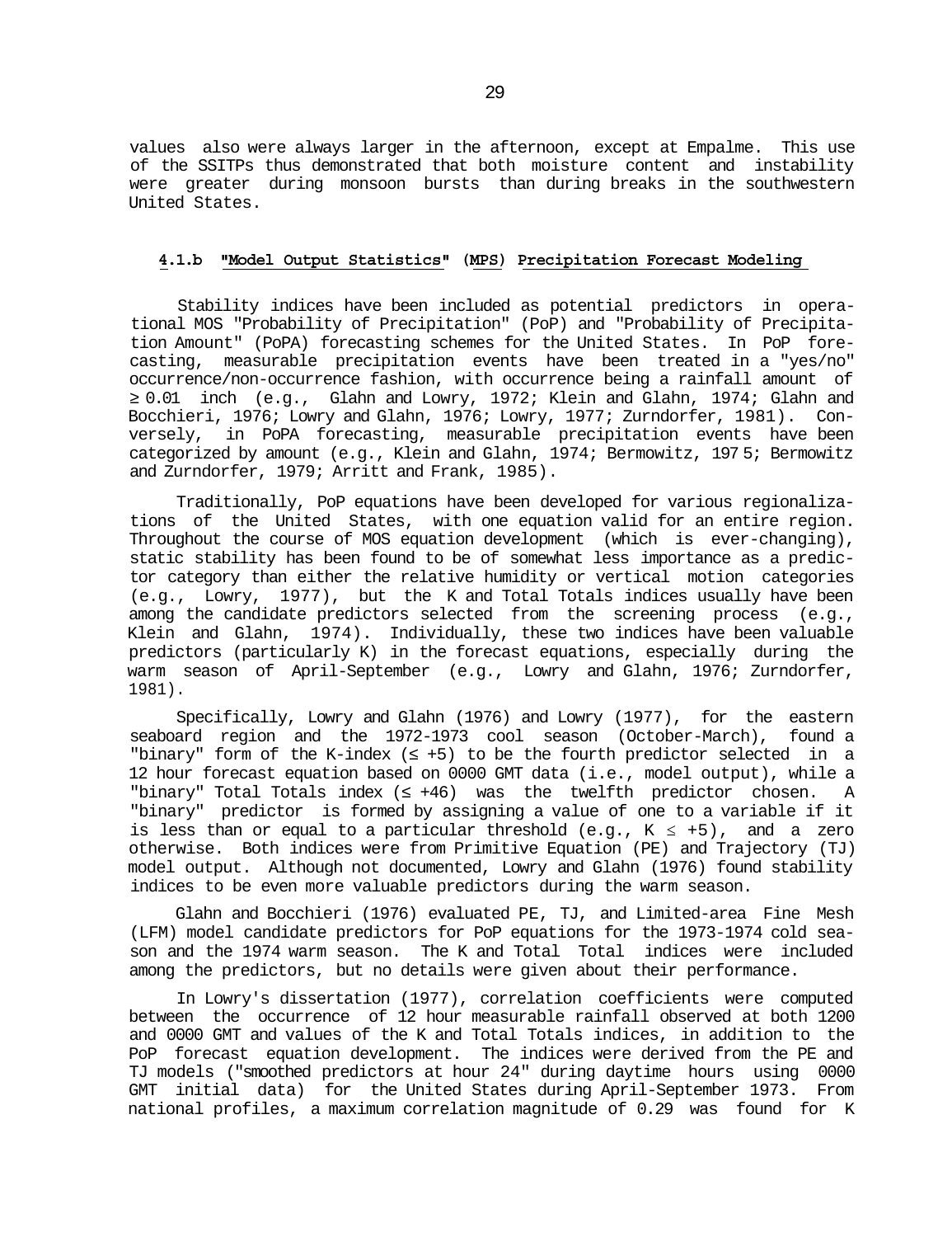values also were always larger in the afternoon, except at Empalme. This use of the SSITPs thus demonstrated that both moisture content and instability were greater during monsoon bursts than during breaks in the southwestern United States.

### 4.1.b "Model Output Statistics" (MPS) Precipitation Forecast Modeling

Stability indices have been included as potential predictors in operational MOS "Probability of Precipitation" (PoP) and "Probability of Precipitation Amount" (PoPA) forecasting schemes for the United States. In PoP forecasting, measurable precipitation events have been treated in a "yes/no" occurrence/non-occurrence fashion, with occurrence being a rainfall amount of $\geq$ 0.01 inch (e.g., Glahn and Lowry, 1972; Klein and Glahn, 1974; Glahn and Bocchieri, 1976; Lowry and Glahn, 1976; Lowry, 1977; Zurndorfer, 1981). Conversely, in PoPA forecasting, measurable precipitation events have been categorized by amount (e.g., Klein and Glahn, 1974; Bermowitz, 1975; Bermowitz and Zurndorfer, 1979; Arritt and Frank, 1985).

Traditionally, PoP equations have been developed for various regionalizations of the United States, with one equation valid for an entire region. Throughout the course of MOS equation development (which is ever-changing), static stability has been found to be of somewhat less importance as a predictor category than either the relative humidity or vertical motion categories (e.g., Lowry, 1977), but the K and Total Totals indices usually have been among the candidate predictors selected from the screening process (e.g., Klein and Glahn, 1974). Individually, these two indices have been valuable predictors (particularly K) in the forecast equations, especially during the warm season of April-September (e.g., Lowry and Glahn, 1976; Zurndorfer, 1981).

Specifically, Lowry and Glahn (1976) and Lowry (1977), for the eastern seaboard region and the 1972-1973 cool season (October-March), found a "binary" form of the K-index ($\leq$ +5) to be the fourth predictor selected in a 12 hour forecast equation based on 0000 GMT data (i.e., model output), while a "binary" Total Totals index ($\leq$ +46) was the twelfth predictor chosen. A "binary" predictor is formed by assigning a value of one to a variable if it is less than or equal to a particular threshold (e.g., K $\leq$ +5), and a zero otherwise. Both indices were from Primitive Equation (PE) and Trajectory (TJ) model output. Although not documented, Lowry and Glahn (1976) found stability indices to be even more valuable predictors during the warm season.

Glahn and Bocchieri (1976) evaluated PE, TJ, and Limited-area Fine Mesh (LFM) model candidate predictors for PoP equations for the 1973-1974 cold season and the 1974 warm season. The K and Total Total indices were included among the predictors, but no details were given about their performance.

In Lowry's dissertation (1977), correlation coefficients were computed between the occurrence of 12 hour measurable rainfall observed at both 1200 and 0000 GMT and values of the K and Total Totals indices, in addition to the PoP forecast equation development. The indices were derived from the PE and TJ models ("smoothed predictors at hour 24" during daytime hours using 0000 GMT initial data) for the United States during April-September 1973. From national profiles, a maximum correlation magnitude of 0.29 was found for K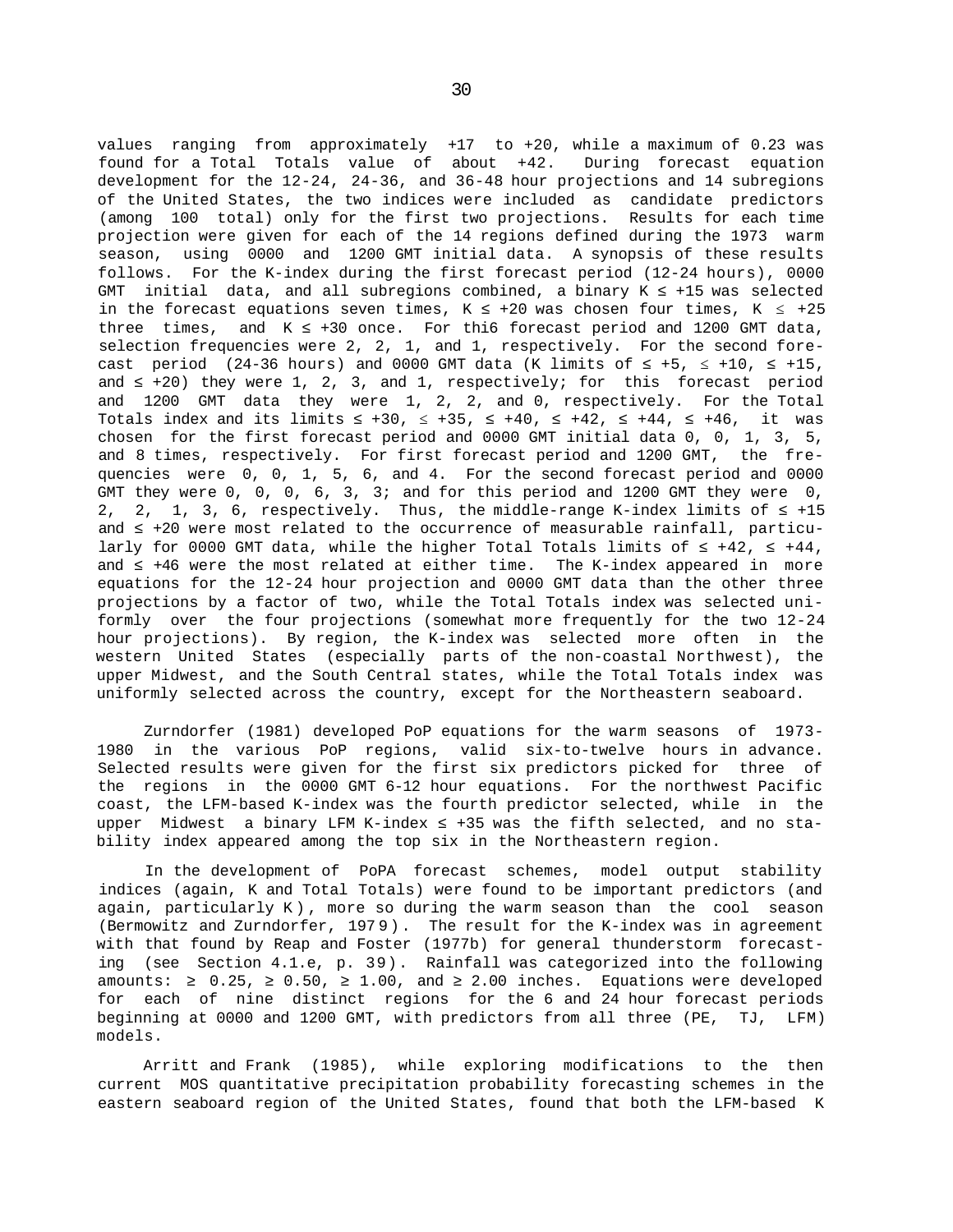values ranging from approximately +17 to +20, while a maximum of 0.23 was found for a Total Totals value of about +42. During forecast equation development for the 12-24, 24-36, and 36-48 hour projections and 14 subregions of the United States, the two indices were included as candidate predictors (among 100 total) only for the first two projections. Results for each time projection were given for each of the 14 regions defined during the 1973 warm season, using 0000 and 1200 GMT initial data. A synopsis of these results follows. For the K-index during the first forecast period (12-24 hours), 0000 GMT initial data, and all subregions combined, a binary K ≤ +15 was selected in the forecast equations seven times, K ≤ +20 was chosen four times, K ≤ +25 three times, and K ≤ +30 once. For thi6 forecast period and 1200 GMT data, selection frequencies were 2, 2, 1, and 1, respectively. For the second forecast period (24-36 hours) and 0000 GMT data (K limits of ≤ +5, ≤ +10, ≤ +15, and ≤ +20) they were 1, 2, 3, and 1, respectively; for this forecast period and 1200 GMT data they were 1, 2, 2, and 0, respectively. For the Total Totals index and its limits ≤ +30, ≤ +35, ≤ +40, ≤ +42, ≤ +44, ≤ +46, it was chosen for the first forecast period and 0000 GMT initial data 0, 0, 1, 3, 5, and 8 times, respectively. For first forecast period and 1200 GMT, the frequencies were 0, 0, 1, 5, 6, and 4. For the second forecast period and 0000 GMT they were 0, 0, 0, 6, 3, 3; and for this period and 1200 GMT they were 0, 2, 2, 1, 3, 6, respectively. Thus, the middle-range K-index limits of ≤ +15 and ≤ +20 were most related to the occurrence of measurable rainfall, particularly for 0000 GMT data, while the higher Total Totals limits of ≤ +42, ≤ +44, and ≤ +46 were the most related at either time. The K-index appeared in more equations for the 12-24 hour projection and 0000 GMT data than the other three projections by a factor of two, while the Total Totals index was selected uniformly over the four projections (somewhat more frequently for the two 12-24 hour projections). By region, the K-index was selected more often in the western United States (especially parts of the non-coastal Northwest), the upper Midwest, and the South Central states, while the Total Totals index was uniformly selected across the country, except for the Northeastern seaboard.

Zurndorfer (1981) developed PoP equations for the warm seasons of 1973-1980 in the various PoP regions, valid six-to-twelve hours in advance. Selected results were given for the first six predictors picked for three of the regions in the 0000 GMT 6-12 hour equations. For the northwest Pacific coast, the LFM-based K-index was the fourth predictor selected, while in the upper Midwest a binary LFM K-index ≤ +35 was the fifth selected, and no stability index appeared among the top six in the Northeastern region.

In the development of PoPA forecast schemes, model output stability indices (again, K and Total Totals) were found to be important predictors (and again, particularly K), more so during the warm season than the cool season (Bermowitz and Zurndorfer, 1979). The result for the K-index was in agreement with that found by Reap and Foster (1977b) for general thunderstorm forecasting (see Section 4.1.e, p. 39). Rainfall was categorized into the following amounts: ≥ 0.25, ≥ 0.50, ≥ 1.00, and ≥ 2.00 inches. Equations were developed for each of nine distinct regions for the 6 and 24 hour forecast periods beginning at 0000 and 1200 GMT, with predictors from all three (PE, TJ, LFM) models.

Arritt and Frank (1985), while exploring modifications to the then current MOS quantitative precipitation probability forecasting schemes in the eastern seaboard region of the United States, found that both the LFM-based K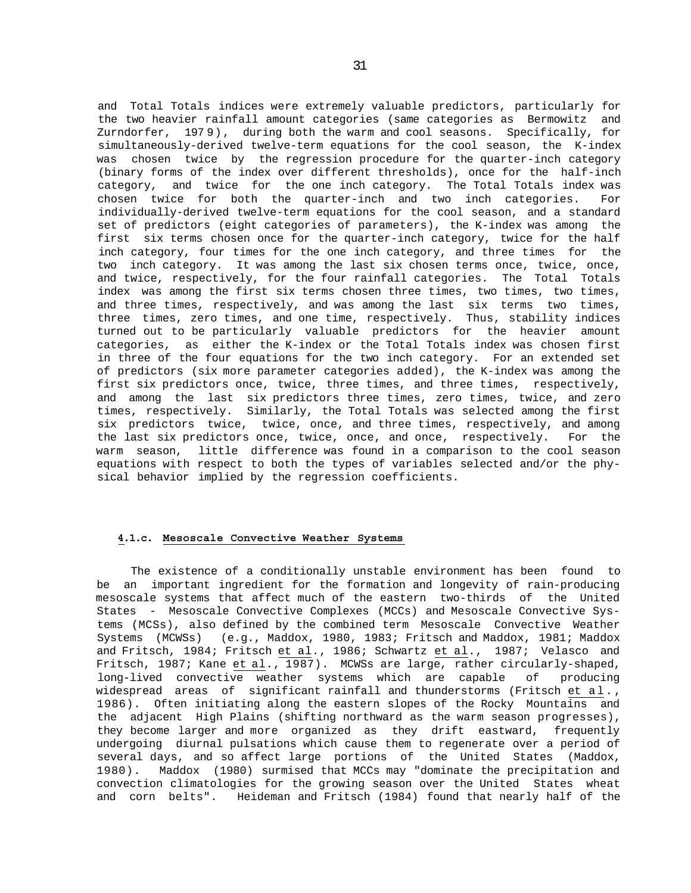and Total Totals indices were extremely valuable predictors, particularly for the two heavier rainfall amount categories (same categories as Bermowitz and Zurndorfer, 1979), during both the warm and cool seasons. Specifically, for simultaneously-derived twelve-term equations for the cool season, the K-index was chosen twice by the regression procedure for the quarter-inch category (binary forms of the index over different thresholds), once for the half-inch category, and twice for the one inch category. The Total Totals index was chosen twice for both the quarter-inch and two inch categories. For individually-derived twelve-term equations for the cool season, and a standard set of predictors (eight categories of parameters), the K-index was among the first six terms chosen once for the quarter-inch category, twice for the half inch category, four times for the one inch category, and three times for the two inch category. It was among the last six chosen terms once, twice, once, and twice, respectively, for the four rainfall categories. The Total Totals index was among the first six terms chosen three times, two times, two times, and three times, respectively, and was among the last six terms two times, three times, zero times, and one time, respectively. Thus, stability indices turned out to be particularly valuable predictors for the heavier amount categories, as either the K-index or the Total Totals index was chosen first in three of the four equations for the two inch category. For an extended set of predictors (six more parameter categories added), the K-index was among the first six predictors once, twice, three times, and three times, respectively, and among the last six predictors three times, zero times, twice, and zero times, respectively. Similarly, the Total Totals was selected among the first six predictors twice, twice, once, and three times, respectively, and among the last six predictors once, twice, once, and once, respectively. For the warm season, little difference was found in a comparison to the cool season equations with respect to both the types of variables selected and/or the physical behavior implied by the regression coefficients.

### 4.1.c. Mesoscale Convective Weather Systems

The existence of a conditionally unstable environment has been found to be an important ingredient for the formation and longevity of rain-producing mesoscale systems that affect much of the eastern two-thirds of the United States - Mesoscale Convective Complexes (MCCs) and Mesoscale Convective Systems (MCSs), also defined by the combined term Mesoscale Convective Weather Systems (MCWSs) (e.g., Maddox, 1980, 1983; Fritsch and Maddox, 1981; Maddox and Fritsch, 1984; Fritsch et al., 1986; Schwartz et al., 1987; Velasco and Fritsch, 1987; Kane et al., 1987). MCWSs are large, rather circularly-shaped, long-lived convective weather systems which are capable of producing widespread areas of significant rainfall and thunderstorms (Fritsch et al., 1986). Often initiating along the eastern slopes of the Rocky Mountains and the adjacent High Plains (shifting northward as the warm season progresses), they become larger and more organized as they drift eastward, frequently undergoing diurnal pulsations which cause them to regenerate over a period of several days, and so affect large portions of the United States (Maddox, 1980). Maddox (1980) surmised that MCCs may "dominate the precipitation and convection climatologies for the growing season over the United States wheat and corn belts". Heideman and Fritsch (1984) found that nearly half of the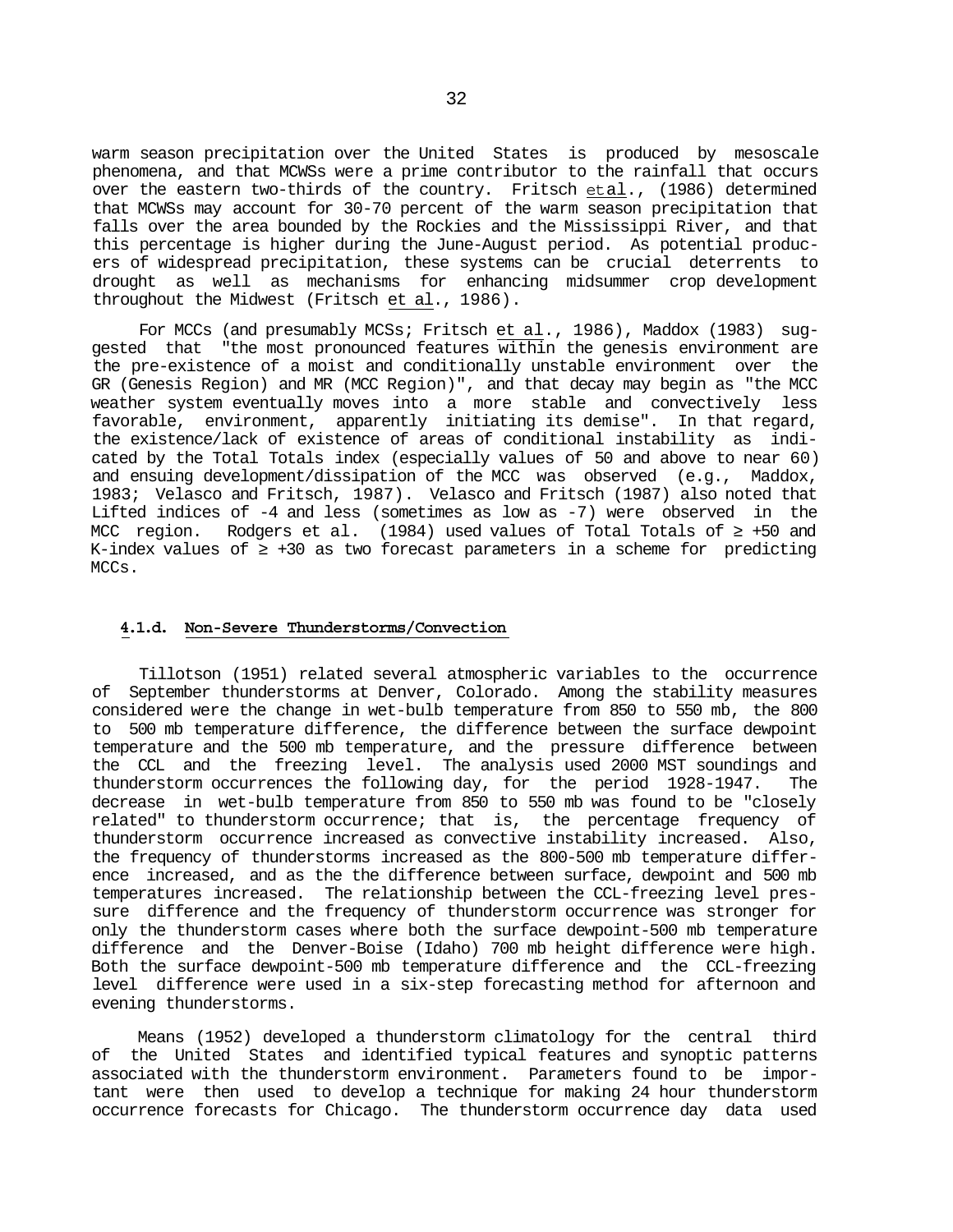warm season precipitation over the United States is produced by mesoscale phenomena, and that MCWSs were a prime contributor to the rainfall that occurs over the eastern two-thirds of the country. Fritsch et al., (1986) determined that MCWSs may account for 30-70 percent of the warm season precipitation that falls over the area bounded by the Rockies and the Mississippi River, and that this percentage is higher during the June-August period. As potential producers of widespread precipitation, these systems can be crucial deterrents to drought as well as mechanisms for enhancing midsummer crop development throughout the Midwest (Fritsch et al., 1986).

For MCCs (and presumably MCSs; Fritsch et al., 1986), Maddox (1983) suggested that "the most pronounced features within the genesis environment are the pre-existence of a moist and conditionally unstable environment over the GR (Genesis Region) and MR (MCC Region)", and that decay may begin as "the MCC weather system eventually moves into a more stable and convectively less favorable, environment, apparently initiating its demise". In that regard, the existence/lack of existence of areas of conditional instability as indicated by the Total Totals index (especially values of 50 and above to near 60) and ensuing development/dissipation of the MCC was observed (e.g., Maddox, 1983; Velasco and Fritsch, 1987). Velasco and Fritsch (1987) also noted that Lifted indices of -4 and less (sometimes as low as -7) were observed in the MCC region. Rodgers et al. (1984) used values of Total Totals of ≥ +50 and K-index values of ≥ +30 as two forecast parameters in a scheme for predicting MCCs.

### 4.1.d. Non-Severe Thunderstorms/Convection

Tillotson (1951) related several atmospheric variables to the occurrence of September thunderstorms at Denver, Colorado. Among the stability measures considered were the change in wet-bulb temperature from 850 to 550 mb, the 800 to 500 mb temperature difference, the difference between the surface dewpoint temperature and the 500 mb temperature, and the pressure difference between the CCL and the freezing level. The analysis used 2000 MST soundings and thunderstorm occurrences the following day, for the period 1928-1947. The decrease in wet-bulb temperature from 850 to 550 mb was found to be "closely related" to thunderstorm occurrence; that is, the percentage frequency of thunderstorm occurrence increased as convective instability increased. Also, the frequency of thunderstorms increased as the 800-500 mb temperature difference increased, and as the the difference between surface, dewpoint and 500 mb temperatures increased. The relationship between the CCL-freezing level pressure difference and the frequency of thunderstorm occurrence was stronger for only the thunderstorm cases where both the surface dewpoint-500 mb temperature difference and the Denver-Boise (Idaho) 700 mb height difference were high. Both the surface dewpoint-500 mb temperature difference and the CCL-freezing level difference were used in a six-step forecasting method for afternoon and evening thunderstorms.

Means (1952) developed a thunderstorm climatology for the central third of the United States and identified typical features and synoptic patterns associated with the thunderstorm environment. Parameters found to be important were then used to develop a technique for making 24 hour thunderstorm occurrence forecasts for Chicago. The thunderstorm occurrence day data used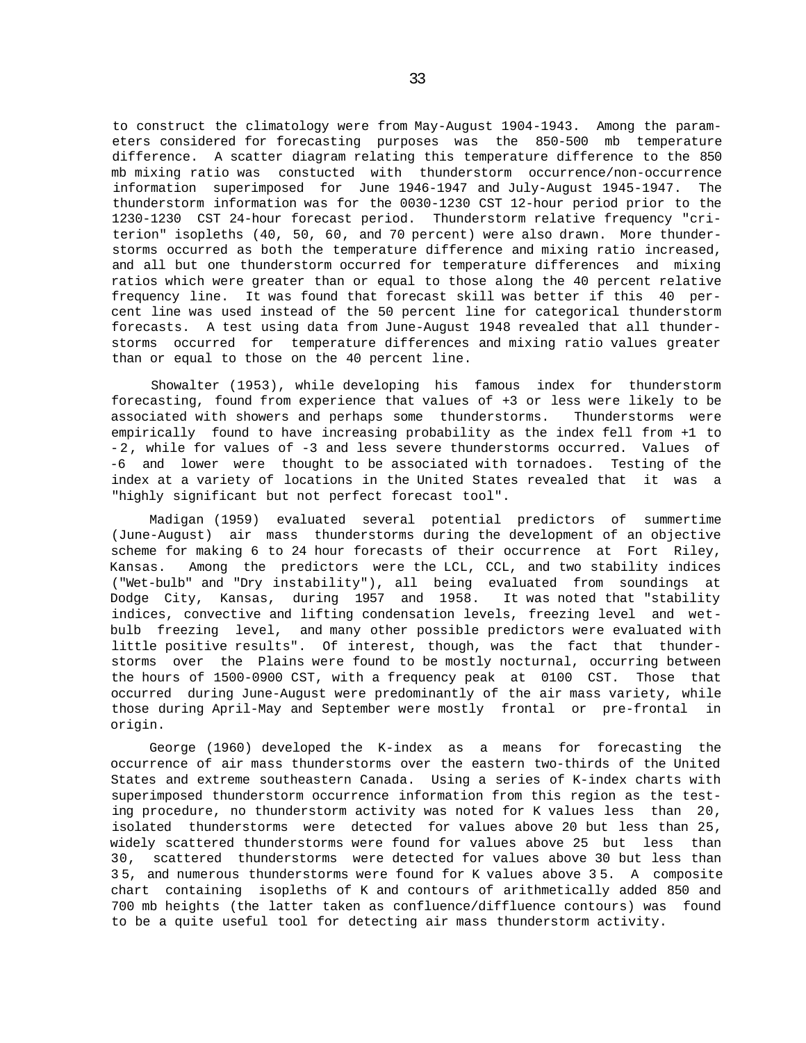to construct the climatology were from May-August 1904-1943. Among the parameters considered for forecasting purposes was the 850-500 mb temperature difference. A scatter diagram relating this temperature difference to the 850 mb mixing ratio was constucted with thunderstorm occurrence/non-occurrence information superimposed for June 1946-1947 and July-August 1945-1947. The thunderstorm information was for the 0030-1230 CST 12-hour period prior to the 1230-1230 CST 24-hour forecast period. Thunderstorm relative frequency "criterion" isopleths (40, 50, 60, and 70 percent) were also drawn. More thunderstorms occurred as both the temperature difference and mixing ratio increased, and all but one thunderstorm occurred for temperature differences and mixing ratios which were greater than or equal to those along the 40 percent relative frequency line. It was found that forecast skill was better if this 40 percent line was used instead of the 50 percent line for categorical thunderstorm forecasts. A test using data from June-August 1948 revealed that all thunderstorms occurred for temperature differences and mixing ratio values greater than or equal to those on the 40 percent line.

Showalter (1953), while developing his famous index for thunderstorm forecasting, found from experience that values of +3 or less were likely to be associated with showers and perhaps some thunderstorms. Thunderstorms were empirically found to have increasing probability as the index fell from +1 to -2, while for values of -3 and less severe thunderstorms occurred. Values of -6 and lower were thought to be associated with tornadoes. Testing of the index at a variety of locations in the United States revealed that it was a "highly significant but not perfect forecast tool".

Madigan (1959) evaluated several potential predictors of summertime (June-August) air mass thunderstorms during the development of an objective scheme for making 6 to 24 hour forecasts of their occurrence at Fort Riley, Kansas. Among the predictors were the LCL, CCL, and two stability indices ("Wet-bulb" and "Dry instability"), all being evaluated from soundings at Dodge City, Kansas, during 1957 and 1958. It was noted that "stability indices, convective and lifting condensation levels, freezing level and wet-bulb freezing level, and many other possible predictors were evaluated with little positive results". Of interest, though, was the fact that thunderstorms over the Plains were found to be mostly nocturnal, occurring between the hours of 1500-0900 CST, with a frequency peak at 0100 CST. Those that occurred during June-August were predominantly of the air mass variety, while those during April-May and September were mostly frontal or pre-frontal in origin.

George (1960) developed the K-index as a means for forecasting the occurrence of air mass thunderstorms over the eastern two-thirds of the United States and extreme southeastern Canada. Using a series of K-index charts with superimposed thunderstorm occurrence information from this region as the testing procedure, no thunderstorm activity was noted for K values less than 20, isolated thunderstorms were detected for values above 20 but less than 25, widely scattered thunderstorms were found for values above 25 but less than 30, scattered thunderstorms were detected for values above 30 but less than 35, and numerous thunderstorms were found for K values above 35. A composite chart containing isopleths of K and contours of arithmetically added 850 and 700 mb heights (the latter taken as confluence/diffluence contours) was found to be a quite useful tool for detecting air mass thunderstorm activity.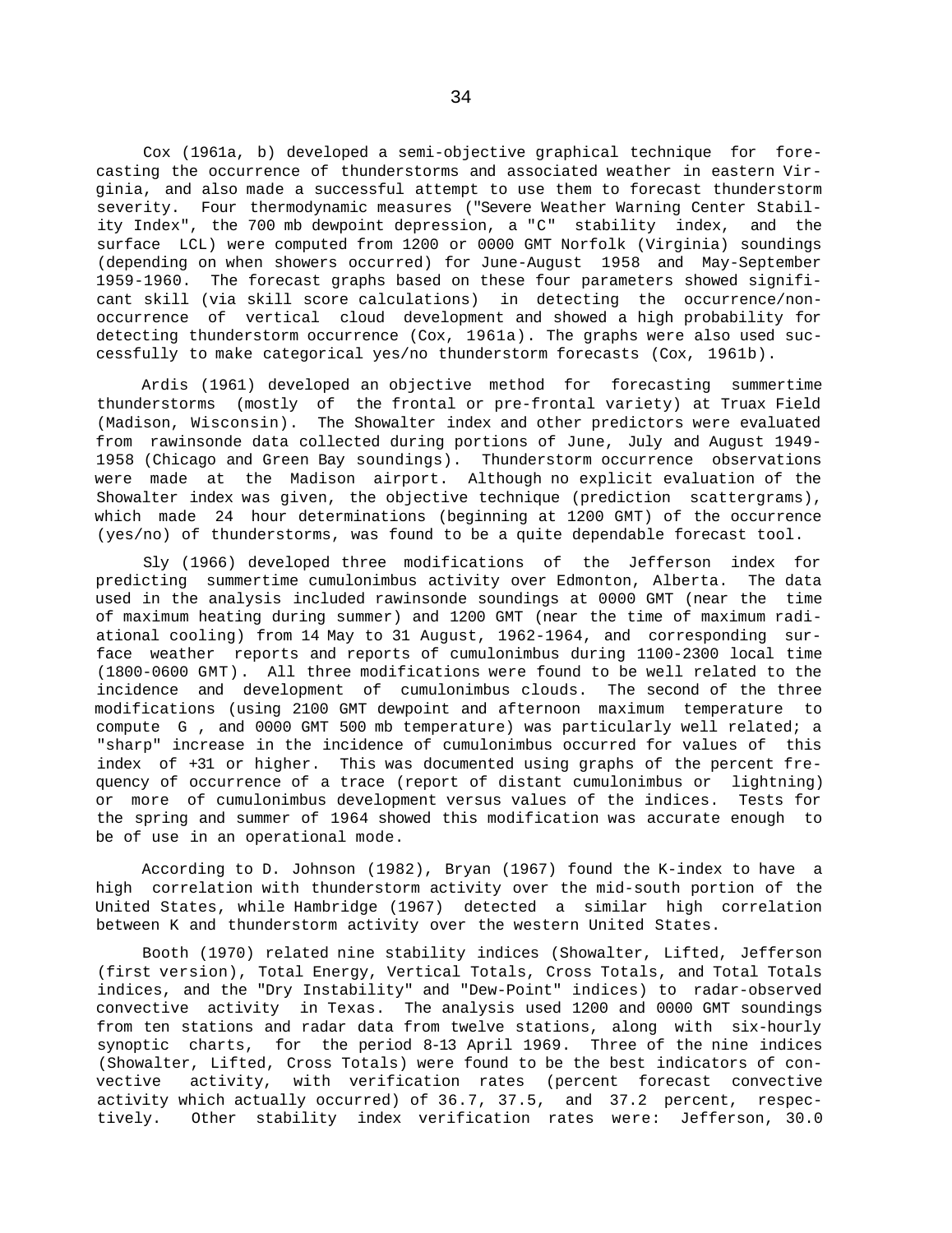Cox (1961a, b) developed a semi-objective graphical technique for forecasting the occurrence of thunderstorms and associated weather in eastern Virginia, and also made a successful attempt to use them to forecast thunderstorm severity. Four thermodynamic measures ("Severe Weather Warning Center Stability Index", the 700 mb dewpoint depression, a "C" stability index, and the surface LCL) were computed from 1200 or 0000 GMT Norfolk (Virginia) soundings (depending on when showers occurred) for June-August 1958 and May-September 1959-1960. The forecast graphs based on these four parameters showed significant skill (via skill score calculations) in detecting the occurrence/nonoccurrence of vertical cloud development and showed a high probability for detecting thunderstorm occurrence (Cox, 1961a). The graphs were also used successfully to make categorical yes/no thunderstorm forecasts (Cox, 1961b).

Ardis (1961) developed an objective method for forecasting summertime thunderstorms (mostly of the frontal or pre-frontal variety) at Truax Field (Madison, Wisconsin). The Showalter index and other predictors were evaluated from rawinsonde data collected during portions of June, July and August 1949-1958 (Chicago and Green Bay soundings). Thunderstorm occurrence observations were made at the Madison airport. Although no explicit evaluation of the Showalter index was given, the objective technique (prediction scattergrams), which made 24 hour determinations (beginning at 1200 GMT) of the occurrence (yes/no) of thunderstorms, was found to be a quite dependable forecast tool.

Sly (1966) developed three modifications of the Jefferson index for predicting summertime cumulonimbus activity over Edmonton, Alberta. The data used in the analysis included rawinsonde soundings at 0000 GMT (near the time of maximum heating during summer) and 1200 GMT (near the time of maximum radiational cooling) from 14 May to 31 August, 1962-1964, and corresponding surface weather reports and reports of cumulonimbus during 1100-2300 local time (1800-0600 GMT). All three modifications were found to be well related to the incidence and development of cumulonimbus clouds. The second of the three modifications (using 2100 GMT dewpoint and afternoon maximum temperature to compute G , and 0000 GMT 500 mb temperature) was particularly well related; a "sharp" increase in the incidence of cumulonimbus occurred for values of this index of +31 or higher. This was documented using graphs of the percent frequency of occurrence of a trace (report of distant cumulonimbus or lightning) or more of cumulonimbus development versus values of the indices. Tests for the spring and summer of 1964 showed this modification was accurate enough to be of use in an operational mode.

According to D. Johnson (1982), Bryan (1967) found the K-index to have a high correlation with thunderstorm activity over the mid-south portion of the United States, while Hambridge (1967) detected a similar high correlation between K and thunderstorm activity over the western United States.

Booth (1970) related nine stability indices (Showalter, Lifted, Jefferson (first version), Total Energy, Vertical Totals, Cross Totals, and Total Totals indices, and the "Dry Instability" and "Dew-Point" indices) to radar-observed convective activity in Texas. The analysis used 1200 and 0000 GMT soundings from ten stations and radar data from twelve stations, along with six-hourly synoptic charts, for the period 8-13 April 1969. Three of the nine indices (Showalter, Lifted, Cross Totals) were found to be the best indicators of convective activity, with verification rates (percent forecast convective activity which actually occurred) of 36.7, 37.5, and 37.2 percent, respectively. Other stability index verification rates were: Jefferson, 30.0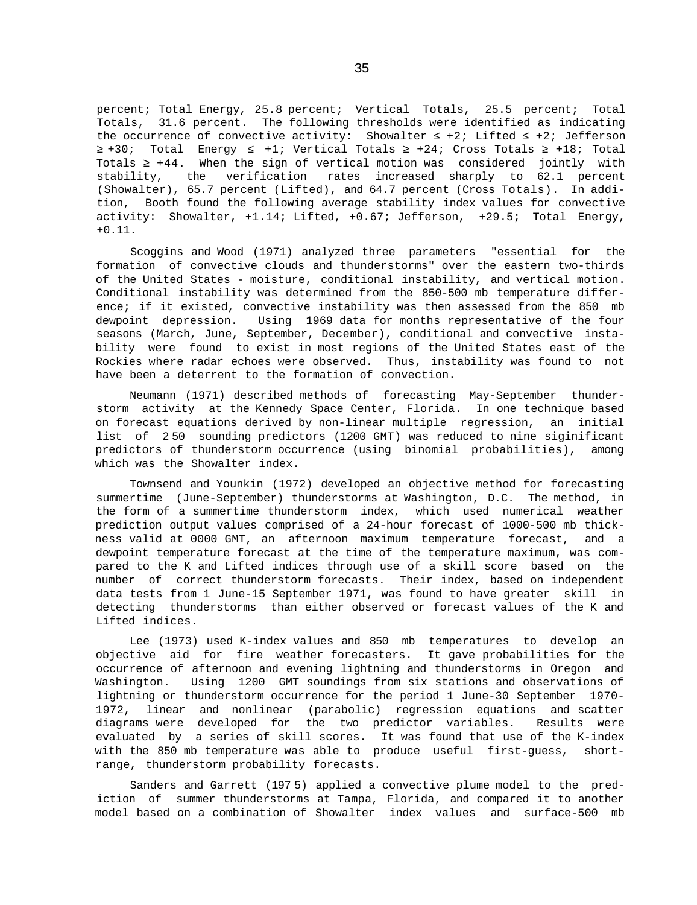percent; Total Energy, 25.8 percent; Vertical Totals, 25.5 percent; Total Totals, 31.6 percent. The following thresholds were identified as indicating the occurrence of convective activity: Showalter ≤ +2; Lifted ≤ +2; Jefferson ≥ +30; Total Energy ≤ +1; Vertical Totals ≥ +24; Cross Totals ≥ +18; Total Totals ≥ +44. When the sign of vertical motion was considered jointly with stability, the verification rates increased sharply to 62.1 percent (Showalter), 65.7 percent (Lifted), and 64.7 percent (Cross Totals). In addition, Booth found the following average stability index values for convective activity: Showalter, +1.14; Lifted, +0.67; Jefferson, +29.5; Total Energy, +0.11.

Scoggins and Wood (1971) analyzed three parameters "essential for the formation of convective clouds and thunderstorms" over the eastern two-thirds of the United States - moisture, conditional instability, and vertical motion. Conditional instability was determined from the 850-500 mb temperature difference; if it existed, convective instability was then assessed from the 850 mb dewpoint depression. Using 1969 data for months representative of the four seasons (March, June, September, December), conditional and convective instability were found to exist in most regions of the United States east of the Rockies where radar echoes were observed. Thus, instability was found to not have been a deterrent to the formation of convection.

Neumann (1971) described methods of forecasting May-September thunderstorm activity at the Kennedy Space Center, Florida. In one technique based on forecast equations derived by non-linear multiple regression, an initial list of 250 sounding predictors (1200 GMT) was reduced to nine siginificant predictors of thunderstorm occurrence (using binomial probabilities), among which was the Showalter index.

Townsend and Younkin (1972) developed an objective method for forecasting summertime (June-September) thunderstorms at Washington, D.C. The method, in the form of a summertime thunderstorm index, which used numerical weather prediction output values comprised of a 24-hour forecast of 1000-500 mb thickness valid at 0000 GMT, an afternoon maximum temperature forecast, and a dewpoint temperature forecast at the time of the temperature maximum, was compared to the K and Lifted indices through use of a skill score based on the number of correct thunderstorm forecasts. Their index, based on independent data tests from 1 June-15 September 1971, was found to have greater skill in detecting thunderstorms than either observed or forecast values of the K and Lifted indices.

Lee (1973) used K-index values and 850 mb temperatures to develop an objective aid for fire weather forecasters. It gave probabilities for the occurrence of afternoon and evening lightning and thunderstorms in Oregon and Washington. Using 1200 GMT soundings from six stations and observations of lightning or thunderstorm occurrence for the period 1 June-30 September 1970-1972, linear and nonlinear (parabolic) regression equations and scatter diagrams were developed for the two predictor variables. Results were evaluated by a series of skill scores. It was found that use of the K-index with the 850 mb temperature was able to produce useful first-guess, short-range, thunderstorm probability forecasts.

Sanders and Garrett (1975) applied a convective plume model to the prediction of summer thunderstorms at Tampa, Florida, and compared it to another model based on a combination of Showalter index values and surface-500 mb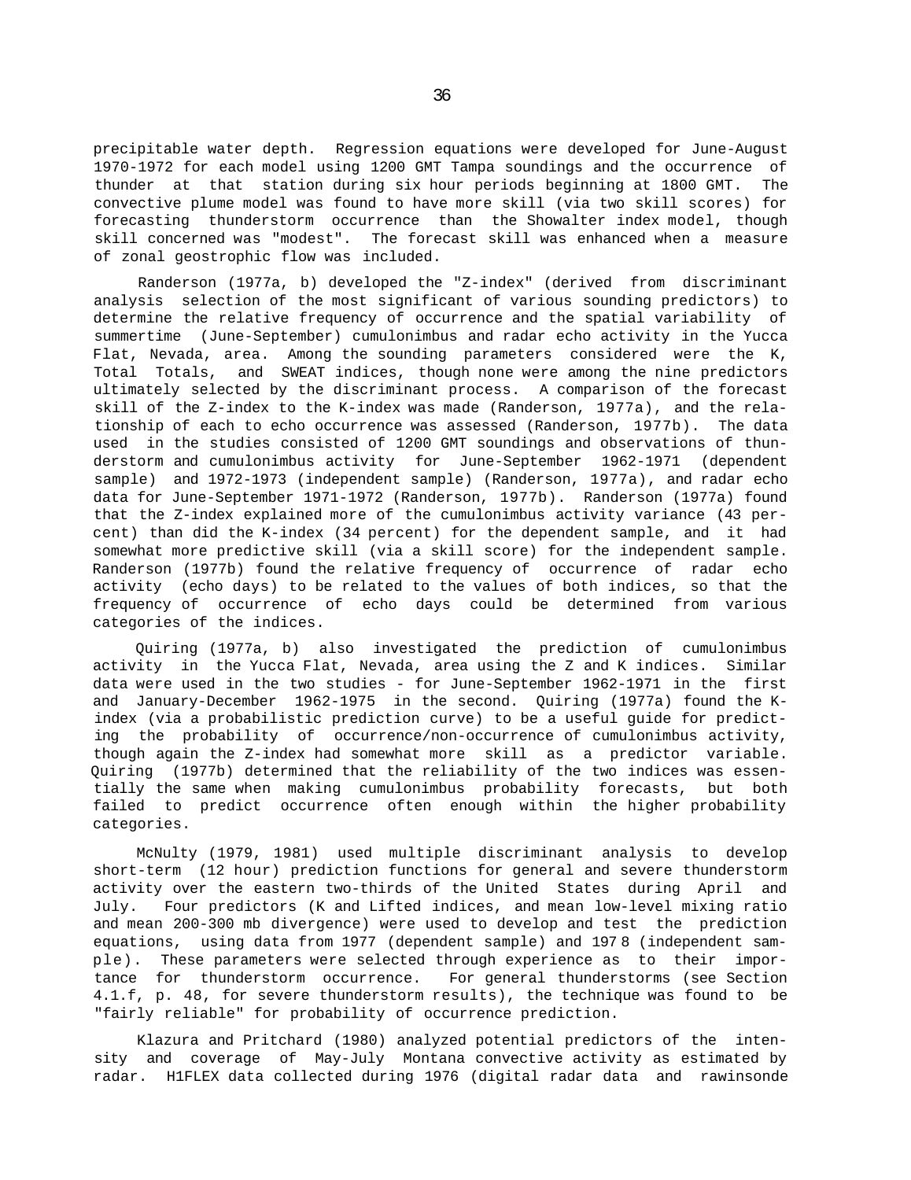precipitable water depth. Regression equations were developed for June-August 1970-1972 for each model using 1200 GMT Tampa soundings and the occurrence of thunder at that station during six hour periods beginning at 1800 GMT. The convective plume model was found to have more skill (via two skill scores) for forecasting thunderstorm occurrence than the Showalter index model, though skill concerned was "modest". The forecast skill was enhanced when a measure of zonal geostrophic flow was included.

Randerson (1977a, b) developed the "Z-index" (derived from discriminant analysis selection of the most significant of various sounding predictors) to determine the relative frequency of occurrence and the spatial variability of summertime (June-September) cumulonimbus and radar echo activity in the Yucca Flat, Nevada, area. Among the sounding parameters considered were the K, Total Totals, and SWEAT indices, though none were among the nine predictors ultimately selected by the discriminant process. A comparison of the forecast skill of the Z-index to the K-index was made (Randerson, 1977a), and the relationship of each to echo occurrence was assessed (Randerson, 1977b). The data used in the studies consisted of 1200 GMT soundings and observations of thunderstorm and cumulonimbus activity for June-September 1962-1971 (dependent sample) and 1972-1973 (independent sample) (Randerson, 1977a), and radar echo data for June-September 1971-1972 (Randerson, 1977b). Randerson (1977a) found that the Z-index explained more of the cumulonimbus activity variance (43 percent) than did the K-index (34 percent) for the dependent sample, and it had somewhat more predictive skill (via a skill score) for the independent sample. Randerson (1977b) found the relative frequency of occurrence of radar echo activity (echo days) to be related to the values of both indices, so that the frequency of occurrence of echo days could be determined from various categories of the indices.

Quiring (1977a, b) also investigated the prediction of cumulonimbus activity in the Yucca Flat, Nevada, area using the Z and K indices. Similar data were used in the two studies - for June-September 1962-1971 in the first and January-December 1962-1975 in the second. Quiring (1977a) found the K-index (via a probabilistic prediction curve) to be a useful guide for predicting the probability of occurrence/non-occurrence of cumulonimbus activity, though again the Z-index had somewhat more skill as a predictor variable. Quiring (1977b) determined that the reliability of the two indices was essentially the same when making cumulonimbus probability forecasts, but both failed to predict occurrence often enough within the higher probability categories.

McNulty (1979, 1981) used multiple discriminant analysis to develop short-term (12 hour) prediction functions for general and severe thunderstorm activity over the eastern two-thirds of the United States during April and July. Four predictors (K and Lifted indices, and mean low-level mixing ratio and mean 200-300 mb divergence) were used to develop and test the prediction equations, using data from 1977 (dependent sample) and 1978 (independent sample). These parameters were selected through experience as to their importance for thunderstorm occurrence. For general thunderstorms (see Section 4.1.f, p. 48, for severe thunderstorm results), the technique was found to be "fairly reliable" for probability of occurrence prediction.

Klazura and Pritchard (1980) analyzed potential predictors of the intensity and coverage of May-July Montana convective activity as estimated by radar. H1FLEX data collected during 1976 (digital radar data and rawinsonde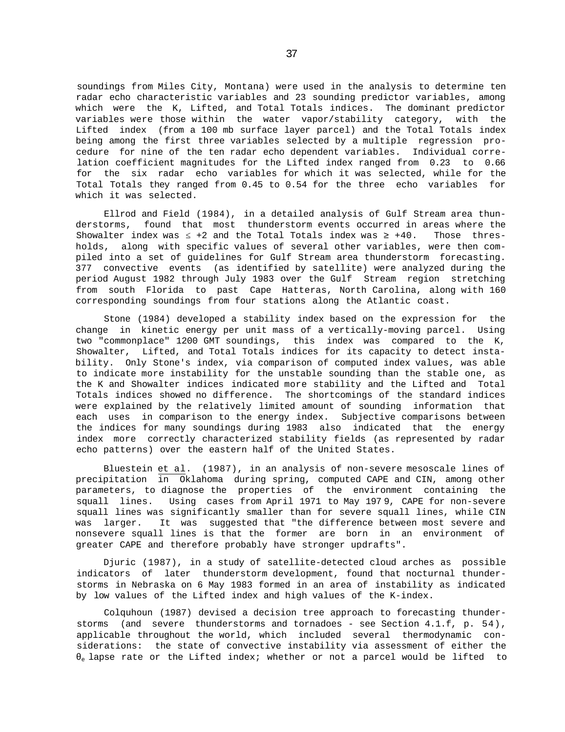soundings from Miles City, Montana) were used in the analysis to determine ten radar echo characteristic variables and 23 sounding predictor variables, among which were the K, Lifted, and Total Totals indices. The dominant predictor variables were those within the water vapor/stability category, with the Lifted index (from a 100 mb surface layer parcel) and the Total Totals index being among the first three variables selected by a multiple regression procedure for nine of the ten radar echo dependent variables. Individual correlation coefficient magnitudes for the Lifted index ranged from 0.23 to 0.66 for the six radar echo variables for which it was selected, while for the Total Totals they ranged from 0.45 to 0.54 for the three echo variables for which it was selected.

Ellrod and Field (1984), in a detailed analysis of Gulf Stream area thunderstorms, found that most thunderstorm events occurred in areas where the Showalter index was $\leq +2$ and the Total Totals index was $\geq +40$. Those thresholds, along with specific values of several other variables, were then compiled into a set of guidelines for Gulf Stream area thunderstorm forecasting. 377 convective events (as identified by satellite) were analyzed during the period August 1982 through July 1983 over the Gulf Stream region stretching from south Florida to past Cape Hatteras, North Carolina, along with 160 corresponding soundings from four stations along the Atlantic coast.

Stone (1984) developed a stability index based on the expression for the change in kinetic energy per unit mass of a vertically-moving parcel. Using two "commonplace" 1200 GMT soundings, this index was compared to the K, Showalter, Lifted, and Total Totals indices for its capacity to detect instability. Only Stone's index, via comparison of computed index values, was able to indicate more instability for the unstable sounding than the stable one, as the K and Showalter indices indicated more stability and the Lifted and Total Totals indices showed no difference. The shortcomings of the standard indices were explained by the relatively limited amount of sounding information that each uses in comparison to the energy index. Subjective comparisons between the indices for many soundings during 1983 also indicated that the energy index more correctly characterized stability fields (as represented by radar echo patterns) over the eastern half of the United States.

Bluestein *et al*. (1987), in an analysis of non-severe mesoscale lines of precipitation in Oklahoma during spring, computed CAPE and CIN, among other parameters, to diagnose the properties of the environment containing the squall lines. Using cases from April 1971 to May 1979, CAPE for non-severe squall lines was significantly smaller than for severe squall lines, while CIN was larger. It was suggested that "the difference between most severe and nonsevere squall lines is that the former are born in an environment of greater CAPE and therefore probably have stronger updrafts".

Djuric (1987), in a study of satellite-detected cloud arches as possible indicators of later thunderstorm development, found that nocturnal thunderstorms in Nebraska on 6 May 1983 formed in an area of instability as indicated by low values of the Lifted index and high values of the K-index.

Colquhoun (1987) devised a decision tree approach to forecasting thunderstorms (and severe thunderstorms and tornadoes - see Section 4.1.f, p. 54), applicable throughout the world, which included several thermodynamic considerations: the state of convective instability via assessment of either the $\theta_e$ lapse rate or the Lifted index; whether or not a parcel would be lifted to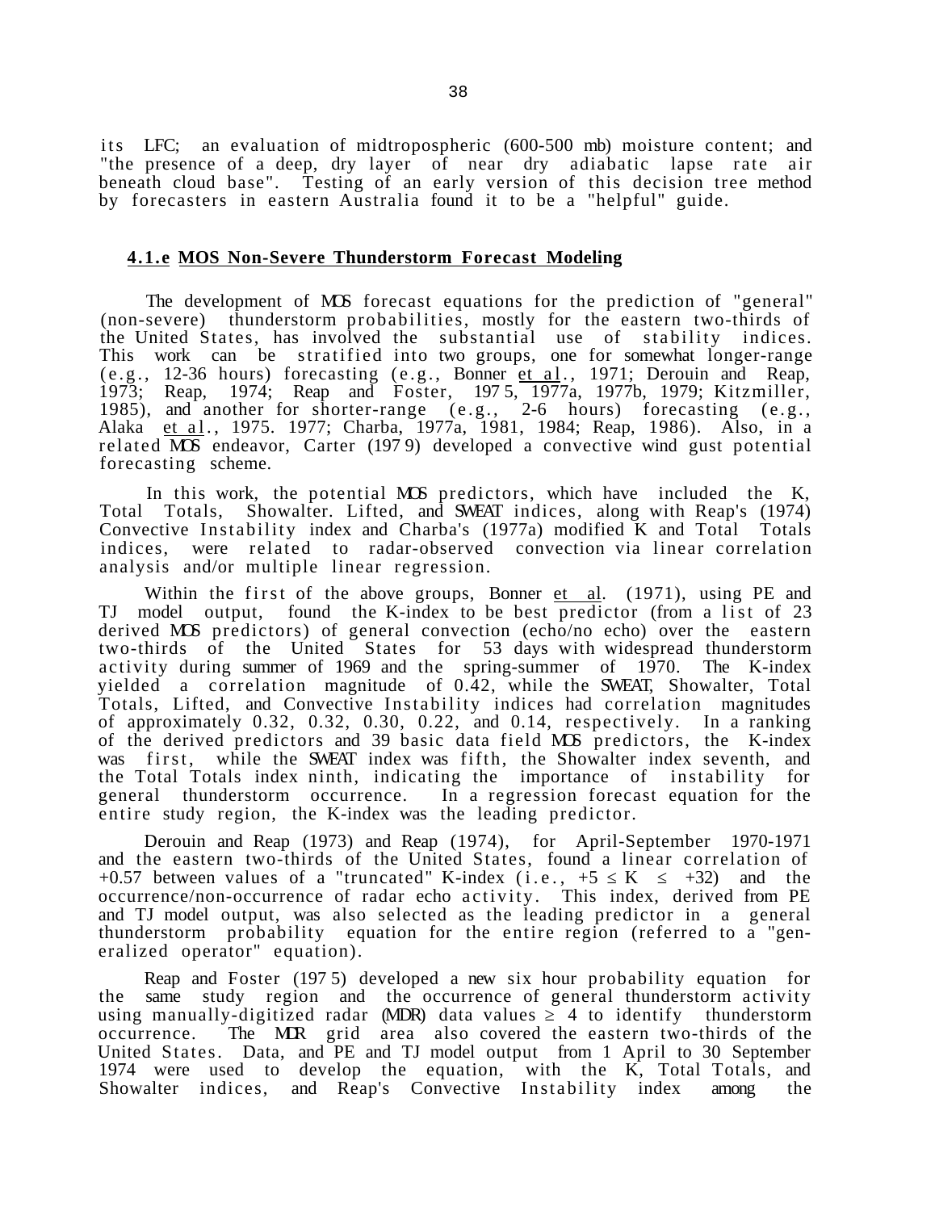its LFC; an evaluation of midtropospheric (600-500 mb) moisture content; and "the presence of a deep, dry layer of near dry adiabatic lapse rate air beneath cloud base". Testing of an early version of this decision tree method by forecasters in eastern Australia found it to be a "helpful" guide.

### 4.1.e MOS Non-Severe Thunderstorm Forecast Modeling

The development of MOS forecast equations for the prediction of "general" (non-severe) thunderstorm probabilities, mostly for the eastern two-thirds of the United States, has involved the substantial use of stability indices. This work can be stratified into two groups, one for somewhat longer-range (e.g., 12-36 hours) forecasting (e.g., Bonner et al., 1971; Derouin and Reap, 1973; Reap, 1974; Reap and Foster, 1975, 1977a, 1977b, 1979; Kitzmiller, 1985), and another for shorter-range (e.g., 2-6 hours) forecasting (e.g., Alaka et al., 1975. 1977; Charba, 1977a, 1981, 1984; Reap, 1986). Also, in a related MOS endeavor, Carter (1979) developed a convective wind gust potential forecasting scheme.

In this work, the potential MOS predictors, which have included the K, Total Totals, Showalter. Lifted, and SWEAT indices, along with Reap's (1974) Convective Instability index and Charba's (1977a) modified K and Total Totals indices, were related to radar-observed convection via linear correlation analysis and/or multiple linear regression.

Within the first of the above groups, Bonner et al. (1971), using PE and TJ model output, found the K-index to be best predictor (from a list of 23 derived MOS predictors) of general convection (echo/no echo) over the eastern two-thirds of the United States for 53 days with widespread thunderstorm activity during summer of 1969 and the spring-summer of 1970. The K-index yielded a correlation magnitude of 0.42, while the SWEAT, Showalter, Total Totals, Lifted, and Convective Instability indices had correlation magnitudes of approximately 0.32, 0.32, 0.30, 0.22, and 0.14, respectively. In a ranking of the derived predictors and 39 basic data field MOS predictors, the K-index was first, while the SWEAT index was fifth, the Showalter index seventh, and the Total Totals index ninth, indicating the importance of instability for general thunderstorm occurrence. In a regression forecast equation for the entire study region, the K-index was the leading predictor.

Derouin and Reap (1973) and Reap (1974), for April-September 1970-1971 and the eastern two-thirds of the United States, found a linear correlation of +0.57 between values of a "truncated" K-index (i.e., $+5 \leq K \leq +32$) and the occurrence/non-occurrence of radar echo activity. This index, derived from PE and TJ model output, was also selected as the leading predictor in a general thunderstorm probability equation for the entire region (referred to a "generalized operator" equation).

Reap and Foster (1975) developed a new six hour probability equation for the same study region and the occurrence of general thunderstorm activity using manually-digitized radar (MDR) data values $\geq 4$ to identify thunderstorm occurrence. The MDR grid area also covered the eastern two-thirds of the United States. Data, and PE and TJ model output from 1 April to 30 September 1974 were used to develop the equation, with the K, Total Totals, and Showalter indices, and Reap's Convective Instability index among the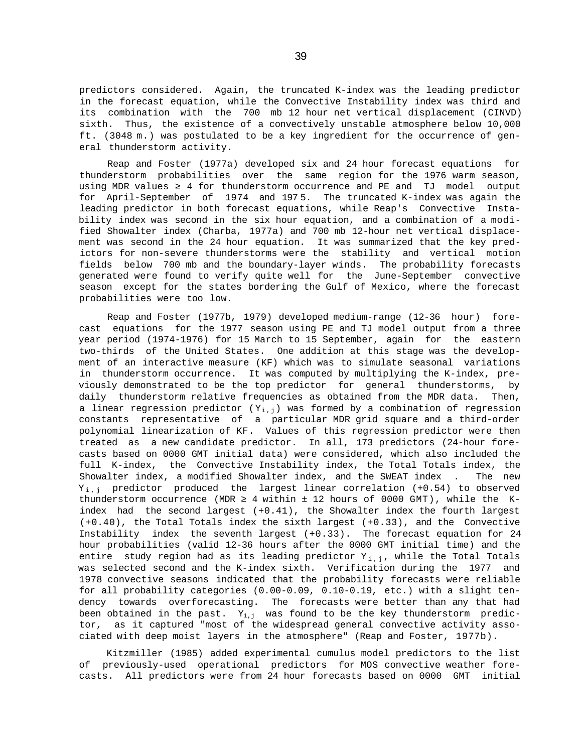predictors considered. Again, the truncated K-index was the leading predictor in the forecast equation, while the Convective Instability index was third and its combination with the 700 mb 12 hour net vertical displacement (CINVD) sixth. Thus, the existence of a convectively unstable atmosphere below 10,000 ft. (3048 m.) was postulated to be a key ingredient for the occurrence of general thunderstorm activity.

Reap and Foster (1977a) developed six and 24 hour forecast equations for thunderstorm probabilities over the same region for the 1976 warm season, using MDR values ≥ 4 for thunderstorm occurrence and PE and TJ model output for April-September of 1974 and 1975. The truncated K-index was again the leading predictor in both forecast equations, while Reap's Convective Instability index was second in the six hour equation, and a combination of a modified Showalter index (Charba, 1977a) and 700 mb 12-hour net vertical displacement was second in the 24 hour equation. It was summarized that the key predictors for non-severe thunderstorms were the stability and vertical motion fields below 700 mb and the boundary-layer winds. The probability forecasts generated were found to verify quite well for the June-September convective season except for the states bordering the Gulf of Mexico, where the forecast probabilities were too low.

Reap and Foster (1977b, 1979) developed medium-range (12-36 hour) forecast equations for the 1977 season using PE and TJ model output from a three year period (1974-1976) for 15 March to 15 September, again for the eastern two-thirds of the United States. One addition at this stage was the development of an interactive measure (KF) which was to simulate seasonal variations in thunderstorm occurrence. It was computed by multiplying the K-index, previously demonstrated to be the top predictor for general thunderstorms, by daily thunderstorm relative frequencies as obtained from the MDR data. Then, a linear regression predictor ($Y_{i,j}$) was formed by a combination of regression constants representative of a particular MDR grid square and a third-order polynomial linearization of KF. Values of this regression predictor were then treated as a new candidate predictor. In all, 173 predictors (24-hour forecasts based on 0000 GMT initial data) were considered, which also included the full K-index, the Convective Instability index, the Total Totals index, the Showalter index, a modified Showalter index, and the SWEAT index . The new $Y_{i,j}$ predictor produced the largest linear correlation (+0.54) to observed thunderstorm occurrence (MDR ≥ 4 within ± 12 hours of 0000 GMT), while the K-index had the second largest (+0.41), the Showalter index the fourth largest (+0.40), the Total Totals index the sixth largest (+0.33), and the Convective Instability index the seventh largest (+0.33). The forecast equation for 24 hour probabilities (valid 12-36 hours after the 0000 GMT initial time) and the entire study region had as its leading predictor $Y_{i,j}$, while the Total Totals was selected second and the K-index sixth. Verification during the 1977 and 1978 convective seasons indicated that the probability forecasts were reliable for all probability categories (0.00-0.09, 0.10-0.19, etc.) with a slight tendency towards overforecasting. The forecasts were better than any that had been obtained in the past. $Y_{i,j}$ was found to be the key thunderstorm predictor, as it captured "most of the widespread general convective activity associated with deep moist layers in the atmosphere" (Reap and Foster, 1977b).

Kitzmiller (1985) added experimental cumulus model predictors to the list of previously-used operational predictors for MOS convective weather forecasts. All predictors were from 24 hour forecasts based on 0000 GMT initial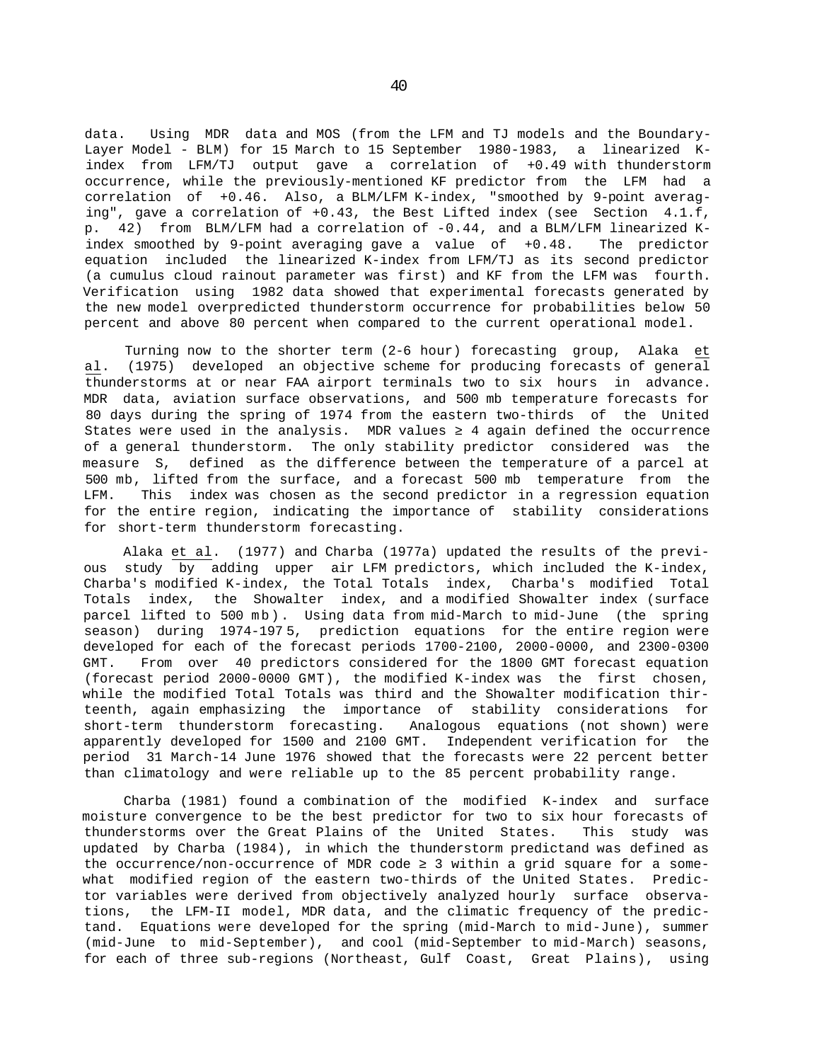data. Using MDR data and MOS (from the LFM and TJ models and the Boundary-Layer Model - BLM) for 15 March to 15 September 1980-1983, a linearized K-index from LFM/TJ output gave a correlation of +0.49 with thunderstorm occurrence, while the previously-mentioned KF predictor from the LFM had a correlation of +0.46. Also, a BLM/LFM K-index, "smoothed by 9-point averaging", gave a correlation of +0.43, the Best Lifted index (see Section 4.1.f, p. 42) from BLM/LFM had a correlation of -0.44, and a BLM/LFM linearized K-index smoothed by 9-point averaging gave a value of +0.48. The predictor equation included the linearized K-index from LFM/TJ as its second predictor (a cumulus cloud rainout parameter was first) and KF from the LFM was fourth. Verification using 1982 data showed that experimental forecasts generated by the new model overpredicted thunderstorm occurrence for probabilities below 50 percent and above 80 percent when compared to the current operational model.

Turning now to the shorter term (2-6 hour) forecasting group, Alaka et al. (1975) developed an objective scheme for producing forecasts of general thunderstorms at or near FAA airport terminals two to six hours in advance. MDR data, aviation surface observations, and 500 mb temperature forecasts for 80 days during the spring of 1974 from the eastern two-thirds of the United States were used in the analysis. MDR values ≥ 4 again defined the occurrence of a general thunderstorm. The only stability predictor considered was the measure S, defined as the difference between the temperature of a parcel at 500 mb, lifted from the surface, and a forecast 500 mb temperature from the LFM. This index was chosen as the second predictor in a regression equation for the entire region, indicating the importance of stability considerations for short-term thunderstorm forecasting.

Alaka et al. (1977) and Charba (1977a) updated the results of the previous study by adding upper air LFM predictors, which included the K-index, Charba's modified K-index, the Total Totals index, Charba's modified Total Totals index, the Showalter index, and a modified Showalter index (surface parcel lifted to 500 mb). Using data from mid-March to mid-June (the spring season) during 1974-1975, prediction equations for the entire region were developed for each of the forecast periods 1700-2100, 2000-0000, and 2300-0300 GMT. From over 40 predictors considered for the 1800 GMT forecast equation (forecast period 2000-0000 GMT), the modified K-index was the first chosen, while the modified Total Totals was third and the Showalter modification thirteenth, again emphasizing the importance of stability considerations for short-term thunderstorm forecasting. Analogous equations (not shown) were apparently developed for 1500 and 2100 GMT. Independent verification for the period 31 March-14 June 1976 showed that the forecasts were 22 percent better than climatology and were reliable up to the 85 percent probability range.

Charba (1981) found a combination of the modified K-index and surface moisture convergence to be the best predictor for two to six hour forecasts of thunderstorms over the Great Plains of the United States. This study was updated by Charba (1984), in which the thunderstorm predictand was defined as the occurrence/non-occurrence of MDR code ≥ 3 within a grid square for a somewhat modified region of the eastern two-thirds of the United States. Predictor variables were derived from objectively analyzed hourly surface observations, the LFM-II model, MDR data, and the climatic frequency of the predictand. Equations were developed for the spring (mid-March to mid-June), summer (mid-June to mid-September), and cool (mid-September to mid-March) seasons, for each of three sub-regions (Northeast, Gulf Coast, Great Plains), using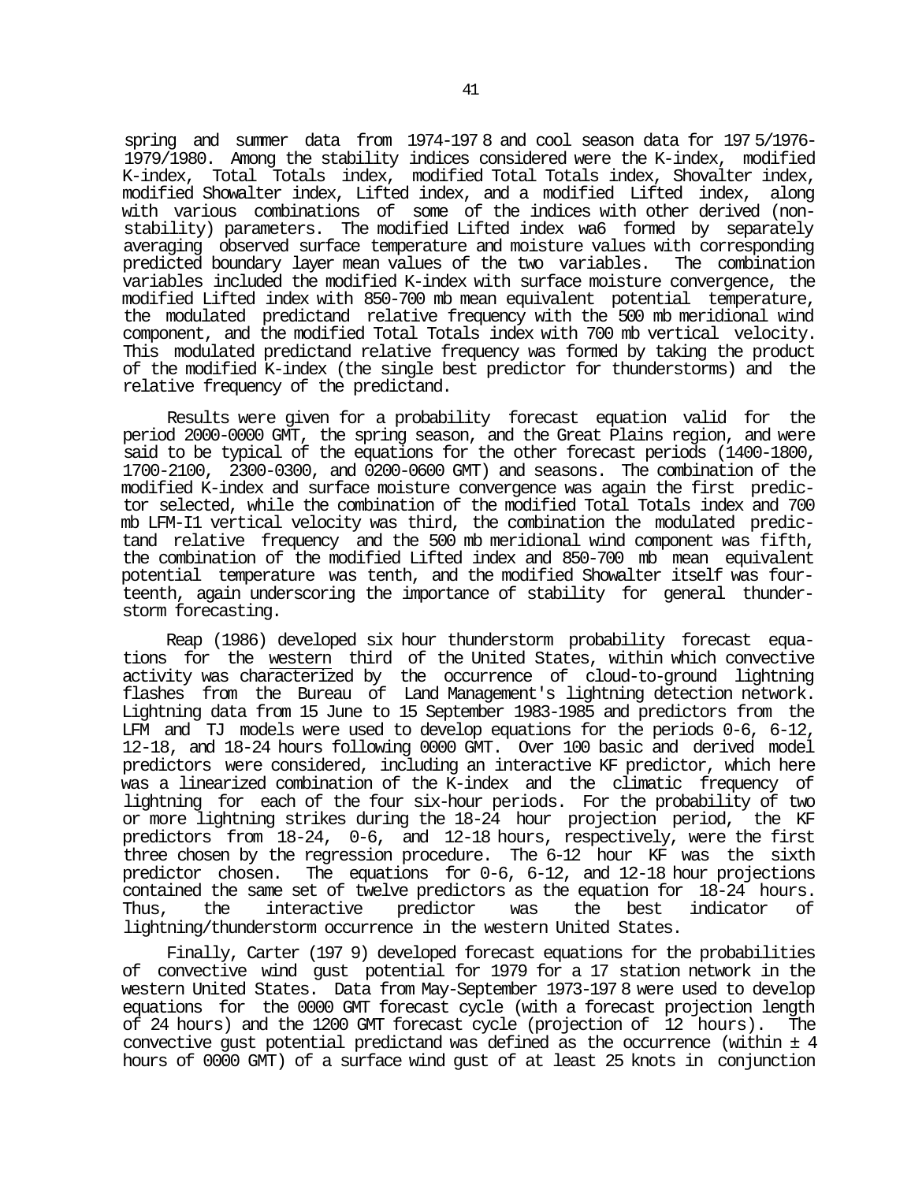spring and summer data from 1974-1978 and cool season data for 1975/1976-1979/1980. Among the stability indices considered were the K-index, modified K-index, Total Totals index, modified Total Totals index, Shovalter index, modified Showalter index, Lifted index, and a modified Lifted index, along with various combinations of some of the indices with other derived (non-stability) parameters. The modified Lifted index wa6 formed by separately averaging observed surface temperature and moisture values with corresponding predicted boundary layer mean values of the two variables. The combination variables included the modified K-index with surface moisture convergence, the modified Lifted index with 850-700 mb mean equivalent potential temperature, the modulated predictand relative frequency with the 500 mb meridional wind component, and the modified Total Totals index with 700 mb vertical velocity. This modulated predictand relative frequency was formed by taking the product of the modified K-index (the single best predictor for thunderstorms) and the relative frequency of the predictand.

Results were given for a probability forecast equation valid for the period 2000-0000 GMT, the spring season, and the Great Plains region, and were said to be typical of the equations for the other forecast periods (1400-1800, 1700-2100, 2300-0300, and 0200-0600 GMT) and seasons. The combination of the modified K-index and surface moisture convergence was again the first predictor selected, while the combination of the modified Total Totals index and 700 mb LFM-I1 vertical velocity was third, the combination the modulated predictand relative frequency and the 500 mb meridional wind component was fifth, the combination of the modified Lifted index and 850-700 mb mean equivalent potential temperature was tenth, and the modified Showalter itself was fourteenth, again underscoring the importance of stability for general thunderstorm forecasting.

Reap (1986) developed six hour thunderstorm probability forecast equations for the <u>western</u> third of the United States, within which convective activity was characterized by the occurrence of cloud-to-ground lightning flashes from the Bureau of Land Management's lightning detection network. Lightning data from 15 June to 15 September 1983-1985 and predictors from the LFM and TJ models were used to develop equations for the periods 0-6, 6-12, 12-18, and 18-24 hours following 0000 GMT. Over 100 basic and derived model predictors were considered, including an interactive KF predictor, which here was a linearized combination of the K-index and the climatic frequency of lightning for each of the four six-hour periods. For the probability of two or more lightning strikes during the 18-24 hour projection period, the KF predictors from 18-24, 0-6, and 12-18 hours, respectively, were the first three chosen by the regression procedure. The 6-12 hour KF was the sixth predictor chosen. The equations for 0-6, 6-12, and 12-18 hour projections contained the same set of twelve predictors as the equation for 18-24 hours. Thus, the interactive predictor was the best indicator of lightning/thunderstorm occurrence in the western United States.

Finally, Carter (1979) developed forecast equations for the probabilities of convective wind gust potential for 1979 for a 17 station network in the western United States. Data from May-September 1973-1978 were used to develop equations for the 0000 GMT forecast cycle (with a forecast projection length of 24 hours) and the 1200 GMT forecast cycle (projection of 12 hours). The convective gust potential predictand was defined as the occurrence (within ± 4 hours of 0000 GMT) of a surface wind gust of at least 25 knots in conjunction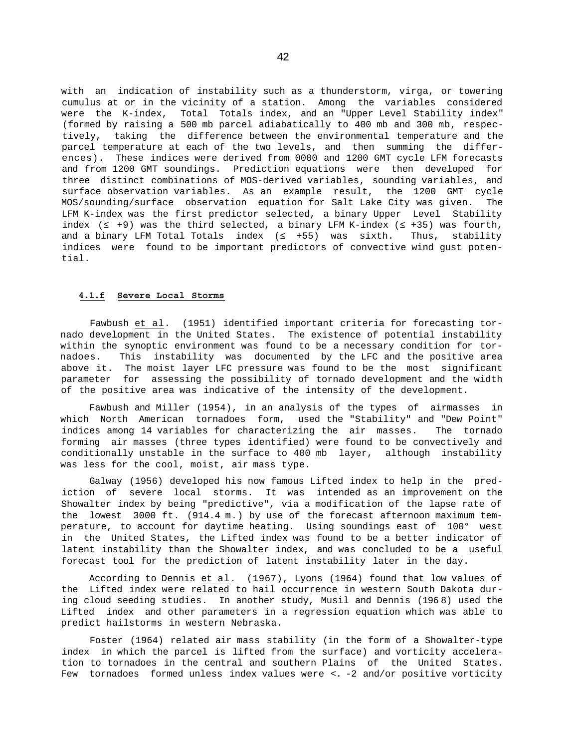with an indication of instability such as a thunderstorm, virga, or towering cumulus at or in the vicinity of a station. Among the variables considered were the K-index, Total Totals index, and an "Upper Level Stability index" (formed by raising a 500 mb parcel adiabatically to 400 mb and 300 mb, respectively, taking the difference between the environmental temperature and the parcel temperature at each of the two levels, and then summing the differences). These indices were derived from 0000 and 1200 GMT cycle LFM forecasts and from 1200 GMT soundings. Prediction equations were then developed for three distinct combinations of MOS-derived variables, sounding variables, and surface observation variables. As an example result, the 1200 GMT cycle MOS/sounding/surface observation equation for Salt Lake City was given. The LFM K-index was the first predictor selected, a binary Upper Level Stability index ($\leq +9$) was the third selected, a binary LFM K-index ($\leq +35$) was fourth, and a binary LFM Total Totals index ($\leq +55$) was sixth. Thus, stability indices were found to be important predictors of convective wind gust potential.

#### **4.1.f Severe Local Storms**

Fawbush et al. (1951) identified important criteria for forecasting tornado development in the United States. The existence of potential instability within the synoptic environment was found to be a necessary condition for tornadoes. This instability was documented by the LFC and the positive area above it. The moist layer LFC pressure was found to be the most significant parameter for assessing the possibility of tornado development and the width of the positive area was indicative of the intensity of the development.

Fawbush and Miller (1954), in an analysis of the types of airmasses in which North American tornadoes form, used the "Stability" and "Dew Point" indices among 14 variables for characterizing the air masses. The tornado forming air masses (three types identified) were found to be convectively and conditionally unstable in the surface to 400 mb layer, although instability was less for the cool, moist, air mass type.

Galway (1956) developed his now famous Lifted index to help in the prediction of severe local storms. It was intended as an improvement on the Showalter index by being "predictive", via a modification of the lapse rate of the lowest 3000 ft. (914.4 m.) by use of the forecast afternoon maximum temperature, to account for daytime heating. Using soundings east of 100° west in the United States, the Lifted index was found to be a better indicator of latent instability than the Showalter index, and was concluded to be a useful forecast tool for the prediction of latent instability later in the day.

According to Dennis et al. (1967), Lyons (1964) found that low values of the Lifted index were related to hail occurrence in western South Dakota during cloud seeding studies. In another study, Musil and Dennis (1968) used the Lifted index and other parameters in a regression equation which was able to predict hailstorms in western Nebraska.

Foster (1964) related air mass stability (in the form of a Showalter-type index in which the parcel is lifted from the surface) and vorticity acceleration to tornadoes in the central and southern Plains of the United States. Few tornadoes formed unless index values were <. -2 and/or positive vorticity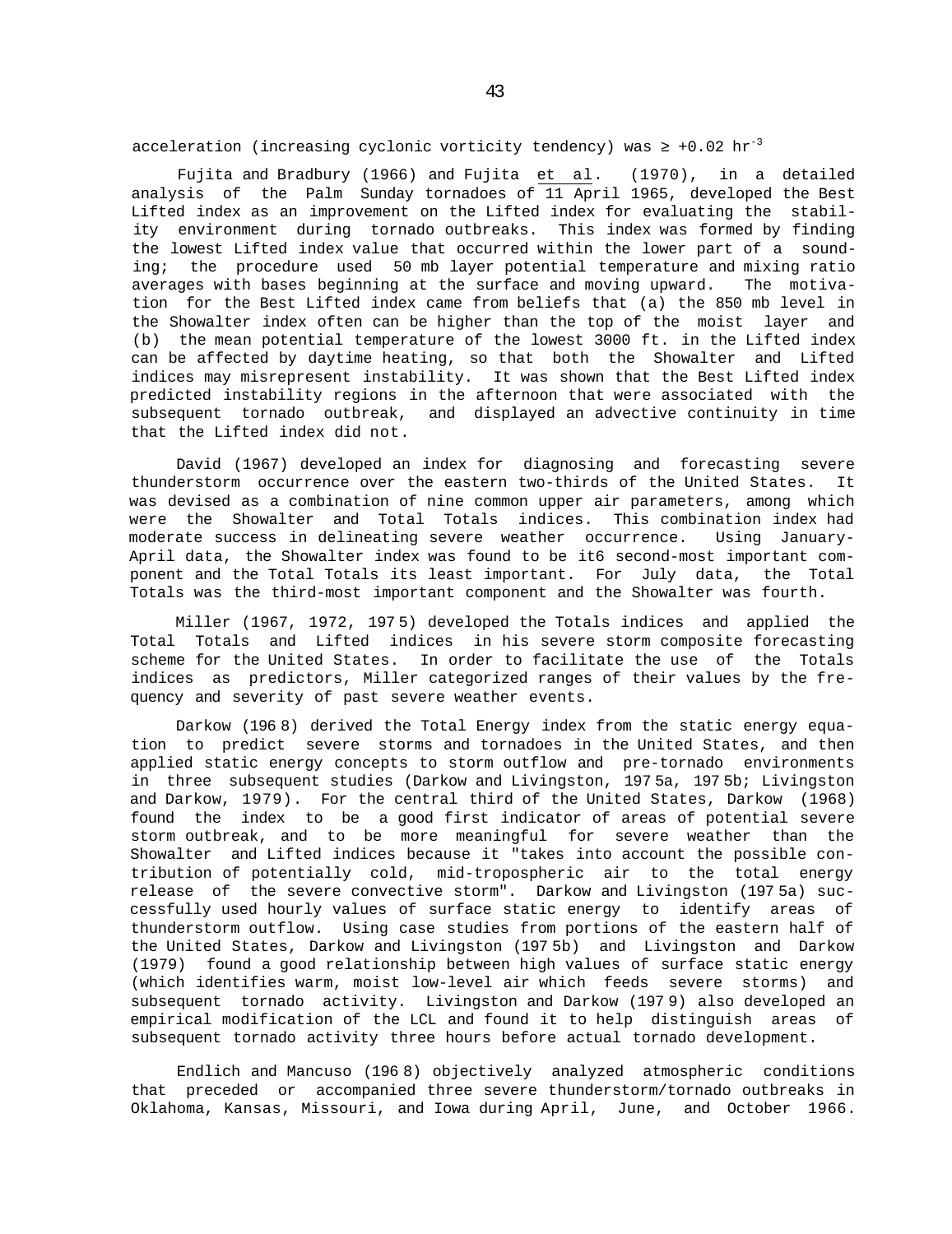acceleration (increasing cyclonic vorticity tendency) was ≥ +0.02 $hr^{-3}$

Fujita and Bradbury (1966) and Fujita et al. (1970), in a detailed analysis of the Palm Sunday tornadoes of 11 April 1965, developed the Best Lifted index as an improvement on the Lifted index for evaluating the stability environment during tornado outbreaks. This index was formed by finding the lowest Lifted index value that occurred within the lower part of a sounding; the procedure used 50 mb layer potential temperature and mixing ratio averages with bases beginning at the surface and moving upward. The motivation for the Best Lifted index came from beliefs that (a) the 850 mb level in the Showalter index often can be higher than the top of the moist layer and (b) the mean potential temperature of the lowest 3000 ft. in the Lifted index can be affected by daytime heating, so that both the Showalter and Lifted indices may misrepresent instability. It was shown that the Best Lifted index predicted instability regions in the afternoon that were associated with the subsequent tornado outbreak, and displayed an advective continuity in time that the Lifted index did not.

David (1967) developed an index for diagnosing and forecasting severe thunderstorm occurrence over the eastern two-thirds of the United States. It was devised as a combination of nine common upper air parameters, among which were the Showalter and Total Totals indices. This combination index had moderate success in delineating severe weather occurrence. Using January-April data, the Showalter index was found to be it6 second-most important component and the Total Totals its least important. For July data, the Total Totals was the third-most important component and the Showalter was fourth.

Miller (1967, 1972, 1975) developed the Totals indices and applied the Total Totals and Lifted indices in his severe storm composite forecasting scheme for the United States. In order to facilitate the use of the Totals indices as predictors, Miller categorized ranges of their values by the frequency and severity of past severe weather events.

Darkow (1968) derived the Total Energy index from the static energy equation to predict severe storms and tornadoes in the United States, and then applied static energy concepts to storm outflow and pre-tornado environments in three subsequent studies (Darkow and Livingston, 1975a, 1975b; Livingston and Darkow, 1979). For the central third of the United States, Darkow (1968) found the index to be a good first indicator of areas of potential severe storm outbreak, and to be more meaningful for severe weather than the Showalter and Lifted indices because it "takes into account the possible contribution of potentially cold, mid-tropospheric air to the total energy release of the severe convective storm". Darkow and Livingston (1975a) successfully used hourly values of surface static energy to identify areas of thunderstorm outflow. Using case studies from portions of the eastern half of the United States, Darkow and Livingston (1975b) and Livingston and Darkow (1979) found a good relationship between high values of surface static energy (which identifies warm, moist low-level air which feeds severe storms) and subsequent tornado activity. Livingston and Darkow (1979) also developed an empirical modification of the LCL and found it to help distinguish areas of subsequent tornado activity three hours before actual tornado development.

Endlich and Mancuso (1968) objectively analyzed atmospheric conditions that preceded or accompanied three severe thunderstorm/tornado outbreaks in Oklahoma, Kansas, Missouri, and Iowa during April, June, and October 1966.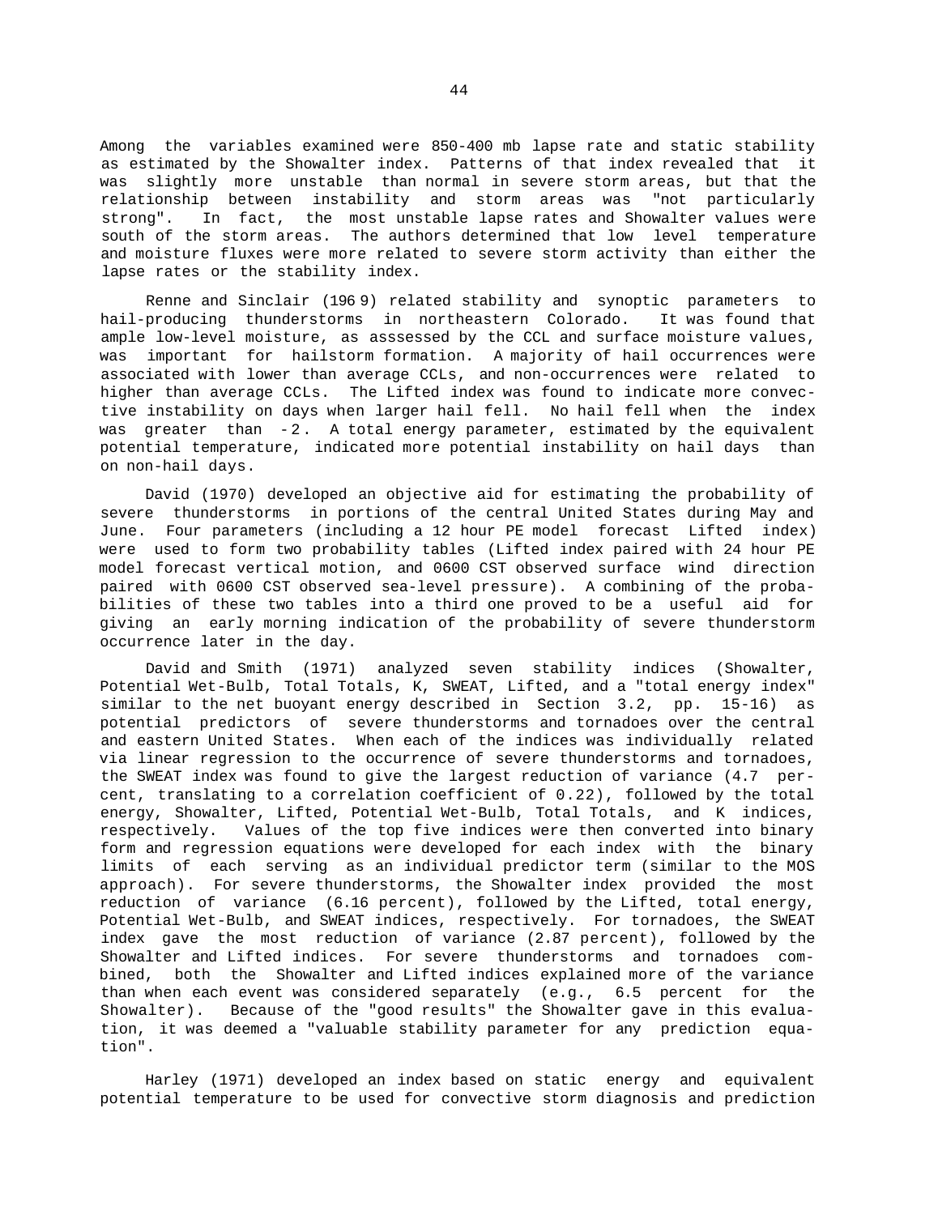Among the variables examined were 850-400 mb lapse rate and static stability as estimated by the Showalter index. Patterns of that index revealed that it was slightly more unstable than normal in severe storm areas, but that the relationship between instability and storm areas was "not particularly strong". In fact, the most unstable lapse rates and Showalter values were south of the storm areas. The authors determined that low level temperature and moisture fluxes were more related to severe storm activity than either the lapse rates or the stability index.

Renne and Sinclair (1969) related stability and synoptic parameters to hail-producing thunderstorms in northeastern Colorado. It was found that ample low-level moisture, as asssessed by the CCL and surface moisture values, was important for hailstorm formation. A majority of hail occurrences were associated with lower than average CCLs, and non-occurrences were related to higher than average CCLs. The Lifted index was found to indicate more convective instability on days when larger hail fell. No hail fell when the index was greater than -2. A total energy parameter, estimated by the equivalent potential temperature, indicated more potential instability on hail days than on non-hail days.

David (1970) developed an objective aid for estimating the probability of severe thunderstorms in portions of the central United States during May and June. Four parameters (including a 12 hour PE model forecast Lifted index) were used to form two probability tables (Lifted index paired with 24 hour PE model forecast vertical motion, and 0600 CST observed surface wind direction paired with 0600 CST observed sea-level pressure). A combining of the probabilities of these two tables into a third one proved to be a useful aid for giving an early morning indication of the probability of severe thunderstorm occurrence later in the day.

David and Smith (1971) analyzed seven stability indices (Showalter, Potential Wet-Bulb, Total Totals, K, SWEAT, Lifted, and a "total energy index" similar to the net buoyant energy described in Section 3.2, pp. 15-16) as potential predictors of severe thunderstorms and tornadoes over the central and eastern United States. When each of the indices was individually related via linear regression to the occurrence of severe thunderstorms and tornadoes, the SWEAT index was found to give the largest reduction of variance (4.7 percent, translating to a correlation coefficient of 0.22), followed by the total energy, Showalter, Lifted, Potential Wet-Bulb, Total Totals, and K indices, respectively. Values of the top five indices were then converted into binary form and regression equations were developed for each index with the binary limits of each serving as an individual predictor term (similar to the MOS approach). For severe thunderstorms, the Showalter index provided the most reduction of variance (6.16 percent), followed by the Lifted, total energy, Potential Wet-Bulb, and SWEAT indices, respectively. For tornadoes, the SWEAT index gave the most reduction of variance (2.87 percent), followed by the Showalter and Lifted indices. For severe thunderstorms and tornadoes combined, both the Showalter and Lifted indices explained more of the variance than when each event was considered separately (e.g., 6.5 percent for the Showalter). Because of the "good results" the Showalter gave in this evaluation, it was deemed a "valuable stability parameter for any prediction equation".

Harley (1971) developed an index based on static energy and equivalent potential temperature to be used for convective storm diagnosis and prediction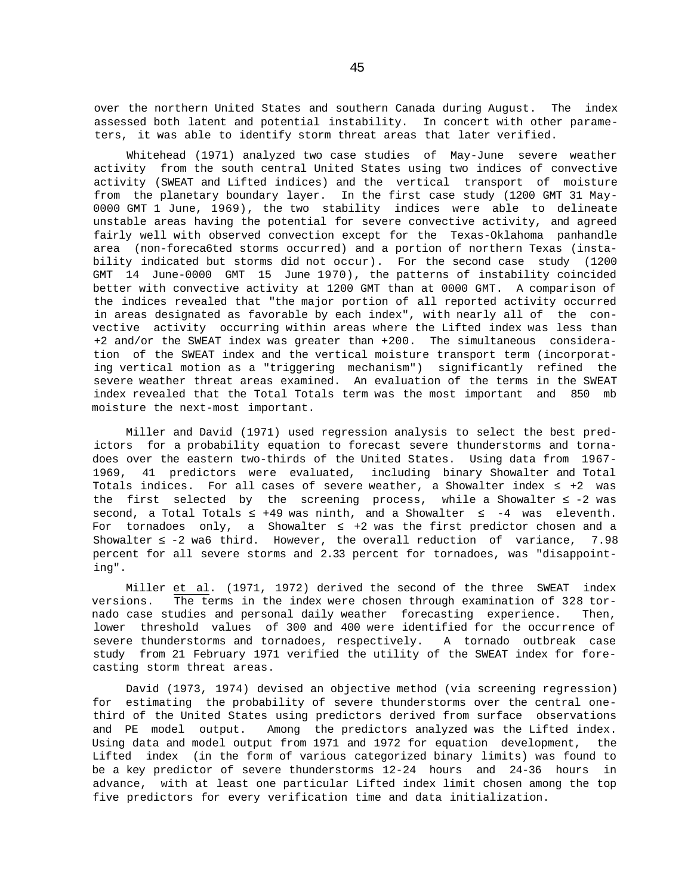over the northern United States and southern Canada during August. The index assessed both latent and potential instability. In concert with other parameters, it was able to identify storm threat areas that later verified.

Whitehead (1971) analyzed two case studies of May-June severe weather activity from the south central United States using two indices of convective activity (SWEAT and Lifted indices) and the vertical transport of moisture from the planetary boundary layer. In the first case study (1200 GMT 31 May-0000 GMT 1 June, 1969), the two stability indices were able to delineate unstable areas having the potential for severe convective activity, and agreed fairly well with observed convection except for the Texas-Oklahoma panhandle area (non-foreca6ted storms occurred) and a portion of northern Texas (instability indicated but storms did not occur). For the second case study (1200 GMT 14 June-0000 GMT 15 June 1970), the patterns of instability coincided better with convective activity at 1200 GMT than at 0000 GMT. A comparison of the indices revealed that "the major portion of all reported activity occurred in areas designated as favorable by each index", with nearly all of the convective activity occurring within areas where the Lifted index was less than +2 and/or the SWEAT index was greater than +200. The simultaneous consideration of the SWEAT index and the vertical moisture transport term (incorporating vertical motion as a "triggering mechanism") significantly refined the severe weather threat areas examined. An evaluation of the terms in the SWEAT index revealed that the Total Totals term was the most important and 850 mb moisture the next-most important.

Miller and David (1971) used regression analysis to select the best predictors for a probability equation to forecast severe thunderstorms and tornadoes over the eastern two-thirds of the United States. Using data from 1967-1969, 41 predictors were evaluated, including binary Showalter and Total Totals indices. For all cases of severe weather, a Showalter index ≤ +2 was the first selected by the screening process, while a Showalter ≤ -2 was second, a Total Totals ≤ +49 was ninth, and a Showalter ≤ -4 was eleventh. For tornadoes only, a Showalter ≤ +2 was the first predictor chosen and a Showalter ≤ -2 wa6 third. However, the overall reduction of variance, 7.98 percent for all severe storms and 2.33 percent for tornadoes, was "disappointing".

Miller <u>et al</u>. (1971, 1972) derived the second of the three SWEAT index versions. The terms in the index were chosen through examination of 328 tornado case studies and personal daily weather forecasting experience. Then, lower threshold values of 300 and 400 were identified for the occurrence of severe thunderstorms and tornadoes, respectively. A tornado outbreak case study from 21 February 1971 verified the utility of the SWEAT index for forecasting storm threat areas.

David (1973, 1974) devised an objective method (via screening regression) for estimating the probability of severe thunderstorms over the central one-third of the United States using predictors derived from surface observations and PE model output. Among the predictors analyzed was the Lifted index. Using data and model output from 1971 and 1972 for equation development, the Lifted index (in the form of various categorized binary limits) was found to be a key predictor of severe thunderstorms 12-24 hours and 24-36 hours in advance, with at least one particular Lifted index limit chosen among the top five predictors for every verification time and data initialization.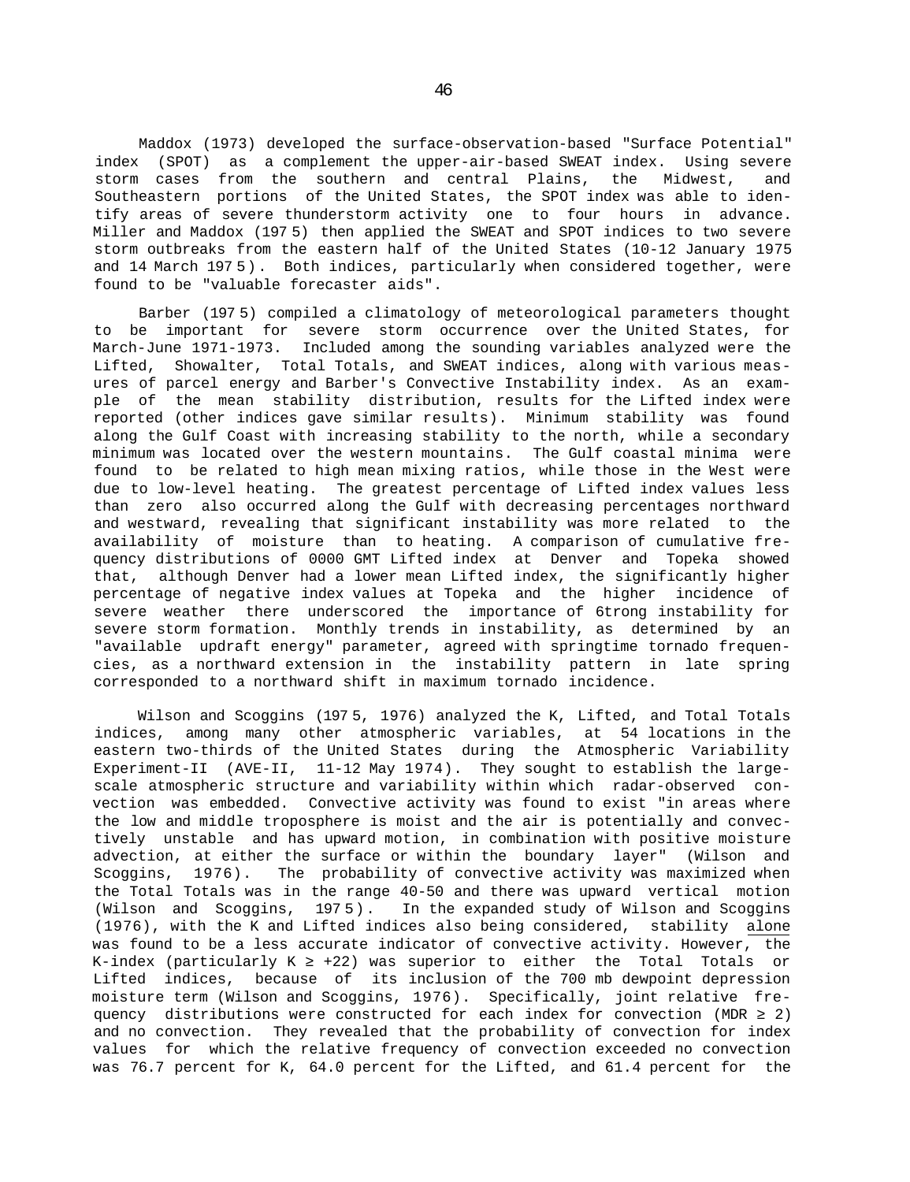Maddox (1973) developed the surface-observation-based "Surface Potential" index (SPOT) as a complement the upper-air-based SWEAT index. Using severe storm cases from the southern and central Plains, the Midwest, and Southeastern portions of the United States, the SPOT index was able to identify areas of severe thunderstorm activity one to four hours in advance. Miller and Maddox (1975) then applied the SWEAT and SPOT indices to two severe storm outbreaks from the eastern half of the United States (10-12 January 1975 and 14 March 1975). Both indices, particularly when considered together, were found to be "valuable forecaster aids".

Barber (1975) compiled a climatology of meteorological parameters thought to be important for severe storm occurrence over the United States, for March-June 1971-1973. Included among the sounding variables analyzed were the Lifted, Showalter, Total Totals, and SWEAT indices, along with various measures of parcel energy and Barber's Convective Instability index. As an example of the mean stability distribution, results for the Lifted index were reported (other indices gave similar results). Minimum stability was found along the Gulf Coast with increasing stability to the north, while a secondary minimum was located over the western mountains. The Gulf coastal minima were found to be related to high mean mixing ratios, while those in the West were due to low-level heating. The greatest percentage of Lifted index values less than zero also occurred along the Gulf with decreasing percentages northward and westward, revealing that significant instability was more related to the availability of moisture than to heating. A comparison of cumulative frequency distributions of 0000 GMT Lifted index at Denver and Topeka showed that, although Denver had a lower mean Lifted index, the significantly higher percentage of negative index values at Topeka and the higher incidence of severe weather there underscored the importance of 6trong instability for severe storm formation. Monthly trends in instability, as determined by an "available updraft energy" parameter, agreed with springtime tornado frequencies, as a northward extension in the instability pattern in late spring corresponded to a northward shift in maximum tornado incidence.

Wilson and Scoggins (1975, 1976) analyzed the K, Lifted, and Total Totals indices, among many other atmospheric variables, at 54 locations in the eastern two-thirds of the United States during the Atmospheric Variability Experiment-II (AVE-II, 11-12 May 1974). They sought to establish the large-scale atmospheric structure and variability within which radar-observed convection was embedded. Convective activity was found to exist "in areas where the low and middle troposphere is moist and the air is potentially and convectively unstable and has upward motion, in combination with positive moisture advection, at either the surface or within the boundary layer" (Wilson and Scoggins, 1976). The probability of convective activity was maximized when the Total Totals was in the range 40-50 and there was upward vertical motion (Wilson and Scoggins, 1975). In the expanded study of Wilson and Scoggins (1976), with the K and Lifted indices also being considered, stability <u>alone</u> was found to be a less accurate indicator of convective activity. However, the K-index (particularly $K \geq +22$) was superior to either the Total Totals or Lifted indices, because of its inclusion of the 700 mb dewpoint depression moisture term (Wilson and Scoggins, 1976). Specifically, joint relative frequency distributions were constructed for each index for convection ($MDR \geq 2$) and no convection. They revealed that the probability of convection for index values for which the relative frequency of convection exceeded no convection was 76.7 percent for K, 64.0 percent for the Lifted, and 61.4 percent for the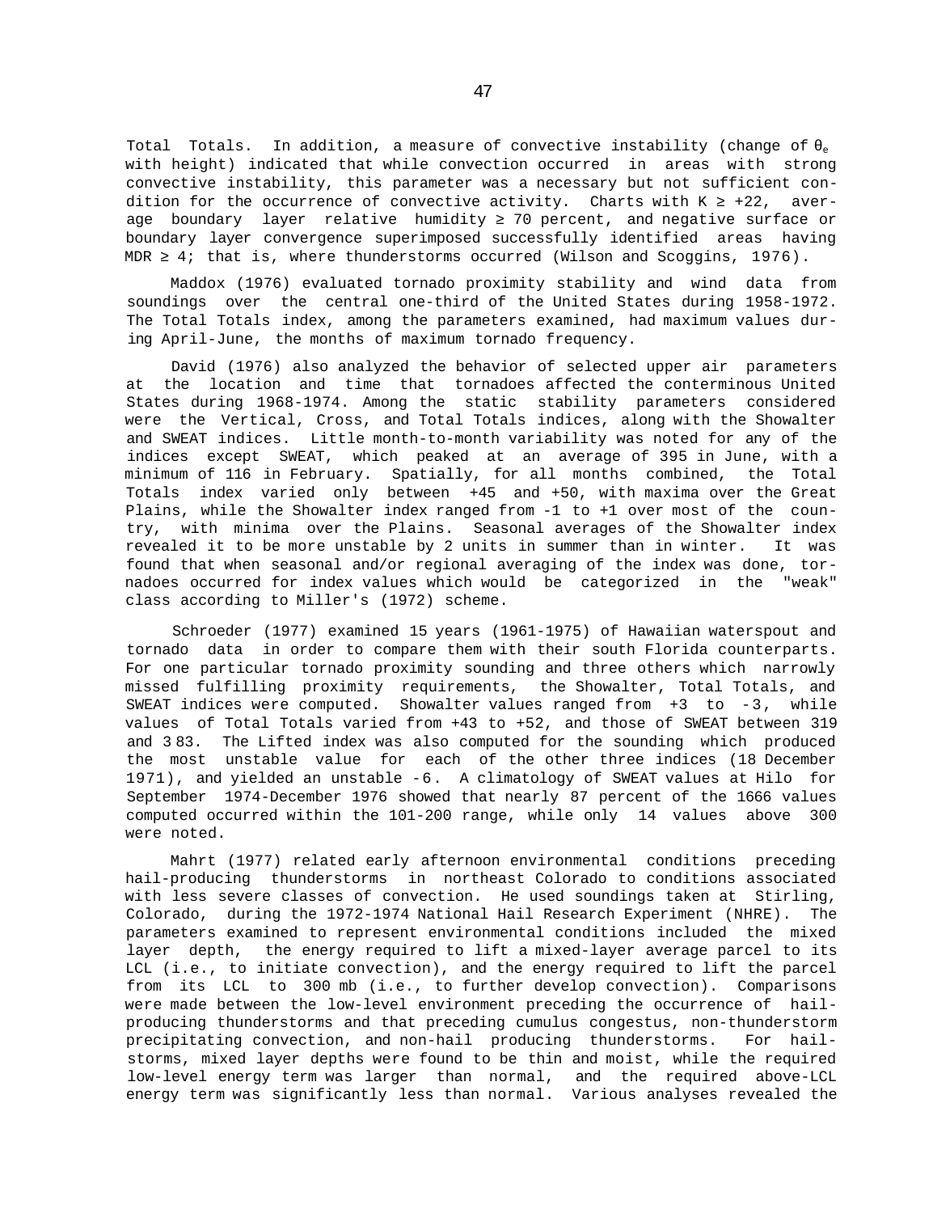Total Totals. In addition, a measure of convective instability (change of $\theta_e$ with height) indicated that while convection occurred in areas with strong convective instability, this parameter was a necessary but not sufficient condition for the occurrence of convective activity. Charts with K ≥ +22, average boundary layer relative humidity ≥ 70 percent, and negative surface or boundary layer convergence superimposed successfully identified areas having MDR ≥ 4; that is, where thunderstorms occurred (Wilson and Scoggins, 1976).

Maddox (1976) evaluated tornado proximity stability and wind data from soundings over the central one-third of the United States during 1958-1972. The Total Totals index, among the parameters examined, had maximum values during April-June, the months of maximum tornado frequency.

David (1976) also analyzed the behavior of selected upper air parameters at the location and time that tornadoes affected the conterminous United States during 1968-1974. Among the static stability parameters considered were the Vertical, Cross, and Total Totals indices, along with the Showalter and SWEAT indices. Little month-to-month variability was noted for any of the indices except SWEAT, which peaked at an average of 395 in June, with a minimum of 116 in February. Spatially, for all months combined, the Total Totals index varied only between +45 and +50, with maxima over the Great Plains, while the Showalter index ranged from -1 to +1 over most of the country, with minima over the Plains. Seasonal averages of the Showalter index revealed it to be more unstable by 2 units in summer than in winter. It was found that when seasonal and/or regional averaging of the index was done, tornadoes occurred for index values which would be categorized in the "weak" class according to Miller's (1972) scheme.

Schroeder (1977) examined 15 years (1961-1975) of Hawaiian waterspout and tornado data in order to compare them with their south Florida counterparts. For one particular tornado proximity sounding and three others which narrowly missed fulfilling proximity requirements, the Showalter, Total Totals, and SWEAT indices were computed. Showalter values ranged from +3 to -3, while values of Total Totals varied from +43 to +52, and those of SWEAT between 319 and 383. The Lifted index was also computed for the sounding which produced the most unstable value for each of the other three indices (18 December 1971), and yielded an unstable -6. A climatology of SWEAT values at Hilo for September 1974-December 1976 showed that nearly 87 percent of the 1666 values computed occurred within the 101-200 range, while only 14 values above 300 were noted.

Mahrt (1977) related early afternoon environmental conditions preceding hail-producing thunderstorms in northeast Colorado to conditions associated with less severe classes of convection. He used soundings taken at Stirling, Colorado, during the 1972-1974 National Hail Research Experiment (NHRE). The parameters examined to represent environmental conditions included the mixed layer depth, the energy required to lift a mixed-layer average parcel to its LCL (i.e., to initiate convection), and the energy required to lift the parcel from its LCL to 300 mb (i.e., to further develop convection). Comparisons were made between the low-level environment preceding the occurrence of hail-producing thunderstorms and that preceding cumulus congestus, non-thunderstorm precipitating convection, and non-hail producing thunderstorms. For hailstorms, mixed layer depths were found to be thin and moist, while the required low-level energy term was larger than normal, and the required above-LCL energy term was significantly less than normal. Various analyses revealed the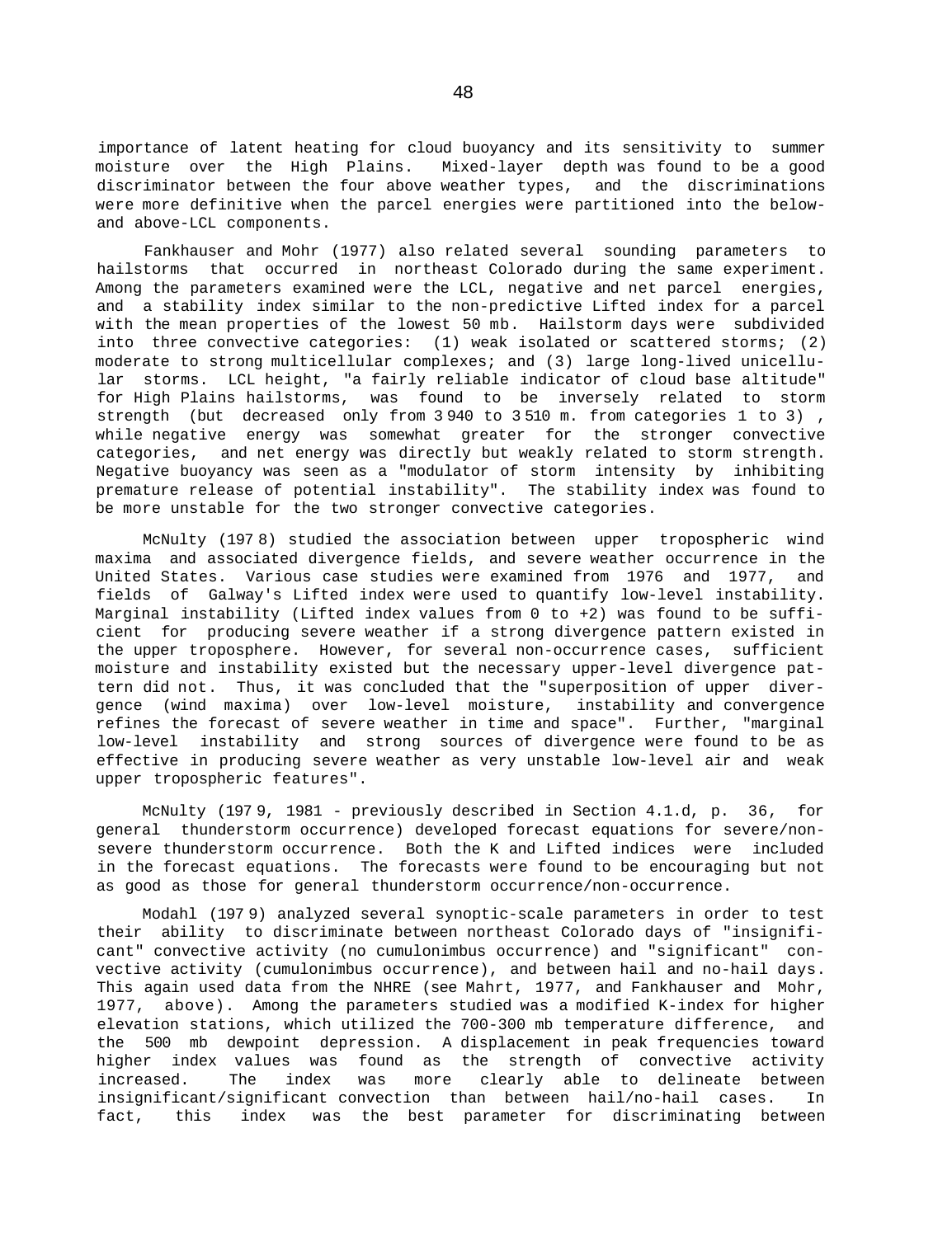importance of latent heating for cloud buoyancy and its sensitivity to summer moisture over the High Plains. Mixed-layer depth was found to be a good discriminator between the four above weather types, and the discriminations were more definitive when the parcel energies were partitioned into the below- and above-LCL components.

Fankhauser and Mohr (1977) also related several sounding parameters to hailstorms that occurred in northeast Colorado during the same experiment. Among the parameters examined were the LCL, negative and net parcel energies, and a stability index similar to the non-predictive Lifted index for a parcel with the mean properties of the lowest 50 mb. Hailstorm days were subdivided into three convective categories: (1) weak isolated or scattered storms; (2) moderate to strong multicellular complexes; and (3) large long-lived unicellular storms. LCL height, "a fairly reliable indicator of cloud base altitude" for High Plains hailstorms, was found to be inversely related to storm strength (but decreased only from 3 940 to 3 510 m. from categories 1 to 3), while negative energy was somewhat greater for the stronger convective categories, and net energy was directly but weakly related to storm strength. Negative buoyancy was seen as a "modulator of storm intensity by inhibiting premature release of potential instability". The stability index was found to be more unstable for the two stronger convective categories.

McNulty (1978) studied the association between upper tropospheric wind maxima and associated divergence fields, and severe weather occurrence in the United States. Various case studies were examined from 1976 and 1977, and fields of Galway's Lifted index were used to quantify low-level instability. Marginal instability (Lifted index values from 0 to +2) was found to be sufficient for producing severe weather if a strong divergence pattern existed in the upper troposphere. However, for several non-occurrence cases, sufficient moisture and instability existed but the necessary upper-level divergence pattern did not. Thus, it was concluded that the "superposition of upper divergence (wind maxima) over low-level moisture, instability and convergence refines the forecast of severe weather in time and space". Further, "marginal low-level instability and strong sources of divergence were found to be as effective in producing severe weather as very unstable low-level air and weak upper tropospheric features".

McNulty (1979, 1981 - previously described in Section 4.1.d, p. 36, for general thunderstorm occurrence) developed forecast equations for severe/non-severe thunderstorm occurrence. Both the K and Lifted indices were included in the forecast equations. The forecasts were found to be encouraging but not as good as those for general thunderstorm occurrence/non-occurrence.

Modahl (1979) analyzed several synoptic-scale parameters in order to test their ability to discriminate between northeast Colorado days of "insignificant" convective activity (no cumulonimbus occurrence) and "significant" convective activity (cumulonimbus occurrence), and between hail and no-hail days. This again used data from the NHRE (see Mahrt, 1977, and Fankhauser and Mohr, 1977, above). Among the parameters studied was a modified K-index for higher elevation stations, which utilized the 700-300 mb temperature difference, and the 500 mb dewpoint depression. A displacement in peak frequencies toward higher index values was found as the strength of convective activity increased. The index was more clearly able to delineate between insignificant/significant convection than between hail/no-hail cases. In fact, this index was the best parameter for discriminating between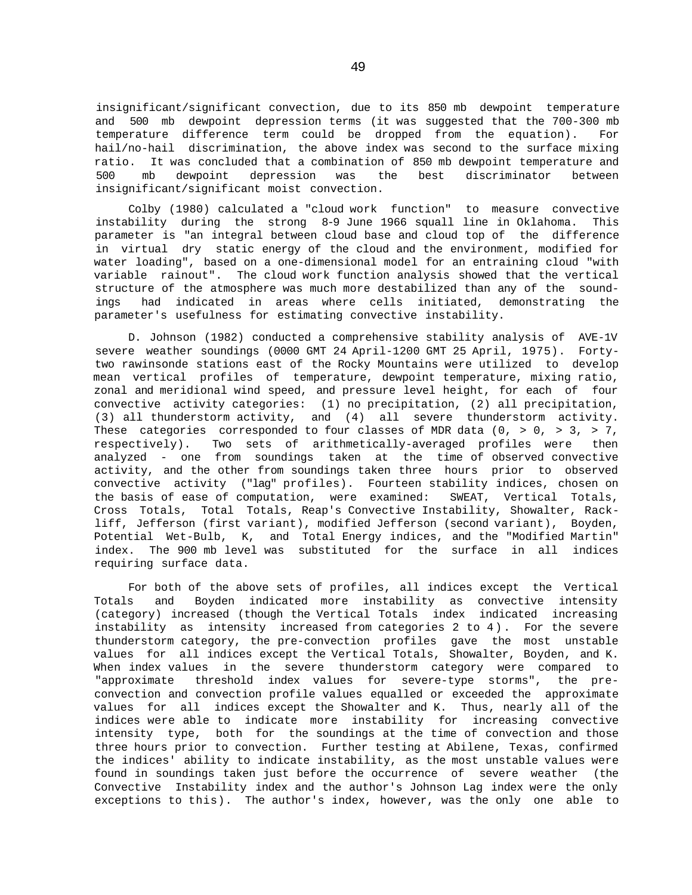insignificant/significant convection, due to its 850 mb dewpoint temperature and 500 mb dewpoint depression terms (it was suggested that the 700-300 mb temperature difference term could be dropped from the equation). For hail/no-hail discrimination, the above index was second to the surface mixing ratio. It was concluded that a combination of 850 mb dewpoint temperature and 500 mb dewpoint depression was the best discriminator between insignificant/significant moist convection.

Colby (1980) calculated a "cloud work function" to measure convective instability during the strong 8-9 June 1966 squall line in Oklahoma. This parameter is "an integral between cloud base and cloud top of the difference in virtual dry static energy of the cloud and the environment, modified for water loading", based on a one-dimensional model for an entraining cloud "with variable rainout". The cloud work function analysis showed that the vertical structure of the atmosphere was much more destabilized than any of the soundings had indicated in areas where cells initiated, demonstrating the parameter's usefulness for estimating convective instability.

D. Johnson (1982) conducted a comprehensive stability analysis of AVE-1V severe weather soundings (0000 GMT 24 April-1200 GMT 25 April, 1975). Forty-two rawinsonde stations east of the Rocky Mountains were utilized to develop mean vertical profiles of temperature, dewpoint temperature, mixing ratio, zonal and meridional wind speed, and pressure level height, for each of four convective activity categories: (1) no precipitation, (2) all precipitation, (3) all thunderstorm activity, and (4) all severe thunderstorm activity. These categories corresponded to four classes of MDR data (0, > 0, > 3, > 7, respectively). Two sets of arithmetically-averaged profiles were then analyzed - one from soundings taken at the time of observed convective activity, and the other from soundings taken three hours prior to observed convective activity ("lag" profiles). Fourteen stability indices, chosen on the basis of ease of computation, were examined: SWEAT, Vertical Totals, Cross Totals, Total Totals, Reap's Convective Instability, Showalter, Rackliff, Jefferson (first variant), modified Jefferson (second variant), Boyden, Potential Wet-Bulb, K, and Total Energy indices, and the "Modified Martin" index. The 900 mb level was substituted for the surface in all indices requiring surface data.

For both of the above sets of profiles, all indices except the Vertical Totals and Boyden indicated more instability as convective intensity (category) increased (though the Vertical Totals index indicated increasing instability as intensity increased from categories 2 to 4). For the severe thunderstorm category, the pre-convection profiles gave the most unstable values for all indices except the Vertical Totals, Showalter, Boyden, and K. When index values in the severe thunderstorm category were compared to "approximate threshold index values for severe-type storms", the pre-convection and convection profile values equalled or exceeded the approximate values for all indices except the Showalter and K. Thus, nearly all of the indices were able to indicate more instability for increasing convective intensity type, both for the soundings at the time of convection and those three hours prior to convection. Further testing at Abilene, Texas, confirmed the indices' ability to indicate instability, as the most unstable values were found in soundings taken just before the occurrence of severe weather (the Convective Instability index and the author's Johnson Lag index were the only exceptions to this). The author's index, however, was the only one able to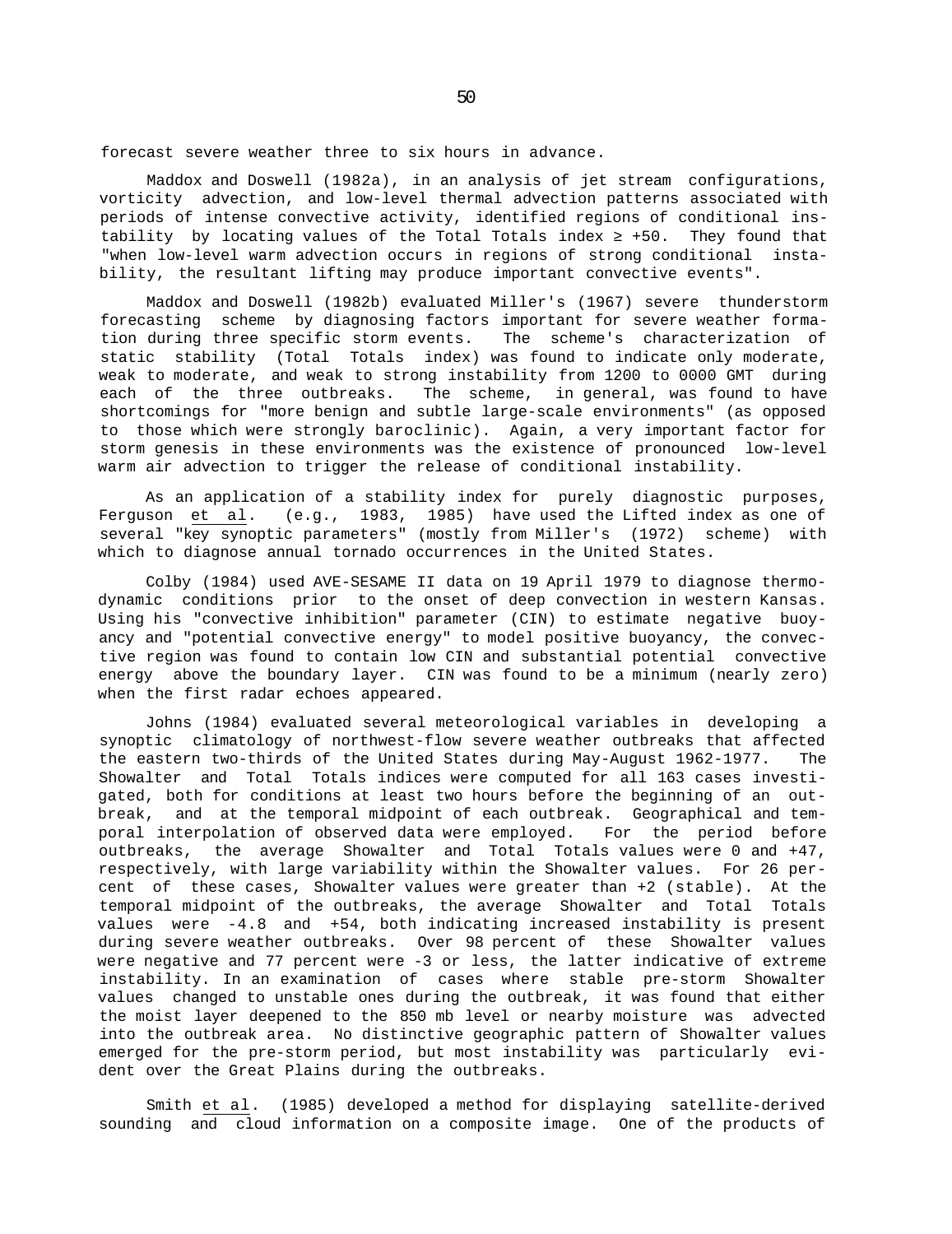forecast severe weather three to six hours in advance.

Maddox and Doswell (1982a), in an analysis of jet stream configurations, vorticity advection, and low-level thermal advection patterns associated with periods of intense convective activity, identified regions of conditional instability by locating values of the Total Totals index ≥ +50. They found that "when low-level warm advection occurs in regions of strong conditional instability, the resultant lifting may produce important convective events".

Maddox and Doswell (1982b) evaluated Miller's (1967) severe thunderstorm forecasting scheme by diagnosing factors important for severe weather formation during three specific storm events. The scheme's characterization of static stability (Total Totals index) was found to indicate only moderate, weak to moderate, and weak to strong instability from 1200 to 0000 GMT during each of the three outbreaks. The scheme, in general, was found to have shortcomings for "more benign and subtle large-scale environments" (as opposed to those which were strongly baroclinic). Again, a very important factor for storm genesis in these environments was the existence of pronounced low-level warm air advection to trigger the release of conditional instability.

As an application of a stability index for purely diagnostic purposes, Ferguson et al. (e.g., 1983, 1985) have used the Lifted index as one of several "key synoptic parameters" (mostly from Miller's (1972) scheme) with which to diagnose annual tornado occurrences in the United States.

Colby (1984) used AVE-SESAME II data on 19 April 1979 to diagnose thermodynamic conditions prior to the onset of deep convection in western Kansas. Using his "convective inhibition" parameter (CIN) to estimate negative buoyancy and "potential convective energy" to model positive buoyancy, the convective region was found to contain low CIN and substantial potential convective energy above the boundary layer. CIN was found to be a minimum (nearly zero) when the first radar echoes appeared.

Johns (1984) evaluated several meteorological variables in developing a synoptic climatology of northwest-flow severe weather outbreaks that affected the eastern two-thirds of the United States during May-August 1962-1977. The Showalter and Total Totals indices were computed for all 163 cases investigated, both for conditions at least two hours before the beginning of an outbreak, and at the temporal midpoint of each outbreak. Geographical and temporal interpolation of observed data were employed. For the period before outbreaks, the average Showalter and Total Totals values were 0 and +47, respectively, with large variability within the Showalter values. For 26 percent of these cases, Showalter values were greater than +2 (stable). At the temporal midpoint of the outbreaks, the average Showalter and Total Totals values were -4.8 and +54, both indicating increased instability is present during severe weather outbreaks. Over 98 percent of these Showalter values were negative and 77 percent were -3 or less, the latter indicative of extreme instability. In an examination of cases where stable pre-storm Showalter values changed to unstable ones during the outbreak, it was found that either the moist layer deepened to the 850 mb level or nearby moisture was advected into the outbreak area. No distinctive geographic pattern of Showalter values emerged for the pre-storm period, but most instability was particularly evident over the Great Plains during the outbreaks.

Smith et al. (1985) developed a method for displaying satellite-derived sounding and cloud information on a composite image. One of the products of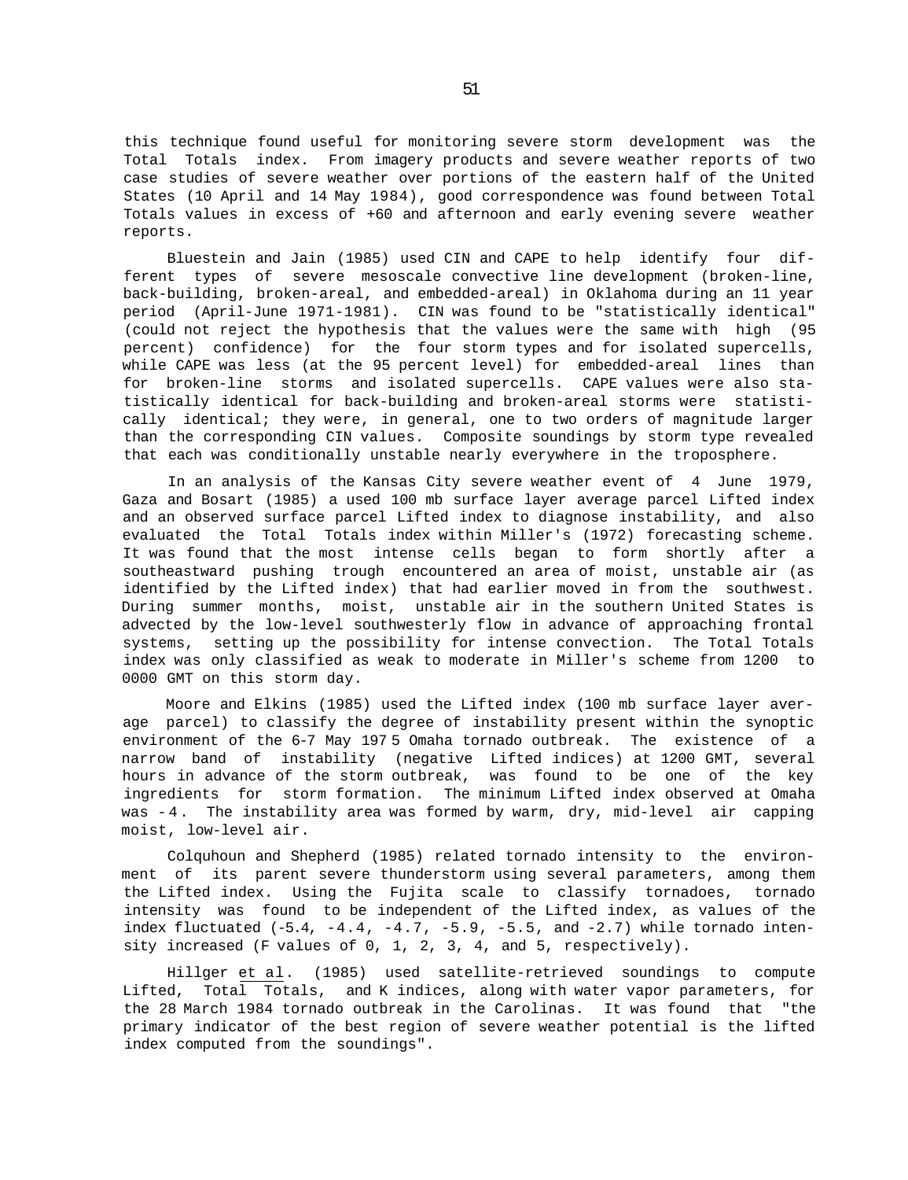this technique found useful for monitoring severe storm development was the Total Totals index. From imagery products and severe weather reports of two case studies of severe weather over portions of the eastern half of the United States (10 April and 14 May 1984), good correspondence was found between Total Totals values in excess of +60 and afternoon and early evening severe weather reports.

Bluestein and Jain (1985) used CIN and CAPE to help identify four different types of severe mesoscale convective line development (broken-line, back-building, broken-areal, and embedded-areal) in Oklahoma during an 11 year period (April-June 1971-1981). CIN was found to be "statistically identical" (could not reject the hypothesis that the values were the same with high (95 percent) confidence) for the four storm types and for isolated supercells, while CAPE was less (at the 95 percent level) for embedded-areal lines than for broken-line storms and isolated supercells. CAPE values were also statistically identical for back-building and broken-areal storms were statistically identical; they were, in general, one to two orders of magnitude larger than the corresponding CIN values. Composite soundings by storm type revealed that each was conditionally unstable nearly everywhere in the troposphere.

In an analysis of the Kansas City severe weather event of 4 June 1979, Gaza and Bosart (1985) a used 100 mb surface layer average parcel Lifted index and an observed surface parcel Lifted index to diagnose instability, and also evaluated the Total Totals index within Miller's (1972) forecasting scheme. It was found that the most intense cells began to form shortly after a southeastward pushing trough encountered an area of moist, unstable air (as identified by the Lifted index) that had earlier moved in from the southwest. During summer months, moist, unstable air in the southern United States is advected by the low-level southwesterly flow in advance of approaching frontal systems, setting up the possibility for intense convection. The Total Totals index was only classified as weak to moderate in Miller's scheme from 1200 to 0000 GMT on this storm day.

Moore and Elkins (1985) used the Lifted index (100 mb surface layer average parcel) to classify the degree of instability present within the synoptic environment of the 6-7 May 1975 Omaha tornado outbreak. The existence of a narrow band of instability (negative Lifted indices) at 1200 GMT, several hours in advance of the storm outbreak, was found to be one of the key ingredients for storm formation. The minimum Lifted index observed at Omaha was -4. The instability area was formed by warm, dry, mid-level air capping moist, low-level air.

Colquhoun and Shepherd (1985) related tornado intensity to the environment of its parent severe thunderstorm using several parameters, among them the Lifted index. Using the Fujita scale to classify tornadoes, tornado intensity was found to be independent of the Lifted index, as values of the index fluctuated (-5.4, -4.4, -4.7, -5.9, -5.5, and -2.7) while tornado intensity increased (F values of 0, 1, 2, 3, 4, and 5, respectively).

Hillger et al. (1985) used satellite-retrieved soundings to compute Lifted, Total Totals, and K indices, along with water vapor parameters, for the 28 March 1984 tornado outbreak in the Carolinas. It was found that "the primary indicator of the best region of severe weather potential is the lifted index computed from the soundings".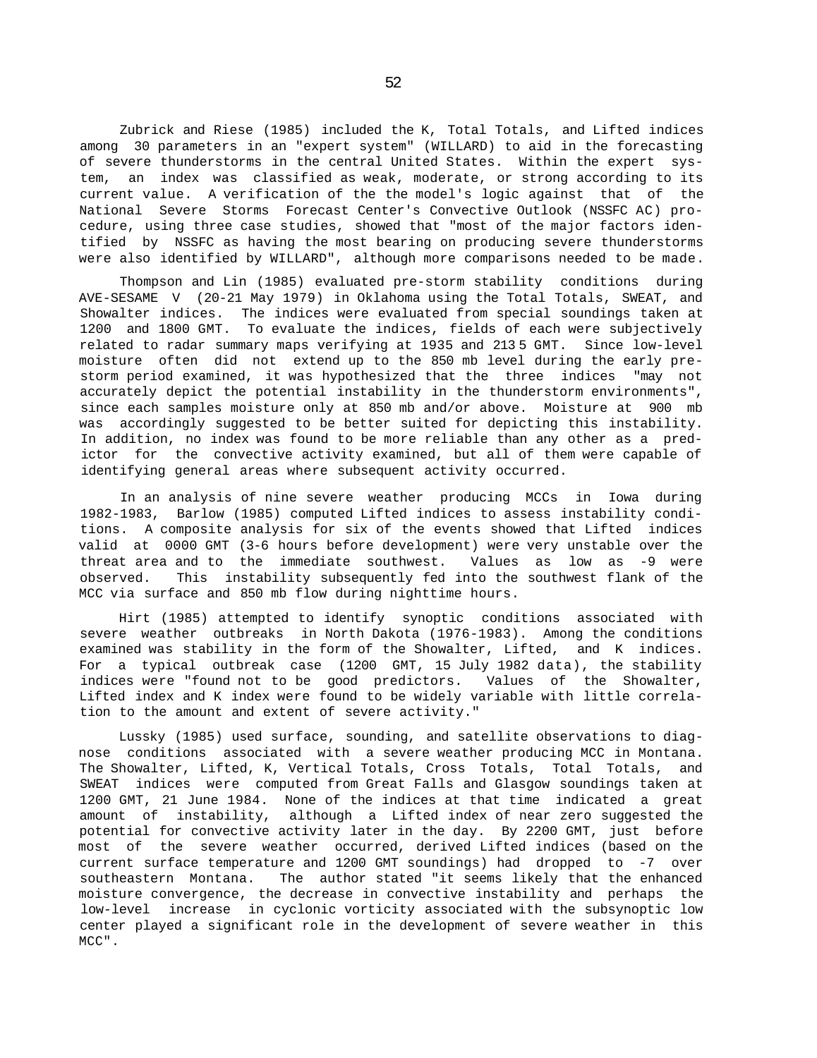Zubrick and Riese (1985) included the K, Total Totals, and Lifted indices among 30 parameters in an "expert system" (WILLARD) to aid in the forecasting of severe thunderstorms in the central United States. Within the expert system, an index was classified as weak, moderate, or strong according to its current value. A verification of the the model's logic against that of the National Severe Storms Forecast Center's Convective Outlook (NSSFC AC) procedure, using three case studies, showed that "most of the major factors identified by NSSFC as having the most bearing on producing severe thunderstorms were also identified by WILLARD", although more comparisons needed to be made.

Thompson and Lin (1985) evaluated pre-storm stability conditions during AVE-SESAME V (20-21 May 1979) in Oklahoma using the Total Totals, SWEAT, and Showalter indices. The indices were evaluated from special soundings taken at 1200 and 1800 GMT. To evaluate the indices, fields of each were subjectively related to radar summary maps verifying at 1935 and 2135 GMT. Since low-level moisture often did not extend up to the 850 mb level during the early pre-storm period examined, it was hypothesized that the three indices "may not accurately depict the potential instability in the thunderstorm environments", since each samples moisture only at 850 mb and/or above. Moisture at 900 mb was accordingly suggested to be better suited for depicting this instability. In addition, no index was found to be more reliable than any other as a predictor for the convective activity examined, but all of them were capable of identifying general areas where subsequent activity occurred.

In an analysis of nine severe weather producing MCCs in Iowa during 1982-1983, Barlow (1985) computed Lifted indices to assess instability conditions. A composite analysis for six of the events showed that Lifted indices valid at 0000 GMT (3-6 hours before development) were very unstable over the threat area and to the immediate southwest. Values as low as -9 were observed. This instability subsequently fed into the southwest flank of the MCC via surface and 850 mb flow during nighttime hours.

Hirt (1985) attempted to identify synoptic conditions associated with severe weather outbreaks in North Dakota (1976-1983). Among the conditions examined was stability in the form of the Showalter, Lifted, and K indices. For a typical outbreak case (1200 GMT, 15 July 1982 data), the stability indices were "found not to be good predictors. Values of the Showalter, Lifted index and K index were found to be widely variable with little correlation to the amount and extent of severe activity."

Lussky (1985) used surface, sounding, and satellite observations to diagnose conditions associated with a severe weather producing MCC in Montana. The Showalter, Lifted, K, Vertical Totals, Cross Totals, Total Totals, and SWEAT indices were computed from Great Falls and Glasgow soundings taken at 1200 GMT, 21 June 1984. None of the indices at that time indicated a great amount of instability, although a Lifted index of near zero suggested the potential for convective activity later in the day. By 2200 GMT, just before most of the severe weather occurred, derived Lifted indices (based on the current surface temperature and 1200 GMT soundings) had dropped to -7 over southeastern Montana. The author stated "it seems likely that the enhanced moisture convergence, the decrease in convective instability and perhaps the low-level increase in cyclonic vorticity associated with the subsynoptic low center played a significant role in the development of severe weather in this MCC".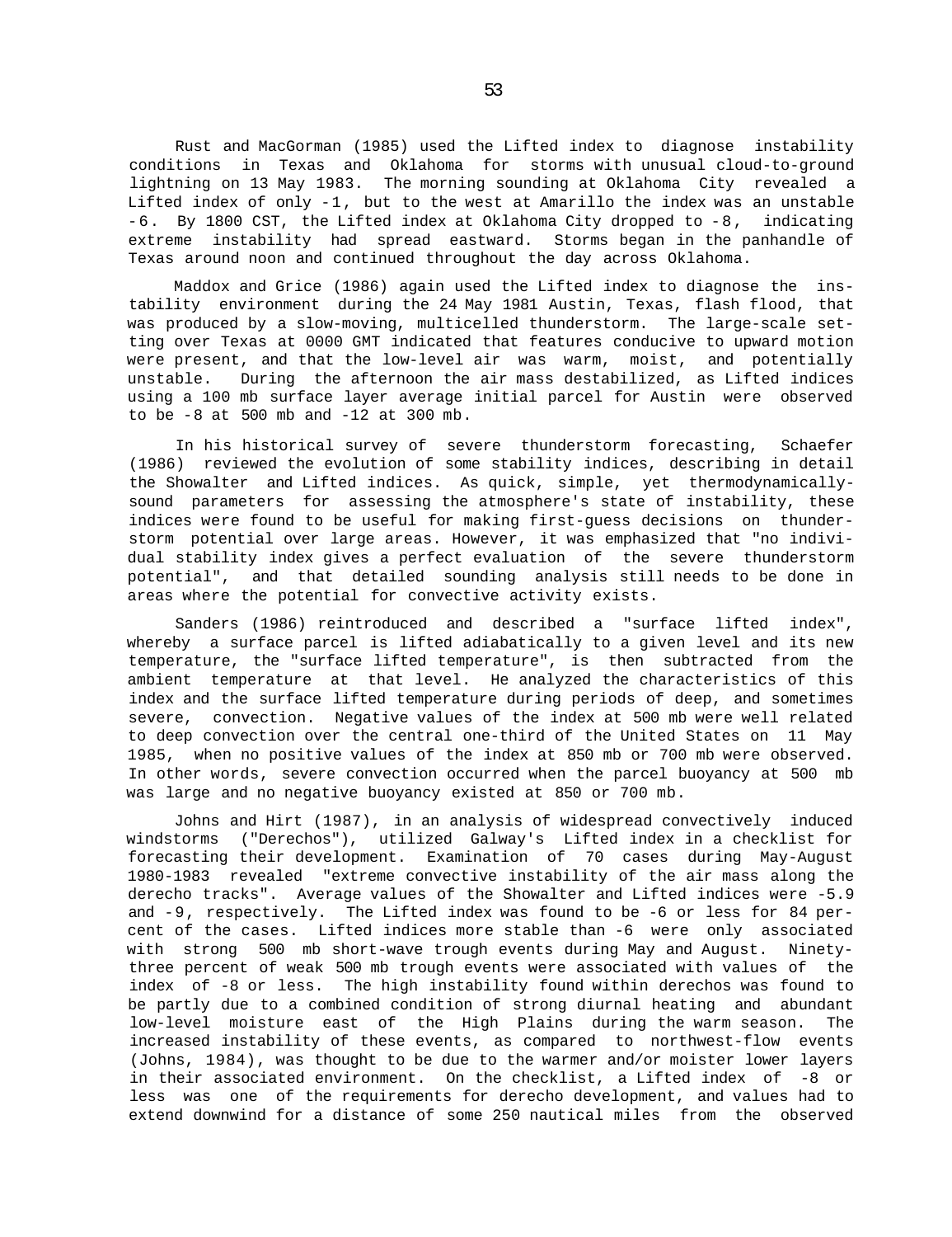Rust and MacGorman (1985) used the Lifted index to diagnose instability conditions in Texas and Oklahoma for storms with unusual cloud-to-ground lightning on 13 May 1983. The morning sounding at Oklahoma City revealed a Lifted index of only -1, but to the west at Amarillo the index was an unstable -6. By 1800 CST, the Lifted index at Oklahoma City dropped to -8, indicating extreme instability had spread eastward. Storms began in the panhandle of Texas around noon and continued throughout the day across Oklahoma.

Maddox and Grice (1986) again used the Lifted index to diagnose the instability environment during the 24 May 1981 Austin, Texas, flash flood, that was produced by a slow-moving, multicelled thunderstorm. The large-scale setting over Texas at 0000 GMT indicated that features conducive to upward motion were present, and that the low-level air was warm, moist, and potentially unstable. During the afternoon the air mass destabilized, as Lifted indices using a 100 mb surface layer average initial parcel for Austin were observed to be -8 at 500 mb and -12 at 300 mb.

In his historical survey of severe thunderstorm forecasting, Schaefer (1986) reviewed the evolution of some stability indices, describing in detail the Showalter and Lifted indices. As quick, simple, yet thermodynamically-sound parameters for assessing the atmosphere's state of instability, these indices were found to be useful for making first-guess decisions on thunderstorm potential over large areas. However, it was emphasized that "no individual stability index gives a perfect evaluation of the severe thunderstorm potential", and that detailed sounding analysis still needs to be done in areas where the potential for convective activity exists.

Sanders (1986) reintroduced and described a "surface lifted index", whereby a surface parcel is lifted adiabatically to a given level and its new temperature, the "surface lifted temperature", is then subtracted from the ambient temperature at that level. He analyzed the characteristics of this index and the surface lifted temperature during periods of deep, and sometimes severe, convection. Negative values of the index at 500 mb were well related to deep convection over the central one-third of the United States on 11 May 1985, when no positive values of the index at 850 mb or 700 mb were observed. In other words, severe convection occurred when the parcel buoyancy at 500 mb was large and no negative buoyancy existed at 850 or 700 mb.

Johns and Hirt (1987), in an analysis of widespread convectively induced windstorms ("Derechos"), utilized Galway's Lifted index in a checklist for forecasting their development. Examination of 70 cases during May-August 1980-1983 revealed "extreme convective instability of the air mass along the derecho tracks". Average values of the Showalter and Lifted indices were -5.9 and -9, respectively. The Lifted index was found to be -6 or less for 84 percent of the cases. Lifted indices more stable than -6 were only associated with strong 500 mb short-wave trough events during May and August. Ninety-three percent of weak 500 mb trough events were associated with values of the index of -8 or less. The high instability found within derechos was found to be partly due to a combined condition of strong diurnal heating and abundant low-level moisture east of the High Plains during the warm season. The increased instability of these events, as compared to northwest-flow events (Johns, 1984), was thought to be due to the warmer and/or moister lower layers in their associated environment. On the checklist, a Lifted index of -8 or less was one of the requirements for derecho development, and values had to extend downwind for a distance of some 250 nautical miles from the observed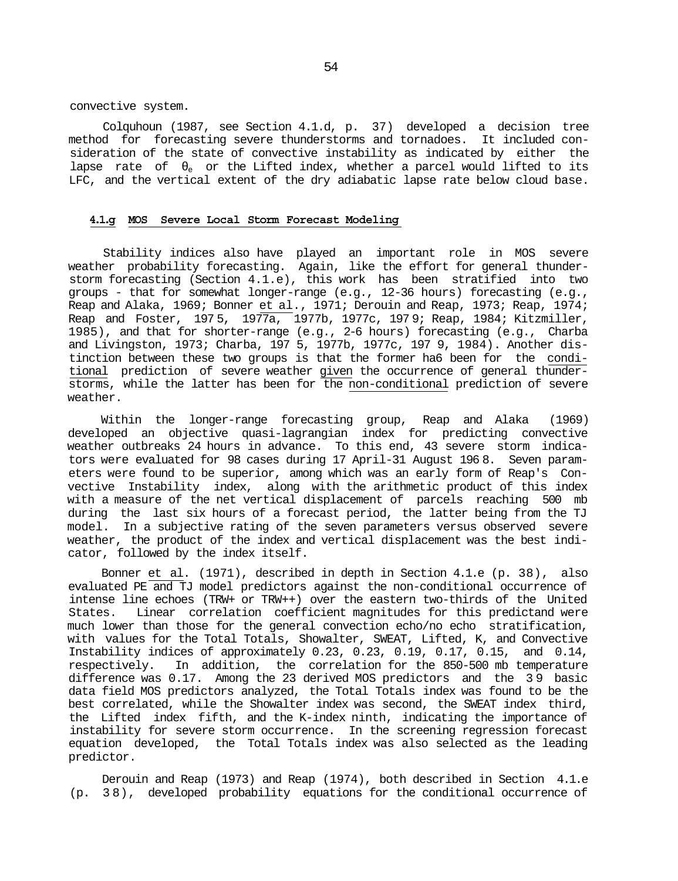convective system.

Colquhoun (1987, see Section 4.1.d, p. 37) developed a decision tree method for forecasting severe thunderstorms and tornadoes. It included consideration of the state of convective instability as indicated by either the lapse rate of $\theta_e$ or the Lifted index, whether a parcel would lifted to its LFC, and the vertical extent of the dry adiabatic lapse rate below cloud base.

#### 4.1.g MOS Severe Local Storm Forecast Modeling

Stability indices also have played an important role in MOS severe weather probability forecasting. Again, like the effort for general thunderstorm forecasting (Section 4.1.e), this work has been stratified into two groups - that for somewhat longer-range (e.g., 12-36 hours) forecasting (e.g., Reap and Alaka, 1969; Bonner et al., 1971; Derouin and Reap, 1973; Reap, 1974; Reap and Foster, 1975, 1977a, 1977b, 1977c, 1979; Reap, 1984; Kitzmiller, 1985), and that for shorter-range (e.g., 2-6 hours) forecasting (e.g., Charba and Livingston, 1973; Charba, 1975, 1977b, 1977c, 1979, 1984). Another distinction between these two groups is that the former ha6 been for the conditional prediction of severe weather given the occurrence of general thunderstorms, while the latter has been for the non-conditional prediction of severe weather.

Within the longer-range forecasting group, Reap and Alaka (1969) developed an objective quasi-lagrangian index for predicting convective weather outbreaks 24 hours in advance. To this end, 43 severe storm indicators were evaluated for 98 cases during 17 April-31 August 1968. Seven parameters were found to be superior, among which was an early form of Reap's Convective Instability index, along with the arithmetic product of this index with a measure of the net vertical displacement of parcels reaching 500 mb during the last six hours of a forecast period, the latter being from the TJ model. In a subjective rating of the seven parameters versus observed severe weather, the product of the index and vertical displacement was the best indicator, followed by the index itself.

Bonner et al. (1971), described in depth in Section 4.1.e (p. 38), also evaluated PE and TJ model predictors against the non-conditional occurrence of intense line echoes (TRW+ or TRW++) over the eastern two-thirds of the United States. Linear correlation coefficient magnitudes for this predictand were much lower than those for the general convection echo/no echo stratification, with values for the Total Totals, Showalter, SWEAT, Lifted, K, and Convective Instability indices of approximately 0.23, 0.23, 0.19, 0.17, 0.15, and 0.14, respectively. In addition, the correlation for the 850-500 mb temperature difference was 0.17. Among the 23 derived MOS predictors and the 39 basic data field MOS predictors analyzed, the Total Totals index was found to be the best correlated, while the Showalter index was second, the SWEAT index third, the Lifted index fifth, and the K-index ninth, indicating the importance of instability for severe storm occurrence. In the screening regression forecast equation developed, the Total Totals index was also selected as the leading predictor.

Derouin and Reap (1973) and Reap (1974), both described in Section 4.1.e (p. 38), developed probability equations for the conditional occurrence of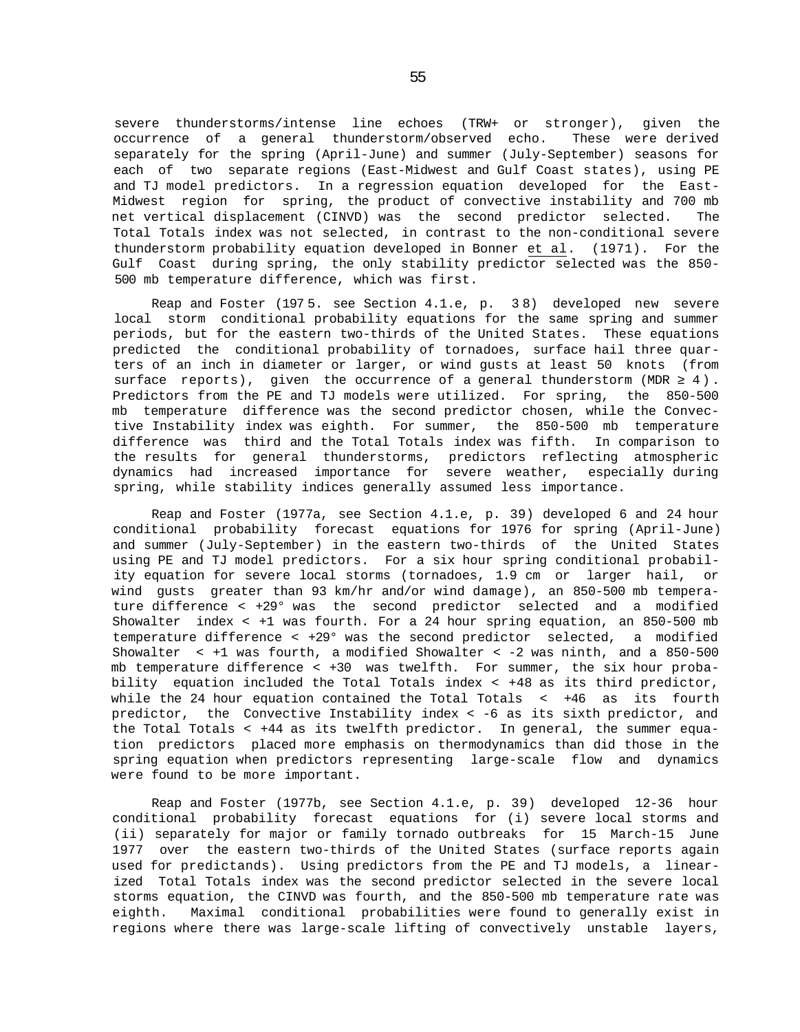severe thunderstorms/intense line echoes (TRW+ or stronger), given the occurrence of a general thunderstorm/observed echo. These were derived separately for the spring (April-June) and summer (July-September) seasons for each of two separate regions (East-Midwest and Gulf Coast states), using PE and TJ model predictors. In a regression equation developed for the East-Midwest region for spring, the product of convective instability and 700 mb net vertical displacement (CINVD) was the second predictor selected. The Total Totals index was not selected, in contrast to the non-conditional severe thunderstorm probability equation developed in Bonner et al. (1971). For the Gulf Coast during spring, the only stability predictor selected was the 850-500 mb temperature difference, which was first.

Reap and Foster (1975. see Section 4.1.e, p. 38) developed new severe local storm conditional probability equations for the same spring and summer periods, but for the eastern two-thirds of the United States. These equations predicted the conditional probability of tornadoes, surface hail three quarters of an inch in diameter or larger, or wind gusts at least 50 knots (from surface reports), given the occurrence of a general thunderstorm (MDR ≥ 4). Predictors from the PE and TJ models were utilized. For spring, the 850-500 mb temperature difference was the second predictor chosen, while the Convective Instability index was eighth. For summer, the 850-500 mb temperature difference was third and the Total Totals index was fifth. In comparison to the results for general thunderstorms, predictors reflecting atmospheric dynamics had increased importance for severe weather, especially during spring, while stability indices generally assumed less importance.

Reap and Foster (1977a, see Section 4.1.e, p. 39) developed 6 and 24 hour conditional probability forecast equations for 1976 for spring (April-June) and summer (July-September) in the eastern two-thirds of the United States using PE and TJ model predictors. For a six hour spring conditional probability equation for severe local storms (tornadoes, 1.9 cm or larger hail, or wind gusts greater than 93 km/hr and/or wind damage), an 850-500 mb temperature difference < +29° was the second predictor selected and a modified Showalter index < +1 was fourth. For a 24 hour spring equation, an 850-500 mb temperature difference < +29° was the second predictor selected, a modified Showalter < +1 was fourth, a modified Showalter < -2 was ninth, and a 850-500 mb temperature difference < +30 was twelfth. For summer, the six hour probability equation included the Total Totals index < +48 as its third predictor, while the 24 hour equation contained the Total Totals < +46 as its fourth predictor, the Convective Instability index < -6 as its sixth predictor, and the Total Totals < +44 as its twelfth predictor. In general, the summer equation predictors placed more emphasis on thermodynamics than did those in the spring equation when predictors representing large-scale flow and dynamics were found to be more important.

Reap and Foster (1977b, see Section 4.1.e, p. 39) developed 12-36 hour conditional probability forecast equations for (i) severe local storms and (ii) separately for major or family tornado outbreaks for 15 March-15 June 1977 over the eastern two-thirds of the United States (surface reports again used for predictands). Using predictors from the PE and TJ models, a linearized Total Totals index was the second predictor selected in the severe local storms equation, the CINVD was fourth, and the 850-500 mb temperature rate was eighth. Maximal conditional probabilities were found to generally exist in regions where there was large-scale lifting of convectively unstable layers,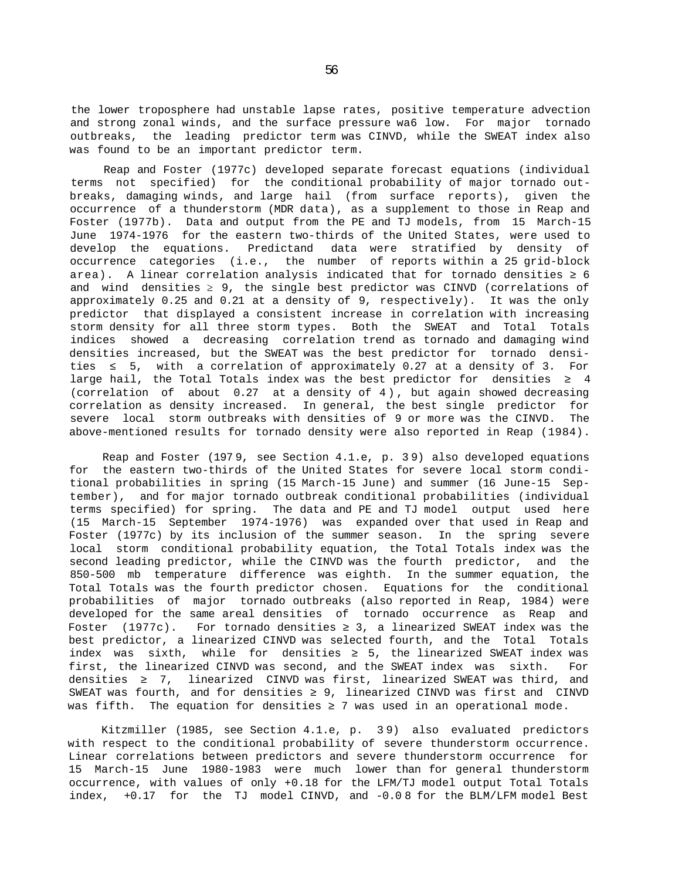the lower troposphere had unstable lapse rates, positive temperature advection and strong zonal winds, and the surface pressure wa6 low. For major tornado outbreaks, the leading predictor term was CINVD, while the SWEAT index also was found to be an important predictor term.

Reap and Foster (1977c) developed separate forecast equations (individual terms not specified) for the conditional probability of major tornado outbreaks, damaging winds, and large hail (from surface reports), given the occurrence of a thunderstorm (MDR data), as a supplement to those in Reap and Foster (1977b). Data and output from the PE and TJ models, from 15 March-15 June 1974-1976 for the eastern two-thirds of the United States, were used to develop the equations. Predictand data were stratified by density of occurrence categories (i.e., the number of reports within a 25 grid-block area). A linear correlation analysis indicated that for tornado densities ≥ 6 and wind densities ≥ 9, the single best predictor was CINVD (correlations of approximately 0.25 and 0.21 at a density of 9, respectively). It was the only predictor that displayed a consistent increase in correlation with increasing storm density for all three storm types. Both the SWEAT and Total Totals indices showed a decreasing correlation trend as tornado and damaging wind densities increased, but the SWEAT was the best predictor for tornado densities ≤ 5, with a correlation of approximately 0.27 at a density of 3. For large hail, the Total Totals index was the best predictor for densities ≥ 4 (correlation of about 0.27 at a density of 4), but again showed decreasing correlation as density increased. In general, the best single predictor for severe local storm outbreaks with densities of 9 or more was the CINVD. The above-mentioned results for tornado density were also reported in Reap (1984).

Reap and Foster (1979, see Section 4.1.e, p. 39) also developed equations for the eastern two-thirds of the United States for severe local storm conditional probabilities in spring (15 March-15 June) and summer (16 June-15 September), and for major tornado outbreak conditional probabilities (individual terms specified) for spring. The data and PE and TJ model output used here (15 March-15 September 1974-1976) was expanded over that used in Reap and Foster (1977c) by its inclusion of the summer season. In the spring severe local storm conditional probability equation, the Total Totals index was the second leading predictor, while the CINVD was the fourth predictor, and the 850-500 mb temperature difference was eighth. In the summer equation, the Total Totals was the fourth predictor chosen. Equations for the conditional probabilities of major tornado outbreaks (also reported in Reap, 1984) were developed for the same areal densities of tornado occurrence as Reap and Foster (1977c). For tornado densities ≥ 3, a linearized SWEAT index was the best predictor, a linearized CINVD was selected fourth, and the Total Totals index was sixth, while for densities ≥ 5, the linearized SWEAT index was first, the linearized CINVD was second, and the SWEAT index was sixth. For densities ≥ 7, linearized CINVD was first, linearized SWEAT was third, and SWEAT was fourth, and for densities ≥ 9, linearized CINVD was first and CINVD was fifth. The equation for densities ≥ 7 was used in an operational mode.

Kitzmiller (1985, see Section 4.1.e, p. 39) also evaluated predictors with respect to the conditional probability of severe thunderstorm occurrence. Linear correlations between predictors and severe thunderstorm occurrence for 15 March-15 June 1980-1983 were much lower than for general thunderstorm occurrence, with values of only +0.18 for the LFM/TJ model output Total Totals index, +0.17 for the TJ model CINVD, and -0.08 for the BLM/LFM model Best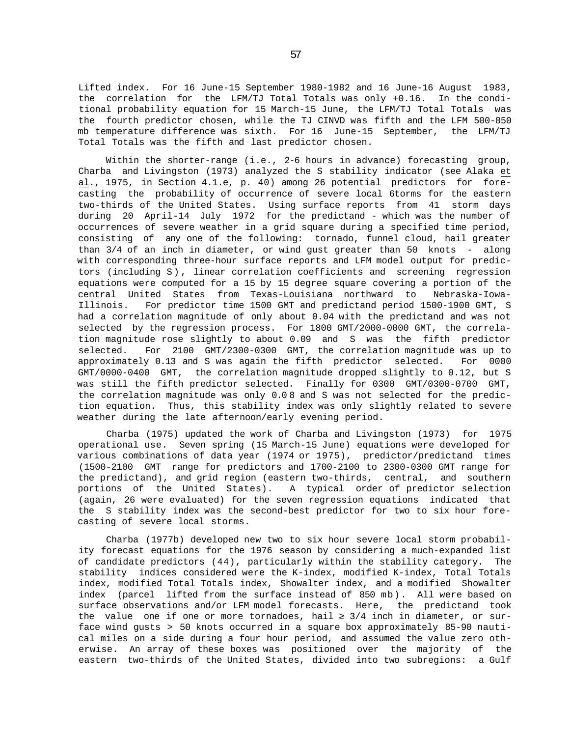Lifted index. For 16 June-15 September 1980-1982 and 16 June-16 August 1983, the correlation for the LFM/TJ Total Totals was only +0.16. In the conditional probability equation for 15 March-15 June, the LFM/TJ Total Totals was the fourth predictor chosen, while the TJ CINVD was fifth and the LFM 500-850 mb temperature difference was sixth. For 16 June-15 September, the LFM/TJ Total Totals was the fifth and last predictor chosen.

Within the shorter-range (i.e., 2-6 hours in advance) forecasting group, Charba and Livingston (1973) analyzed the S stability indicator (see Alaka et al., 1975, in Section 4.1.e, p. 40) among 26 potential predictors for forecasting the probability of occurrence of severe local 6torms for the eastern two-thirds of the United States. Using surface reports from 41 storm days during 20 April-14 July 1972 for the predictand - which was the number of occurrences of severe weather in a grid square during a specified time period, consisting of any one of the following: tornado, funnel cloud, hail greater than 3/4 of an inch in diameter, or wind gust greater than 50 knots - along with corresponding three-hour surface reports and LFM model output for predictors (including S), linear correlation coefficients and screening regression equations were computed for a 15 by 15 degree square covering a portion of the central United States from Texas-Louisiana northward to Nebraska-Iowa-Illinois. For predictor time 1500 GMT and predictand period 1500-1900 GMT, S had a correlation magnitude of only about 0.04 with the predictand and was not selected by the regression process. For 1800 GMT/2000-0000 GMT, the correlation magnitude rose slightly to about 0.09 and S was the fifth predictor selected. For 2100 GMT/2300-0300 GMT, the correlation magnitude was up to approximately 0.13 and S was again the fifth predictor selected. For 0000 GMT/0000-0400 GMT, the correlation magnitude dropped slightly to 0.12, but S was still the fifth predictor selected. Finally for 0300 GMT/0300-0700 GMT, the correlation magnitude was only 0.08 and S was not selected for the prediction equation. Thus, this stability index was only slightly related to severe weather during the late afternoon/early evening period.

Charba (1975) updated the work of Charba and Livingston (1973) for 1975 operational use. Seven spring (15 March-15 June) equations were developed for various combinations of data year (1974 or 1975), predictor/predictand times (1500-2100 GMT range for predictors and 1700-2100 to 2300-0300 GMT range for the predictand), and grid region (eastern two-thirds, central, and southern portions of the United States). A typical order of predictor selection (again, 26 were evaluated) for the seven regression equations indicated that the S stability index was the second-best predictor for two to six hour forecasting of severe local storms.

Charba (1977b) developed new two to six hour severe local storm probability forecast equations for the 1976 season by considering a much-expanded list of candidate predictors (44), particularly within the stability category. The stability indices considered were the K-index, modified K-index, Total Totals index, modified Total Totals index, Showalter index, and a modified Showalter index (parcel lifted from the surface instead of 850 mb). All were based on surface observations and/or LFM model forecasts. Here, the predictand took the value one if one or more tornadoes, hail ≥ 3/4 inch in diameter, or surface wind gusts > 50 knots occurred in a square box approximately 85-90 nautical miles on a side during a four hour period, and assumed the value zero otherwise. An array of these boxes was positioned over the majority of the eastern two-thirds of the United States, divided into two subregions: a Gulf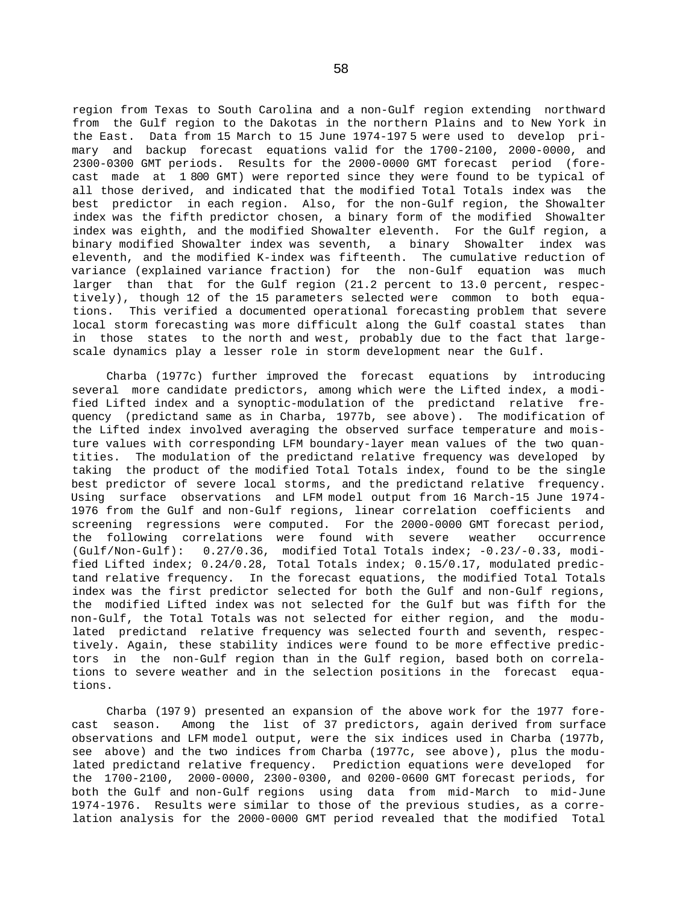region from Texas to South Carolina and a non-Gulf region extending northward from the Gulf region to the Dakotas in the northern Plains and to New York in the East. Data from 15 March to 15 June 1974-1975 were used to develop primary and backup forecast equations valid for the 1700-2100, 2000-0000, and 2300-0300 GMT periods. Results for the 2000-0000 GMT forecast period (forecast made at 1800 GMT) were reported since they were found to be typical of all those derived, and indicated that the modified Total Totals index was the best predictor in each region. Also, for the non-Gulf region, the Showalter index was the fifth predictor chosen, a binary form of the modified Showalter index was eighth, and the modified Showalter eleventh. For the Gulf region, a binary modified Showalter index was seventh, a binary Showalter index was eleventh, and the modified K-index was fifteenth. The cumulative reduction of variance (explained variance fraction) for the non-Gulf equation was much larger than that for the Gulf region (21.2 percent to 13.0 percent, respectively), though 12 of the 15 parameters selected were common to both equations. This verified a documented operational forecasting problem that severe local storm forecasting was more difficult along the Gulf coastal states than in those states to the north and west, probably due to the fact that large-scale dynamics play a lesser role in storm development near the Gulf.

Charba (1977c) further improved the forecast equations by introducing several more candidate predictors, among which were the Lifted index, a modified Lifted index and a synoptic-modulation of the predictand relative frequency (predictand same as in Charba, 1977b, see above). The modification of the Lifted index involved averaging the observed surface temperature and moisture values with corresponding LFM boundary-layer mean values of the two quantities. The modulation of the predictand relative frequency was developed by taking the product of the modified Total Totals index, found to be the single best predictor of severe local storms, and the predictand relative frequency. Using surface observations and LFM model output from 16 March-15 June 1974-1976 from the Gulf and non-Gulf regions, linear correlation coefficients and screening regressions were computed. For the 2000-0000 GMT forecast period, the following correlations were found with severe weather occurrence (Gulf/Non-Gulf): 0.27/0.36, modified Total Totals index; -0.23/-0.33, modified Lifted index; 0.24/0.28, Total Totals index; 0.15/0.17, modulated predictand relative frequency. In the forecast equations, the modified Total Totals index was the first predictor selected for both the Gulf and non-Gulf regions, the modified Lifted index was not selected for the Gulf but was fifth for the non-Gulf, the Total Totals was not selected for either region, and the modulated predictand relative frequency was selected fourth and seventh, respectively. Again, these stability indices were found to be more effective predictors in the non-Gulf region than in the Gulf region, based both on correlations to severe weather and in the selection positions in the forecast equations.

Charba (1979) presented an expansion of the above work for the 1977 forecast season. Among the list of 37 predictors, again derived from surface observations and LFM model output, were the six indices used in Charba (1977b, see above) and the two indices from Charba (1977c, see above), plus the modulated predictand relative frequency. Prediction equations were developed for the 1700-2100, 2000-0000, 2300-0300, and 0200-0600 GMT forecast periods, for both the Gulf and non-Gulf regions using data from mid-March to mid-June 1974-1976. Results were similar to those of the previous studies, as a correlation analysis for the 2000-0000 GMT period revealed that the modified Total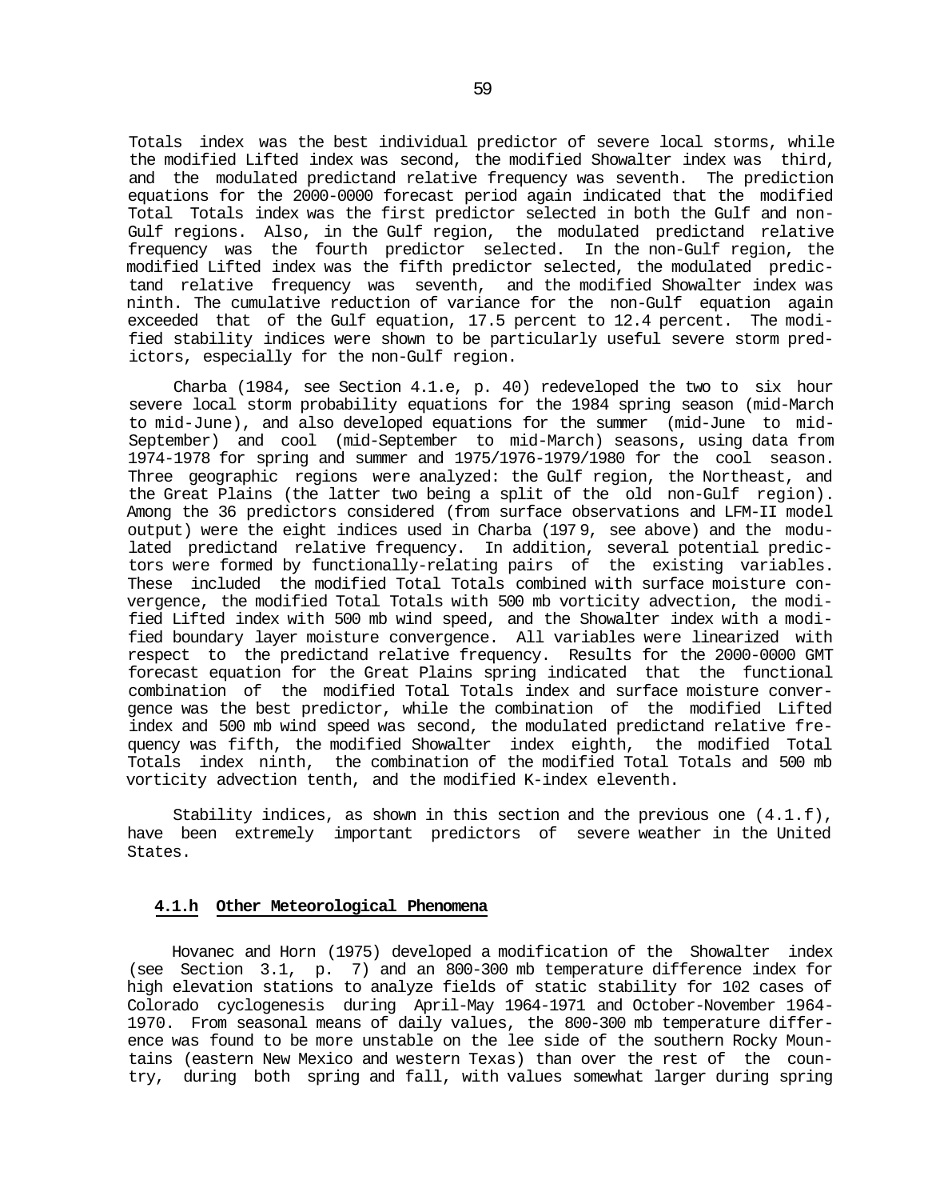Totals index was the best individual predictor of severe local storms, while the modified Lifted index was second, the modified Showalter index was third, and the modulated predictand relative frequency was seventh. The prediction equations for the 2000-0000 forecast period again indicated that the modified Total Totals index was the first predictor selected in both the Gulf and non-Gulf regions. Also, in the Gulf region, the modulated predictand relative frequency was the fourth predictor selected. In the non-Gulf region, the modified Lifted index was the fifth predictor selected, the modulated predictand relative frequency was seventh, and the modified Showalter index was ninth. The cumulative reduction of variance for the non-Gulf equation again exceeded that of the Gulf equation, 17.5 percent to 12.4 percent. The modified stability indices were shown to be particularly useful severe storm predictors, especially for the non-Gulf region.

Charba (1984, see Section 4.1.e, p. 40) redeveloped the two to six hour severe local storm probability equations for the 1984 spring season (mid-March to mid-June), and also developed equations for the summer (mid-June to mid-September) and cool (mid-September to mid-March) seasons, using data from 1974-1978 for spring and summer and 1975/1976-1979/1980 for the cool season. Three geographic regions were analyzed: the Gulf region, the Northeast, and the Great Plains (the latter two being a split of the old non-Gulf region). Among the 36 predictors considered (from surface observations and LFM-II model output) were the eight indices used in Charba (1979, see above) and the modulated predictand relative frequency. In addition, several potential predictors were formed by functionally-relating pairs of the existing variables. These included the modified Total Totals combined with surface moisture convergence, the modified Total Totals with 500 mb vorticity advection, the modified Lifted index with 500 mb wind speed, and the Showalter index with a modified boundary layer moisture convergence. All variables were linearized with respect to the predictand relative frequency. Results for the 2000-0000 GMT forecast equation for the Great Plains spring indicated that the functional combination of the modified Total Totals index and surface moisture convergence was the best predictor, while the combination of the modified Lifted index and 500 mb wind speed was second, the modulated predictand relative frequency was fifth, the modified Showalter index eighth, the modified Total Totals index ninth, the combination of the modified Total Totals and 500 mb vorticity advection tenth, and the modified K-index eleventh.

Stability indices, as shown in this section and the previous one (4.1.f), have been extremely important predictors of severe weather in the United States.

### 4.1.h Other Meteorological Phenomena

Hovanec and Horn (1975) developed a modification of the Showalter index (see Section 3.1, p. 7) and an 800-300 mb temperature difference index for high elevation stations to analyze fields of static stability for 102 cases of Colorado cyclogenesis during April-May 1964-1971 and October-November 1964-1970. From seasonal means of daily values, the 800-300 mb temperature difference was found to be more unstable on the lee side of the southern Rocky Mountains (eastern New Mexico and western Texas) than over the rest of the country, during both spring and fall, with values somewhat larger during spring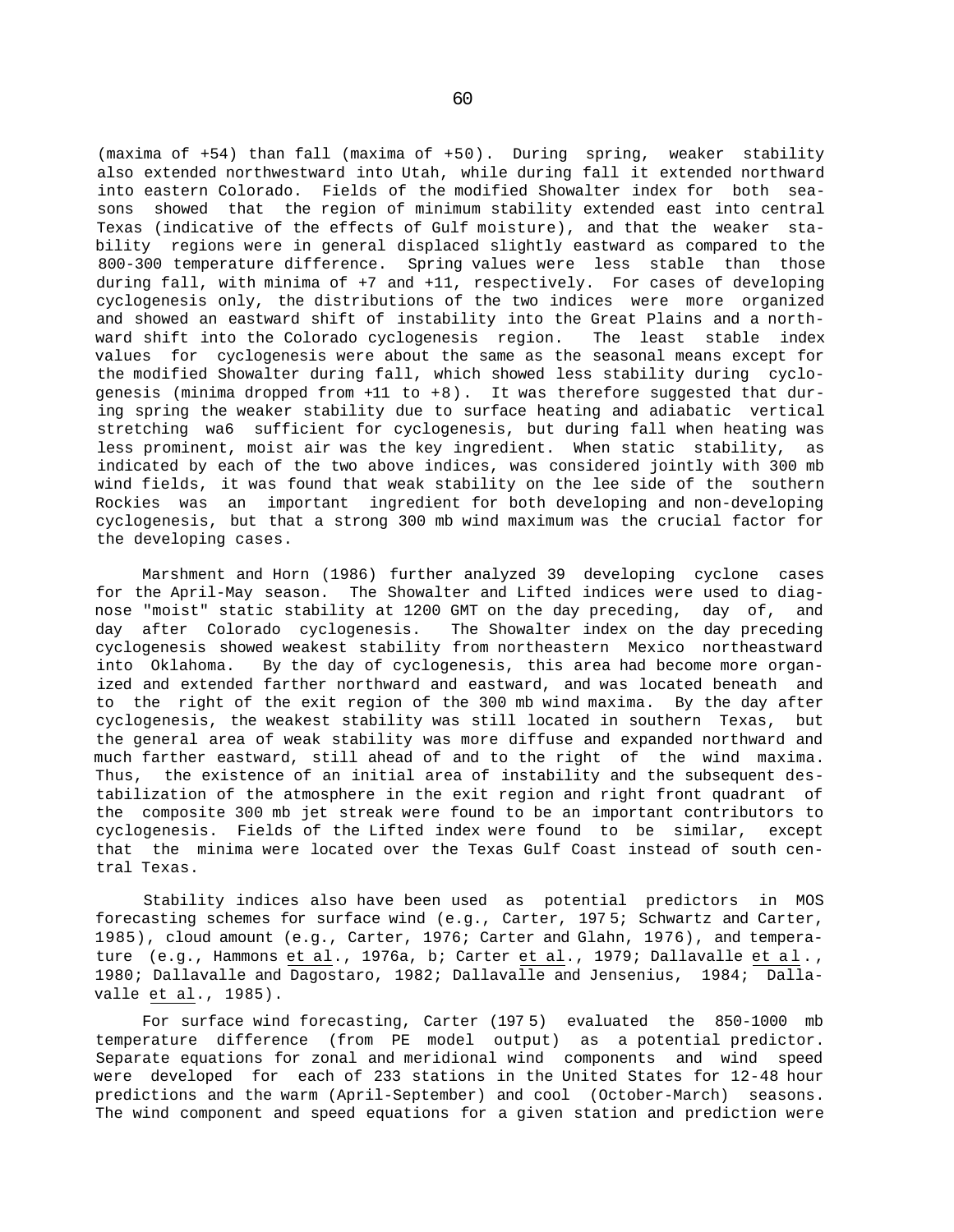(maxima of +54) than fall (maxima of +50). During spring, weaker stability also extended northwestward into Utah, while during fall it extended northward into eastern Colorado. Fields of the modified Showalter index for both seasons showed that the region of minimum stability extended east into central Texas (indicative of the effects of Gulf moisture), and that the weaker stability regions were in general displaced slightly eastward as compared to the 800-300 temperature difference. Spring values were less stable than those during fall, with minima of +7 and +11, respectively. For cases of developing cyclogenesis only, the distributions of the two indices were more organized and showed an eastward shift of instability into the Great Plains and a northward shift into the Colorado cyclogenesis region. The least stable index values for cyclogenesis were about the same as the seasonal means except for the modified Showalter during fall, which showed less stability during cyclogenesis (minima dropped from +11 to +8). It was therefore suggested that during spring the weaker stability due to surface heating and adiabatic vertical stretching wa6 sufficient for cyclogenesis, but during fall when heating was less prominent, moist air was the key ingredient. When static stability, as indicated by each of the two above indices, was considered jointly with 300 mb wind fields, it was found that weak stability on the lee side of the southern Rockies was an important ingredient for both developing and non-developing cyclogenesis, but that a strong 300 mb wind maximum was the crucial factor for the developing cases.

Marshment and Horn (1986) further analyzed 39 developing cyclone cases for the April-May season. The Showalter and Lifted indices were used to diagnose "moist" static stability at 1200 GMT on the day preceding, day of, and day after Colorado cyclogenesis. The Showalter index on the day preceding cyclogenesis showed weakest stability from northeastern Mexico northeastward into Oklahoma. By the day of cyclogenesis, this area had become more organized and extended farther northward and eastward, and was located beneath and to the right of the exit region of the 300 mb wind maxima. By the day after cyclogenesis, the weakest stability was still located in southern Texas, but the general area of weak stability was more diffuse and expanded northward and much farther eastward, still ahead of and to the right of the wind maxima. Thus, the existence of an initial area of instability and the subsequent destabilization of the atmosphere in the exit region and right front quadrant of the composite 300 mb jet streak were found to be an important contributors to cyclogenesis. Fields of the Lifted index were found to be similar, except that the minima were located over the Texas Gulf Coast instead of south central Texas.

Stability indices also have been used as potential predictors in MOS forecasting schemes for surface wind (e.g., Carter, 1975; Schwartz and Carter, 1985), cloud amount (e.g., Carter, 1976; Carter and Glahn, 1976), and temperature (e.g., Hammons et al., 1976a, b; Carter et al., 1979; Dallavalle et al., 1980; Dallavalle and Dagostaro, 1982; Dallavalle and Jensenius, 1984; Dallavalle et al., 1985).

For surface wind forecasting, Carter (1975) evaluated the 850-1000 mb temperature difference (from PE model output) as a potential predictor. Separate equations for zonal and meridional wind components and wind speed were developed for each of 233 stations in the United States for 12-48 hour predictions and the warm (April-September) and cool (October-March) seasons. The wind component and speed equations for a given station and prediction were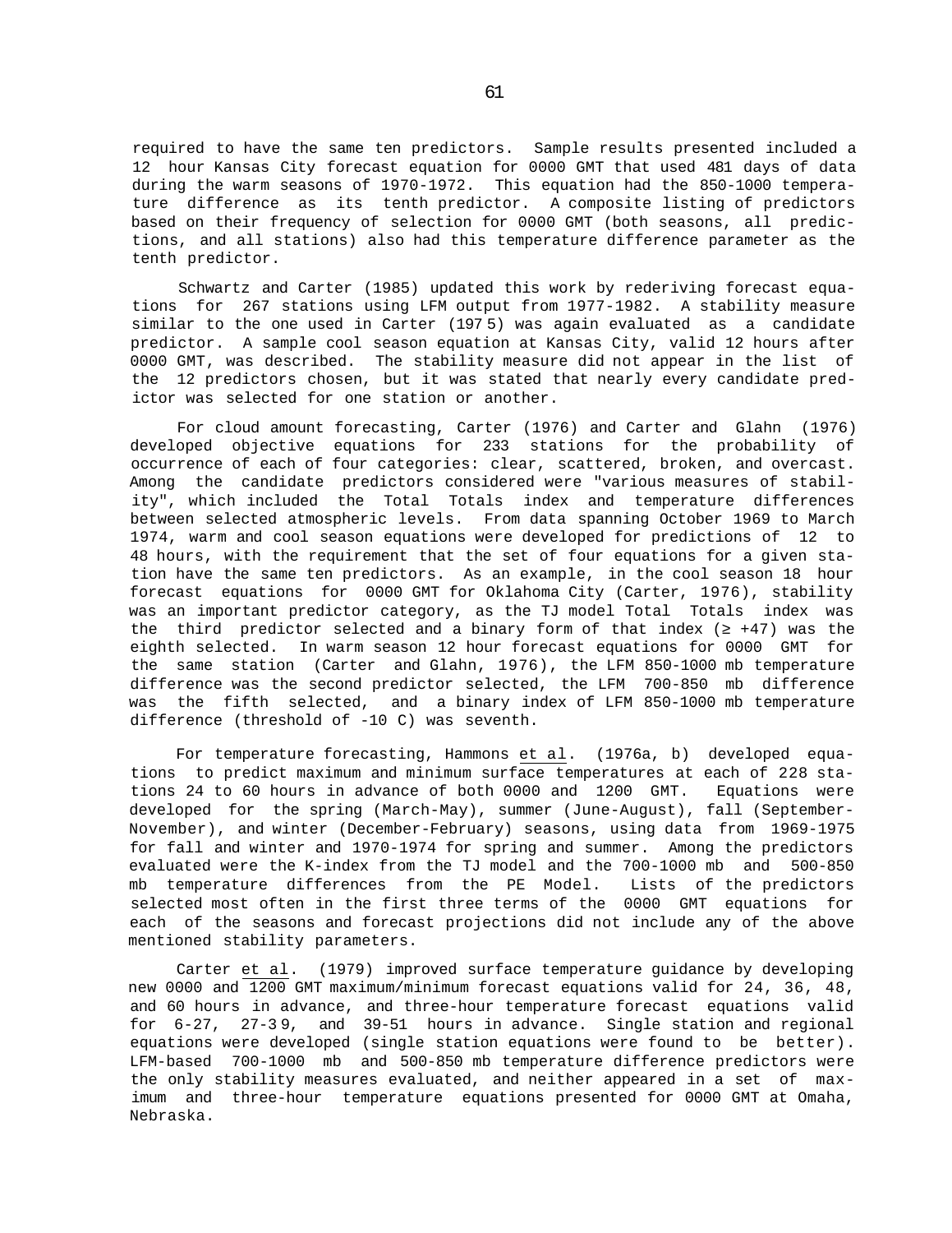required to have the same ten predictors. Sample results presented included a 12 hour Kansas City forecast equation for 0000 GMT that used 481 days of data during the warm seasons of 1970-1972. This equation had the 850-1000 temperature difference as its tenth predictor. A composite listing of predictors based on their frequency of selection for 0000 GMT (both seasons, all predictions, and all stations) also had this temperature difference parameter as the tenth predictor.

Schwartz and Carter (1985) updated this work by rederiving forecast equations for 267 stations using LFM output from 1977-1982. A stability measure similar to the one used in Carter (1975) was again evaluated as a candidate predictor. A sample cool season equation at Kansas City, valid 12 hours after 0000 GMT, was described. The stability measure did not appear in the list of the 12 predictors chosen, but it was stated that nearly every candidate predictor was selected for one station or another.

For cloud amount forecasting, Carter (1976) and Carter and Glahn (1976) developed objective equations for 233 stations for the probability of occurrence of each of four categories: clear, scattered, broken, and overcast. Among the candidate predictors considered were "various measures of stability", which included the Total Totals index and temperature differences between selected atmospheric levels. From data spanning October 1969 to March 1974, warm and cool season equations were developed for predictions of 12 to 48 hours, with the requirement that the set of four equations for a given station have the same ten predictors. As an example, in the cool season 18 hour forecast equations for 0000 GMT for Oklahoma City (Carter, 1976), stability was an important predictor category, as the TJ model Total Totals index was the third predictor selected and a binary form of that index ($\geq +47$) was the eighth selected. In warm season 12 hour forecast equations for 0000 GMT for the same station (Carter and Glahn, 1976), the LFM 850-1000 mb temperature difference was the second predictor selected, the LFM 700-850 mb difference was the fifth selected, and a binary index of LFM 850-1000 mb temperature difference (threshold of -10 C) was seventh.

For temperature forecasting, Hammons et al. (1976a, b) developed equations to predict maximum and minimum surface temperatures at each of 228 stations 24 to 60 hours in advance of both 0000 and 1200 GMT. Equations were developed for the spring (March-May), summer (June-August), fall (September-November), and winter (December-February) seasons, using data from 1969-1975 for fall and winter and 1970-1974 for spring and summer. Among the predictors evaluated were the K-index from the TJ model and the 700-1000 mb and 500-850 mb temperature differences from the PE Model. Lists of the predictors selected most often in the first three terms of the 0000 GMT equations for each of the seasons and forecast projections did not include any of the above mentioned stability parameters.

Carter et al. (1979) improved surface temperature guidance by developing new 0000 and 1200 GMT maximum/minimum forecast equations valid for 24, 36, 48, and 60 hours in advance, and three-hour temperature forecast equations valid for 6-27, 27-39, and 39-51 hours in advance. Single station and regional equations were developed (single station equations were found to be better). LFM-based 700-1000 mb and 500-850 mb temperature difference predictors were the only stability measures evaluated, and neither appeared in a set of maximum and three-hour temperature equations presented for 0000 GMT at Omaha, Nebraska.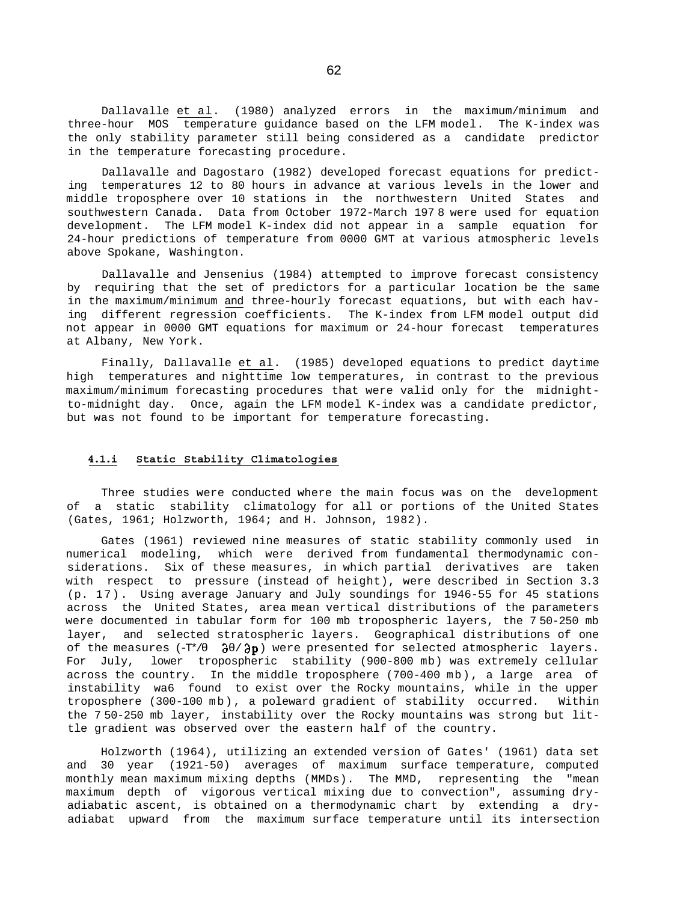Dallavalle et al. (1980) analyzed errors in the maximum/minimum and three-hour MOS temperature guidance based on the LFM model. The K-index was the only stability parameter still being considered as a candidate predictor in the temperature forecasting procedure.

Dallavalle and Dagostaro (1982) developed forecast equations for predicting temperatures 12 to 80 hours in advance at various levels in the lower and middle troposphere over 10 stations in the northwestern United States and southwestern Canada. Data from October 1972-March 1978 were used for equation development. The LFM model K-index did not appear in a sample equation for 24-hour predictions of temperature from 0000 GMT at various atmospheric levels above Spokane, Washington.

Dallavalle and Jensenius (1984) attempted to improve forecast consistency by requiring that the set of predictors for a particular location be the same in the maximum/minimum and three-hourly forecast equations, but with each having different regression coefficients. The K-index from LFM model output did not appear in 0000 GMT equations for maximum or 24-hour forecast temperatures at Albany, New York.

Finally, Dallavalle et al. (1985) developed equations to predict daytime high temperatures and nighttime low temperatures, in contrast to the previous maximum/minimum forecasting procedures that were valid only for the midnight-to-midnight day. Once, again the LFM model K-index was a candidate predictor, but was not found to be important for temperature forecasting.

#### 4.1.i Static Stability Climatologies

Three studies were conducted where the main focus was on the development of a static stability climatology for all or portions of the United States (Gates, 1961; Holzworth, 1964; and H. Johnson, 1982).

Gates (1961) reviewed nine measures of static stability commonly used in numerical modeling, which were derived from fundamental thermodynamic considerations. Six of these measures, in which partial derivatives are taken with respect to pressure (instead of height), were described in Section 3.3 (p. 17). Using average January and July soundings for 1946-55 for 45 stations across the United States, area mean vertical distributions of the parameters were documented in tabular form for 100 mb tropospheric layers, the 750-250 mb layer, and selected stratospheric layers. Geographical distributions of one of the measures ($-T^*/\theta \;\; \partial\theta/\partial p$) were presented for selected atmospheric layers. For July, lower tropospheric stability (900-800 mb) was extremely cellular across the country. In the middle troposphere (700-400 mb), a large area of instability wa6 found to exist over the Rocky mountains, while in the upper troposphere (300-100 mb), a poleward gradient of stability occurred. Within the 750-250 mb layer, instability over the Rocky mountains was strong but little gradient was observed over the eastern half of the country.

Holzworth (1964), utilizing an extended version of Gates' (1961) data set and 30 year (1921-50) averages of maximum surface temperature, computed monthly mean maximum mixing depths (MMDs). The MMD, representing the "mean maximum depth of vigorous vertical mixing due to convection", assuming dry-adiabatic ascent, is obtained on a thermodynamic chart by extending a dry-adiabat upward from the maximum surface temperature until its intersection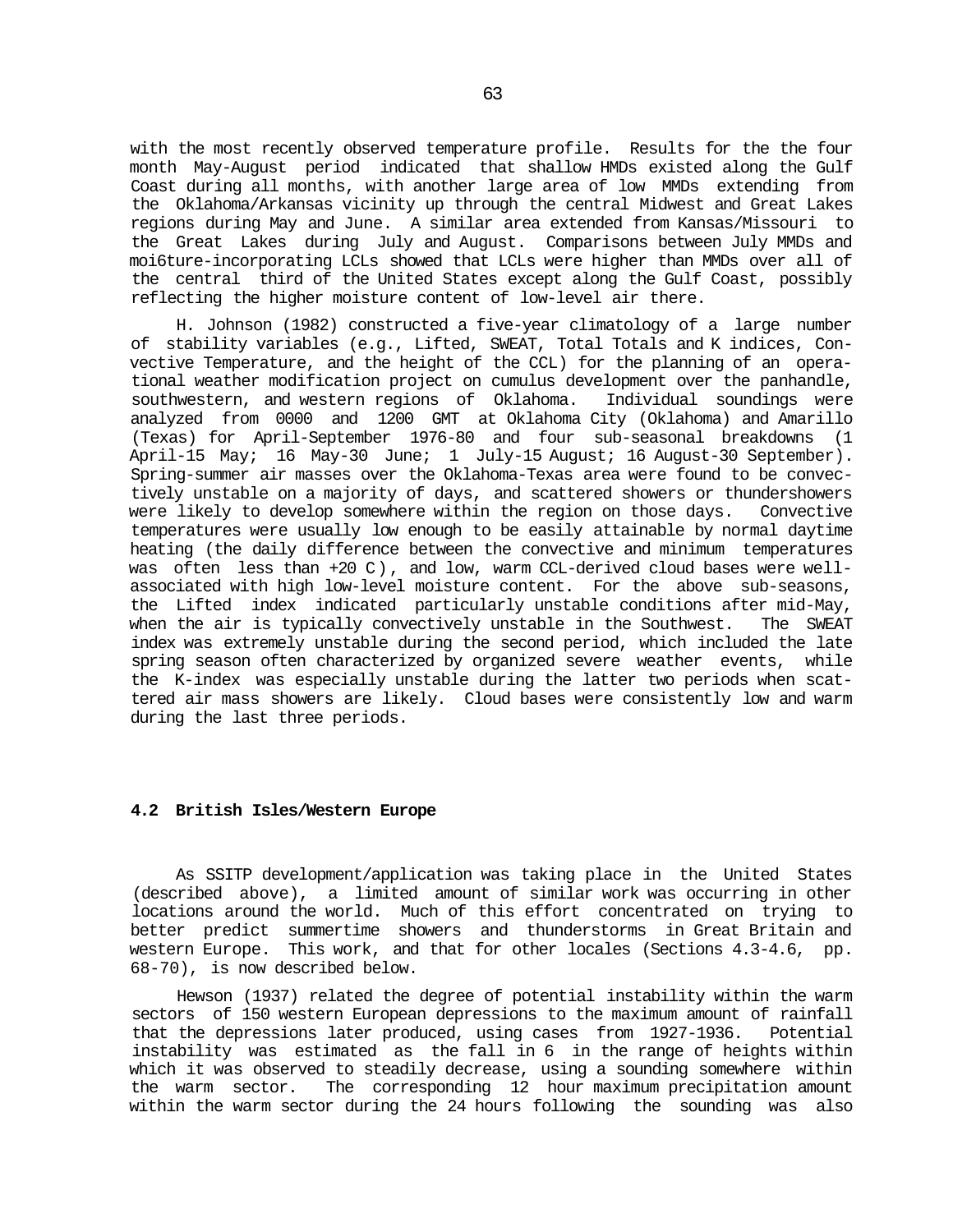with the most recently observed temperature profile. Results for the the four month May-August period indicated that shallow HMDs existed along the Gulf Coast during all months, with another large area of low MMDs extending from the Oklahoma/Arkansas vicinity up through the central Midwest and Great Lakes regions during May and June. A similar area extended from Kansas/Missouri to the Great Lakes during July and August. Comparisons between July MMDs and moi6ture-incorporating LCLs showed that LCLs were higher than MMDs over all of the central third of the United States except along the Gulf Coast, possibly reflecting the higher moisture content of low-level air there.

H. Johnson (1982) constructed a five-year climatology of a large number of stability variables (e.g., Lifted, SWEAT, Total Totals and K indices, Convective Temperature, and the height of the CCL) for the planning of an operational weather modification project on cumulus development over the panhandle, southwestern, and western regions of Oklahoma. Individual soundings were analyzed from 0000 and 1200 GMT at Oklahoma City (Oklahoma) and Amarillo (Texas) for April-September 1976-80 and four sub-seasonal breakdowns (1 April-15 May; 16 May-30 June; 1 July-15 August; 16 August-30 September). Spring-summer air masses over the Oklahoma-Texas area were found to be convectively unstable on a majority of days, and scattered showers or thundershowers were likely to develop somewhere within the region on those days. Convective temperatures were usually low enough to be easily attainable by normal daytime heating (the daily difference between the convective and minimum temperatures was often less than +20 C), and low, warm CCL-derived cloud bases were well-associated with high low-level moisture content. For the above sub-seasons, the Lifted index indicated particularly unstable conditions after mid-May, when the air is typically convectively unstable in the Southwest. The SWEAT index was extremely unstable during the second period, which included the late spring season often characterized by organized severe weather events, while the K-index was especially unstable during the latter two periods when scattered air mass showers are likely. Cloud bases were consistently low and warm during the last three periods.

### 4.2 British Isles/Western Europe

As SSITP development/application was taking place in the United States (described above), a limited amount of similar work was occurring in other locations around the world. Much of this effort concentrated on trying to better predict summertime showers and thunderstorms in Great Britain and western Europe. This work, and that for other locales (Sections 4.3-4.6, pp. 68-70), is now described below.

Hewson (1937) related the degree of potential instability within the warm sectors of 150 western European depressions to the maximum amount of rainfall that the depressions later produced, using cases from 1927-1936. Potential instability was estimated as the fall in 6 in the range of heights within which it was observed to steadily decrease, using a sounding somewhere within the warm sector. The corresponding 12 hour maximum precipitation amount within the warm sector during the 24 hours following the sounding was also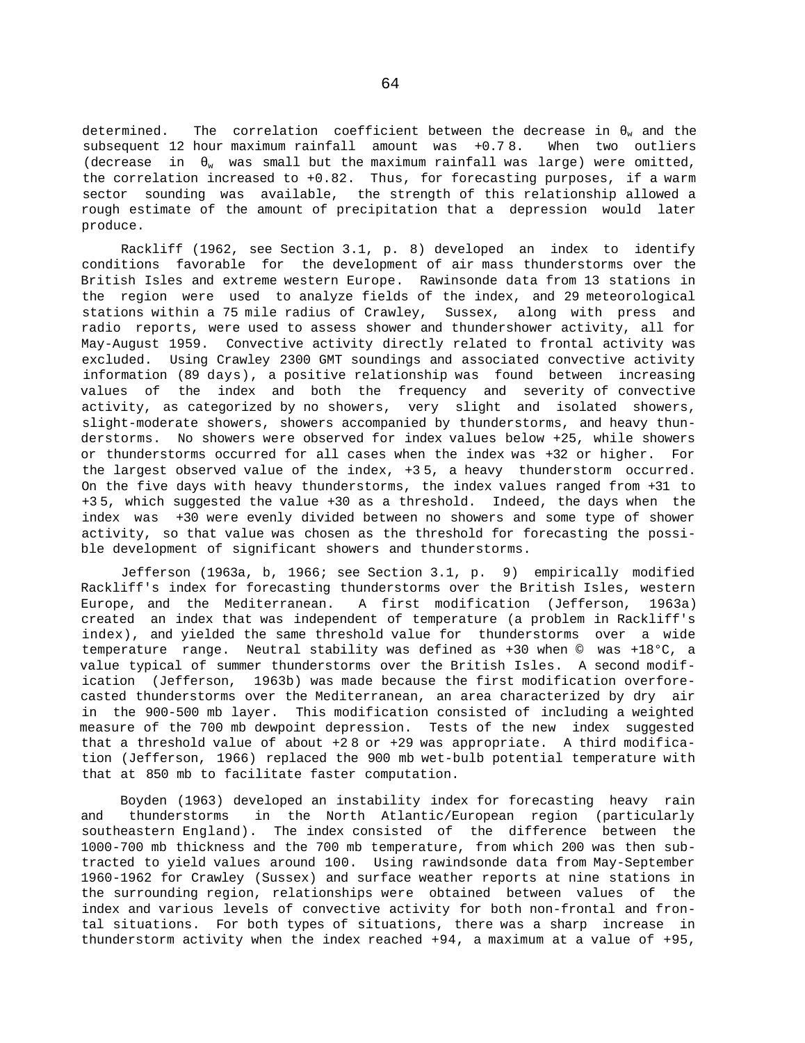determined. The correlation coefficient between the decrease in $\theta_w$ and the subsequent 12 hour maximum rainfall amount was +0.78. When two outliers (decrease in $\theta_w$ was small but the maximum rainfall was large) were omitted, the correlation increased to +0.82. Thus, for forecasting purposes, if a warm sector sounding was available, the strength of this relationship allowed a rough estimate of the amount of precipitation that a depression would later produce.

Rackliff (1962, see Section 3.1, p. 8) developed an index to identify conditions favorable for the development of air mass thunderstorms over the British Isles and extreme western Europe. Rawinsonde data from 13 stations in the region were used to analyze fields of the index, and 29 meteorological stations within a 75 mile radius of Crawley, Sussex, along with press and radio reports, were used to assess shower and thundershower activity, all for May-August 1959. Convective activity directly related to frontal activity was excluded. Using Crawley 2300 GMT soundings and associated convective activity information (89 days), a positive relationship was found between increasing values of the index and both the frequency and severity of convective activity, as categorized by no showers, very slight and isolated showers, slight-moderate showers, showers accompanied by thunderstorms, and heavy thunderstorms. No showers were observed for index values below +25, while showers or thunderstorms occurred for all cases when the index was +32 or higher. For the largest observed value of the index, +35, a heavy thunderstorm occurred. On the five days with heavy thunderstorms, the index values ranged from +31 to +35, which suggested the value +30 as a threshold. Indeed, the days when the index was +30 were evenly divided between no showers and some type of shower activity, so that value was chosen as the threshold for forecasting the possible development of significant showers and thunderstorms.

Jefferson (1963a, b, 1966; see Section 3.1, p. 9) empirically modified Rackliff's index for forecasting thunderstorms over the British Isles, western Europe, and the Mediterranean. A first modification (Jefferson, 1963a) created an index that was independent of temperature (a problem in Rackliff's index), and yielded the same threshold value for thunderstorms over a wide temperature range. Neutral stability was defined as +30 when © was +18°C, a value typical of summer thunderstorms over the British Isles. A second modification (Jefferson, 1963b) was made because the first modification overforecasted thunderstorms over the Mediterranean, an area characterized by dry air in the 900-500 mb layer. This modification consisted of including a weighted measure of the 700 mb dewpoint depression. Tests of the new index suggested that a threshold value of about +28 or +29 was appropriate. A third modification (Jefferson, 1966) replaced the 900 mb wet-bulb potential temperature with that at 850 mb to facilitate faster computation.

Boyden (1963) developed an instability index for forecasting heavy rain and thunderstorms in the North Atlantic/European region (particularly southeastern England). The index consisted of the difference between the 1000-700 mb thickness and the 700 mb temperature, from which 200 was then subtracted to yield values around 100. Using rawindsonde data from May-September 1960-1962 for Crawley (Sussex) and surface weather reports at nine stations in the surrounding region, relationships were obtained between values of the index and various levels of convective activity for both non-frontal and frontal situations. For both types of situations, there was a sharp increase in thunderstorm activity when the index reached +94, a maximum at a value of +95,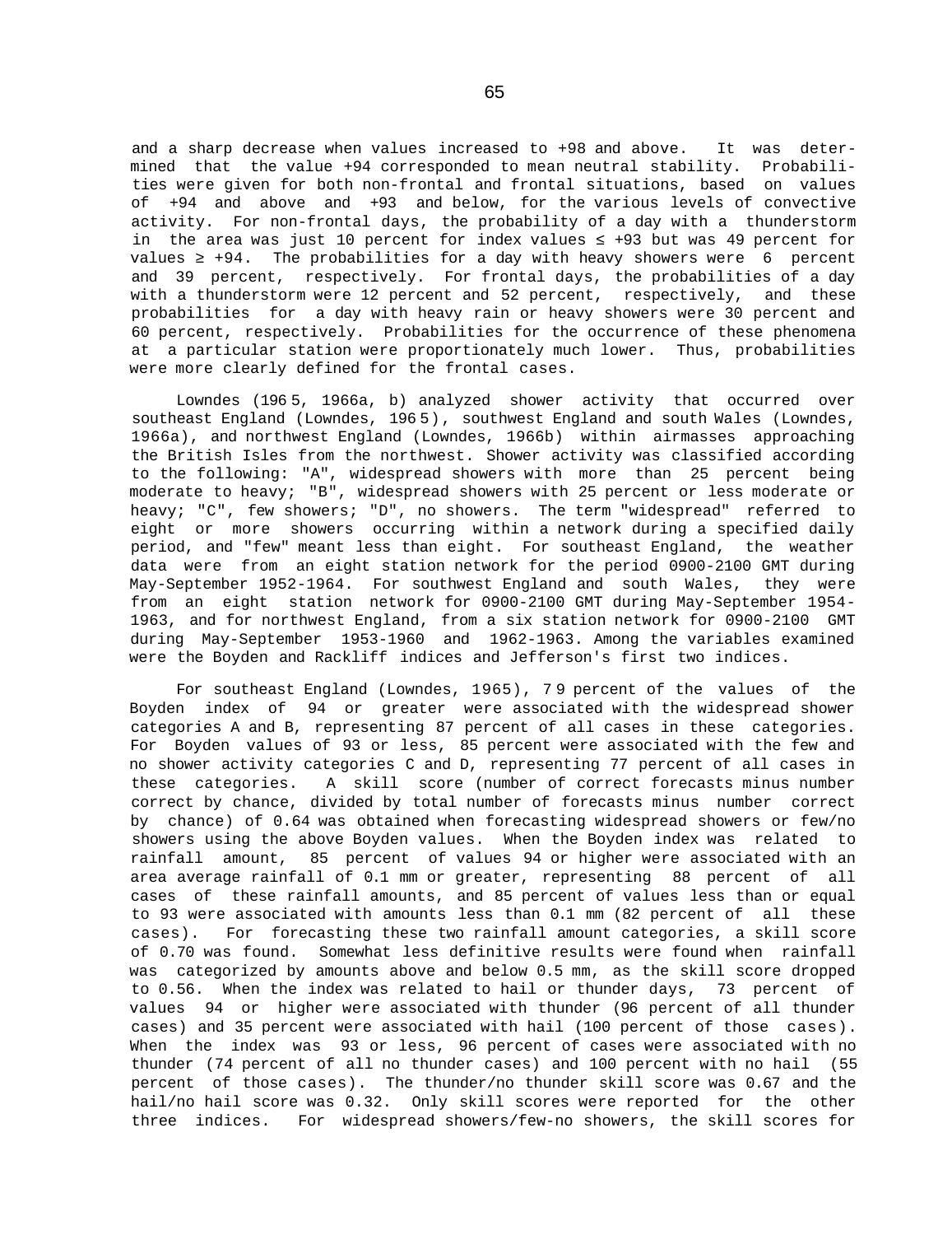and a sharp decrease when values increased to +98 and above. It was determined that the value +94 corresponded to mean neutral stability. Probabilities were given for both non-frontal and frontal situations, based on values of +94 and above and +93 and below, for the various levels of convective activity. For non-frontal days, the probability of a day with a thunderstorm in the area was just 10 percent for index values ≤ +93 but was 49 percent for values ≥ +94. The probabilities for a day with heavy showers were 6 percent and 39 percent, respectively. For frontal days, the probabilities of a day with a thunderstorm were 12 percent and 52 percent, respectively, and these probabilities for a day with heavy rain or heavy showers were 30 percent and 60 percent, respectively. Probabilities for the occurrence of these phenomena at a particular station were proportionately much lower. Thus, probabilities were more clearly defined for the frontal cases.

Lowndes (1965, 1966a, b) analyzed shower activity that occurred over southeast England (Lowndes, 1965), southwest England and south Wales (Lowndes, 1966a), and northwest England (Lowndes, 1966b) within airmasses approaching the British Isles from the northwest. Shower activity was classified according to the following: "A", widespread showers with more than 25 percent being moderate to heavy; "B", widespread showers with 25 percent or less moderate or heavy; "C", few showers; "D", no showers. The term "widespread" referred to eight or more showers occurring within a network during a specified daily period, and "few" meant less than eight. For southeast England, the weather data were from an eight station network for the period 0900-2100 GMT during May-September 1952-1964. For southwest England and south Wales, they were from an eight station network for 0900-2100 GMT during May-September 1954-1963, and for northwest England, from a six station network for 0900-2100 GMT during May-September 1953-1960 and 1962-1963. Among the variables examined were the Boyden and Rackliff indices and Jefferson's first two indices.

For southeast England (Lowndes, 1965), 79 percent of the values of the Boyden index of 94 or greater were associated with the widespread shower categories A and B, representing 87 percent of all cases in these categories. For Boyden values of 93 or less, 85 percent were associated with the few and no shower activity categories C and D, representing 77 percent of all cases in these categories. A skill score (number of correct forecasts minus number correct by chance, divided by total number of forecasts minus number correct by chance) of 0.64 was obtained when forecasting widespread showers or few/no showers using the above Boyden values. When the Boyden index was related to rainfall amount, 85 percent of values 94 or higher were associated with an area average rainfall of 0.1 mm or greater, representing 88 percent of all cases of these rainfall amounts, and 85 percent of values less than or equal to 93 were associated with amounts less than 0.1 mm (82 percent of all these cases). For forecasting these two rainfall amount categories, a skill score of 0.70 was found. Somewhat less definitive results were found when rainfall was categorized by amounts above and below 0.5 mm, as the skill score dropped to 0.56. When the index was related to hail or thunder days, 73 percent of values 94 or higher were associated with thunder (96 percent of all thunder cases) and 35 percent were associated with hail (100 percent of those cases). When the index was 93 or less, 96 percent of cases were associated with no thunder (74 percent of all no thunder cases) and 100 percent with no hail (55 percent of those cases). The thunder/no thunder skill score was 0.67 and the hail/no hail score was 0.32. Only skill scores were reported for the other three indices. For widespread showers/few-no showers, the skill scores for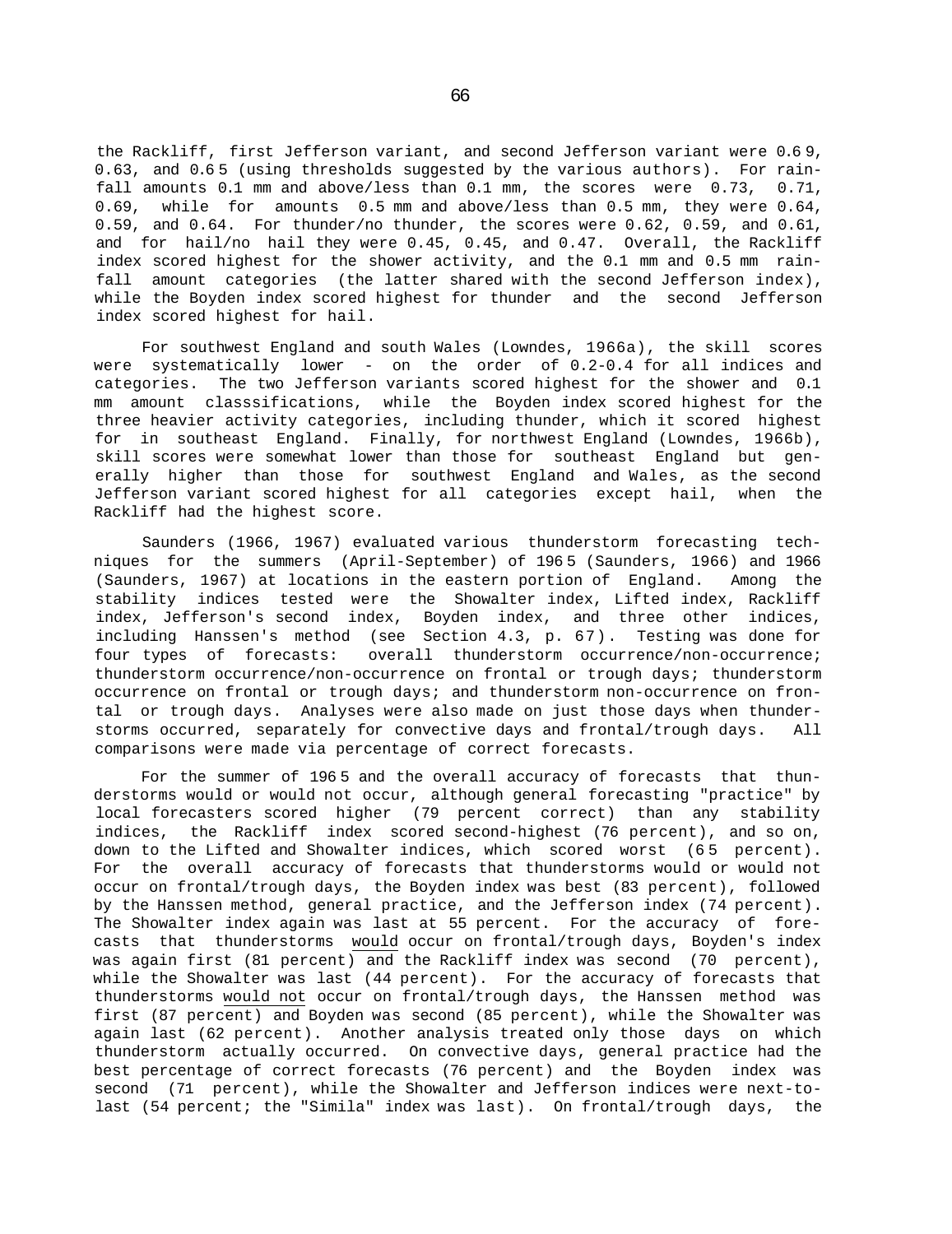the Rackliff, first Jefferson variant, and second Jefferson variant were 0.69, 0.63, and 0.65 (using thresholds suggested by the various authors). For rainfall amounts 0.1 mm and above/less than 0.1 mm, the scores were 0.73, 0.71, 0.69, while for amounts 0.5 mm and above/less than 0.5 mm, they were 0.64, 0.59, and 0.64. For thunder/no thunder, the scores were 0.62, 0.59, and 0.61, and for hail/no hail they were 0.45, 0.45, and 0.47. Overall, the Rackliff index scored highest for the shower activity, and the 0.1 mm and 0.5 mm rainfall amount categories (the latter shared with the second Jefferson index), while the Boyden index scored highest for thunder and the second Jefferson index scored highest for hail.

For southwest England and south Wales (Lowndes, 1966a), the skill scores were systematically lower - on the order of 0.2-0.4 for all indices and categories. The two Jefferson variants scored highest for the shower and 0.1 mm amount classsifications, while the Boyden index scored highest for the three heavier activity categories, including thunder, which it scored highest for in southeast England. Finally, for northwest England (Lowndes, 1966b), skill scores were somewhat lower than those for southeast England but generally higher than those for southwest England and Wales, as the second Jefferson variant scored highest for all categories except hail, when the Rackliff had the highest score.

Saunders (1966, 1967) evaluated various thunderstorm forecasting techniques for the summers (April-September) of 1965 (Saunders, 1966) and 1966 (Saunders, 1967) at locations in the eastern portion of England. Among the stability indices tested were the Showalter index, Lifted index, Rackliff index, Jefferson's second index, Boyden index, and three other indices, including Hanssen's method (see Section 4.3, p. 67). Testing was done for four types of forecasts: overall thunderstorm occurrence/non-occurrence; thunderstorm occurrence/non-occurrence on frontal or trough days; thunderstorm occurrence on frontal or trough days; and thunderstorm non-occurrence on frontal or trough days. Analyses were also made on just those days when thunderstorms occurred, separately for convective days and frontal/trough days. All comparisons were made via percentage of correct forecasts.

For the summer of 1965 and the overall accuracy of forecasts that thunderstorms would or would not occur, although general forecasting "practice" by local forecasters scored higher (79 percent correct) than any stability indices, the Rackliff index scored second-highest (76 percent), and so on, down to the Lifted and Showalter indices, which scored worst (65 percent). For the overall accuracy of forecasts that thunderstorms would or would not occur on frontal/trough days, the Boyden index was best (83 percent), followed by the Hanssen method, general practice, and the Jefferson index (74 percent). The Showalter index again was last at 55 percent. For the accuracy of forecasts that thunderstorms <u>would</u> occur on frontal/trough days, Boyden's index was again first (81 percent) and the Rackliff index was second (70 percent), while the Showalter was last (44 percent). For the accuracy of forecasts that thunderstorms <u>would not</u> occur on frontal/trough days, the Hanssen method was first (87 percent) and Boyden was second (85 percent), while the Showalter was again last (62 percent). Another analysis treated only those days on which thunderstorm actually occurred. On convective days, general practice had the best percentage of correct forecasts (76 percent) and the Boyden index was second (71 percent), while the Showalter and Jefferson indices were next-to-last (54 percent; the "Simila" index was last). On frontal/trough days, the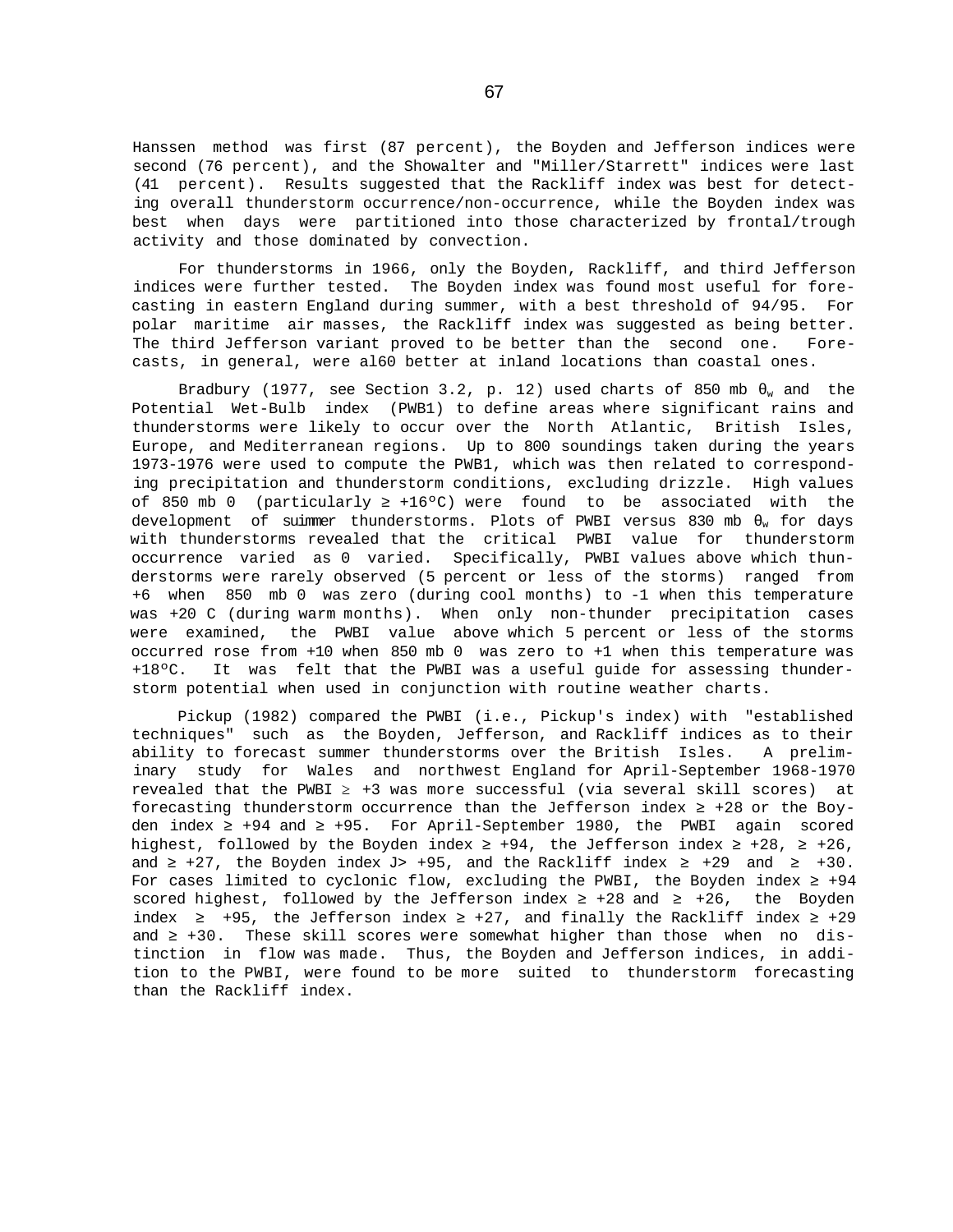Hanssen method was first (87 percent), the Boyden and Jefferson indices were second (76 percent), and the Showalter and "Miller/Starrett" indices were last (41 percent). Results suggested that the Rackliff index was best for detecting overall thunderstorm occurrence/non-occurrence, while the Boyden index was best when days were partitioned into those characterized by frontal/trough activity and those dominated by convection.

For thunderstorms in 1966, only the Boyden, Rackliff, and third Jefferson indices were further tested. The Boyden index was found most useful for forecasting in eastern England during summer, with a best threshold of 94/95. For polar maritime air masses, the Rackliff index was suggested as being better. The third Jefferson variant proved to be better than the second one. Forecasts, in general, were al60 better at inland locations than coastal ones.

Bradbury (1977, see Section 3.2, p. 12) used charts of 850 mb $\theta_w$ and the Potential Wet-Bulb index (PWB1) to define areas where significant rains and thunderstorms were likely to occur over the North Atlantic, British Isles, Europe, and Mediterranean regions. Up to 800 soundings taken during the years 1973-1976 were used to compute the PWB1, which was then related to corresponding precipitation and thunderstorm conditions, excluding drizzle. High values of 850 mb 0 (particularly ≥ +16°C) were found to be associated with the development of suimmer thunderstorms. Plots of PWBI versus 830 mb $\theta_w$ for days with thunderstorms revealed that the critical PWBI value for thunderstorm occurrence varied as 0 varied. Specifically, PWBI values above which thunderstorms were rarely observed (5 percent or less of the storms) ranged from +6 when 850 mb 0 was zero (during cool months) to -1 when this temperature was +20 C (during warm months). When only non-thunder precipitation cases were examined, the PWBI value above which 5 percent or less of the storms occurred rose from +10 when 850 mb 0 was zero to +1 when this temperature was +18°C. It was felt that the PWBI was a useful guide for assessing thunderstorm potential when used in conjunction with routine weather charts.

Pickup (1982) compared the PWBI (i.e., Pickup's index) with "established techniques" such as the Boyden, Jefferson, and Rackliff indices as to their ability to forecast summer thunderstorms over the British Isles. A preliminary study for Wales and northwest England for April-September 1968-1970 revealed that the PWBI ≥ +3 was more successful (via several skill scores) at forecasting thunderstorm occurrence than the Jefferson index ≥ +28 or the Boyden index ≥ +94 and ≥ +95. For April-September 1980, the PWBI again scored highest, followed by the Boyden index ≥ +94, the Jefferson index ≥ +28, ≥ +26, and ≥ +27, the Boyden index J> +95, and the Rackliff index ≥ +29 and ≥ +30. For cases limited to cyclonic flow, excluding the PWBI, the Boyden index ≥ +94 scored highest, followed by the Jefferson index ≥ +28 and ≥ +26, the Boyden index ≥ +95, the Jefferson index ≥ +27, and finally the Rackliff index ≥ +29 and ≥ +30. These skill scores were somewhat higher than those when no distinction in flow was made. Thus, the Boyden and Jefferson indices, in addition to the PWBI, were found to be more suited to thunderstorm forecasting than the Rackliff index.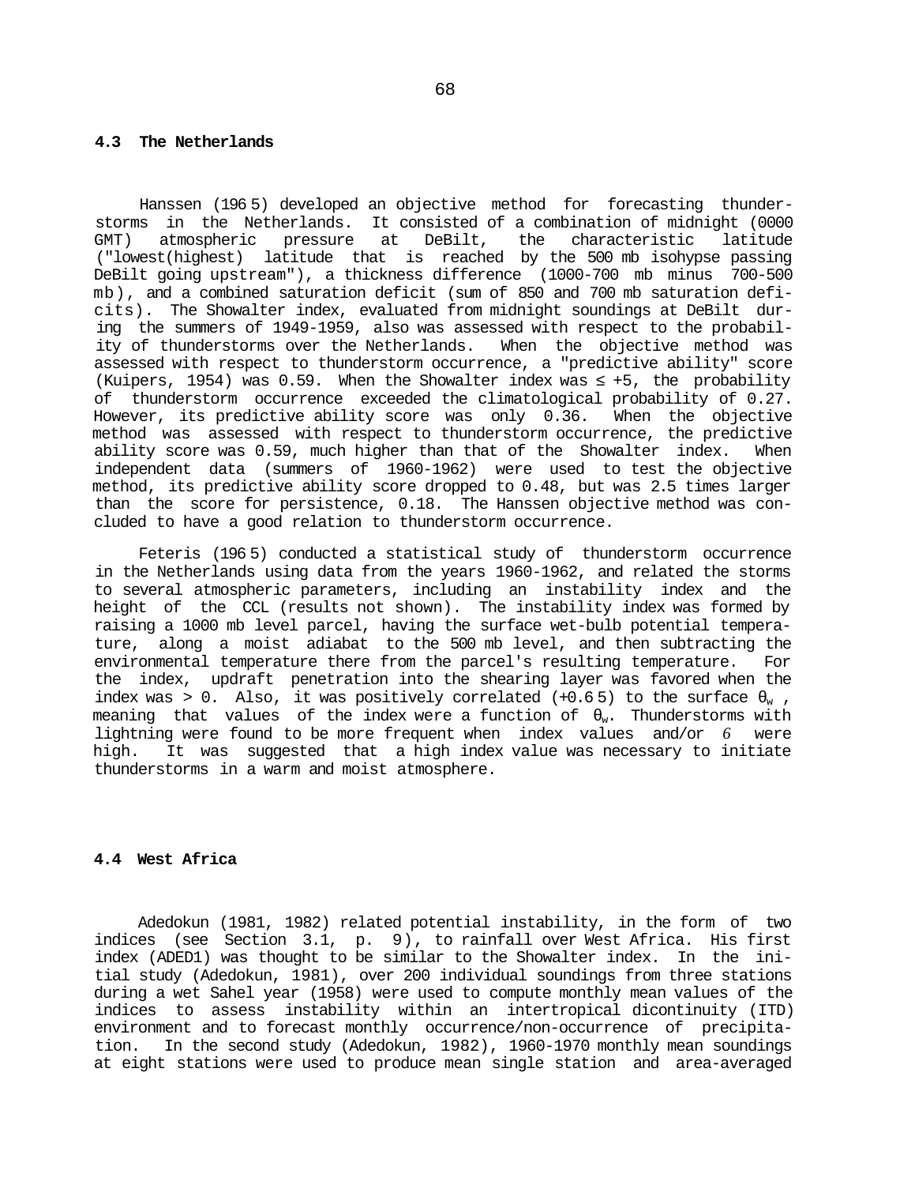## 4.3 The Netherlands

Hanssen (1965) developed an objective method for forecasting thunderstorms in the Netherlands. It consisted of a combination of midnight (0000 GMT) atmospheric pressure at DeBilt, the characteristic latitude ("lowest(highest) latitude that is reached by the 500 mb isohypse passing DeBilt going upstream"), a thickness difference (1000-700 mb minus 700-500 mb), and a combined saturation deficit (sum of 850 and 700 mb saturation deficits). The Showalter index, evaluated from midnight soundings at DeBilt during the summers of 1949-1959, also was assessed with respect to the probability of thunderstorms over the Netherlands. When the objective method was assessed with respect to thunderstorm occurrence, a "predictive ability" score (Kuipers, 1954) was 0.59. When the Showalter index was ≤ +5, the probability of thunderstorm occurrence exceeded the climatological probability of 0.27. However, its predictive ability score was only 0.36. When the objective method was assessed with respect to thunderstorm occurrence, the predictive ability score was 0.59, much higher than that of the Showalter index. When independent data (summers of 1960-1962) were used to test the objective method, its predictive ability score dropped to 0.48, but was 2.5 times larger than the score for persistence, 0.18. The Hanssen objective method was concluded to have a good relation to thunderstorm occurrence.

Feteris (1965) conducted a statistical study of thunderstorm occurrence in the Netherlands using data from the years 1960-1962, and related the storms to several atmospheric parameters, including an instability index and the height of the CCL (results not shown). The instability index was formed by raising a 1000 mb level parcel, having the surface wet-bulb potential temperature, along a moist adiabat to the 500 mb level, and then subtracting the environmental temperature there from the parcel's resulting temperature. For the index, updraft penetration into the shearing layer was favored when the index was > 0. Also, it was positively correlated (+0.65) to the surface $\theta_w$, meaning that values of the index were a function of $\theta_w$. Thunderstorms with lightning were found to be more frequent when index values and/or $\theta$ were high. It was suggested that a high index value was necessary to initiate thunderstorms in a warm and moist atmosphere.

## 4.4 West Africa

Adedokun (1981, 1982) related potential instability, in the form of two indices (see Section 3.1, p. 9), to rainfall over West Africa. His first index (ADED1) was thought to be similar to the Showalter index. In the initial study (Adedokun, 1981), over 200 individual soundings from three stations during a wet Sahel year (1958) were used to compute monthly mean values of the indices to assess instability within an intertropical dicontinuity (ITD) environment and to forecast monthly occurrence/non-occurrence of precipitation. In the second study (Adedokun, 1982), 1960-1970 monthly mean soundings at eight stations were used to produce mean single station and area-averaged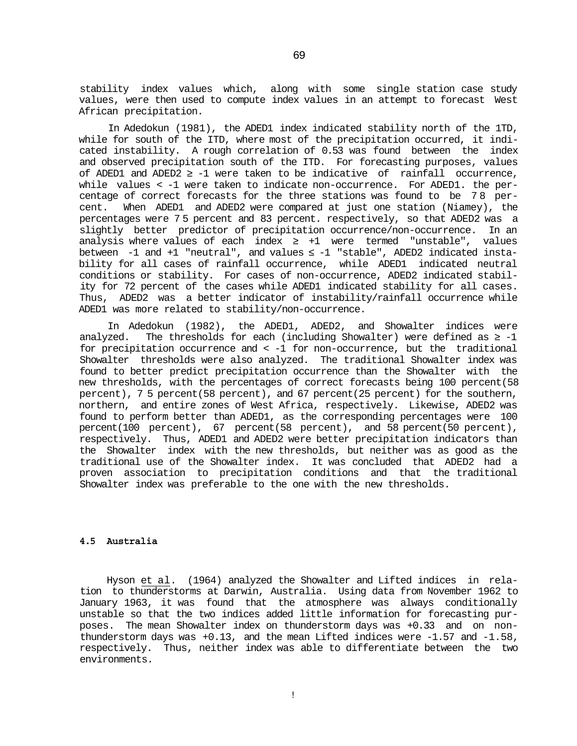stability index values which, along with some single station case study values, were then used to compute index values in an attempt to forecast West African precipitation.

In Adedokun (1981), the ADED1 index indicated stability north of the 1TD, while for south of the ITD, where most of the precipitation occurred, it indicated instability. A rough correlation of 0.53 was found between the index and observed precipitation south of the ITD. For forecasting purposes, values of ADED1 and ADED2 ≥ -1 were taken to be indicative of rainfall occurrence, while values < -1 were taken to indicate non-occurrence. For ADED1. the percentage of correct forecasts for the three stations was found to be 7 8 percent. When ADED1 and ADED2 were compared at just one station (Niamey), the percentages were 7 5 percent and 83 percent. respectively, so that ADED2 was a slightly better predictor of precipitation occurrence/non-occurrence. In an analysis where values of each index ≥ +1 were termed "unstable", values between -1 and +1 "neutral", and values ≤ -1 "stable", ADED2 indicated instability for all cases of rainfall occurrence, while ADED1 indicated neutral conditions or stability. For cases of non-occurrence, ADED2 indicated stability for 72 percent of the cases while ADED1 indicated stability for all cases. Thus, ADED2 was a better indicator of instability/rainfall occurrence while ADED1 was more related to stability/non-occurrence.

In Adedokun (1982), the ADED1, ADED2, and Showalter indices were analyzed. The thresholds for each (including Showalter) were defined as ≥ -1 for precipitation occurrence and < -1 for non-occurrence, but the traditional Showalter thresholds were also analyzed. The traditional Showalter index was found to better predict precipitation occurrence than the Showalter with the new thresholds, with the percentages of correct forecasts being 100 percent(58 percent), 7 5 percent(58 percent), and 67 percent(25 percent) for the southern, northern, and entire zones of West Africa, respectively. Likewise, ADED2 was found to perform better than ADED1, as the corresponding percentages were 100 percent(100 percent), 67 percent(58 percent), and 58 percent(50 percent), respectively. Thus, ADED1 and ADED2 were better precipitation indicators than the Showalter index with the new thresholds, but neither was as good as the traditional use of the Showalter index. It was concluded that ADED2 had a proven association to precipitation conditions and that the traditional Showalter index was preferable to the one with the new thresholds.

### 4.5 Australia

Hyson et al. (1964) analyzed the Showalter and Lifted indices in relation to thunderstorms at Darwin, Australia. Using data from November 1962 to January 1963, it was found that the atmosphere was always conditionally unstable so that the two indices added little information for forecasting purposes. The mean Showalter index on thunderstorm days was +0.33 and on non-thunderstorm days was +0.13, and the mean Lifted indices were -1.57 and -1.58, respectively. Thus, neither index was able to differentiate between the two environments.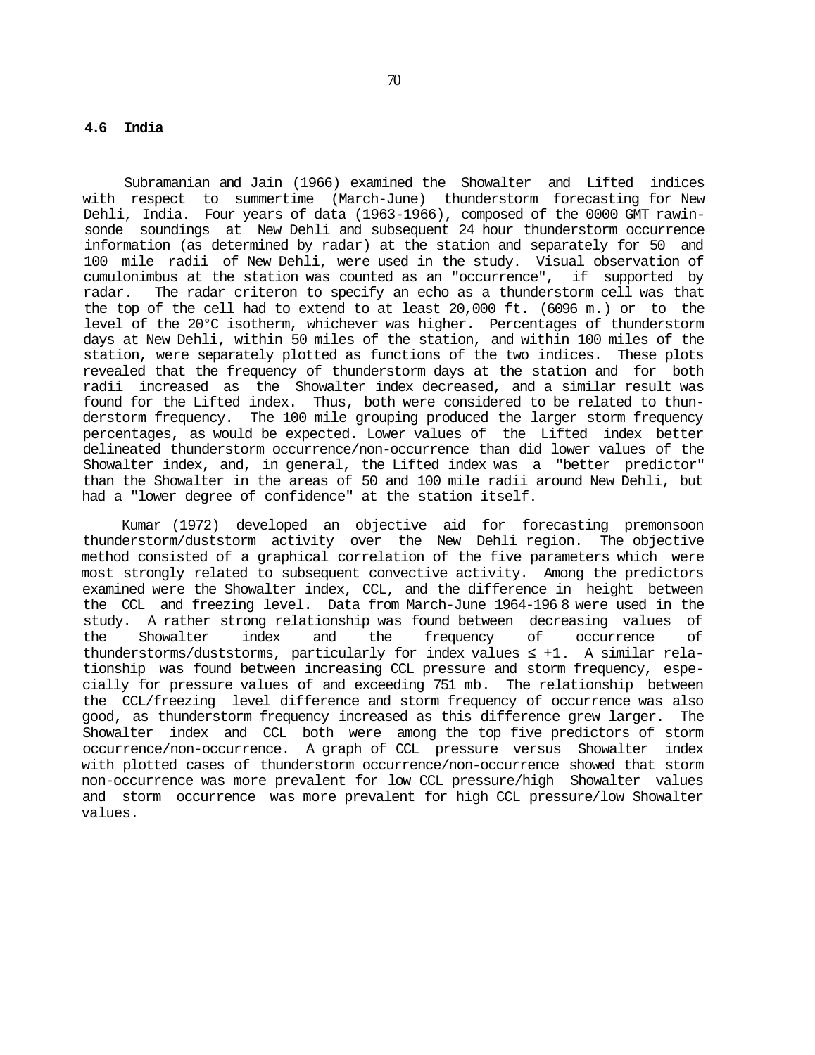### 4.6 India

Subramanian and Jain (1966) examined the Showalter and Lifted indices with respect to summertime (March-June) thunderstorm forecasting for New Dehli, India. Four years of data (1963-1966), composed of the 0000 GMT rawinsonde soundings at New Dehli and subsequent 24 hour thunderstorm occurrence information (as determined by radar) at the station and separately for 50 and 100 mile radii of New Dehli, were used in the study. Visual observation of cumulonimbus at the station was counted as an "occurrence", if supported by radar. The radar criteron to specify an echo as a thunderstorm cell was that the top of the cell had to extend to at least 20,000 ft. (6096 m.) or to the level of the 20°C isotherm, whichever was higher. Percentages of thunderstorm days at New Dehli, within 50 miles of the station, and within 100 miles of the station, were separately plotted as functions of the two indices. These plots revealed that the frequency of thunderstorm days at the station and for both radii increased as the Showalter index decreased, and a similar result was found for the Lifted index. Thus, both were considered to be related to thunderstorm frequency. The 100 mile grouping produced the larger storm frequency percentages, as would be expected. Lower values of the Lifted index better delineated thunderstorm occurrence/non-occurrence than did lower values of the Showalter index, and, in general, the Lifted index was a "better predictor" than the Showalter in the areas of 50 and 100 mile radii around New Dehli, but had a "lower degree of confidence" at the station itself.

Kumar (1972) developed an objective aid for forecasting premonsoon thunderstorm/duststorm activity over the New Dehli region. The objective method consisted of a graphical correlation of the five parameters which were most strongly related to subsequent convective activity. Among the predictors examined were the Showalter index, CCL, and the difference in height between the CCL and freezing level. Data from March-June 1964-1968 were used in the study. A rather strong relationship was found between decreasing values of the Showalter index and the frequency of occurrence of thunderstorms/duststorms, particularly for index values ≤ +1. A similar relationship was found between increasing CCL pressure and storm frequency, especially for pressure values of and exceeding 751 mb. The relationship between the CCL/freezing level difference and storm frequency of occurrence was also good, as thunderstorm frequency increased as this difference grew larger. The Showalter index and CCL both were among the top five predictors of storm occurrence/non-occurrence. A graph of CCL pressure versus Showalter index with plotted cases of thunderstorm occurrence/non-occurrence showed that storm non-occurrence was more prevalent for low CCL pressure/high Showalter values and storm occurrence was more prevalent for high CCL pressure/low Showalter values.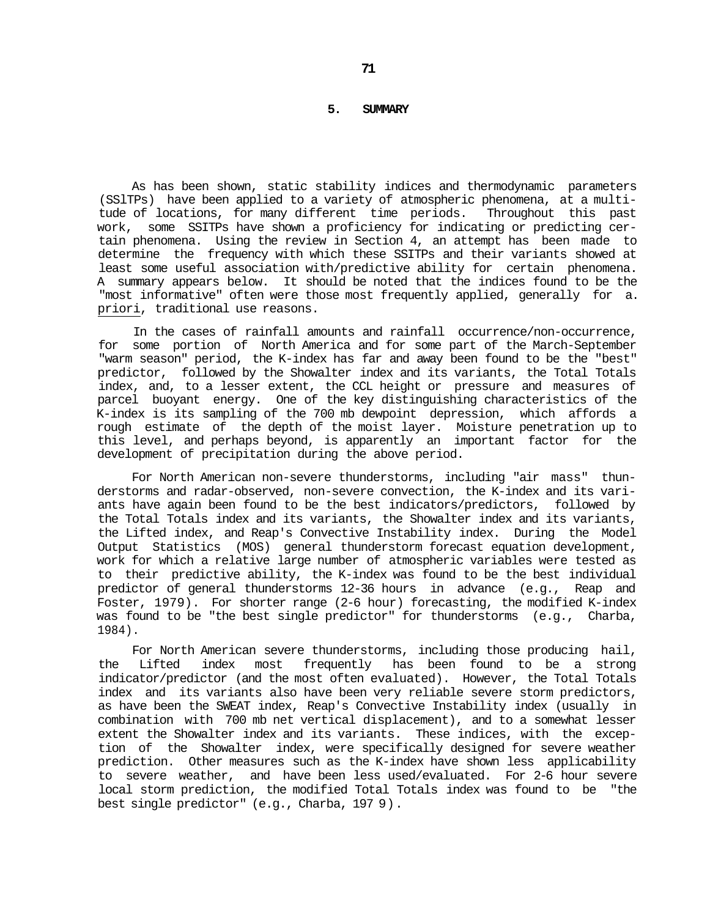## 5. SUMMARY

As has been shown, static stability indices and thermodynamic parameters (SSlTPs) have been applied to a variety of atmospheric phenomena, at a multitude of locations, for many different time periods. Throughout this past work, some SSITPs have shown a proficiency for indicating or predicting certain phenomena. Using the review in Section 4, an attempt has been made to determine the frequency with which these SSITPs and their variants showed at least some useful association with/predictive ability for certain phenomena. A summary appears below. It should be noted that the indices found to be the "most informative" often were those most frequently applied, generally for a. priori, traditional use reasons.

In the cases of rainfall amounts and rainfall occurrence/non-occurrence, for some portion of North America and for some part of the March-September "warm season" period, the K-index has far and away been found to be the "best" predictor, followed by the Showalter index and its variants, the Total Totals index, and, to a lesser extent, the CCL height or pressure and measures of parcel buoyant energy. One of the key distinguishing characteristics of the K-index is its sampling of the 700 mb dewpoint depression, which affords a rough estimate of the depth of the moist layer. Moisture penetration up to this level, and perhaps beyond, is apparently an important factor for the development of precipitation during the above period.

For North American non-severe thunderstorms, including "air mass" thunderstorms and radar-observed, non-severe convection, the K-index and its variants have again been found to be the best indicators/predictors, followed by the Total Totals and its variants, the Showalter index and its variants, the Lifted index, and Reap's Convective Instability index. During the Model Output Statistics (MOS) general thunderstorm forecast equation development, work for which a relative large number of atmospheric variables were tested as to their predictive ability, the K-index was found to be the best individual predictor of general thunderstorms 12-36 hours in advance (e.g., Reap and Foster, 1979). For shorter range (2-6 hour) forecasting, the modified K-index was found to be "the best single predictor" for thunderstorms (e.g., Charba, 1984).

For North American severe thunderstorms, including those producing hail, the Lifted index most frequently has been found to be a strong indicator/predictor (and the most often evaluated). However, the Total Totals index and its variants also have been very reliable severe storm predictors, as have been the SWEAT index, Reap's Convective Instability index (usually in combination with 700 mb net vertical displacement), and to a somewhat lesser extent the Showalter index and its variants. These indices, with the exception of the Showalter index, were specifically designed for severe weather prediction. Other measures such as the K-index have shown less applicability to severe weather, and have been less used/evaluated. For 2-6 hour severe local storm prediction, the modified Total Totals index was found to be "the best single predictor" (e.g., Charba, 1979).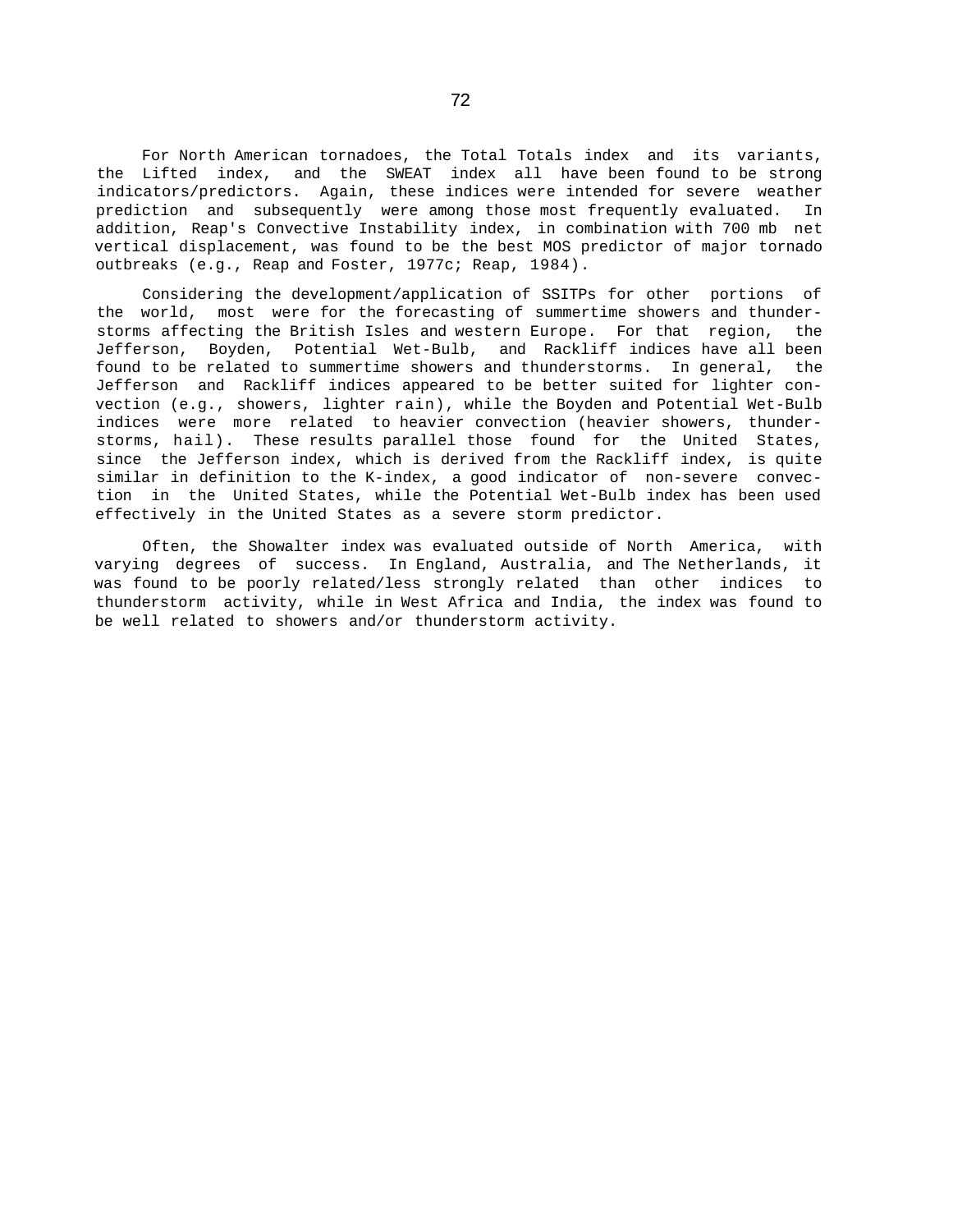For North American tornadoes, the Total Totals index and its variants, the Lifted index, and the SWEAT index all have been found to be strong indicators/predictors. Again, these indices were intended for severe weather prediction and subsequently were among those most frequently evaluated. In addition, Reap's Convective Instability index, in combination with 700 mb net vertical displacement, was found to be the best MOS predictor of major tornado outbreaks (e.g., Reap and Foster, 1977c; Reap, 1984).

Considering the development/application of SSITPs for other portions of the world, most were for the forecasting of summertime showers and thunderstorms affecting the British Isles and western Europe. For that region, the Jefferson, Boyden, Potential Wet-Bulb, and Rackliff indices have all been found to be related to summertime showers and thunderstorms. In general, the Jefferson and Rackliff indices appeared to be better suited for lighter convection (e.g., showers, lighter rain), while the Boyden and Potential Wet-Bulb indices were more related to heavier convection (heavier showers, thunderstorms, hail). These results parallel those found for the United States, since the Jefferson index, which is derived from the Rackliff index, is quite similar in definition to the K-index, a good indicator of non-severe convection in the United States, while the Potential Wet-Bulb index has been used effectively in the United States as a severe storm predictor.

Often, the Showalter index was evaluated outside of North America, with varying degrees of success. In England, Australia, and The Netherlands, it was found to be poorly related/less strongly related than other indices to thunderstorm activity, while in West Africa and India, the index was found to be well related to showers and/or thunderstorm activity.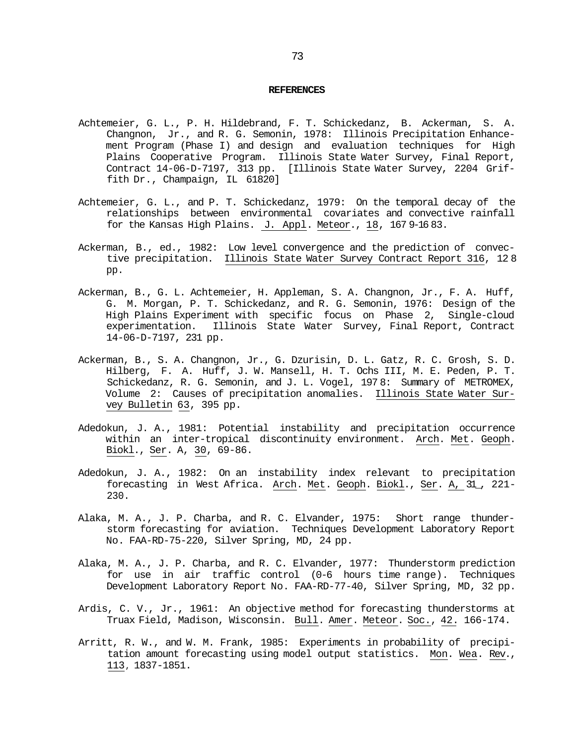## REFERENCES

Achtemeier, G. L., P. H. Hildebrand, F. T. Schickedanz, B. Ackerman, S. A. Changnon, Jr., and R. G. Semonin, 1978: Illinois Precipitation Enhancement Program (Phase I) and design and evaluation techniques for High Plains Cooperative Program. Illinois State Water Survey, Final Report, Contract 14-06-D-7197, 313 pp. [Illinois State Water Survey, 2204 Griffith Dr., Champaign, IL 61820]

Achtemeier, G. L., and P. T. Schickedanz, 1979: On the temporal decay of the relationships between environmental covariates and convective rainfall for the Kansas High Plains. J. Appl. Meteor., 18, 1679-1683.

Ackerman, B., ed., 1982: Low level convergence and the prediction of convective precipitation. Illinois State Water Survey Contract Report 316, 128 pp.

Ackerman, B., G. L. Achtemeier, H. Appleman, S. A. Changnon, Jr., F. A. Huff, G. M. Morgan, P. T. Schickedanz, and R. G. Semonin, 1976: Design of the High Plains Experiment with specific focus on Phase 2, Single-cloud experimentation. Illinois State Water Survey, Final Report, Contract 14-06-D-7197, 231 pp.

Ackerman, B., S. A. Changnon, Jr., G. Dzurisin, D. L. Gatz, R. C. Grosh, S. D. Hilberg, F. A. Huff, J. W. Mansell, H. T. Ochs III, M. E. Peden, P. T. Schickedanz, R. G. Semonin, and J. L. Vogel, 1978: Summary of METROMEX, Volume 2: Causes of precipitation anomalies. Illinois State Water Survey Bulletin 63, 395 pp.

Adedokun, J. A., 1981: Potential instability and precipitation occurrence within an inter-tropical discontinuity environment. Arch. Met. Geoph. Biokl., Ser. A, 30, 69-86.

Adedokun, J. A., 1982: On an instability index relevant to precipitation forecasting in West Africa. Arch. Met. Geoph. Biokl., Ser. A, 31, 221-230.

Alaka, M. A., J. P. Charba, and R. C. Elvander, 1975: Short range thunderstorm forecasting for aviation. Techniques Development Laboratory Report No. FAA-RD-75-220, Silver Spring, MD, 24 pp.

Alaka, M. A., J. P. Charba, and R. C. Elvander, 1977: Thunderstorm prediction for use in air traffic control (0-6 hours time range). Techniques Development Laboratory Report No. FAA-RD-77-40, Silver Spring, MD, 32 pp.

Ardis, C. V., Jr., 1961: An objective method for forecasting thunderstorms at Truax Field, Madison, Wisconsin. Bull. Amer. Meteor. Soc., 42. 166-174.

Arritt, R. W., and W. M. Frank, 1985: Experiments in probability of precipitation amount forecasting using model output statistics. Mon. Wea. Rev., 113, 1837-1851.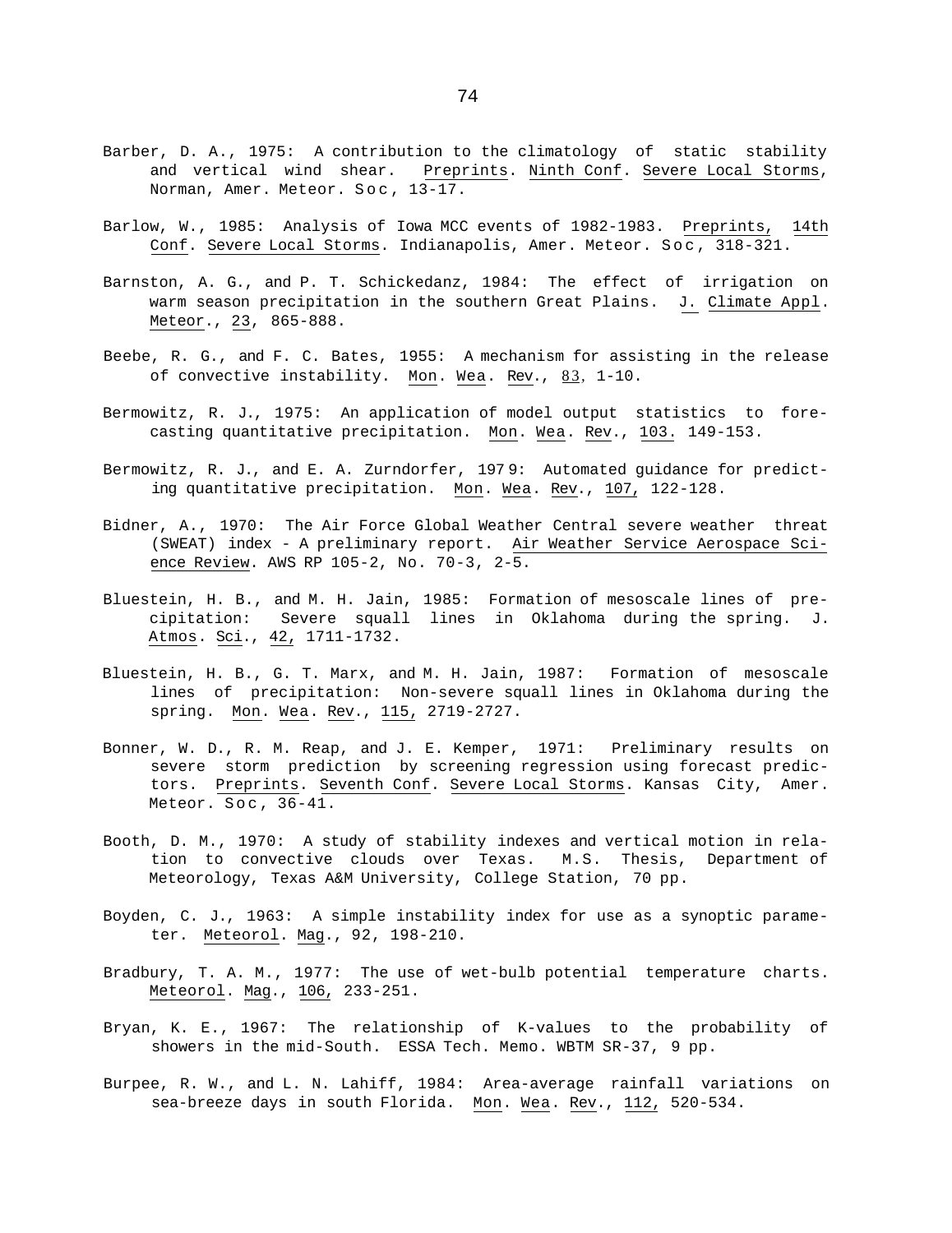Barber, D. A., 1975: A contribution to the climatology of static stability and vertical wind shear. Preprints. Ninth Conf. Severe Local Storms, Norman, Amer. Meteor. Soc, 13-17.

Barlow, W., 1985: Analysis of Iowa MCC events of 1982-1983. Preprints, 14th Conf. Severe Local Storms. Indianapolis, Amer. Meteor. Soc, 318-321.

Barnston, A. G., and P. T. Schickedanz, 1984: The effect of irrigation on warm season precipitation in the southern Great Plains. J. Climate Appl. Meteor., 23, 865-888.

Beebe, R. G., and F. C. Bates, 1955: A mechanism for assisting in the release of convective instability. Mon. Wea. Rev., 83, 1-10.

Bermowitz, R. J., 1975: An application of model output statistics to forecasting quantitative precipitation. Mon. Wea. Rev., 103. 149-153.

Bermowitz, R. J., and E. A. Zurndorfer, 1979: Automated guidance for predicting quantitative precipitation. Mon. Wea. Rev., 107, 122-128.

Bidner, A., 1970: The Air Force Global Weather Central severe weather threat (SWEAT) index - A preliminary report. Air Weather Service Aerospace Science Review. AWS RP 105-2, No. 70-3, 2-5.

Bluestein, H. B., and M. H. Jain, 1985: Formation of mesoscale lines of precipitation: Severe squall lines in Oklahoma during the spring. J. Atmos. Sci., 42, 1711-1732.

Bluestein, H. B., G. T. Marx, and M. H. Jain, 1987: Formation of mesoscale lines of precipitation: Non-severe squall lines in Oklahoma during the spring. Mon. Wea. Rev., 115, 2719-2727.

Bonner, W. D., R. M. Reap, and J. E. Kemper, 1971: Preliminary results on severe storm prediction by screening regression using forecast predictors. Preprints. Seventh Conf. Severe Local Storms. Kansas City, Amer. Meteor. Soc, 36-41.

Booth, D. M., 1970: A study of stability indexes and vertical motion in relation to convective clouds over Texas. M.S. Thesis, Department of Meteorology, Texas A&M University, College Station, 70 pp.

Boyden, C. J., 1963: A simple instability index for use as a synoptic parameter. Meteorol. Mag., 92, 198-210.

Bradbury, T. A. M., 1977: The use of wet-bulb potential temperature charts. Meteorol. Mag., 106, 233-251.

Bryan, K. E., 1967: The relationship of K-values to the probability of showers in the mid-South. ESSA Tech. Memo. WBTM SR-37, 9 pp.

Burpee, R. W., and L. N. Lahiff, 1984: Area-average rainfall variations on sea-breeze days in south Florida. Mon. Wea. Rev., 112, 520-534.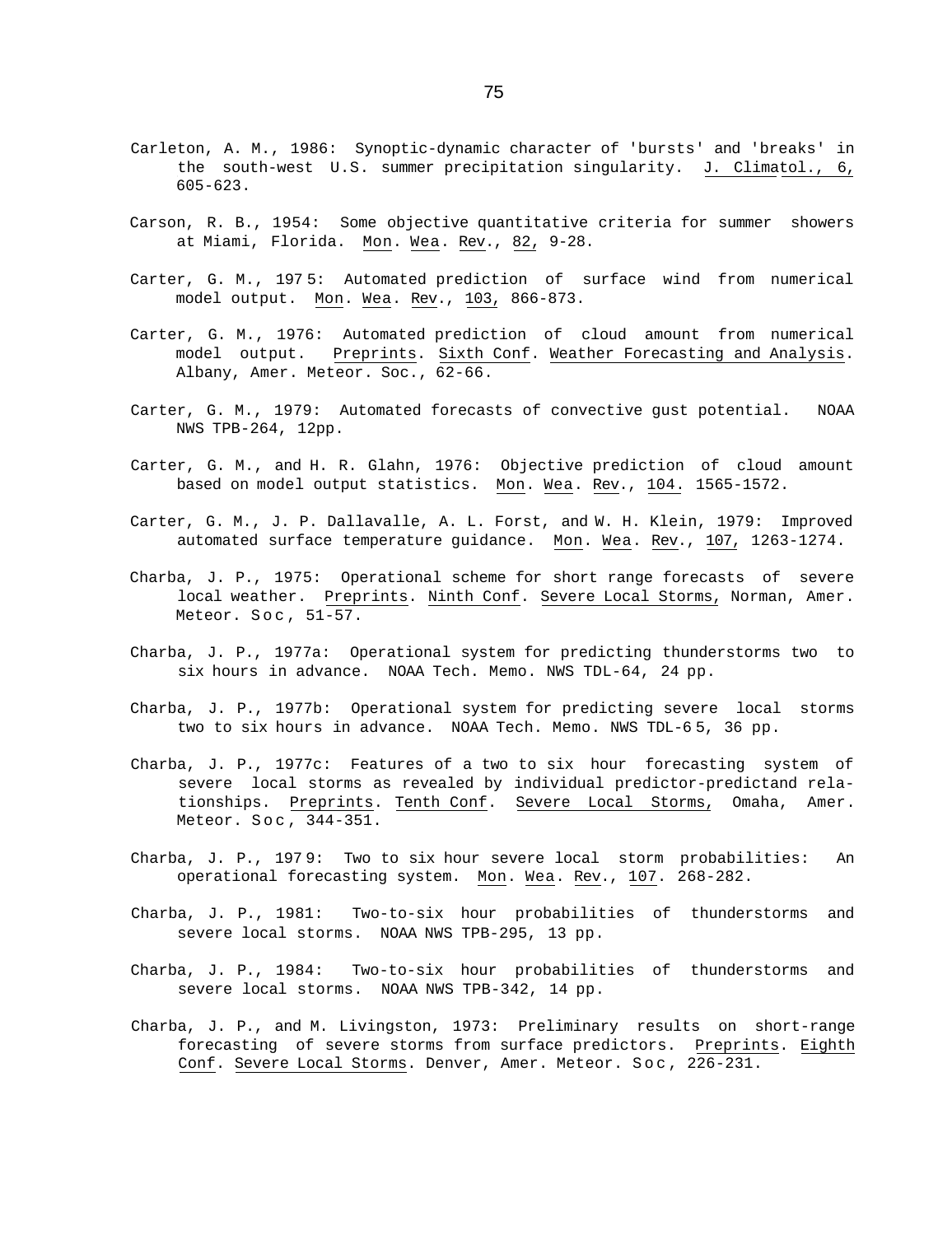Carleton, A. M., 1986: Synoptic-dynamic character of 'bursts' and 'breaks' in the south-west U.S. summer precipitation singularity. J. Climatol., 6, 605-623.

Carson, R. B., 1954: Some objective quantitative criteria for summer showers at Miami, Florida. Mon. Wea. Rev., 82, 9-28.

Carter, G. M., 1975: Automated prediction of surface wind from numerical model output. Mon. Wea. Rev., 103, 866-873.

Carter, G. M., 1976: Automated prediction of cloud amount from numerical model output. Preprints. Sixth Conf. Weather Forecasting and Analysis. Albany, Amer. Meteor. Soc., 62-66.

Carter, G. M., 1979: Automated forecasts of convective gust potential. NOAA NWS TPB-264, 12pp.

Carter, G. M., and H. R. Glahn, 1976: Objective prediction of cloud amount based on model output statistics. Mon. Wea. Rev., 104. 1565-1572.

Carter, G. M., J. P. Dallavalle, A. L. Forst, and W. H. Klein, 1979: Improved automated surface temperature guidance. Mon. Wea. Rev., 107, 1263-1274.

Charba, J. P., 1975: Operational scheme for short range forecasts of severe local weather. Preprints. Ninth Conf. Severe Local Storms, Norman, Amer. Meteor. Soc, 51-57.

Charba, J. P., 1977a: Operational system for predicting thunderstorms two to six hours in advance. NOAA Tech. Memo. NWS TDL-64, 24 pp.

Charba, J. P., 1977b: Operational system for predicting severe local storms two to six hours in advance. NOAA Tech. Memo. NWS TDL-65, 36 pp.

Charba, J. P., 1977c: Features of a two to six hour forecasting system of severe local storms as revealed by individual predictor-predictand relationships. Preprints. Tenth Conf. Severe Local Storms, Omaha, Amer. Meteor. Soc, 344-351.

Charba, J. P., 1979: Two to six hour severe local storm probabilities: An operational forecasting system. Mon. Wea. Rev., 107. 268-282.

Charba, J. P., 1981: Two-to-six hour probabilities of thunderstorms and severe local storms. NOAA NWS TPB-295, 13 pp.

Charba, J. P., 1984: Two-to-six hour probabilities of thunderstorms and severe local storms. NOAA NWS TPB-342, 14 pp.

Charba, J. P., and M. Livingston, 1973: Preliminary results on short-range forecasting of severe storms from surface predictors. Preprints. Eighth Conf. Severe Local Storms. Denver, Amer. Meteor. Soc, 226-231.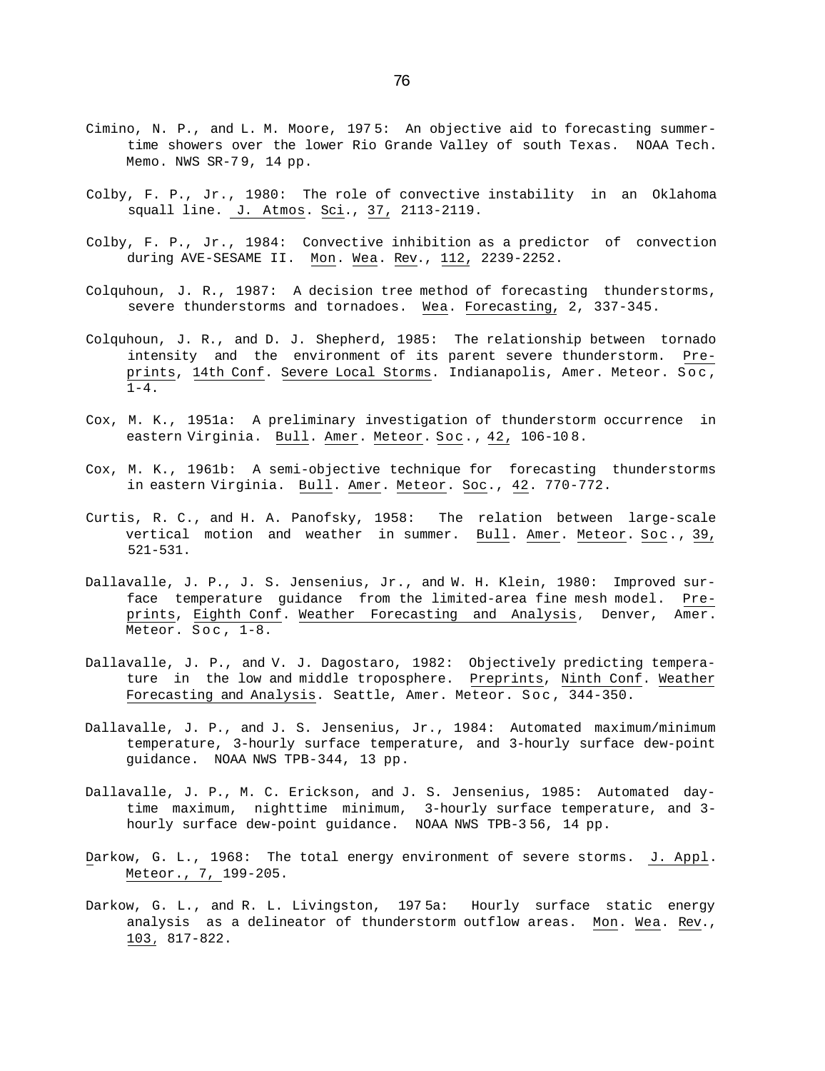Cimino, N. P., and L. M. Moore, 1975: An objective aid to forecasting summertime showers over the lower Rio Grande Valley of south Texas. NOAA Tech. Memo. NWS SR-79, 14 pp.

Colby, F. P., Jr., 1980: The role of convective instability in an Oklahoma squall line. J. Atmos. Sci., 37, 2113-2119.

Colby, F. P., Jr., 1984: Convective inhibition as a predictor of convection during AVE-SESAME II. Mon. Wea. Rev., 112, 2239-2252.

Colquhoun, J. R., 1987: A decision tree method of forecasting thunderstorms, severe thunderstorms and tornadoes. Wea. Forecasting, 2, 337-345.

Colquhoun, J. R., and D. J. Shepherd, 1985: The relationship between tornado intensity and the environment of its parent severe thunderstorm. Preprints, 14th Conf. Severe Local Storms. Indianapolis, Amer. Meteor. Soc, 1-4.

Cox, M. K., 1951a: A preliminary investigation of thunderstorm occurrence in eastern Virginia. Bull. Amer. Meteor. Soc., 42, 106-108.

Cox, M. K., 1961b: A semi-objective technique for forecasting thunderstorms in eastern Virginia. Bull. Amer. Meteor. Soc., 42. 770-772.

Curtis, R. C., and H. A. Panofsky, 1958: The relation between large-scale vertical motion and weather in summer. Bull. Amer. Meteor. Soc., 39, 521-531.

Dallavalle, J. P., J. S. Jensenius, Jr., and W. H. Klein, 1980: Improved surface temperature guidance from the limited-area fine mesh model. Preprints, Eighth Conf. Weather Forecasting and Analysis, Denver, Amer. Meteor. Soc, 1-8.

Dallavalle, J. P., and V. J. Dagostaro, 1982: Objectively predicting temperature in the low and middle troposphere. Preprints, Ninth Conf. Weather Forecasting and Analysis. Seattle, Amer. Meteor. Soc, 344-350.

Dallavalle, J. P., and J. S. Jensenius, Jr., 1984: Automated maximum/minimum temperature, 3-hourly surface temperature, and 3-hourly surface dew-point guidance. NOAA NWS TPB-344, 13 pp.

Dallavalle, J. P., M. C. Erickson, and J. S. Jensenius, 1985: Automated daytime maximum, nighttime minimum, 3-hourly surface temperature, and 3-hourly surface dew-point guidance. NOAA NWS TPB-356, 14 pp.

Darkow, G. L., 1968: The total energy environment of severe storms. J. Appl. Meteor., 7, 199-205.

Darkow, G. L., and R. L. Livingston, 1975a: Hourly surface static energy analysis as a delineator of thunderstorm outflow areas. Mon. Wea. Rev., 103, 817-822.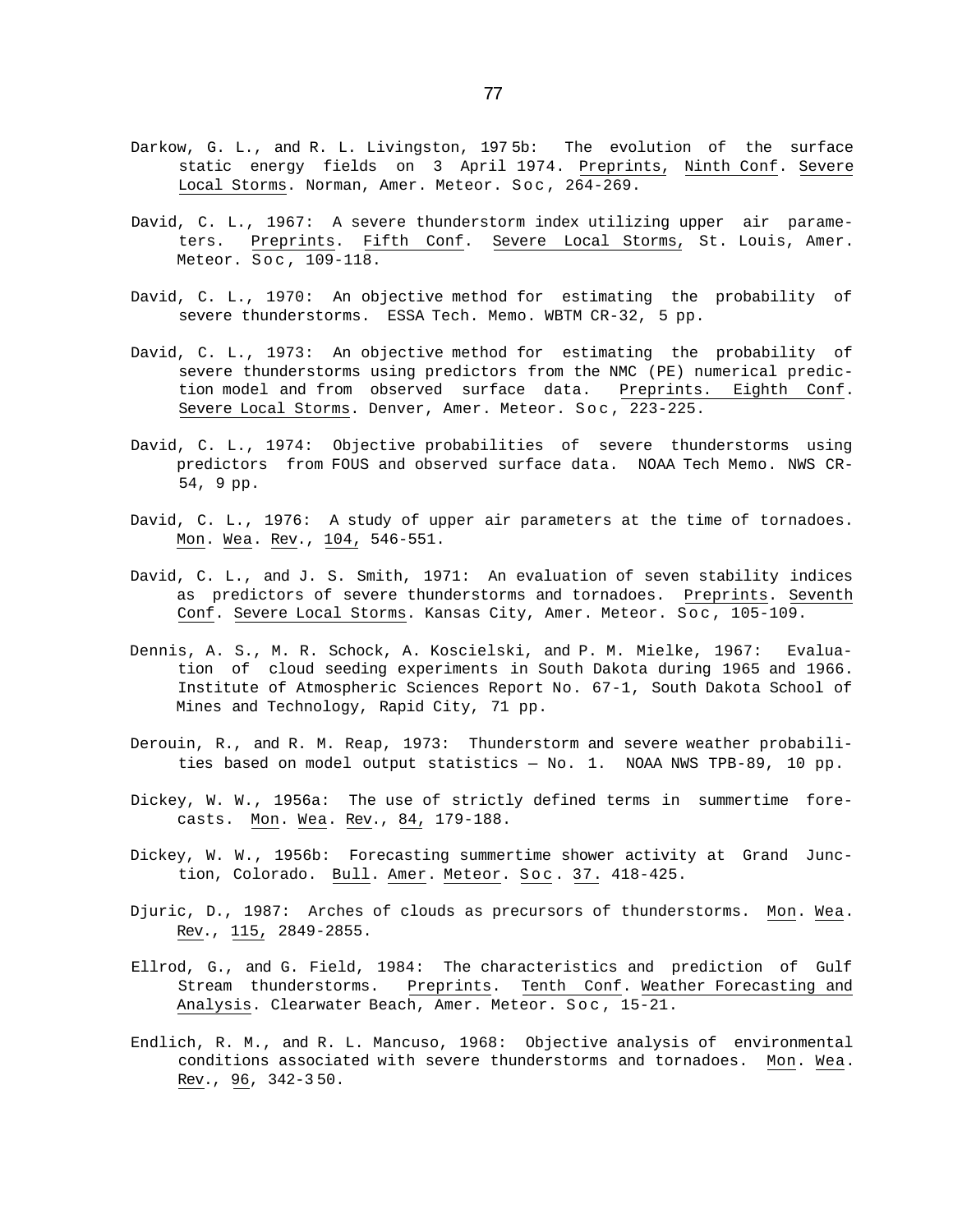Darkow, G. L., and R. L. Livingston, 1975b: The evolution of the surface static energy fields on 3 April 1974. Preprints, Ninth Conf. Severe Local Storms. Norman, Amer. Meteor. Soc, 264-269.

David, C. L., 1967: A severe thunderstorm index utilizing upper air parameters. Preprints. Fifth Conf. Severe Local Storms, St. Louis, Amer. Meteor. Soc, 109-118.

David, C. L., 1970: An objective method for estimating the probability of severe thunderstorms. ESSA Tech. Memo. WBTM CR-32, 5 pp.

David, C. L., 1973: An objective method for estimating the probability of severe thunderstorms using predictors from the NMC (PE) numerical prediction model and from observed surface data. Preprints. Eighth Conf. Severe Local Storms. Denver, Amer. Meteor. Soc, 223-225.

David, C. L., 1974: Objective probabilities of severe thunderstorms using predictors from FOUS and observed surface data. NOAA Tech Memo. NWS CR-54, 9 pp.

David, C. L., 1976: A study of upper air parameters at the time of tornadoes. Mon. Wea. Rev., 104, 546-551.

David, C. L., and J. S. Smith, 1971: An evaluation of seven stability indices as predictors of severe thunderstorms and tornadoes. Preprints. Seventh Conf. Severe Local Storms. Kansas City, Amer. Meteor. Soc, 105-109.

Dennis, A. S., M. R. Schock, A. Koscielski, and P. M. Mielke, 1967: Evaluation of cloud seeding experiments in South Dakota during 1965 and 1966. Institute of Atmospheric Sciences Report No. 67-1, South Dakota School of Mines and Technology, Rapid City, 71 pp.

Derouin, R., and R. M. Reap, 1973: Thunderstorm and severe weather probabilities based on model output statistics — No. 1. NOAA NWS TPB-89, 10 pp.

Dickey, W. W., 1956a: The use of strictly defined terms in summertime forecasts. Mon. Wea. Rev., 84, 179-188.

Dickey, W. W., 1956b: Forecasting summertime shower activity at Grand Junction, Colorado. Bull. Amer. Meteor. Soc. 37. 418-425.

Djuric, D., 1987: Arches of clouds as precursors of thunderstorms. Mon. Wea. Rev., 115, 2849-2855.

Ellrod, G., and G. Field, 1984: The characteristics and prediction of Gulf Stream thunderstorms. Preprints. Tenth Conf. Weather Forecasting and Analysis. Clearwater Beach, Amer. Meteor. Soc, 15-21.

Endlich, R. M., and R. L. Mancuso, 1968: Objective analysis of environmental conditions associated with severe thunderstorms and tornadoes. Mon. Wea. Rev., 96, 342-350.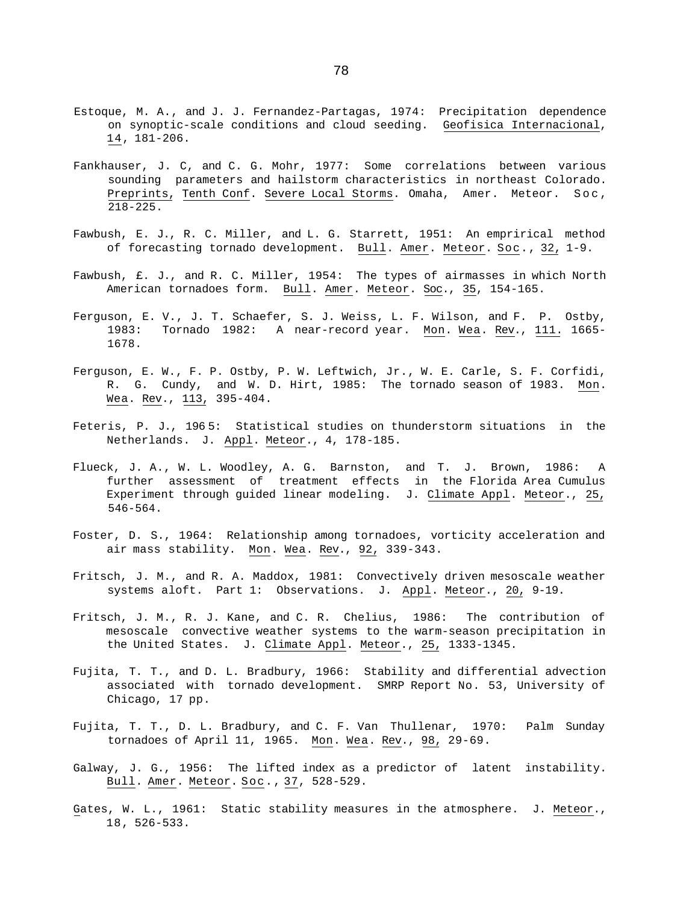Estoque, M. A., and J. J. Fernandez-Partagas, 1974: Precipitation dependence on synoptic-scale conditions and cloud seeding. Geofisica Internacional, 14, 181-206.

Fankhauser, J. C, and C. G. Mohr, 1977: Some correlations between various sounding parameters and hailstorm characteristics in northeast Colorado. Preprints, Tenth Conf. Severe Local Storms. Omaha, Amer. Meteor. Soc, 218-225.

Fawbush, E. J., R. C. Miller, and L. G. Starrett, 1951: An emprirical method of forecasting tornado development. Bull. Amer. Meteor. Soc., 32, 1-9.

Fawbush, £. J., and R. C. Miller, 1954: The types of airmasses in which North American tornadoes form. Bull. Amer. Meteor. Soc., 35, 154-165.

Ferguson, E. V., J. T. Schaefer, S. J. Weiss, L. F. Wilson, and F. P. Ostby, 1983: Tornado 1982: A near-record year. Mon. Wea. Rev., 111. 1665-1678.

Ferguson, E. W., F. P. Ostby, P. W. Leftwich, Jr., W. E. Carle, S. F. Corfidi, R. G. Cundy, and W. D. Hirt, 1985: The tornado season of 1983. Mon. Wea. Rev., 113, 395-404.

Feteris, P. J., 1965: Statistical studies on thunderstorm situations in the Netherlands. J. Appl. Meteor., 4, 178-185.

Flueck, J. A., W. L. Woodley, A. G. Barnston, and T. J. Brown, 1986: A further assessment of treatment effects in the Florida Area Cumulus Experiment through guided linear modeling. J. Climate Appl. Meteor., 25, 546-564.

Foster, D. S., 1964: Relationship among tornadoes, vorticity acceleration and air mass stability. Mon. Wea. Rev., 92, 339-343.

Fritsch, J. M., and R. A. Maddox, 1981: Convectively driven mesoscale weather systems aloft. Part 1: Observations. J. Appl. Meteor., 20, 9-19.

Fritsch, J. M., R. J. Kane, and C. R. Chelius, 1986: The contribution of mesoscale convective weather systems to the warm-season precipitation in the United States. J. Climate Appl. Meteor., 25, 1333-1345.

Fujita, T. T., and D. L. Bradbury, 1966: Stability and differential advection associated with tornado development. SMRP Report No. 53, University of Chicago, 17 pp.

Fujita, T. T., D. L. Bradbury, and C. F. Van Thullenar, 1970: Palm Sunday tornadoes of April 11, 1965. Mon. Wea. Rev., 98, 29-69.

Galway, J. G., 1956: The lifted index as a predictor of latent instability. Bull. Amer. Meteor. Soc., 37, 528-529.

Gates, W. L., 1961: Static stability measures in the atmosphere. J. Meteor., 18, 526-533.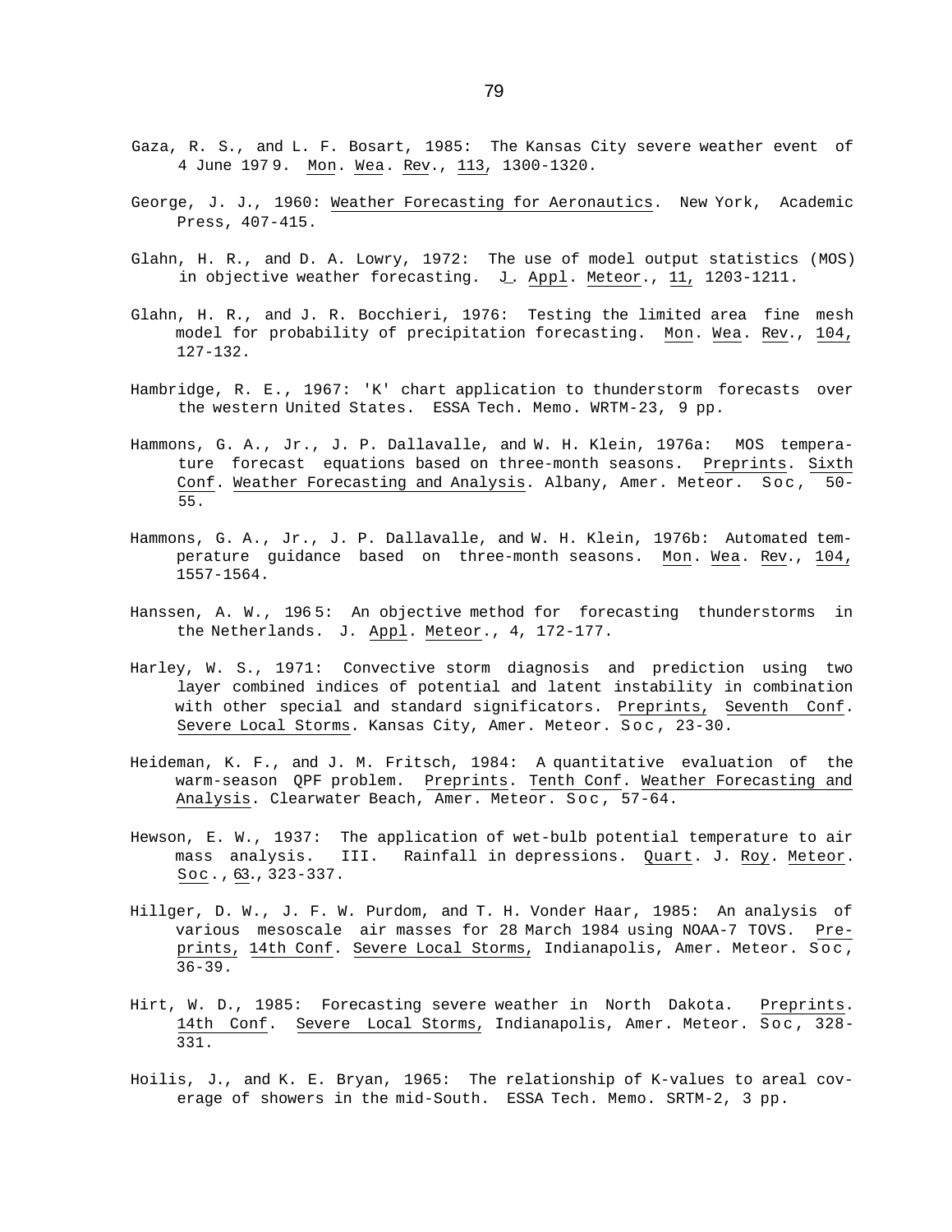Gaza, R. S., and L. F. Bosart, 1985: The Kansas City severe weather event of 4 June 1979. Mon. Wea. Rev., 113, 1300-1320.

George, J. J., 1960: Weather Forecasting for Aeronautics. New York, Academic Press, 407-415.

Glahn, H. R., and D. A. Lowry, 1972: The use of model output statistics (MOS) in objective weather forecasting. J. Appl. Meteor., 11, 1203-1211.

Glahn, H. R., and J. R. Bocchieri, 1976: Testing the limited area fine mesh model for probability of precipitation forecasting. Mon. Wea. Rev., 104, 127-132.

Hambridge, R. E., 1967: 'K' chart application to thunderstorm forecasts over the western United States. ESSA Tech. Memo. WRTM-23, 9 pp.

Hammons, G. A., Jr., J. P. Dallavalle, and W. H. Klein, 1976a: MOS temperature forecast equations based on three-month seasons. Preprints. Sixth Conf. Weather Forecasting and Analysis. Albany, Amer. Meteor. Soc, 50-55.

Hammons, G. A., Jr., J. P. Dallavalle, and W. H. Klein, 1976b: Automated temperature guidance based on three-month seasons. Mon. Wea. Rev., 104, 1557-1564.

Hanssen, A. W., 1965: An objective method for forecasting thunderstorms in the Netherlands. J. Appl. Meteor., 4, 172-177.

Harley, W. S., 1971: Convective storm diagnosis and prediction using two layer combined indices of potential and latent instability in combination with other special and standard significators. Preprints, Seventh Conf. Severe Local Storms. Kansas City, Amer. Meteor. Soc, 23-30.

Heideman, K. F., and J. M. Fritsch, 1984: A quantitative evaluation of the warm-season QPF problem. Preprints. Tenth Conf. Weather Forecasting and Analysis. Clearwater Beach, Amer. Meteor. Soc, 57-64.

Hewson, E. W., 1937: The application of wet-bulb potential temperature to air mass analysis. III. Rainfall in depressions. Quart. J. Roy. Meteor. Soc., 63., 323-337.

Hillger, D. W., J. F. W. Purdom, and T. H. Vonder Haar, 1985: An analysis of various mesoscale air masses for 28 March 1984 using NOAA-7 TOVS. Preprints, 14th Conf. Severe Local Storms, Indianapolis, Amer. Meteor. Soc, 36-39.

Hirt, W. D., 1985: Forecasting severe weather in North Dakota. Preprints. 14th Conf. Severe Local Storms, Indianapolis, Amer. Meteor. Soc, 328-331.

Hoilis, J., and K. E. Bryan, 1965: The relationship of K-values to areal coverage of showers in the mid-South. ESSA Tech. Memo. SRTM-2, 3 pp.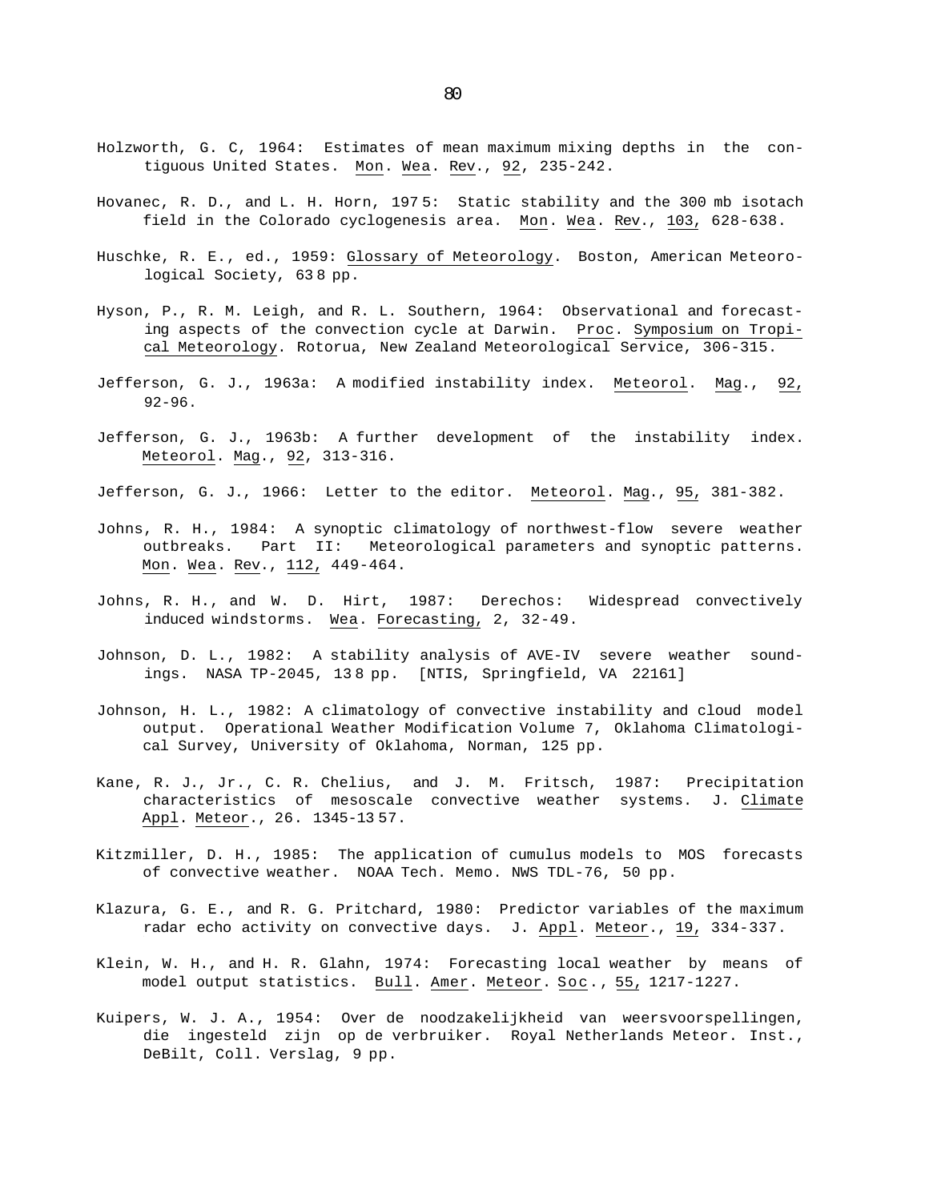Holzworth, G. C, 1964: Estimates of mean maximum mixing depths in the contiguous United States. Mon. Wea. Rev., 92, 235-242.

Hovanec, R. D., and L. H. Horn, 1975: Static stability and the 300 mb isotach field in the Colorado cyclogenesis area. Mon. Wea. Rev., 103, 628-638.

Huschke, R. E., ed., 1959: Glossary of Meteorology. Boston, American Meteorological Society, 638 pp.

Hyson, P., R. M. Leigh, and R. L. Southern, 1964: Observational and forecasting aspects of the convection cycle at Darwin. Proc. Symposium on Tropical Meteorology. Rotorua, New Zealand Meteorological Service, 306-315.

Jefferson, G. J., 1963a: A modified instability index. Meteorol. Mag., 92, 92-96.

Jefferson, G. J., 1963b: A further development of the instability index. Meteorol. Mag., 92, 313-316.

Jefferson, G. J., 1966: Letter to the editor. Meteorol. Mag., 95, 381-382.

Johns, R. H., 1984: A synoptic climatology of northwest-flow severe weather outbreaks. Part II: Meteorological parameters and synoptic patterns. Mon. Wea. Rev., 112, 449-464.

Johns, R. H., and W. D. Hirt, 1987: Derechos: Widespread convectively induced windstorms. Wea. Forecasting, 2, 32-49.

Johnson, D. L., 1982: A stability analysis of AVE-IV severe weather soundings. NASA TP-2045, 138 pp. [NTIS, Springfield, VA 22161]

Johnson, H. L., 1982: A climatology of convective instability and cloud model output. Operational Weather Modification Volume 7, Oklahoma Climatological Survey, University of Oklahoma, Norman, 125 pp.

Kane, R. J., Jr., C. R. Chelius, and J. M. Fritsch, 1987: Precipitation characteristics of mesoscale convective weather systems. J. Climate Appl. Meteor., 26. 1345-1357.

Kitzmiller, D. H., 1985: The application of cumulus models to MOS forecasts of convective weather. NOAA Tech. Memo. NWS TDL-76, 50 pp.

Klazura, G. E., and R. G. Pritchard, 1980: Predictor variables of the maximum radar echo activity on convective days. J. Appl. Meteor., 19, 334-337.

Klein, W. H., and H. R. Glahn, 1974: Forecasting local weather by means of model output statistics. Bull. Amer. Meteor. Soc., 55, 1217-1227.

Kuipers, W. J. A., 1954: Over de noodzakelijkheid van weersvoorspellingen, die ingesteld zijn op de verbruiker. Royal Netherlands Meteor. Inst., DeBilt, Coll. Verslag, 9 pp.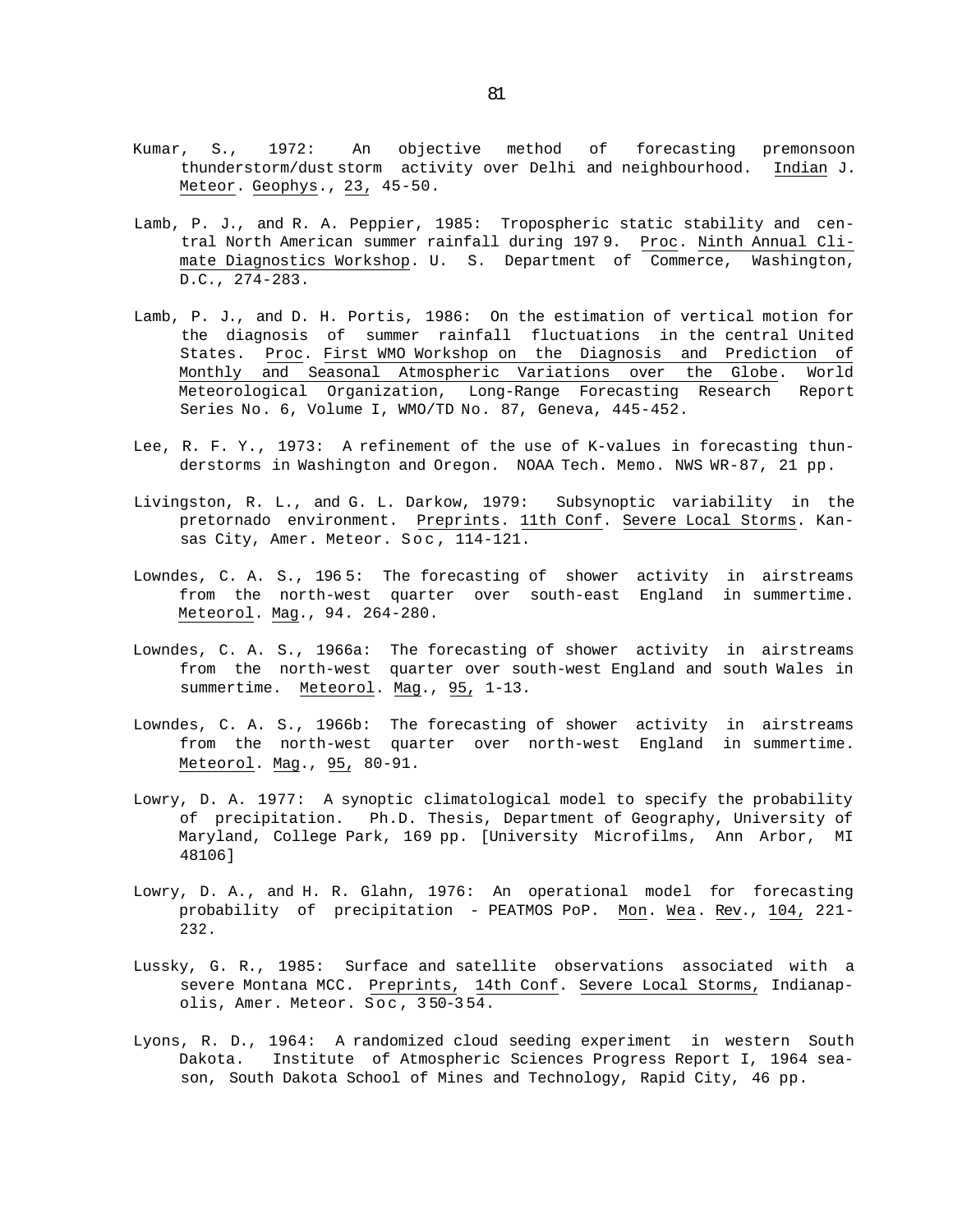Kumar, S., 1972: An objective method of forecasting premonsoon thunderstorm/dust storm activity over Delhi and neighbourhood. Indian J. Meteor. Geophys., 23, 45-50.

Lamb, P. J., and R. A. Peppier, 1985: Tropospheric static stability and central North American summer rainfall during 1979. Proc. Ninth Annual Climate Diagnostics Workshop. U. S. Department of Commerce, Washington, D.C., 274-283.

Lamb, P. J., and D. H. Portis, 1986: On the estimation of vertical motion for the diagnosis of summer rainfall fluctuations in the central United States. Proc. First WMO Workshop on the Diagnosis and Prediction of Monthly and Seasonal Atmospheric Variations over the Globe. World Meteorological Organization, Long-Range Forecasting Research Report Series No. 6, Volume I, WMO/TD No. 87, Geneva, 445-452.

Lee, R. F. Y., 1973: A refinement of the use of K-values in forecasting thunderstorms in Washington and Oregon. NOAA Tech. Memo. NWS WR-87, 21 pp.

Livingston, R. L., and G. L. Darkow, 1979: Subsynoptic variability in the pretornado environment. Preprints. 11th Conf. Severe Local Storms. Kansas City, Amer. Meteor. Soc, 114-121.

Lowndes, C. A. S., 1965: The forecasting of shower activity in airstreams from the north-west quarter over south-east England in summertime. Meteorol. Mag., 94. 264-280.

Lowndes, C. A. S., 1966a: The forecasting of shower activity in airstreams from the north-west quarter over south-west England and south Wales in summertime. Meteorol. Mag., 95, 1-13.

Lowndes, C. A. S., 1966b: The forecasting of shower activity in airstreams from the north-west quarter over north-west England in summertime. Meteorol. Mag., 95, 80-91.

Lowry, D. A. 1977: A synoptic climatological model to specify the probability of precipitation. Ph.D. Thesis, Department of Geography, University of Maryland, College Park, 169 pp. [University Microfilms, Ann Arbor, MI 48106]

Lowry, D. A., and H. R. Glahn, 1976: An operational model for forecasting probability of precipitation - PEATMOS PoP. Mon. Wea. Rev., 104, 221-232.

Lussky, G. R., 1985: Surface and satellite observations associated with a severe Montana MCC. Preprints, 14th Conf. Severe Local Storms, Indianapolis, Amer. Meteor. Soc, 350-354.

Lyons, R. D., 1964: A randomized cloud seeding experiment in western South Dakota. Institute of Atmospheric Sciences Progress Report I, 1964 season, South Dakota School of Mines and Technology, Rapid City, 46 pp.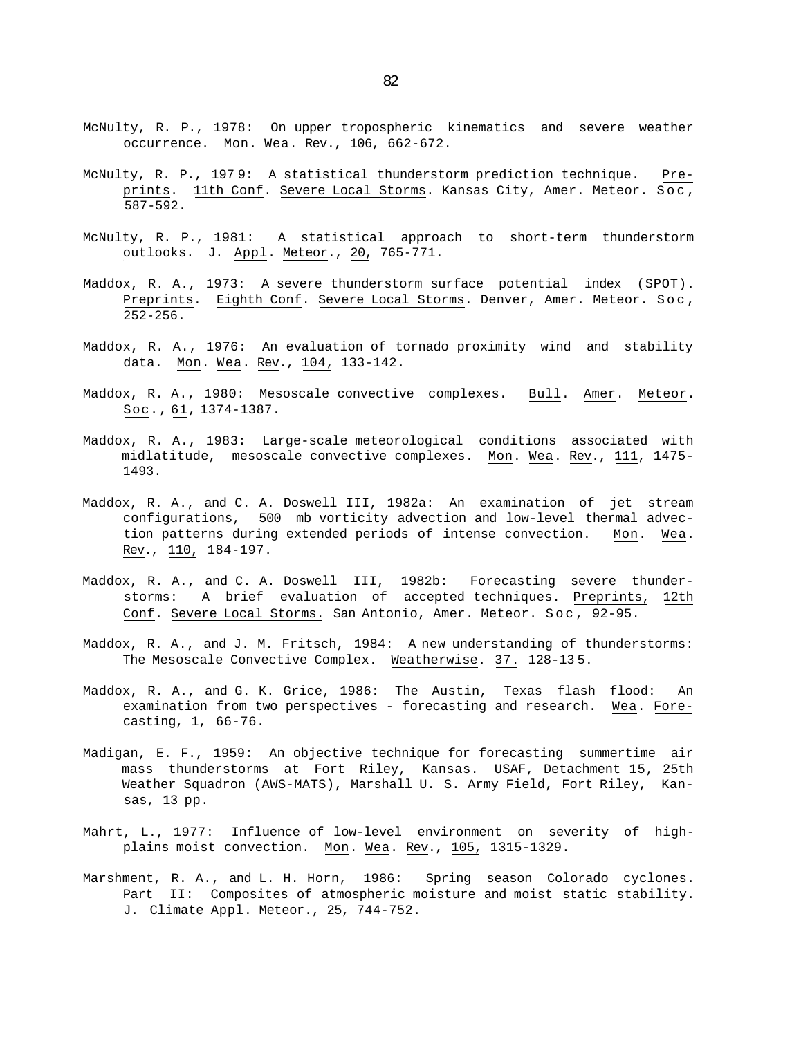McNulty, R. P., 1978: On upper tropospheric kinematics and severe weather occurrence. Mon. Wea. Rev., 106, 662-672.

McNulty, R. P., 1979: A statistical thunderstorm prediction technique. Preprints. 11th Conf. Severe Local Storms. Kansas City, Amer. Meteor. Soc, 587-592.

McNulty, R. P., 1981: A statistical approach to short-term thunderstorm outlooks. J. Appl. Meteor., 20, 765-771.

Maddox, R. A., 1973: A severe thunderstorm surface potential index (SPOT). Preprints. Eighth Conf. Severe Local Storms. Denver, Amer. Meteor. Soc, 252-256.

Maddox, R. A., 1976: An evaluation of tornado proximity wind and stability data. Mon. Wea. Rev., 104, 133-142.

Maddox, R. A., 1980: Mesoscale convective complexes. Bull. Amer. Meteor. Soc., 61, 1374-1387.

Maddox, R. A., 1983: Large-scale meteorological conditions associated with midlatitude, mesoscale convective complexes. Mon. Wea. Rev., 111, 1475-1493.

Maddox, R. A., and C. A. Doswell III, 1982a: An examination of jet stream configurations, 500 mb vorticity advection and low-level thermal advection patterns during extended periods of intense convection. Mon. Wea. Rev., 110, 184-197.

Maddox, R. A., and C. A. Doswell III, 1982b: Forecasting severe thunderstorms: A brief evaluation of accepted techniques. Preprints, 12th Conf. Severe Local Storms. San Antonio, Amer. Meteor. Soc, 92-95.

Maddox, R. A., and J. M. Fritsch, 1984: A new understanding of thunderstorms: The Mesoscale Convective Complex. Weatherwise. 37. 128-135.

Maddox, R. A., and G. K. Grice, 1986: The Austin, Texas flash flood: An examination from two perspectives - forecasting and research. Wea. Forecasting, 1, 66-76.

Madigan, E. F., 1959: An objective technique for forecasting summertime air mass thunderstorms at Fort Riley, Kansas. USAF, Detachment 15, 25th Weather Squadron (AWS-MATS), Marshall U. S. Army Field, Fort Riley, Kansas, 13 pp.

Mahrt, L., 1977: Influence of low-level environment on severity of high-plains moist convection. Mon. Wea. Rev., 105, 1315-1329.

Marshment, R. A., and L. H. Horn, 1986: Spring season Colorado cyclones. Part II: Composites of atmospheric moisture and moist static stability. J. Climate Appl. Meteor., 25, 744-752.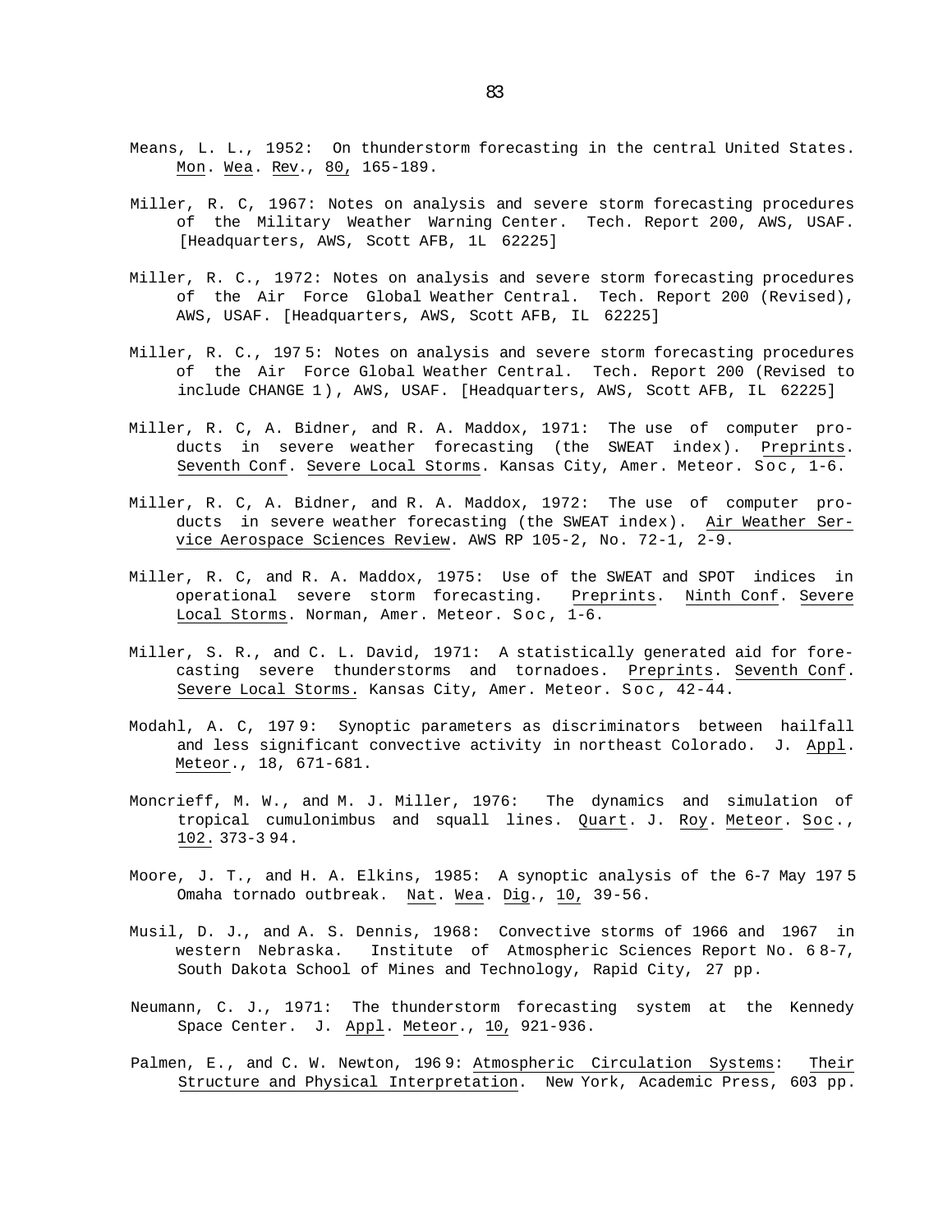Means, L. L., 1952: On thunderstorm forecasting in the central United States. Mon. Wea. Rev., 80, 165-189.

Miller, R. C, 1967: Notes on analysis and severe storm forecasting procedures of the Military Weather Warning Center. Tech. Report 200, AWS, USAF. [Headquarters, AWS, Scott AFB, 1L 62225]

Miller, R. C., 1972: Notes on analysis and severe storm forecasting procedures of the Air Force Global Weather Central. Tech. Report 200 (Revised), AWS, USAF. [Headquarters, AWS, Scott AFB, IL 62225]

Miller, R. C., 1975: Notes on analysis and severe storm forecasting procedures of the Air Force Global Weather Central. Tech. Report 200 (Revised to include CHANGE 1), AWS, USAF. [Headquarters, AWS, Scott AFB, IL 62225]

Miller, R. C, A. Bidner, and R. A. Maddox, 1971: The use of computer products in severe weather forecasting (the SWEAT index). Preprints. Seventh Conf. Severe Local Storms. Kansas City, Amer. Meteor. Soc, 1-6.

Miller, R. C, A. Bidner, and R. A. Maddox, 1972: The use of computer products in severe weather forecasting (the SWEAT index). Air Weather Service Aerospace Sciences Review. AWS RP 105-2, No. 72-1, 2-9.

Miller, R. C, and R. A. Maddox, 1975: Use of the SWEAT and SPOT indices in operational severe storm forecasting. Preprints. Ninth Conf. Severe Local Storms. Norman, Amer. Meteor. Soc, 1-6.

Miller, S. R., and C. L. David, 1971: A statistically generated aid for forecasting severe thunderstorms and tornadoes. Preprints. Seventh Conf. Severe Local Storms. Kansas City, Amer. Meteor. Soc, 42-44.

Modahl, A. C, 1979: Synoptic parameters as discriminators between hailfall and less significant convective activity in northeast Colorado. J. Appl. Meteor., 18, 671-681.

Moncrieff, M. W., and M. J. Miller, 1976: The dynamics and simulation of tropical cumulonimbus and squall lines. Quart. J. Roy. Meteor. Soc., 102. 373-394.

Moore, J. T., and H. A. Elkins, 1985: A synoptic analysis of the 6-7 May 1975 Omaha tornado outbreak. Nat. Wea. Dig., 10, 39-56.

Musil, D. J., and A. S. Dennis, 1968: Convective storms of 1966 and 1967 in western Nebraska. Institute of Atmospheric Sciences Report No. 68-7, South Dakota School of Mines and Technology, Rapid City, 27 pp.

Neumann, C. J., 1971: The thunderstorm forecasting system at the Kennedy Space Center. J. Appl. Meteor., 10, 921-936.

Palmen, E., and C. W. Newton, 1969: Atmospheric Circulation Systems: Their Structure and Physical Interpretation. New York, Academic Press, 603 pp.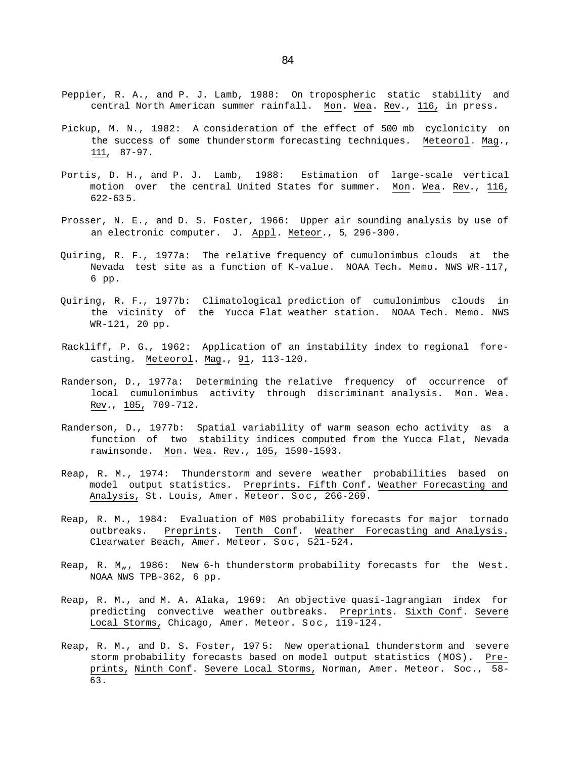Peppier, R. A., and P. J. Lamb, 1988: On tropospheric static stability and central North American summer rainfall. Mon. Wea. Rev., 116, in press.

Pickup, M. N., 1982: A consideration of the effect of 500 mb cyclonicity on the success of some thunderstorm forecasting techniques. Meteorol. Mag., 111, 87-97.

Portis, D. H., and P. J. Lamb, 1988: Estimation of large-scale vertical motion over the central United States for summer. Mon. Wea. Rev., 116, 622-635.

Prosser, N. E., and D. S. Foster, 1966: Upper air sounding analysis by use of an electronic computer. J. Appl. Meteor., 5, 296-300.

Quiring, R. F., 1977a: The relative frequency of cumulonimbus clouds at the Nevada test site as a function of K-value. NOAA Tech. Memo. NWS WR-117, 6 pp.

Quiring, R. F., 1977b: Climatological prediction of cumulonimbus clouds in the vicinity of the Yucca Flat weather station. NOAA Tech. Memo. NWS WR-121, 20 pp.

Rackliff, P. G., 1962: Application of an instability index to regional forecasting. Meteorol. Mag., 91, 113-120.

Randerson, D., 1977a: Determining the relative frequency of occurrence of local cumulonimbus activity through discriminant analysis. Mon. Wea. Rev., 105, 709-712.

Randerson, D., 1977b: Spatial variability of warm season echo activity as a function of two stability indices computed from the Yucca Flat, Nevada rawinsonde. Mon. Wea. Rev., 105, 1590-1593.

Reap, R. M., 1974: Thunderstorm and severe weather probabilities based on model output statistics. Preprints. Fifth Conf. Weather Forecasting and Analysis, St. Louis, Amer. Meteor. Soc, 266-269.

Reap, R. M., 1984: Evaluation of M0S probability forecasts for major tornado outbreaks. Preprints. Tenth Conf. Weather Forecasting and Analysis. Clearwater Beach, Amer. Meteor. Soc, 521-524.

Reap, R. M„, 1986: New 6-h thunderstorm probability forecasts for the West. NOAA NWS TPB-362, 6 pp.

Reap, R. M., and M. A. Alaka, 1969: An objective quasi-lagrangian index for predicting convective weather outbreaks. Preprints. Sixth Conf. Severe Local Storms, Chicago, Amer. Meteor. Soc, 119-124.

Reap, R. M., and D. S. Foster, 1975: New operational thunderstorm and severe storm probability forecasts based on model output statistics (MOS). Preprints, Ninth Conf. Severe Local Storms, Norman, Amer. Meteor. Soc., 58-63.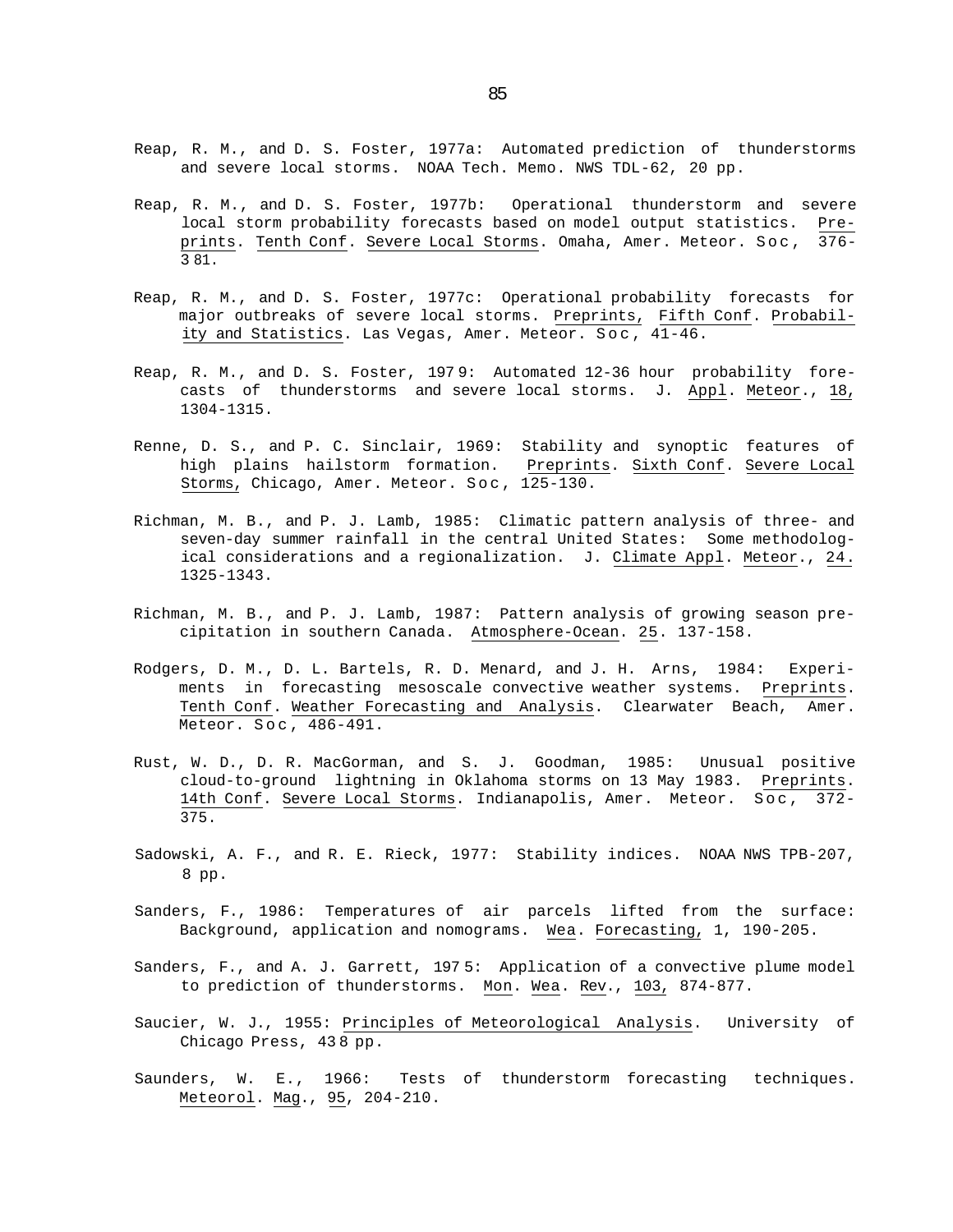Reap, R. M., and D. S. Foster, 1977a: Automated prediction of thunderstorms and severe local storms. NOAA Tech. Memo. NWS TDL-62, 20 pp.

Reap, R. M., and D. S. Foster, 1977b: Operational thunderstorm and severe local storm probability forecasts based on model output statistics. Preprints. Tenth Conf. Severe Local Storms. Omaha, Amer. Meteor. Soc, 376-381.

Reap, R. M., and D. S. Foster, 1977c: Operational probability forecasts for major outbreaks of severe local storms. Preprints, Fifth Conf. Probability and Statistics. Las Vegas, Amer. Meteor. Soc, 41-46.

Reap, R. M., and D. S. Foster, 1979: Automated 12-36 hour probability forecasts of thunderstorms and severe local storms. J. Appl. Meteor., 18, 1304-1315.

Renne, D. S., and P. C. Sinclair, 1969: Stability and synoptic features of high plains hailstorm formation. Preprints. Sixth Conf. Severe Local Storms, Chicago, Amer. Meteor. Soc, 125-130.

Richman, M. B., and P. J. Lamb, 1985: Climatic pattern analysis of three- and seven-day summer rainfall in the central United States: Some methodological considerations and a regionalization. J. Climate Appl. Meteor., 24. 1325-1343.

Richman, M. B., and P. J. Lamb, 1987: Pattern analysis of growing season precipitation in southern Canada. Atmosphere-Ocean. 25. 137-158.

Rodgers, D. M., D. L. Bartels, R. D. Menard, and J. H. Arns, 1984: Experiments in forecasting mesoscale convective weather systems. Preprints. Tenth Conf. Weather Forecasting and Analysis. Clearwater Beach, Amer. Meteor. Soc, 486-491.

Rust, W. D., D. R. MacGorman, and S. J. Goodman, 1985: Unusual positive cloud-to-ground lightning in Oklahoma storms on 13 May 1983. Preprints. 14th Conf. Severe Local Storms. Indianapolis, Amer. Meteor. Soc, 372-375.

Sadowski, A. F., and R. E. Rieck, 1977: Stability indices. NOAA NWS TPB-207, 8 pp.

Sanders, F., 1986: Temperatures of air parcels lifted from the surface: Background, application and nomograms. Wea. Forecasting, 1, 190-205.

Sanders, F., and A. J. Garrett, 1975: Application of a convective plume model to prediction of thunderstorms. Mon. Wea. Rev., 103, 874-877.

Saucier, W. J., 1955: Principles of Meteorological Analysis. University of Chicago Press, 438 pp.

Saunders, W. E., 1966: Tests of thunderstorm forecasting techniques. Meteorol. Mag., 95, 204-210.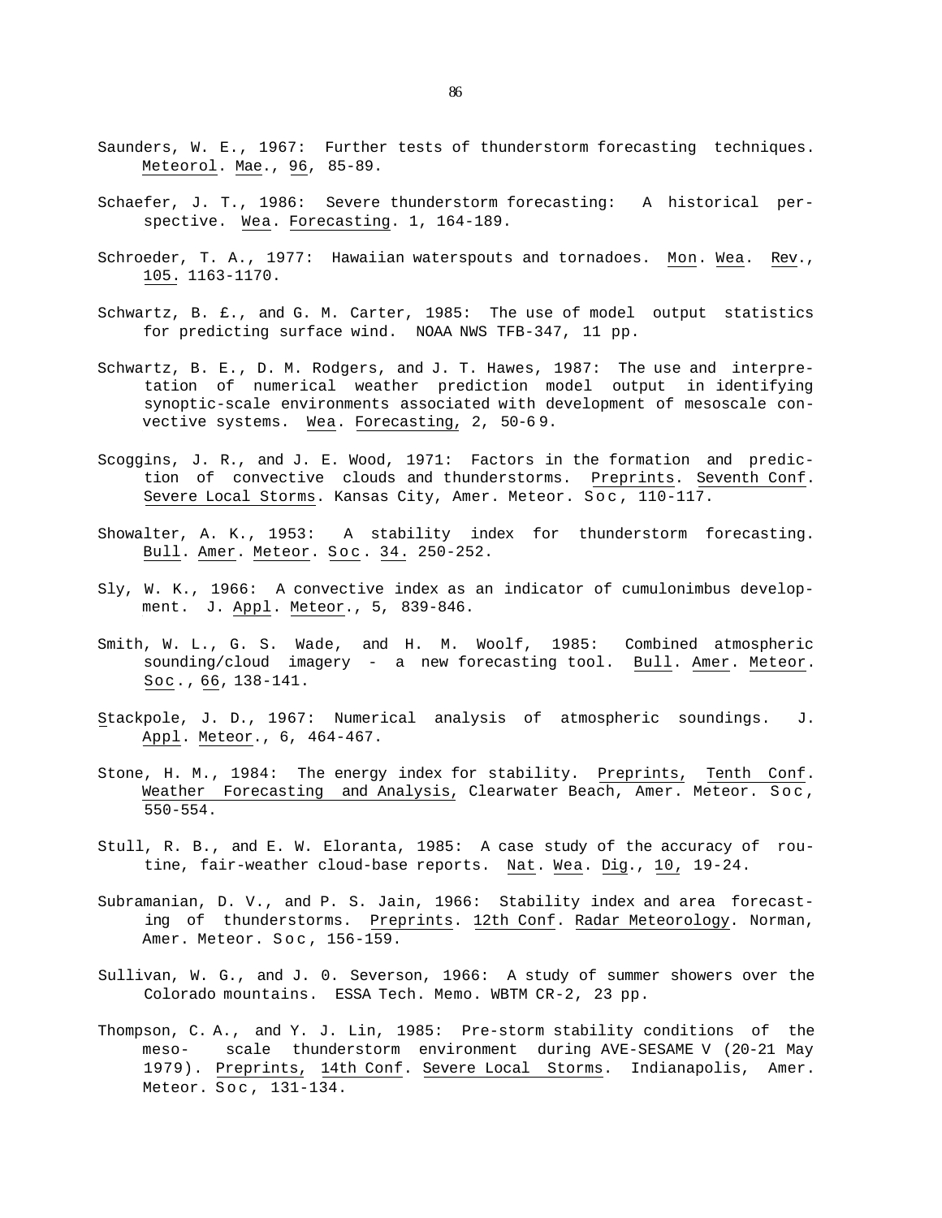Saunders, W. E., 1967: Further tests of thunderstorm forecasting techniques. Meteorol. Mae., 96, 85-89.

Schaefer, J. T., 1986: Severe thunderstorm forecasting: A historical perspective. Wea. Forecasting. 1, 164-189.

Schroeder, T. A., 1977: Hawaiian waterspouts and tornadoes. Mon. Wea. Rev., 105. 1163-1170.

Schwartz, B. £., and G. M. Carter, 1985: The use of model output statistics for predicting surface wind. NOAA NWS TFB-347, 11 pp.

Schwartz, B. E., D. M. Rodgers, and J. T. Hawes, 1987: The use and interpretation of numerical weather prediction model output in identifying synoptic-scale environments associated with development of mesoscale convective systems. Wea. Forecasting, 2, 50-69.

Scoggins, J. R., and J. E. Wood, 1971: Factors in the formation and prediction of convective clouds and thunderstorms. Preprints. Seventh Conf. Severe Local Storms. Kansas City, Amer. Meteor. Soc, 110-117.

Showalter, A. K., 1953: A stability index for thunderstorm forecasting. Bull. Amer. Meteor. Soc. 34. 250-252.

Sly, W. K., 1966: A convective index as an indicator of cumulonimbus development. J. Appl. Meteor., 5, 839-846.

Smith, W. L., G. S. Wade, and H. M. Woolf, 1985: Combined atmospheric sounding/cloud imagery - a new forecasting tool. Bull. Amer. Meteor. Soc., 66, 138-141.

Stackpole, J. D., 1967: Numerical analysis of atmospheric soundings. J. Appl. Meteor., 6, 464-467.

Stone, H. M., 1984: The energy index for stability. Preprints, Tenth Conf. Weather Forecasting and Analysis, Clearwater Beach, Amer. Meteor. Soc, 550-554.

Stull, R. B., and E. W. Eloranta, 1985: A case study of the accuracy of routine, fair-weather cloud-base reports. Nat. Wea. Dig., 10, 19-24.

Subramanian, D. V., and P. S. Jain, 1966: Stability index and area forecasting of thunderstorms. Preprints. 12th Conf. Radar Meteorology. Norman, Amer. Meteor. Soc, 156-159.

Sullivan, W. G., and J. 0. Severson, 1966: A study of summer showers over the Colorado mountains. ESSA Tech. Memo. WBTM CR-2, 23 pp.

Thompson, C. A., and Y. J. Lin, 1985: Pre-storm stability conditions of the meso- scale thunderstorm environment during AVE-SESAME V (20-21 May 1979). Preprints, 14th Conf. Severe Local Storms. Indianapolis, Amer. Meteor. Soc, 131-134.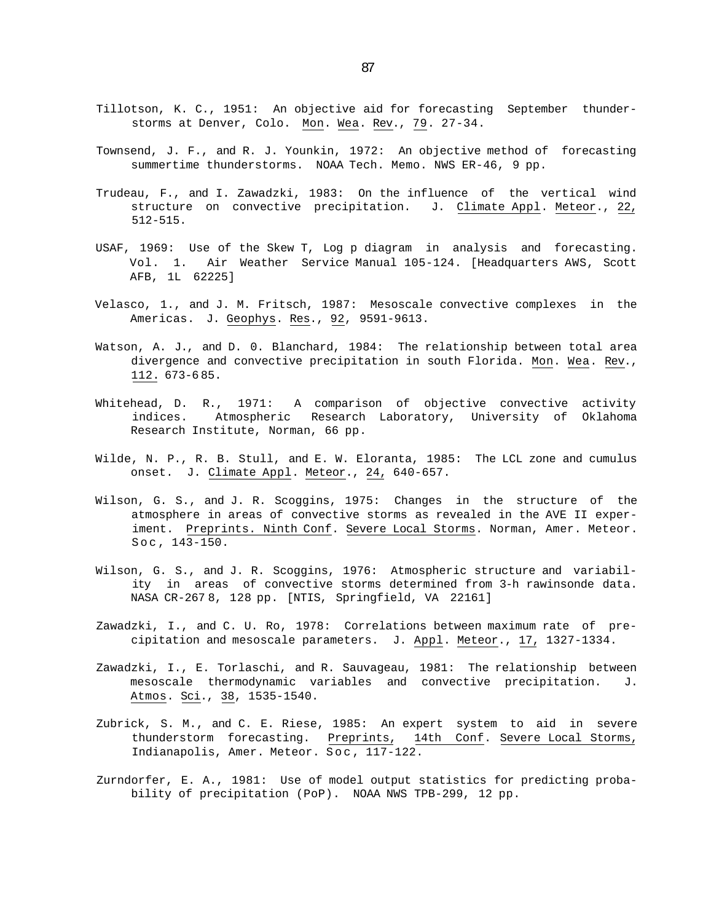Tillotson, K. C., 1951: An objective aid for forecasting September thunderstorms at Denver, Colo. Mon. Wea. Rev., 79. 27-34.

Townsend, J. F., and R. J. Younkin, 1972: An objective method of forecasting summertime thunderstorms. NOAA Tech. Memo. NWS ER-46, 9 pp.

Trudeau, F., and I. Zawadzki, 1983: On the influence of the vertical wind structure on convective precipitation. J. Climate Appl. Meteor., 22, 512-515.

USAF, 1969: Use of the Skew T, Log p diagram in analysis and forecasting. Vol. 1. Air Weather Service Manual 105-124. [Headquarters AWS, Scott AFB, 1L 62225]

Velasco, 1., and J. M. Fritsch, 1987: Mesoscale convective complexes in the Americas. J. Geophys. Res., 92, 9591-9613.

Watson, A. J., and D. 0. Blanchard, 1984: The relationship between total area divergence and convective precipitation in south Florida. Mon. Wea. Rev., 112. 673-685.

Whitehead, D. R., 1971: A comparison of objective convective activity indices. Atmospheric Research Laboratory, University of Oklahoma Research Institute, Norman, 66 pp.

Wilde, N. P., R. B. Stull, and E. W. Eloranta, 1985: The LCL zone and cumulus onset. J. Climate Appl. Meteor., 24, 640-657.

Wilson, G. S., and J. R. Scoggins, 1975: Changes in the structure of the atmosphere in areas of convective storms as revealed in the AVE II experiment. Preprints. Ninth Conf. Severe Local Storms. Norman, Amer. Meteor. Soc, 143-150.

Wilson, G. S., and J. R. Scoggins, 1976: Atmospheric structure and variability in areas of convective storms determined from 3-h rawinsonde data. NASA CR-2678, 128 pp. [NTIS, Springfield, VA 22161]

Zawadzki, I., and C. U. Ro, 1978: Correlations between maximum rate of precipitation and mesoscale parameters. J. Appl. Meteor., 17, 1327-1334.

Zawadzki, I., E. Torlaschi, and R. Sauvageau, 1981: The relationship between mesoscale thermodynamic variables and convective precipitation. J. Atmos. Sci., 38, 1535-1540.

Zubrick, S. M., and C. E. Riese, 1985: An expert system to aid in severe thunderstorm forecasting. Preprints, 14th Conf. Severe Local Storms, Indianapolis, Amer. Meteor. Soc, 117-122.

Zurndorfer, E. A., 1981: Use of model output statistics for predicting probability of precipitation (PoP). NOAA NWS TPB-299, 12 pp.